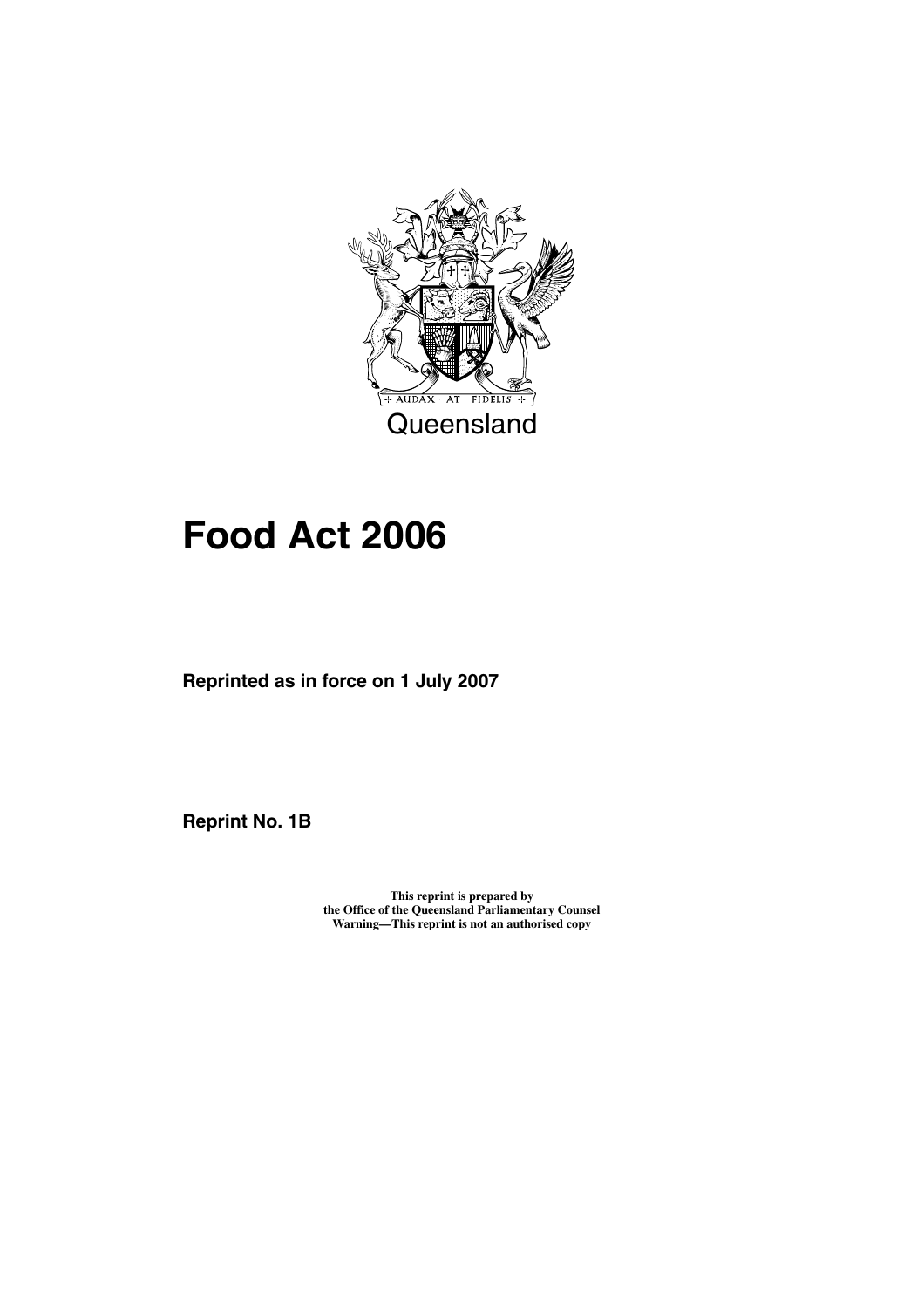Queensland

# Food Act 2006

**Reprinted as in force on 1 July 2007**

**Reprint No. 1B**

**This reprint is prepared by**
**the Office of the Queensland Parliamentary Counsel**
**Warning—This reprint is not an authorised copy**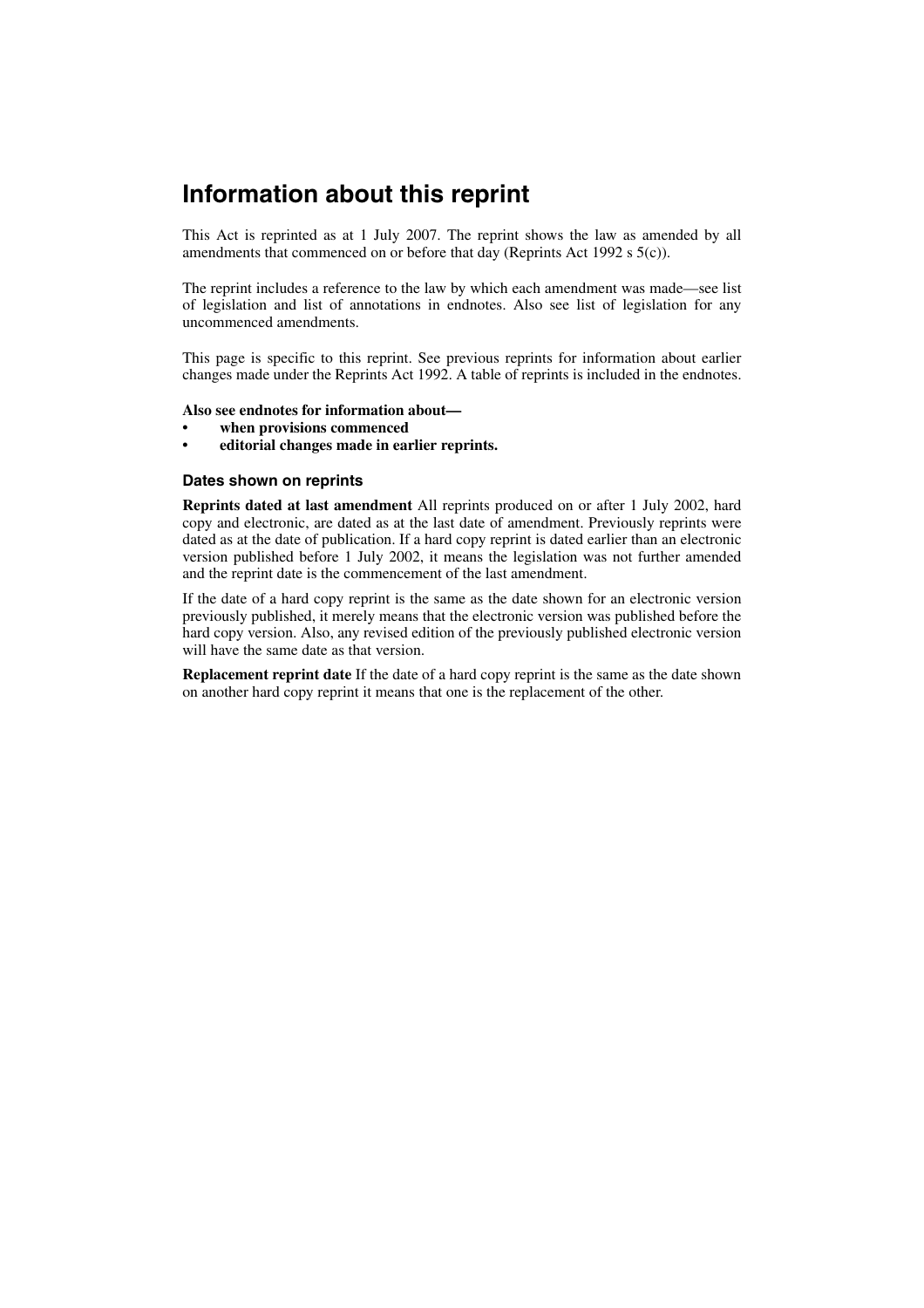# Information about this reprint

This Act is reprinted as at 1 July 2007. The reprint shows the law as amended by all amendments that commenced on or before that day (Reprints Act 1992 s 5(c)).

The reprint includes a reference to the law by which each amendment was made—see list of legislation and list of annotations in endnotes. Also see list of legislation for any uncommenced amendments.

This page is specific to this reprint. See previous reprints for information about earlier changes made under the Reprints Act 1992. A table of reprints is included in the endnotes.

**Also see endnotes for information about—**

- **when provisions commenced**
- **editorial changes made in earlier reprints.**

### Dates shown on reprints

**Reprints dated at last amendment** All reprints produced on or after 1 July 2002, hard copy and electronic, are dated as at the last date of amendment. Previously reprints were dated as at the date of publication. If a hard copy reprint is dated earlier than an electronic version published before 1 July 2002, it means the legislation was not further amended and the reprint date is the commencement of the last amendment.

If the date of a hard copy reprint is the same as the date shown for an electronic version previously published, it merely means that the electronic version was published before the hard copy version. Also, any revised edition of the previously published electronic version will have the same date as that version.

**Replacement reprint date** If the date of a hard copy reprint is the same as the date shown on another hard copy reprint it means that one is the replacement of the other.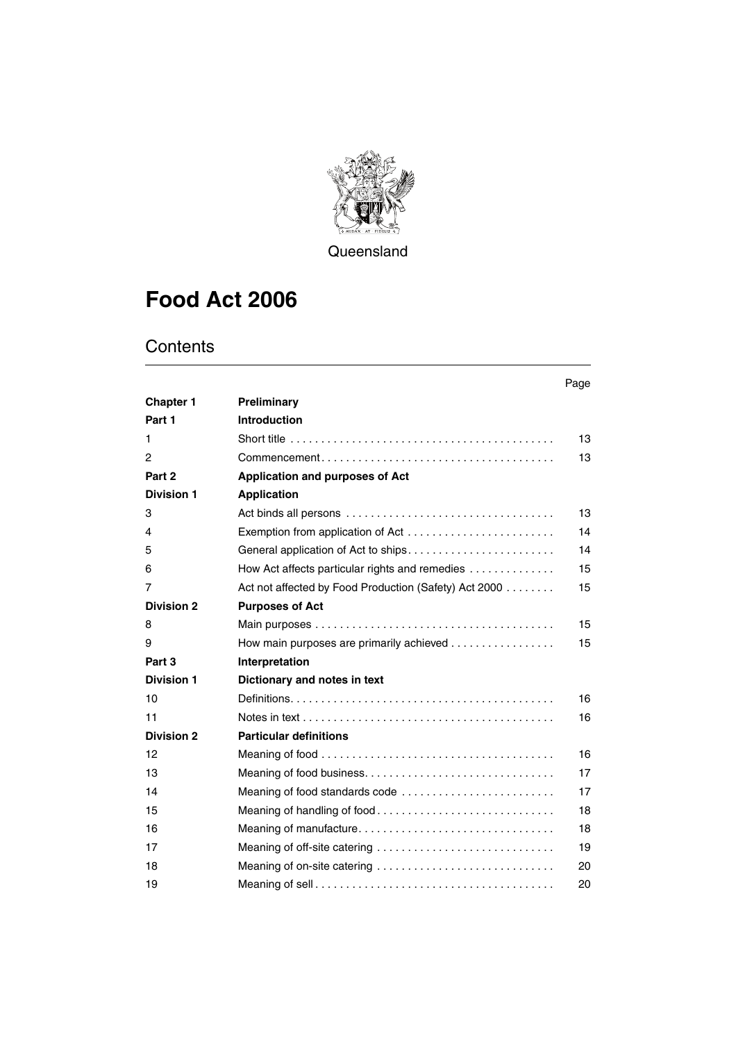Queensland

# Food Act 2006

## Contents

| | | Page |
|---|---|---|
| **Chapter 1** | **Preliminary** | |
| **Part 1** | **Introduction** | |
| 1 | Short title | 13 |
| 2 | Commencement | 13 |
| **Part 2** | **Application and purposes of Act** | |
| **Division 1** | **Application** | |
| 3 | Act binds all persons | 13 |
| 4 | Exemption from application of Act | 14 |
| 5 | General application of Act to ships | 14 |
| 6 | How Act affects particular rights and remedies | 15 |
| 7 | Act not affected by Food Production (Safety) Act 2000 | 15 |
| **Division 2** | **Purposes of Act** | |
| 8 | Main purposes | 15 |
| 9 | How main purposes are primarily achieved | 15 |
| **Part 3** | **Interpretation** | |
| **Division 1** | **Dictionary and notes in text** | |
| 10 | Definitions | 16 |
| 11 | Notes in text | 16 |
| **Division 2** | **Particular definitions** | |
| 12 | Meaning of food | 16 |
| 13 | Meaning of food business | 17 |
| 14 | Meaning of food standards code | 17 |
| 15 | Meaning of handling of food | 18 |
| 16 | Meaning of manufacture | 18 |
| 17 | Meaning of off-site catering | 19 |
| 18 | Meaning of on-site catering | 20 |
| 19 | Meaning of sell | 20 |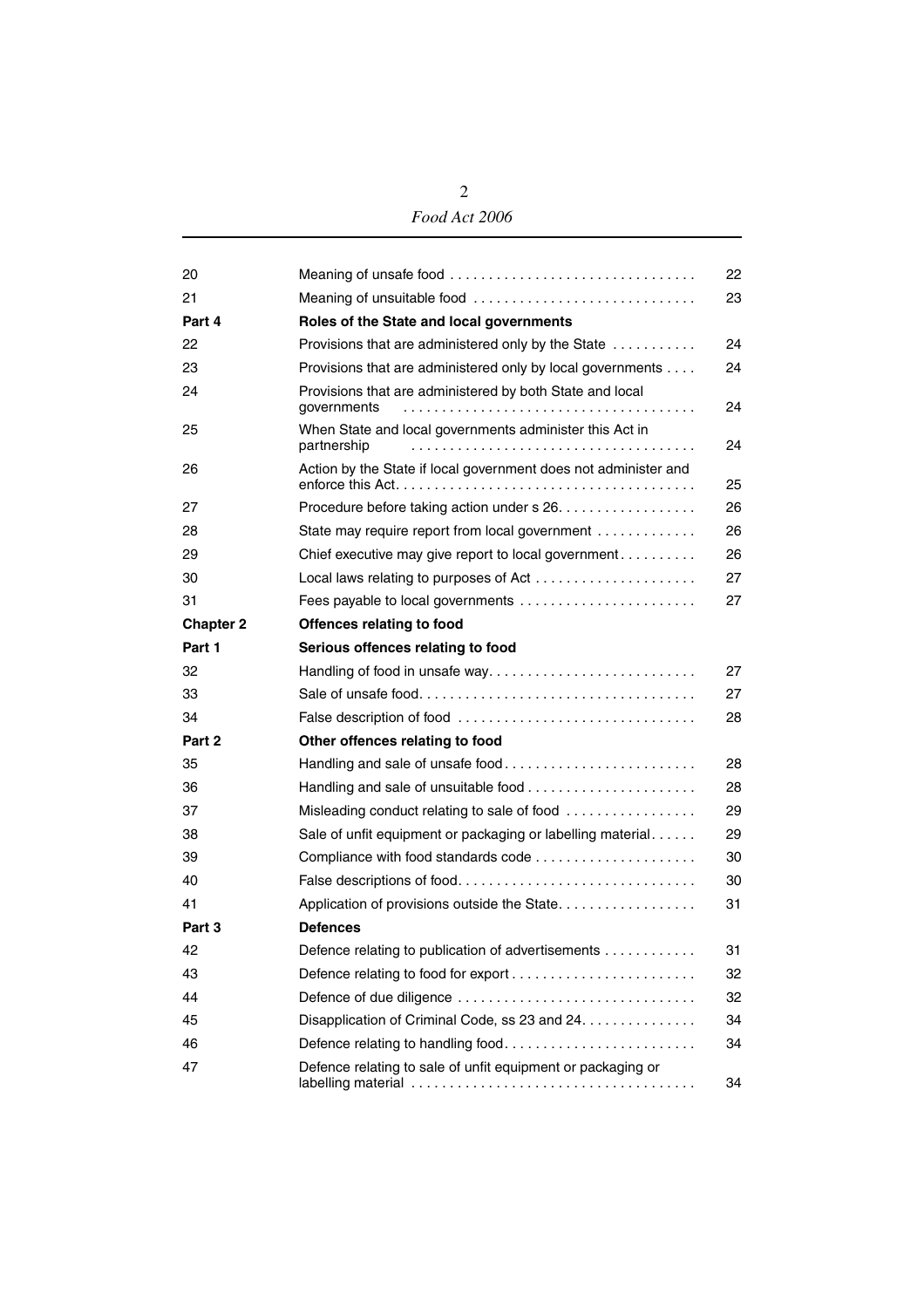| | | |
|---|---|---|
| 20 | Meaning of unsafe food | 22 |
| 21 | Meaning of unsuitable food | 23 |
| **Part 4** | **Roles of the State and local governments** | |
| 22 | Provisions that are administered only by the State | 24 |
| 23 | Provisions that are administered only by local governments | 24 |
| 24 | Provisions that are administered by both State and local governments | 24 |
| 25 | When State and local governments administer this Act in partnership | 24 |
| 26 | Action by the State if local government does not administer and enforce this Act | 25 |
| 27 | Procedure before taking action under s 26 | 26 |
| 28 | State may require report from local government | 26 |
| 29 | Chief executive may give report to local government | 26 |
| 30 | Local laws relating to purposes of Act | 27 |
| 31 | Fees payable to local governments | 27 |
| **Chapter 2** | **Offences relating to food** | |
| **Part 1** | **Serious offences relating to food** | |
| 32 | Handling of food in unsafe way | 27 |
| 33 | Sale of unsafe food | 27 |
| 34 | False description of food | 28 |
| **Part 2** | **Other offences relating to food** | |
| 35 | Handling and sale of unsafe food | 28 |
| 36 | Handling and sale of unsuitable food | 28 |
| 37 | Misleading conduct relating to sale of food | 29 |
| 38 | Sale of unfit equipment or packaging or labelling material | 29 |
| 39 | Compliance with food standards code | 30 |
| 40 | False descriptions of food | 30 |
| 41 | Application of provisions outside the State | 31 |
| **Part 3** | **Defences** | |
| 42 | Defence relating to publication of advertisements | 31 |
| 43 | Defence relating to food for export | 32 |
| 44 | Defence of due diligence | 32 |
| 45 | Disapplication of Criminal Code, ss 23 and 24 | 34 |
| 46 | Defence relating to handling food | 34 |
| 47 | Defence relating to sale of unfit equipment or packaging or labelling material | 34 |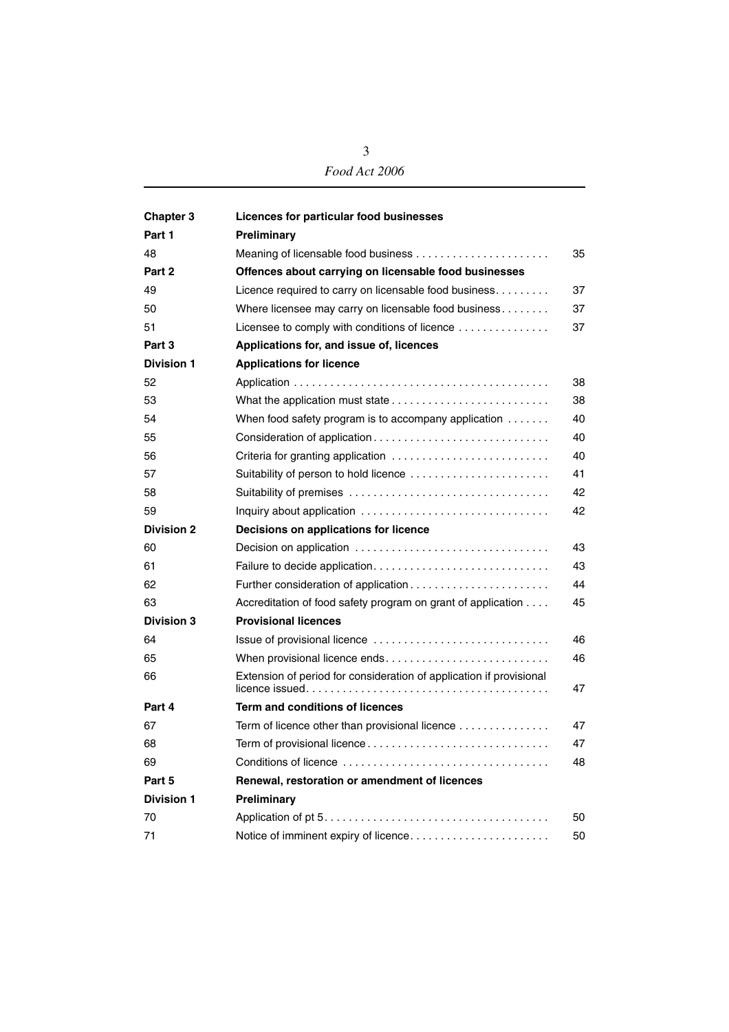| | | |
|---|---|---|
| **Chapter 3** | **Licences for particular food businesses** | |
| **Part 1** | **Preliminary** | |
| 48 | Meaning of licensable food business | 35 |
| **Part 2** | **Offences about carrying on licensable food businesses** | |
| 49 | Licence required to carry on licensable food business | 37 |
| 50 | Where licensee may carry on licensable food business | 37 |
| 51 | Licensee to comply with conditions of licence | 37 |
| **Part 3** | **Applications for, and issue of, licences** | |
| **Division 1** | **Applications for licence** | |
| 52 | Application | 38 |
| 53 | What the application must state | 38 |
| 54 | When food safety program is to accompany application | 40 |
| 55 | Consideration of application | 40 |
| 56 | Criteria for granting application | 40 |
| 57 | Suitability of person to hold licence | 41 |
| 58 | Suitability of premises | 42 |
| 59 | Inquiry about application | 42 |
| **Division 2** | **Decisions on applications for licence** | |
| 60 | Decision on application | 43 |
| 61 | Failure to decide application | 43 |
| 62 | Further consideration of application | 44 |
| 63 | Accreditation of food safety program on grant of application | 45 |
| **Division 3** | **Provisional licences** | |
| 64 | Issue of provisional licence | 46 |
| 65 | When provisional licence ends | 46 |
| 66 | Extension of period for consideration of application if provisional licence issued | 47 |
| **Part 4** | **Term and conditions of licences** | |
| 67 | Term of licence other than provisional licence | 47 |
| 68 | Term of provisional licence | 47 |
| 69 | Conditions of licence | 48 |
| **Part 5** | **Renewal, restoration or amendment of licences** | |
| **Division 1** | **Preliminary** | |
| 70 | Application of pt 5 | 50 |
| 71 | Notice of imminent expiry of licence | 50 |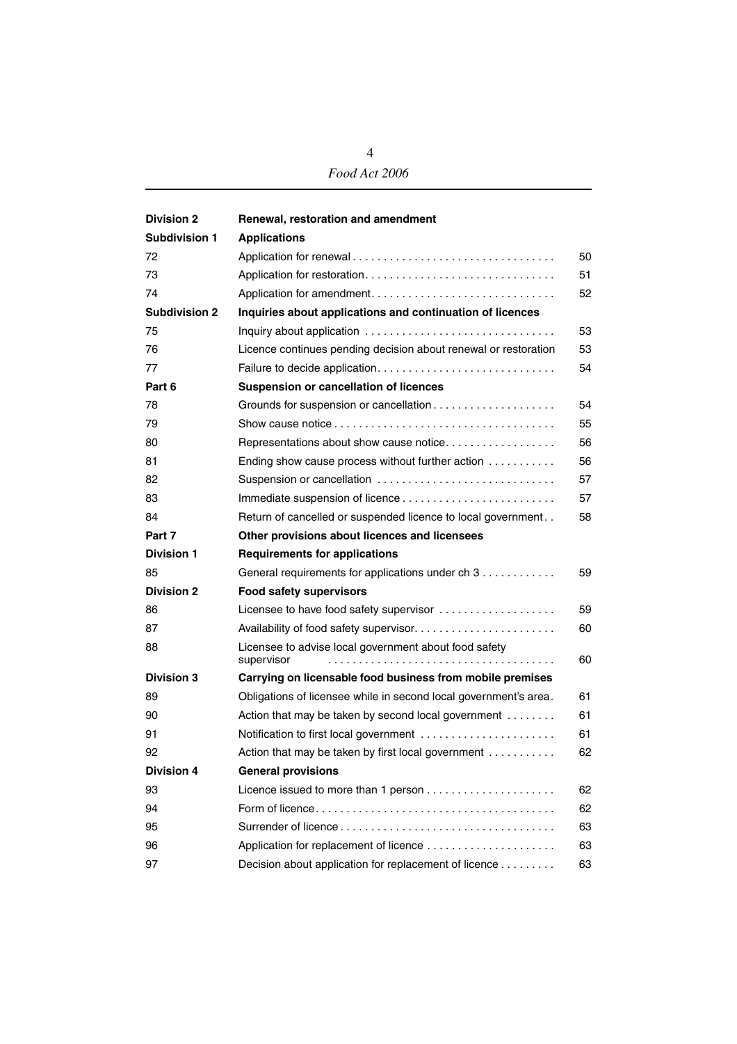| | | |
|---|---|---|
| **Division 2** | **Renewal, restoration and amendment** | |
| **Subdivision 1** | **Applications** | |
| 72 | Application for renewal | 50 |
| 73 | Application for restoration | 51 |
| 74 | Application for amendment | 52 |
| **Subdivision 2** | **Inquiries about applications and continuation of licences** | |
| 75 | Inquiry about application | 53 |
| 76 | Licence continues pending decision about renewal or restoration | 53 |
| 77 | Failure to decide application | 54 |
| **Part 6** | **Suspension or cancellation of licences** | |
| 78 | Grounds for suspension or cancellation | 54 |
| 79 | Show cause notice | 55 |
| 80 | Representations about show cause notice | 56 |
| 81 | Ending show cause process without further action | 56 |
| 82 | Suspension or cancellation | 57 |
| 83 | Immediate suspension of licence | 57 |
| 84 | Return of cancelled or suspended licence to local government | 58 |
| **Part 7** | **Other provisions about licences and licensees** | |
| **Division 1** | **Requirements for applications** | |
| 85 | General requirements for applications under ch 3 | 59 |
| **Division 2** | **Food safety supervisors** | |
| 86 | Licensee to have food safety supervisor | 59 |
| 87 | Availability of food safety supervisor | 60 |
| 88 | Licensee to advise local government about food safety supervisor | 60 |
| **Division 3** | **Carrying on licensable food business from mobile premises** | |
| 89 | Obligations of licensee while in second local government's area | 61 |
| 90 | Action that may be taken by second local government | 61 |
| 91 | Notification to first local government | 61 |
| 92 | Action that may be taken by first local government | 62 |
| **Division 4** | **General provisions** | |
| 93 | Licence issued to more than 1 person | 62 |
| 94 | Form of licence | 62 |
| 95 | Surrender of licence | 63 |
| 96 | Application for replacement of licence | 63 |
| 97 | Decision about application for replacement of licence | 63 |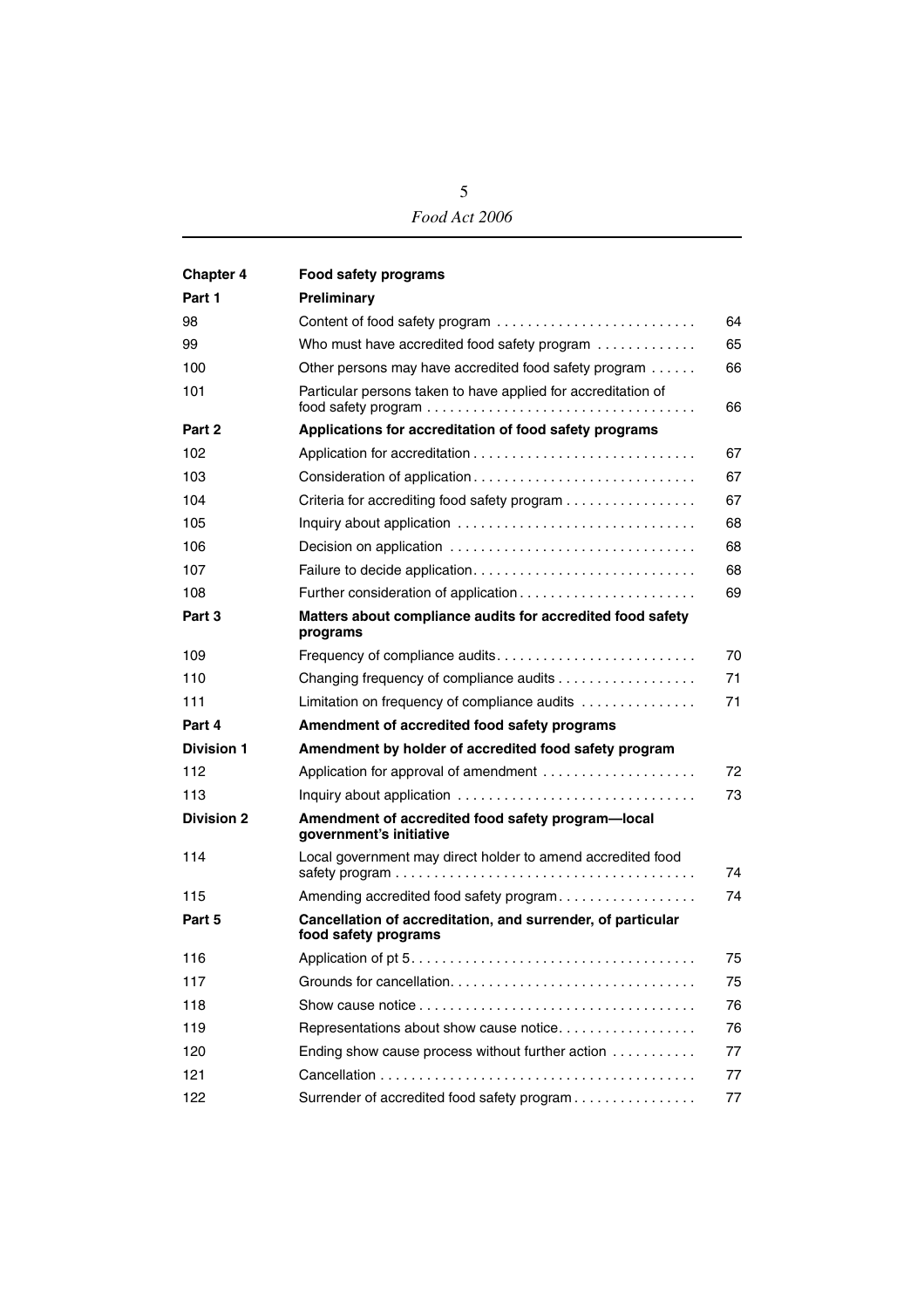| | | |
|---|---|---|
| **Chapter 4** | **Food safety programs** | |
| **Part 1** | **Preliminary** | |
| 98 | Content of food safety program | 64 |
| 99 | Who must have accredited food safety program | 65 |
| 100 | Other persons may have accredited food safety program | 66 |
| 101 | Particular persons taken to have applied for accreditation of food safety program | 66 |
| **Part 2** | **Applications for accreditation of food safety programs** | |
| 102 | Application for accreditation | 67 |
| 103 | Consideration of application | 67 |
| 104 | Criteria for accrediting food safety program | 67 |
| 105 | Inquiry about application | 68 |
| 106 | Decision on application | 68 |
| 107 | Failure to decide application | 68 |
| 108 | Further consideration of application | 69 |
| **Part 3** | **Matters about compliance audits for accredited food safety programs** | |
| 109 | Frequency of compliance audits | 70 |
| 110 | Changing frequency of compliance audits | 71 |
| 111 | Limitation on frequency of compliance audits | 71 |
| **Part 4** | **Amendment of accredited food safety programs** | |
| **Division 1** | **Amendment by holder of accredited food safety program** | |
| 112 | Application for approval of amendment | 72 |
| 113 | Inquiry about application | 73 |
| **Division 2** | **Amendment of accredited food safety program—local government's initiative** | |
| 114 | Local government may direct holder to amend accredited food safety program | 74 |
| 115 | Amending accredited food safety program | 74 |
| **Part 5** | **Cancellation of accreditation, and surrender, of particular food safety programs** | |
| 116 | Application of pt 5 | 75 |
| 117 | Grounds for cancellation | 75 |
| 118 | Show cause notice | 76 |
| 119 | Representations about show cause notice | 76 |
| 120 | Ending show cause process without further action | 77 |
| 121 | Cancellation | 77 |
| 122 | Surrender of accredited food safety program | 77 |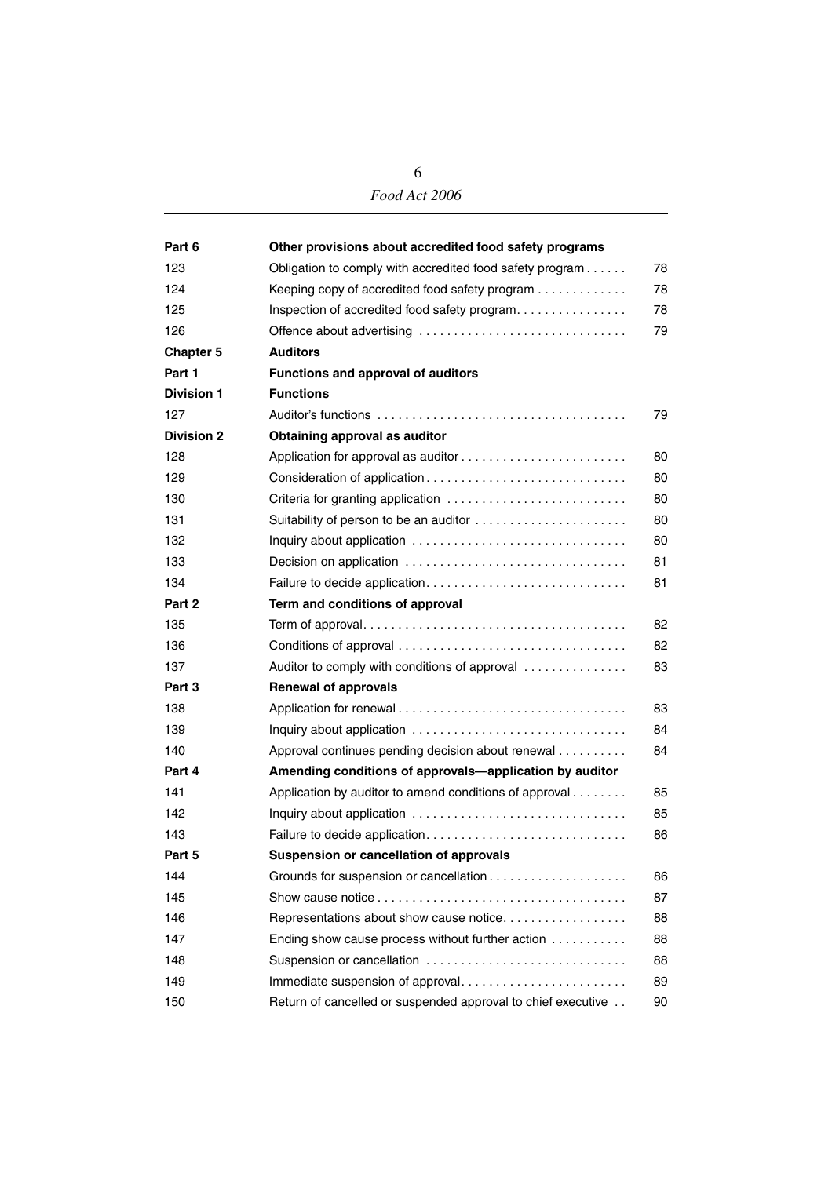| | | |
|---|---|---|
| **Part 6** | **Other provisions about accredited food safety programs** | |
| 123 | Obligation to comply with accredited food safety program | 78 |
| 124 | Keeping copy of accredited food safety program | 78 |
| 125 | Inspection of accredited food safety program | 78 |
| 126 | Offence about advertising | 79 |
| **Chapter 5** | **Auditors** | |
| **Part 1** | **Functions and approval of auditors** | |
| **Division 1** | **Functions** | |
| 127 | Auditor's functions | 79 |
| **Division 2** | **Obtaining approval as auditor** | |
| 128 | Application for approval as auditor | 80 |
| 129 | Consideration of application | 80 |
| 130 | Criteria for granting application | 80 |
| 131 | Suitability of person to be an auditor | 80 |
| 132 | Inquiry about application | 80 |
| 133 | Decision on application | 81 |
| 134 | Failure to decide application | 81 |
| **Part 2** | **Term and conditions of approval** | |
| 135 | Term of approval | 82 |
| 136 | Conditions of approval | 82 |
| 137 | Auditor to comply with conditions of approval | 83 |
| **Part 3** | **Renewal of approvals** | |
| 138 | Application for renewal | 83 |
| 139 | Inquiry about application | 84 |
| 140 | Approval continues pending decision about renewal | 84 |
| **Part 4** | **Amending conditions of approvals—application by auditor** | |
| 141 | Application by auditor to amend conditions of approval | 85 |
| 142 | Inquiry about application | 85 |
| 143 | Failure to decide application | 86 |
| **Part 5** | **Suspension or cancellation of approvals** | |
| 144 | Grounds for suspension or cancellation | 86 |
| 145 | Show cause notice | 87 |
| 146 | Representations about show cause notice | 88 |
| 147 | Ending show cause process without further action | 88 |
| 148 | Suspension or cancellation | 88 |
| 149 | Immediate suspension of approval | 89 |
| 150 | Return of cancelled or suspended approval to chief executive | 90 |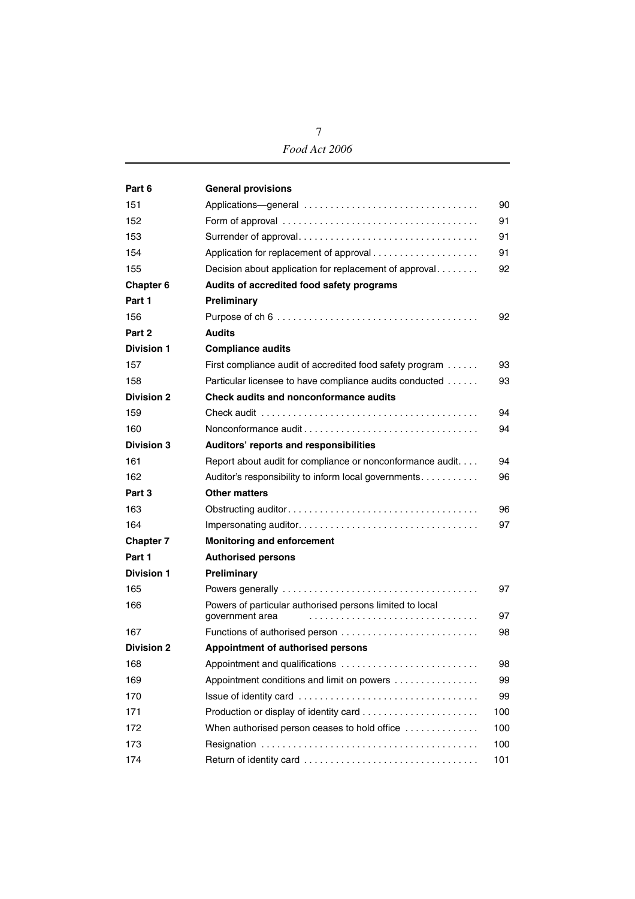| | | |
|---|---|---|
| **Part 6** | **General provisions** | |
| 151 | Applications—general | 90 |
| 152 | Form of approval | 91 |
| 153 | Surrender of approval | 91 |
| 154 | Application for replacement of approval | 91 |
| 155 | Decision about application for replacement of approval | 92 |
| **Chapter 6** | **Audits of accredited food safety programs** | |
| **Part 1** | **Preliminary** | |
| 156 | Purpose of ch 6 | 92 |
| **Part 2** | **Audits** | |
| **Division 1** | **Compliance audits** | |
| 157 | First compliance audit of accredited food safety program | 93 |
| 158 | Particular licensee to have compliance audits conducted | 93 |
| **Division 2** | **Check audits and nonconformance audits** | |
| 159 | Check audit | 94 |
| 160 | Nonconformance audit | 94 |
| **Division 3** | **Auditors' reports and responsibilities** | |
| 161 | Report about audit for compliance or nonconformance audit | 94 |
| 162 | Auditor's responsibility to inform local governments | 96 |
| **Part 3** | **Other matters** | |
| 163 | Obstructing auditor | 96 |
| 164 | Impersonating auditor | 97 |
| **Chapter 7** | **Monitoring and enforcement** | |
| **Part 1** | **Authorised persons** | |
| **Division 1** | **Preliminary** | |
| 165 | Powers generally | 97 |
| 166 | Powers of particular authorised persons limited to local government area | 97 |
| 167 | Functions of authorised person | 98 |
| **Division 2** | **Appointment of authorised persons** | |
| 168 | Appointment and qualifications | 98 |
| 169 | Appointment conditions and limit on powers | 99 |
| 170 | Issue of identity card | 99 |
| 171 | Production or display of identity card | 100 |
| 172 | When authorised person ceases to hold office | 100 |
| 173 | Resignation | 100 |
| 174 | Return of identity card | 101 |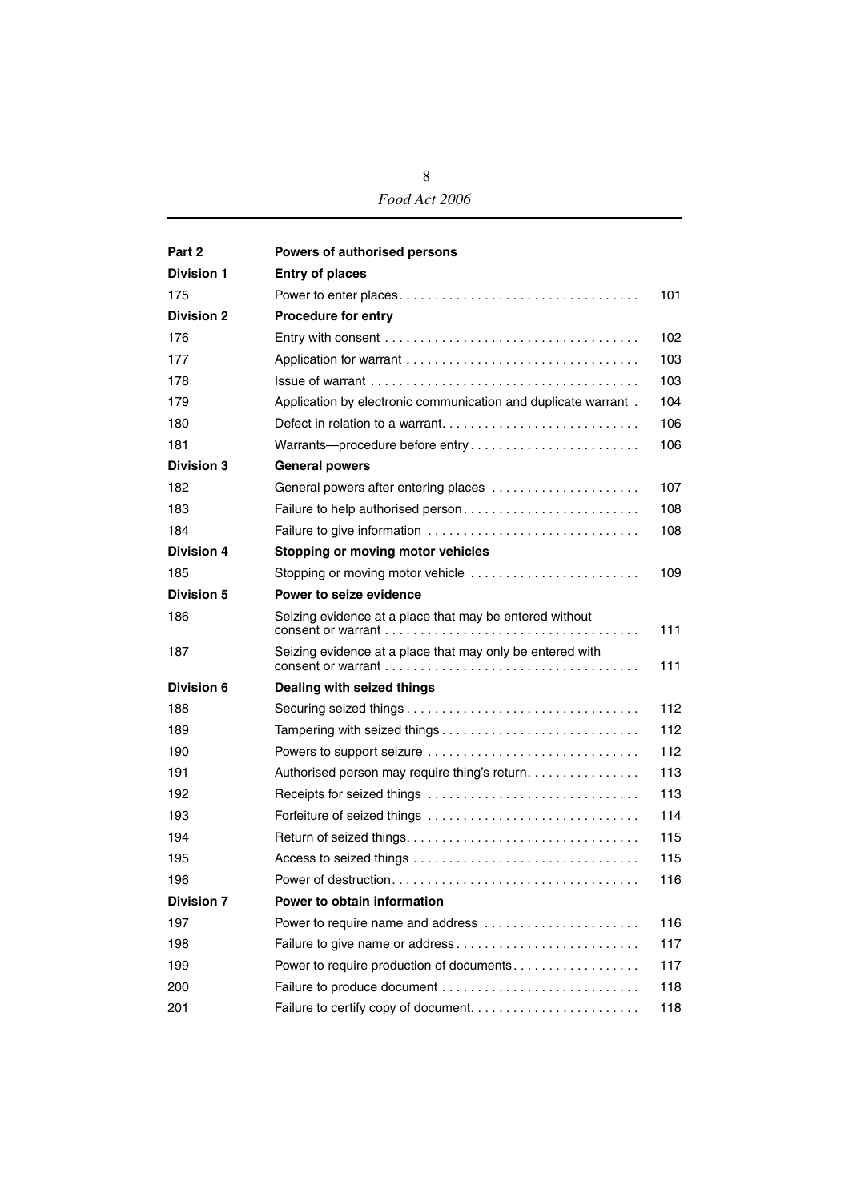| | | |
|---|---|---|
| **Part 2** | **Powers of authorised persons** | |
| **Division 1** | **Entry of places** | |
| 175 | Power to enter places | 101 |
| **Division 2** | **Procedure for entry** | |
| 176 | Entry with consent | 102 |
| 177 | Application for warrant | 103 |
| 178 | Issue of warrant | 103 |
| 179 | Application by electronic communication and duplicate warrant | 104 |
| 180 | Defect in relation to a warrant | 106 |
| 181 | Warrants—procedure before entry | 106 |
| **Division 3** | **General powers** | |
| 182 | General powers after entering places | 107 |
| 183 | Failure to help authorised person | 108 |
| 184 | Failure to give information | 108 |
| **Division 4** | **Stopping or moving motor vehicles** | |
| 185 | Stopping or moving motor vehicle | 109 |
| **Division 5** | **Power to seize evidence** | |
| 186 | Seizing evidence at a place that may be entered without consent or warrant | 111 |
| 187 | Seizing evidence at a place that may only be entered with consent or warrant | 111 |
| **Division 6** | **Dealing with seized things** | |
| 188 | Securing seized things | 112 |
| 189 | Tampering with seized things | 112 |
| 190 | Powers to support seizure | 112 |
| 191 | Authorised person may require thing's return | 113 |
| 192 | Receipts for seized things | 113 |
| 193 | Forfeiture of seized things | 114 |
| 194 | Return of seized things | 115 |
| 195 | Access to seized things | 115 |
| 196 | Power of destruction | 116 |
| **Division 7** | **Power to obtain information** | |
| 197 | Power to require name and address | 116 |
| 198 | Failure to give name or address | 117 |
| 199 | Power to require production of documents | 117 |
| 200 | Failure to produce document | 118 |
| 201 | Failure to certify copy of document | 118 |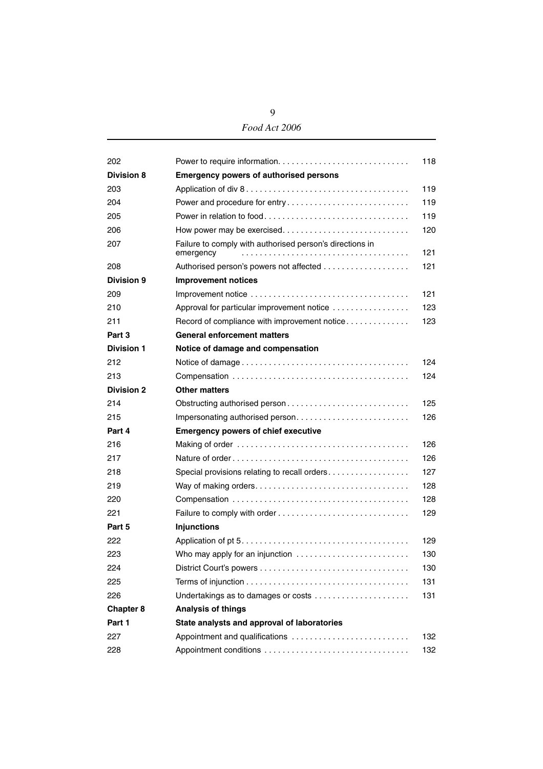| | | |
|---|---|---|
| 202 | Power to require information. . . . . . . . . . . . . . . . . . . . . . . . . . . . . | 118 |
| **Division 8** | **Emergency powers of authorised persons** | |
| 203 | Application of div 8 . . . . . . . . . . . . . . . . . . . . . . . . . . . . . . . . . . . | 119 |
| 204 | Power and procedure for entry . . . . . . . . . . . . . . . . . . . . . . . . . . . | 119 |
| 205 | Power in relation to food. . . . . . . . . . . . . . . . . . . . . . . . . . . . . . . . | 119 |
| 206 | How power may be exercised. . . . . . . . . . . . . . . . . . . . . . . . . . . . | 120 |
| 207 | Failure to comply with authorised person's directions in emergency . . . . . . . . . . . . . . . . . . . . . . . . . . . . . . . . . . . . . | 121 |
| 208 | Authorised person's powers not affected . . . . . . . . . . . . . . . . . . . | 121 |
| **Division 9** | **Improvement notices** | |
| 209 | Improvement notice . . . . . . . . . . . . . . . . . . . . . . . . . . . . . . . . . . | 121 |
| 210 | Approval for particular improvement notice . . . . . . . . . . . . . . . . . | 123 |
| 211 | Record of compliance with improvement notice. . . . . . . . . . . . . . | 123 |
| **Part 3** | **General enforcement matters** | |
| **Division 1** | **Notice of damage and compensation** | |
| 212 | Notice of damage . . . . . . . . . . . . . . . . . . . . . . . . . . . . . . . . . . . . | 124 |
| 213 | Compensation . . . . . . . . . . . . . . . . . . . . . . . . . . . . . . . . . . . . . . | 124 |
| **Division 2** | **Other matters** | |
| 214 | Obstructing authorised person . . . . . . . . . . . . . . . . . . . . . . . . . . . | 125 |
| 215 | Impersonating authorised person. . . . . . . . . . . . . . . . . . . . . . . . . | 126 |
| **Part 4** | **Emergency powers of chief executive** | |
| 216 | Making of order . . . . . . . . . . . . . . . . . . . . . . . . . . . . . . . . . . . . . | 126 |
| 217 | Nature of order . . . . . . . . . . . . . . . . . . . . . . . . . . . . . . . . . . . . . . | 126 |
| 218 | Special provisions relating to recall orders. . . . . . . . . . . . . . . . . . | 127 |
| 219 | Way of making orders. . . . . . . . . . . . . . . . . . . . . . . . . . . . . . . . . . | 128 |
| 220 | Compensation . . . . . . . . . . . . . . . . . . . . . . . . . . . . . . . . . . . . . . | 128 |
| 221 | Failure to comply with order . . . . . . . . . . . . . . . . . . . . . . . . . . . . | 129 |
| **Part 5** | **Injunctions** | |
| 222 | Application of pt 5 . . . . . . . . . . . . . . . . . . . . . . . . . . . . . . . . . . . . | 129 |
| 223 | Who may apply for an injunction . . . . . . . . . . . . . . . . . . . . . . . . . | 130 |
| 224 | District Court's powers . . . . . . . . . . . . . . . . . . . . . . . . . . . . . . . . . | 130 |
| 225 | Terms of injunction . . . . . . . . . . . . . . . . . . . . . . . . . . . . . . . . . . . | 131 |
| 226 | Undertakings as to damages or costs . . . . . . . . . . . . . . . . . . . . . | 131 |
| **Chapter 8** | **Analysis of things** | |
| **Part 1** | **State analysts and approval of laboratories** | |
| 227 | Appointment and qualifications . . . . . . . . . . . . . . . . . . . . . . . . . . | 132 |
| 228 | Appointment conditions . . . . . . . . . . . . . . . . . . . . . . . . . . . . . . . | 132 |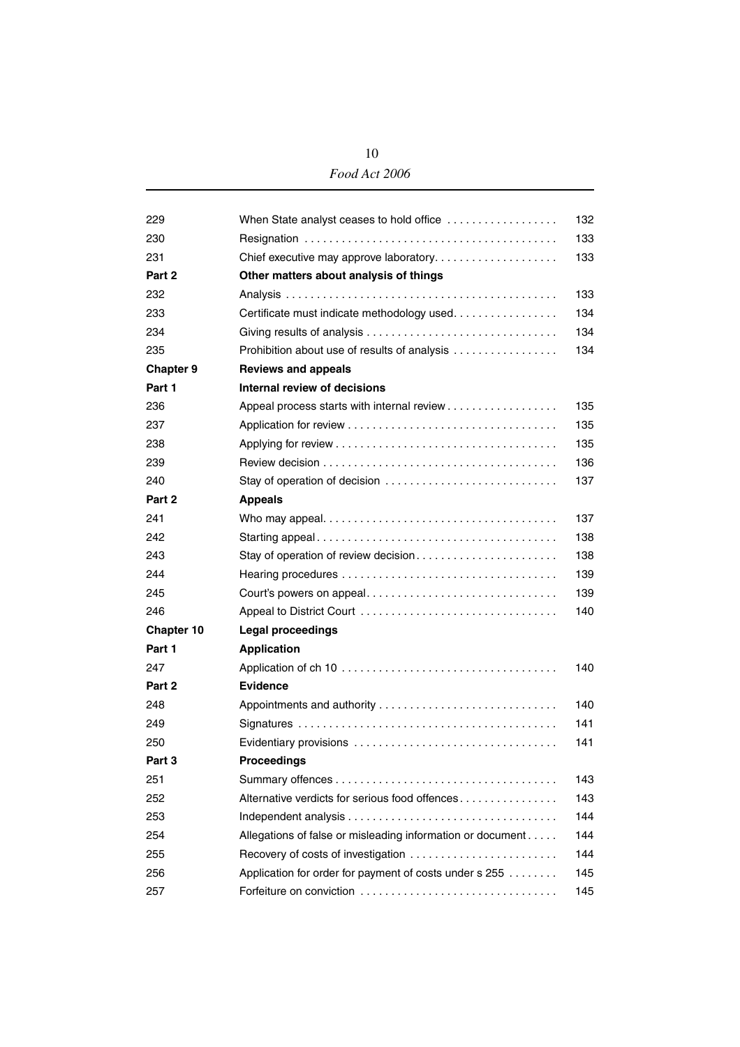| | | |
|---|---|---|
| 229 | When State analyst ceases to hold office | 132 |
| 230 | Resignation | 133 |
| 231 | Chief executive may approve laboratory | 133 |
| **Part 2** | **Other matters about analysis of things** | |
| 232 | Analysis | 133 |
| 233 | Certificate must indicate methodology used | 134 |
| 234 | Giving results of analysis | 134 |
| 235 | Prohibition about use of results of analysis | 134 |
| **Chapter 9** | **Reviews and appeals** | |
| **Part 1** | **Internal review of decisions** | |
| 236 | Appeal process starts with internal review | 135 |
| 237 | Application for review | 135 |
| 238 | Applying for review | 135 |
| 239 | Review decision | 136 |
| 240 | Stay of operation of decision | 137 |
| **Part 2** | **Appeals** | |
| 241 | Who may appeal | 137 |
| 242 | Starting appeal | 138 |
| 243 | Stay of operation of review decision | 138 |
| 244 | Hearing procedures | 139 |
| 245 | Court's powers on appeal | 139 |
| 246 | Appeal to District Court | 140 |
| **Chapter 10** | **Legal proceedings** | |
| **Part 1** | **Application** | |
| 247 | Application of ch 10 | 140 |
| **Part 2** | **Evidence** | |
| 248 | Appointments and authority | 140 |
| 249 | Signatures | 141 |
| 250 | Evidentiary provisions | 141 |
| **Part 3** | **Proceedings** | |
| 251 | Summary offences | 143 |
| 252 | Alternative verdicts for serious food offences | 143 |
| 253 | Independent analysis | 144 |
| 254 | Allegations of false or misleading information or document | 144 |
| 255 | Recovery of costs of investigation | 144 |
| 256 | Application for order for payment of costs under s 255 | 145 |
| 257 | Forfeiture on conviction | 145 |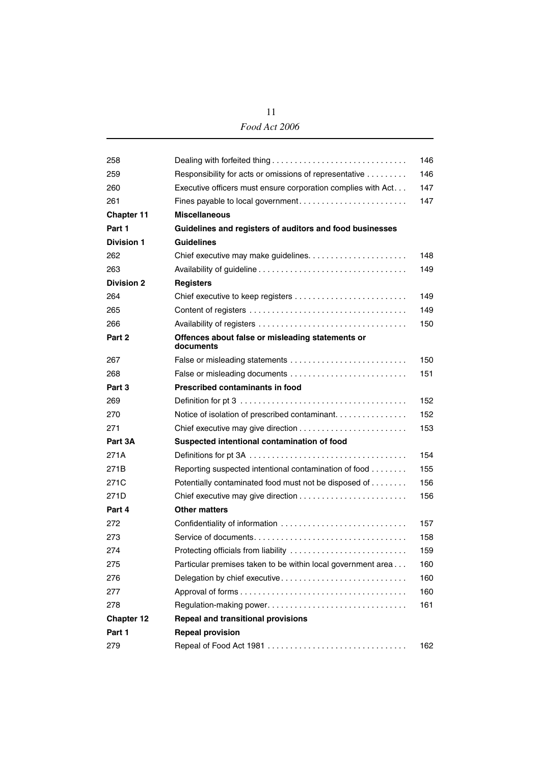| | | |
|---|---|---|
| 258 | Dealing with forfeited thing | 146 |
| 259 | Responsibility for acts or omissions of representative | 146 |
| 260 | Executive officers must ensure corporation complies with Act | 147 |
| 261 | Fines payable to local government | 147 |
| **Chapter 11** | **Miscellaneous** | |
| **Part 1** | **Guidelines and registers of auditors and food businesses** | |
| **Division 1** | **Guidelines** | |
| 262 | Chief executive may make guidelines | 148 |
| 263 | Availability of guideline | 149 |
| **Division 2** | **Registers** | |
| 264 | Chief executive to keep registers | 149 |
| 265 | Content of registers | 149 |
| 266 | Availability of registers | 150 |
| **Part 2** | **Offences about false or misleading statements or documents** | |
| 267 | False or misleading statements | 150 |
| 268 | False or misleading documents | 151 |
| **Part 3** | **Prescribed contaminants in food** | |
| 269 | Definition for pt 3 | 152 |
| 270 | Notice of isolation of prescribed contaminant | 152 |
| 271 | Chief executive may give direction | 153 |
| **Part 3A** | **Suspected intentional contamination of food** | |
| 271A | Definitions for pt 3A | 154 |
| 271B | Reporting suspected intentional contamination of food | 155 |
| 271C | Potentially contaminated food must not be disposed of | 156 |
| 271D | Chief executive may give direction | 156 |
| **Part 4** | **Other matters** | |
| 272 | Confidentiality of information | 157 |
| 273 | Service of documents | 158 |
| 274 | Protecting officials from liability | 159 |
| 275 | Particular premises taken to be within local government area | 160 |
| 276 | Delegation by chief executive | 160 |
| 277 | Approval of forms | 160 |
| 278 | Regulation-making power | 161 |
| **Chapter 12** | **Repeal and transitional provisions** | |
| **Part 1** | **Repeal provision** | |
| 279 | Repeal of Food Act 1981 | 162 |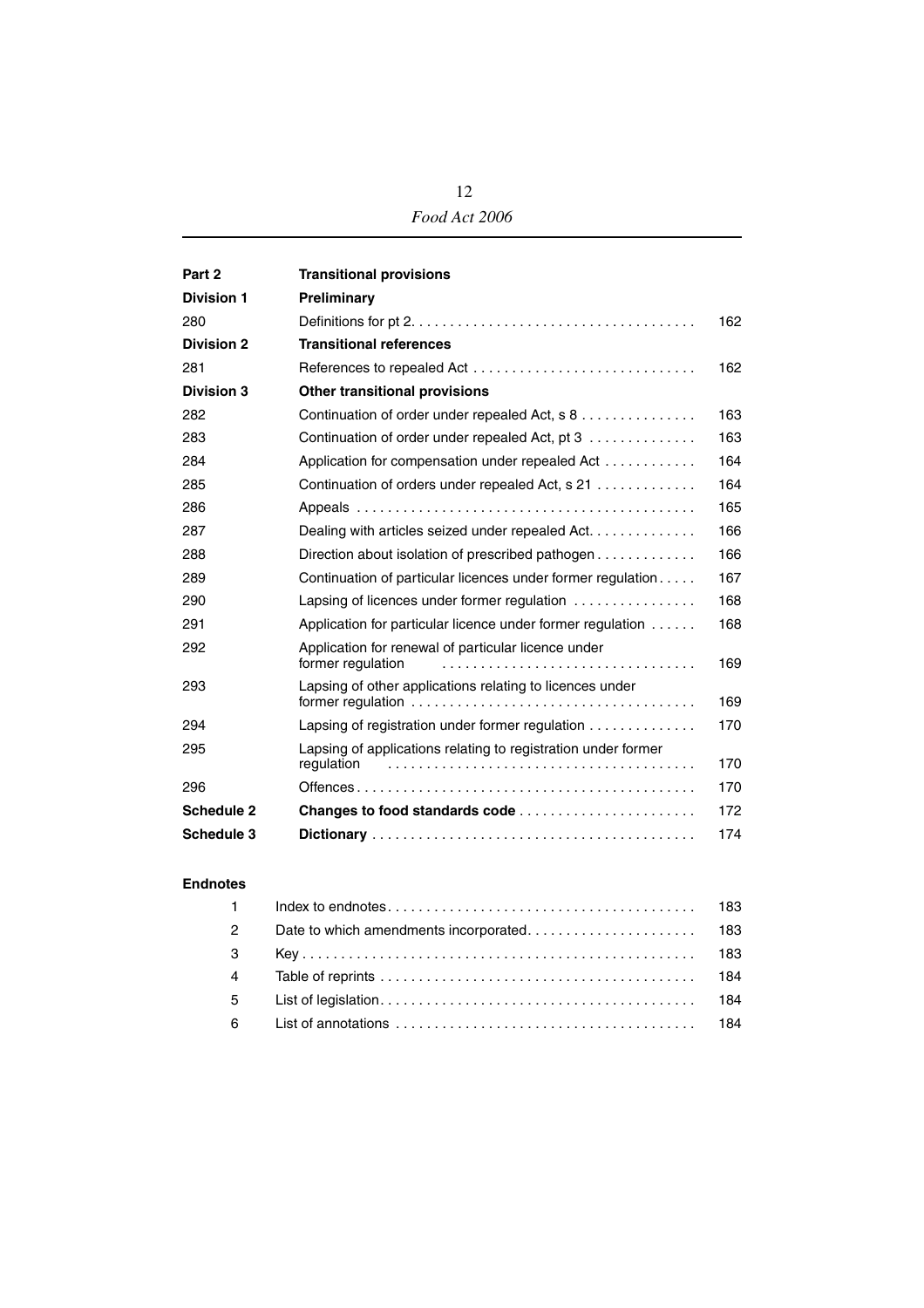| | | |
|---|---|---|
| **Part 2** | **Transitional provisions** | |
| **Division 1** | **Preliminary** | |
| 280 | Definitions for pt 2 | 162 |
| **Division 2** | **Transitional references** | |
| 281 | References to repealed Act | 162 |
| **Division 3** | **Other transitional provisions** | |
| 282 | Continuation of order under repealed Act, s 8 | 163 |
| 283 | Continuation of order under repealed Act, pt 3 | 163 |
| 284 | Application for compensation under repealed Act | 164 |
| 285 | Continuation of orders under repealed Act, s 21 | 164 |
| 286 | Appeals | 165 |
| 287 | Dealing with articles seized under repealed Act | 166 |
| 288 | Direction about isolation of prescribed pathogen | 166 |
| 289 | Continuation of particular licences under former regulation | 167 |
| 290 | Lapsing of licences under former regulation | 168 |
| 291 | Application for particular licence under former regulation | 168 |
| 292 | Application for renewal of particular licence under former regulation | 169 |
| 293 | Lapsing of other applications relating to licences under former regulation | 169 |
| 294 | Lapsing of registration under former regulation | 170 |
| 295 | Lapsing of applications relating to registration under former regulation | 170 |
| 296 | Offences | 170 |
| **Schedule 2** | **Changes to food standards code** | 172 |
| **Schedule 3** | **Dictionary** | 174 |

**Endnotes**

| | | |
|---|---|---|
| 1 | Index to endnotes | 183 |
| 2 | Date to which amendments incorporated | 183 |
| 3 | Key | 183 |
| 4 | Table of reprints | 184 |
| 5 | List of legislation | 184 |
| 6 | List of annotations | 184 |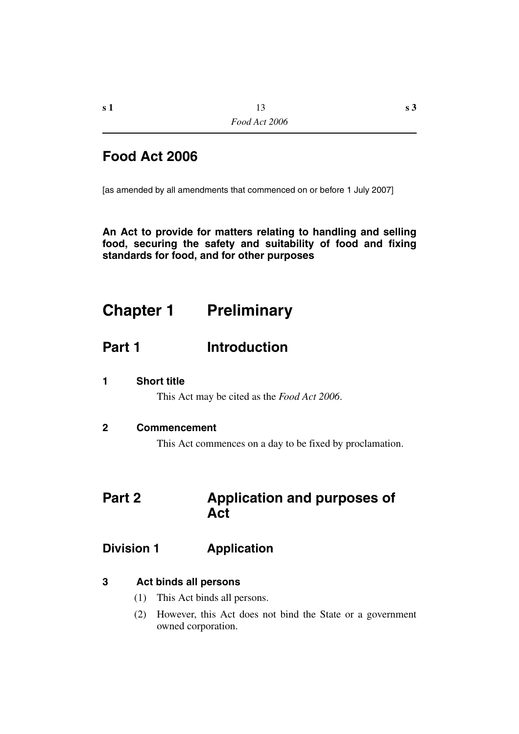# Food Act 2006

[as amended by all amendments that commenced on or before 1 July 2007]

**An Act to provide for matters relating to handling and selling food, securing the safety and suitability of food and fixing standards for food, and for other purposes**

# Chapter 1 Preliminary

## Part 1 Introduction

### 1 Short title

This Act may be cited as the *Food Act 2006*.

### 2 Commencement

This Act commences on a day to be fixed by proclamation.

## Part 2 Application and purposes of Act

### Division 1 Application

### 3 Act binds all persons

(1) This Act binds all persons.

(2) However, this Act does not bind the State or a government owned corporation.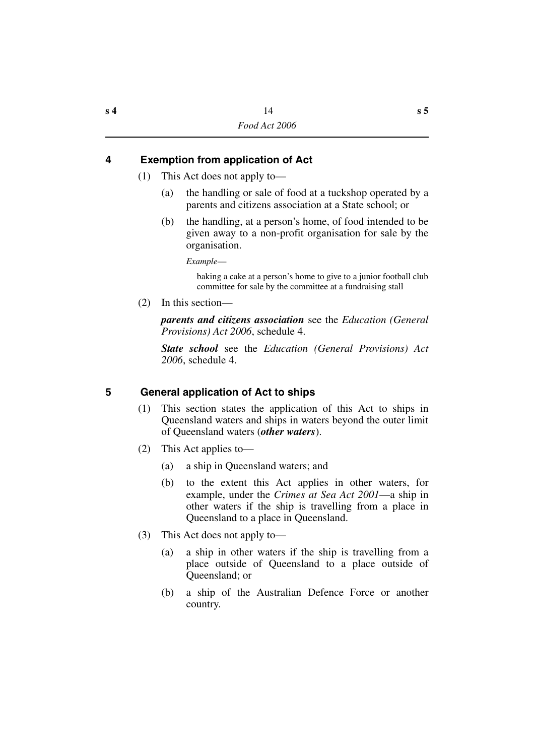## 4 Exemption from application of Act

(1) This Act does not apply to—

(a) the handling or sale of food at a tuckshop operated by a parents and citizens association at a State school; or

(b) the handling, at a person's home, of food intended to be given away to a non-profit organisation for sale by the organisation.

*Example*—

baking a cake at a person's home to give to a junior football club committee for sale by the committee at a fundraising stall

(2) In this section—

***parents and citizens association*** see the *Education (General Provisions) Act 2006*, schedule 4.

***State school*** see the *Education (General Provisions) Act 2006*, schedule 4.

## 5 General application of Act to ships

(1) This section states the application of this Act to ships in Queensland waters and ships in waters beyond the outer limit of Queensland waters (***other waters***).

(2) This Act applies to—

(a) a ship in Queensland waters; and

(b) to the extent this Act applies in other waters, for example, under the *Crimes at Sea Act 2001*—a ship in other waters if the ship is travelling from a place in Queensland to a place in Queensland.

(3) This Act does not apply to—

(a) a ship in other waters if the ship is travelling from a place outside of Queensland to a place outside of Queensland; or

(b) a ship of the Australian Defence Force or another country.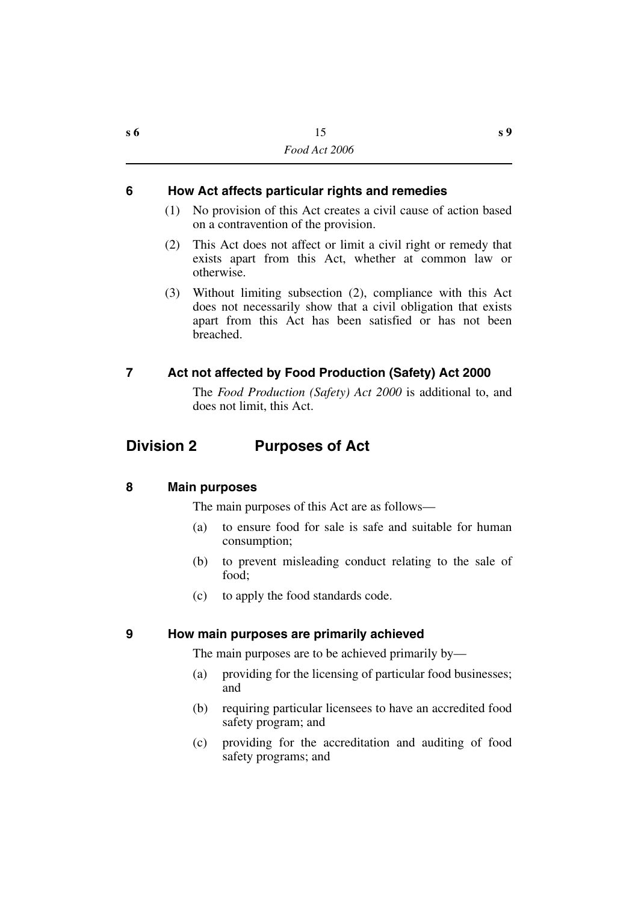### 6 How Act affects particular rights and remedies

(1) No provision of this Act creates a civil cause of action based on a contravention of the provision.

(2) This Act does not affect or limit a civil right or remedy that exists apart from this Act, whether at common law or otherwise.

(3) Without limiting subsection (2), compliance with this Act does not necessarily show that a civil obligation that exists apart from this Act has been satisfied or has not been breached.

### 7 Act not affected by Food Production (Safety) Act 2000

The *Food Production (Safety) Act 2000* is additional to, and does not limit, this Act.

## Division 2 Purposes of Act

### 8 Main purposes

The main purposes of this Act are as follows—

(a) to ensure food for sale is safe and suitable for human consumption;

(b) to prevent misleading conduct relating to the sale of food;

(c) to apply the food standards code.

### 9 How main purposes are primarily achieved

The main purposes are to be achieved primarily by—

(a) providing for the licensing of particular food businesses; and

(b) requiring particular licensees to have an accredited food safety program; and

(c) providing for the accreditation and auditing of food safety programs; and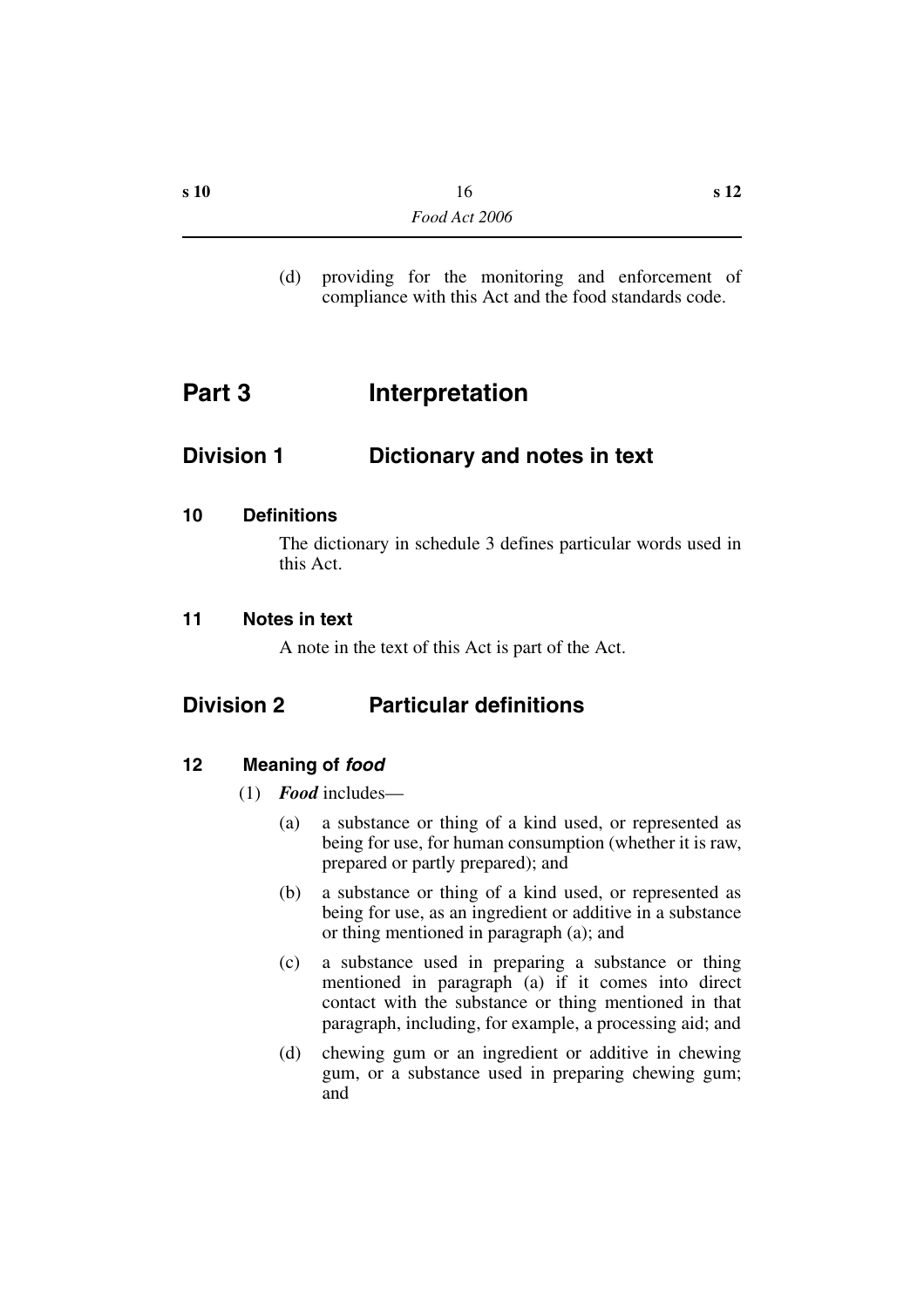(d) providing for the monitoring and enforcement of compliance with this Act and the food standards code.

# Part 3 Interpretation

## Division 1 Dictionary and notes in text

### 10 Definitions

The dictionary in schedule 3 defines particular words used in this Act.

### 11 Notes in text

A note in the text of this Act is part of the Act.

## Division 2 Particular definitions

### 12 Meaning of *food*

(1) ***Food*** includes—

(a) a substance or thing of a kind used, or represented as being for use, for human consumption (whether it is raw, prepared or partly prepared); and

(b) a substance or thing of a kind used, or represented as being for use, as an ingredient or additive in a substance or thing mentioned in paragraph (a); and

(c) a substance used in preparing a substance or thing mentioned in paragraph (a) if it comes into direct contact with the substance or thing mentioned in that paragraph, including, for example, a processing aid; and

(d) chewing gum or an ingredient or additive in chewing gum, or a substance used in preparing chewing gum; and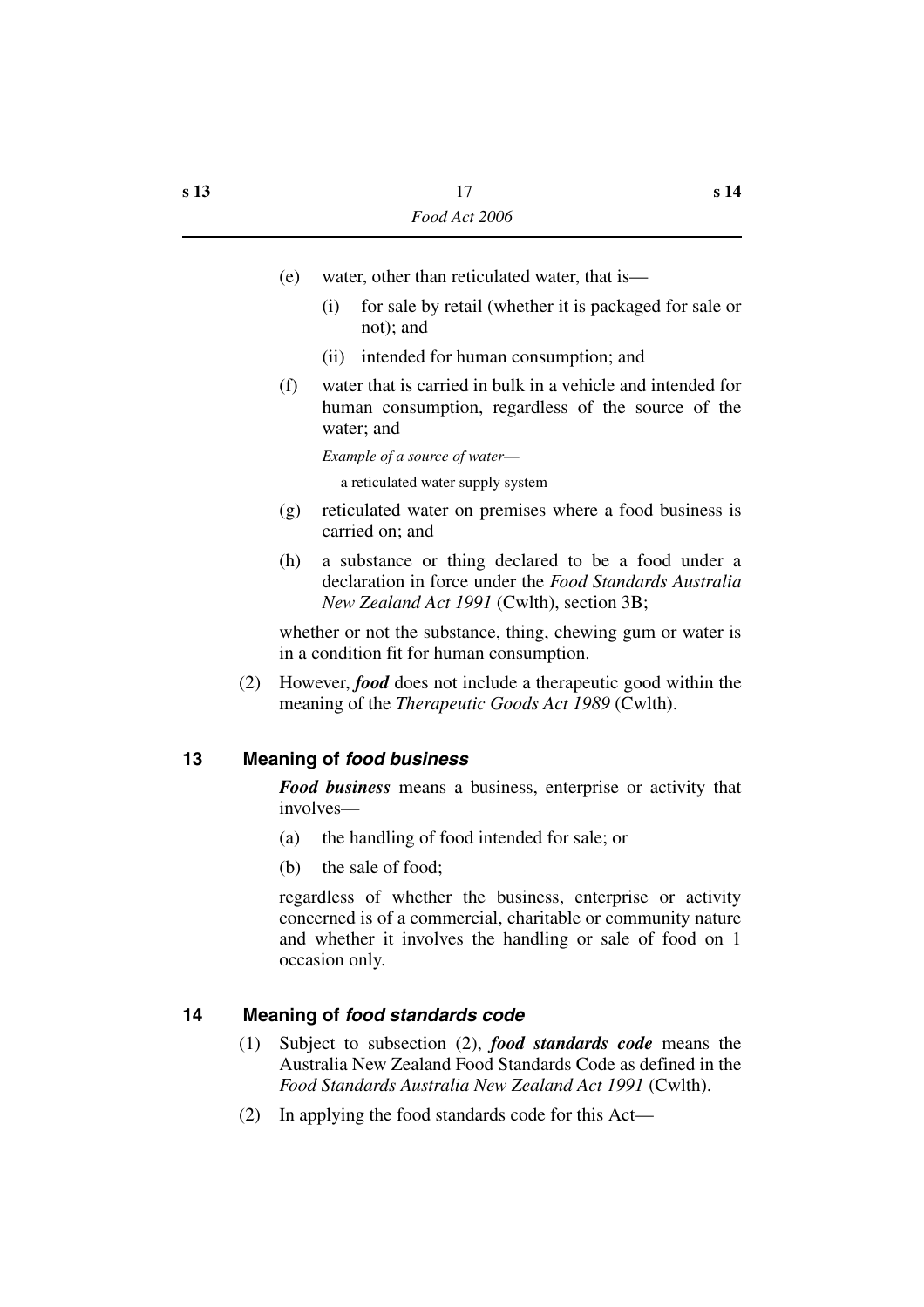(e) water, other than reticulated water, that is—

(i) for sale by retail (whether it is packaged for sale or not); and

(ii) intended for human consumption; and

(f) water that is carried in bulk in a vehicle and intended for human consumption, regardless of the source of the water; and

*Example of a source of water*—

a reticulated water supply system

(g) reticulated water on premises where a food business is carried on; and

(h) a substance or thing declared to be a food under a declaration in force under the *Food Standards Australia New Zealand Act 1991* (Cwlth), section 3B;

whether or not the substance, thing, chewing gum or water is in a condition fit for human consumption.

(2) However, ***food*** does not include a therapeutic good within the meaning of the *Therapeutic Goods Act 1989* (Cwlth).

## 13 Meaning of *food business*

***Food business*** means a business, enterprise or activity that involves—

(a) the handling of food intended for sale; or

(b) the sale of food;

regardless of whether the business, enterprise or activity concerned is of a commercial, charitable or community nature and whether it involves the handling or sale of food on 1 occasion only.

## 14 Meaning of *food standards code*

(1) Subject to subsection (2), ***food standards code*** means the Australia New Zealand Food Standards Code as defined in the *Food Standards Australia New Zealand Act 1991* (Cwlth).

(2) In applying the food standards code for this Act—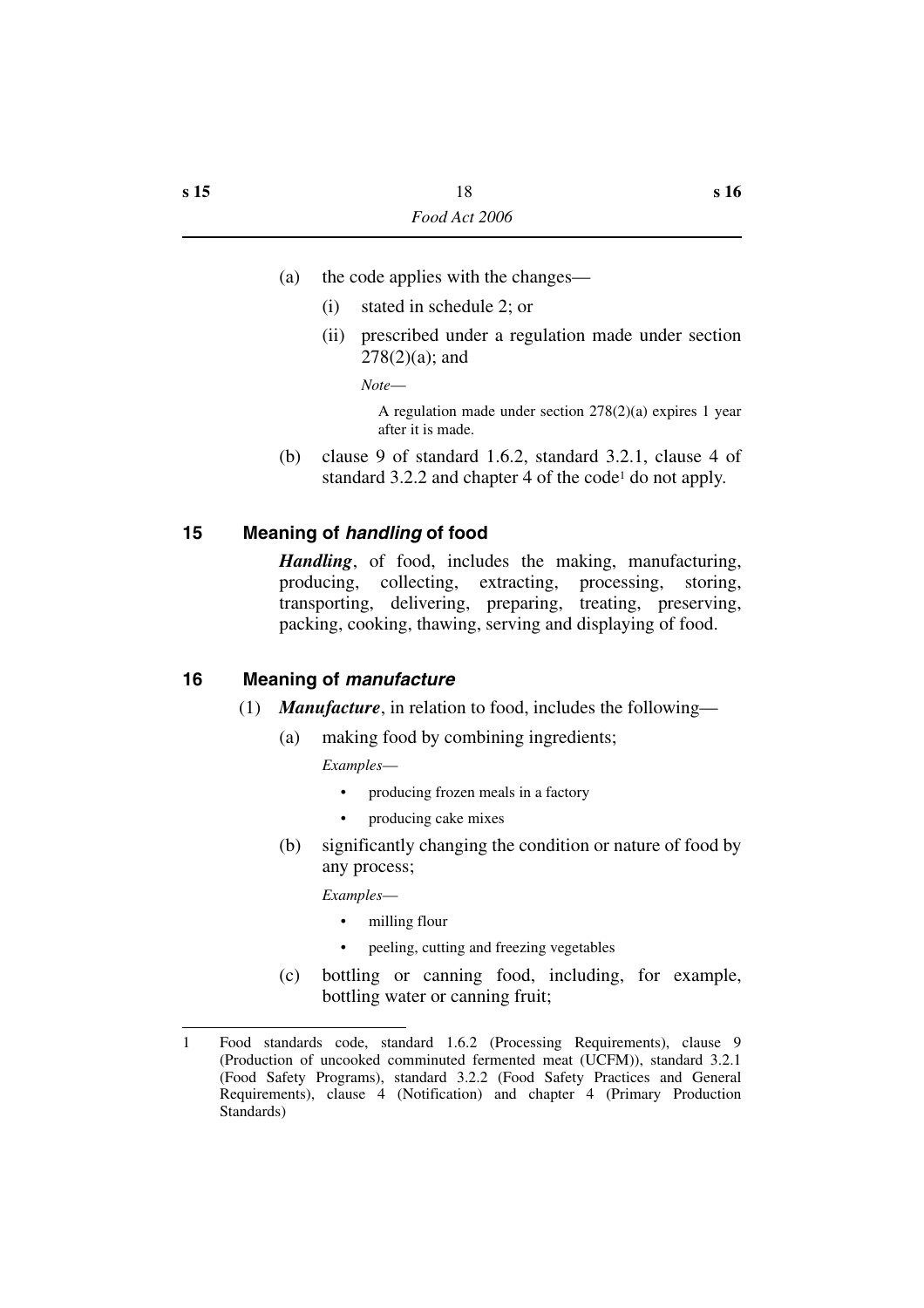(a) the code applies with the changes—

(i) stated in schedule 2; or

(ii) prescribed under a regulation made under section 278(2)(a); and

*Note*—

A regulation made under section 278(2)(a) expires 1 year after it is made.

(b) clause 9 of standard 1.6.2, standard 3.2.1, clause 4 of standard 3.2.2 and chapter 4 of the code[1] do not apply.

## 15 Meaning of *handling* of food

***Handling***, of food, includes the making, manufacturing, producing, collecting, extracting, processing, storing, transporting, delivering, preparing, treating, preserving, packing, cooking, thawing, serving and displaying of food.

## 16 Meaning of *manufacture*

(1) ***Manufacture***, in relation to food, includes the following—

(a) making food by combining ingredients;

*Examples*—

- producing frozen meals in a factory
- producing cake mixes

(b) significantly changing the condition or nature of food by any process;

*Examples*—

- milling flour
- peeling, cutting and freezing vegetables

(c) bottling or canning food, including, for example, bottling water or canning fruit;

---

1 Food standards code, standard 1.6.2 (Processing Requirements), clause 9 (Production of uncooked comminuted fermented meat (UCFM)), standard 3.2.1 (Food Safety Programs), standard 3.2.2 (Food Safety Practices and General Requirements), clause 4 (Notification) and chapter 4 (Primary Production Standards)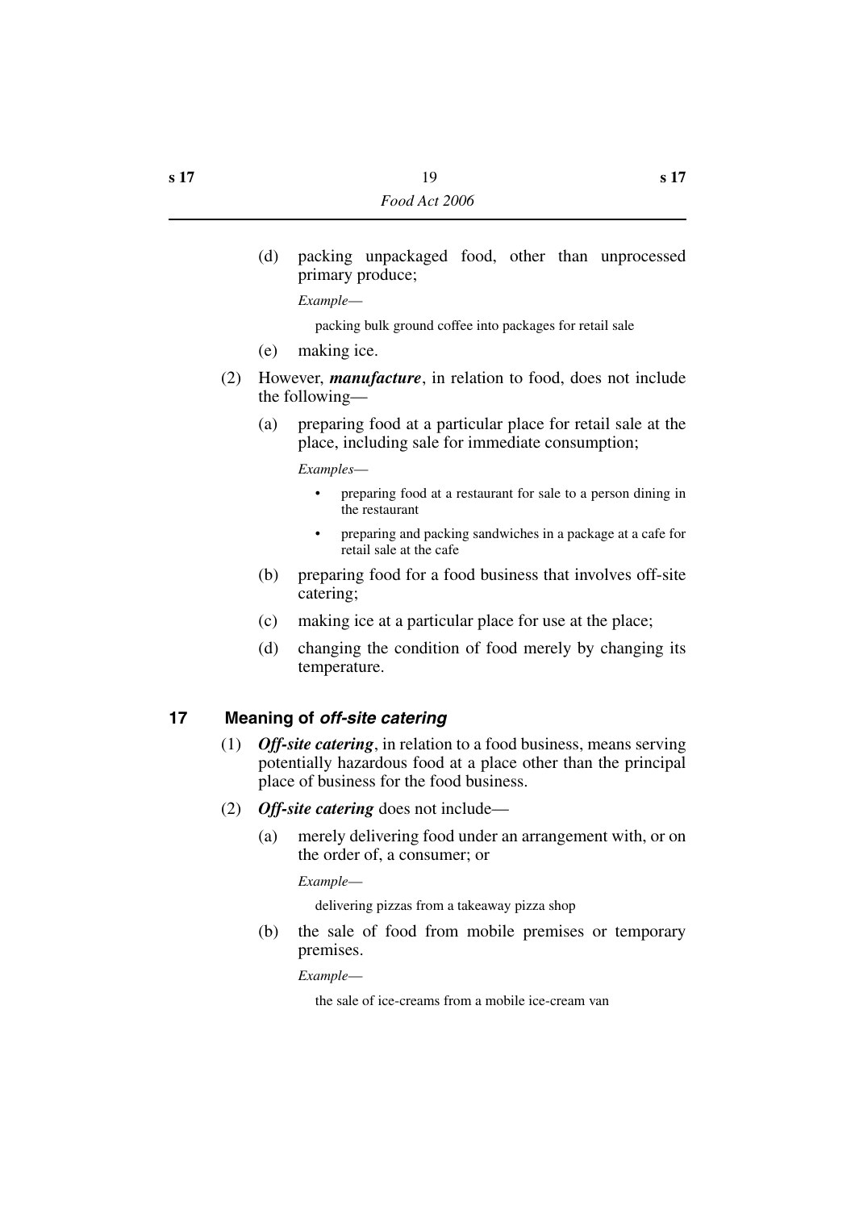(d) packing unpackaged food, other than unprocessed primary produce;

*Example*—

packing bulk ground coffee into packages for retail sale

(e) making ice.

(2) However, ***manufacture***, in relation to food, does not include the following—

(a) preparing food at a particular place for retail sale at the place, including sale for immediate consumption;

*Examples*—

- preparing food at a restaurant for sale to a person dining in the restaurant
- preparing and packing sandwiches in a package at a cafe for retail sale at the cafe

(b) preparing food for a food business that involves off-site catering;

(c) making ice at a particular place for use at the place;

(d) changing the condition of food merely by changing its temperature.

## 17 Meaning of *off-site catering*

(1) ***Off-site catering***, in relation to a food business, means serving potentially hazardous food at a place other than the principal place of business for the food business.

(2) ***Off-site catering*** does not include—

(a) merely delivering food under an arrangement with, or on the order of, a consumer; or

*Example*—

delivering pizzas from a takeaway pizza shop

(b) the sale of food from mobile premises or temporary premises.

*Example*—

the sale of ice-creams from a mobile ice-cream van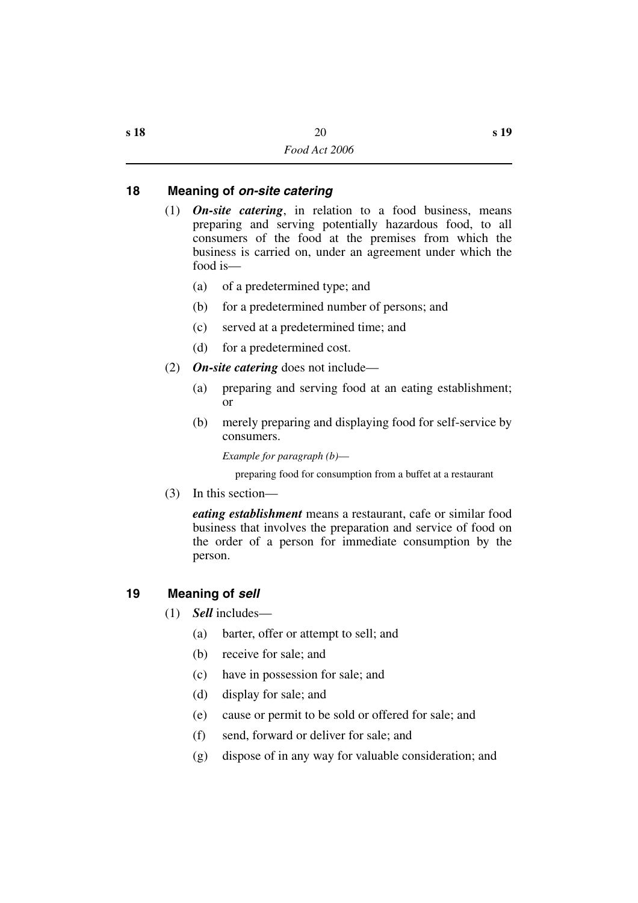## 18 Meaning of *on-site catering*

(1) ***On-site catering***, in relation to a food business, means preparing and serving potentially hazardous food, to all consumers of the food at the premises from which the business is carried on, under an agreement under which the food is—

(a) of a predetermined type; and

(b) for a predetermined number of persons; and

(c) served at a predetermined time; and

(d) for a predetermined cost.

(2) ***On-site catering*** does not include—

(a) preparing and serving food at an eating establishment; or

(b) merely preparing and displaying food for self-service by consumers.

*Example for paragraph (b)*—

preparing food for consumption from a buffet at a restaurant

(3) In this section—

***eating establishment*** means a restaurant, cafe or similar food business that involves the preparation and service of food on the order of a person for immediate consumption by the person.

## 19 Meaning of *sell*

(1) ***Sell*** includes—

(a) barter, offer or attempt to sell; and

(b) receive for sale; and

(c) have in possession for sale; and

(d) display for sale; and

(e) cause or permit to be sold or offered for sale; and

(f) send, forward or deliver for sale; and

(g) dispose of in any way for valuable consideration; and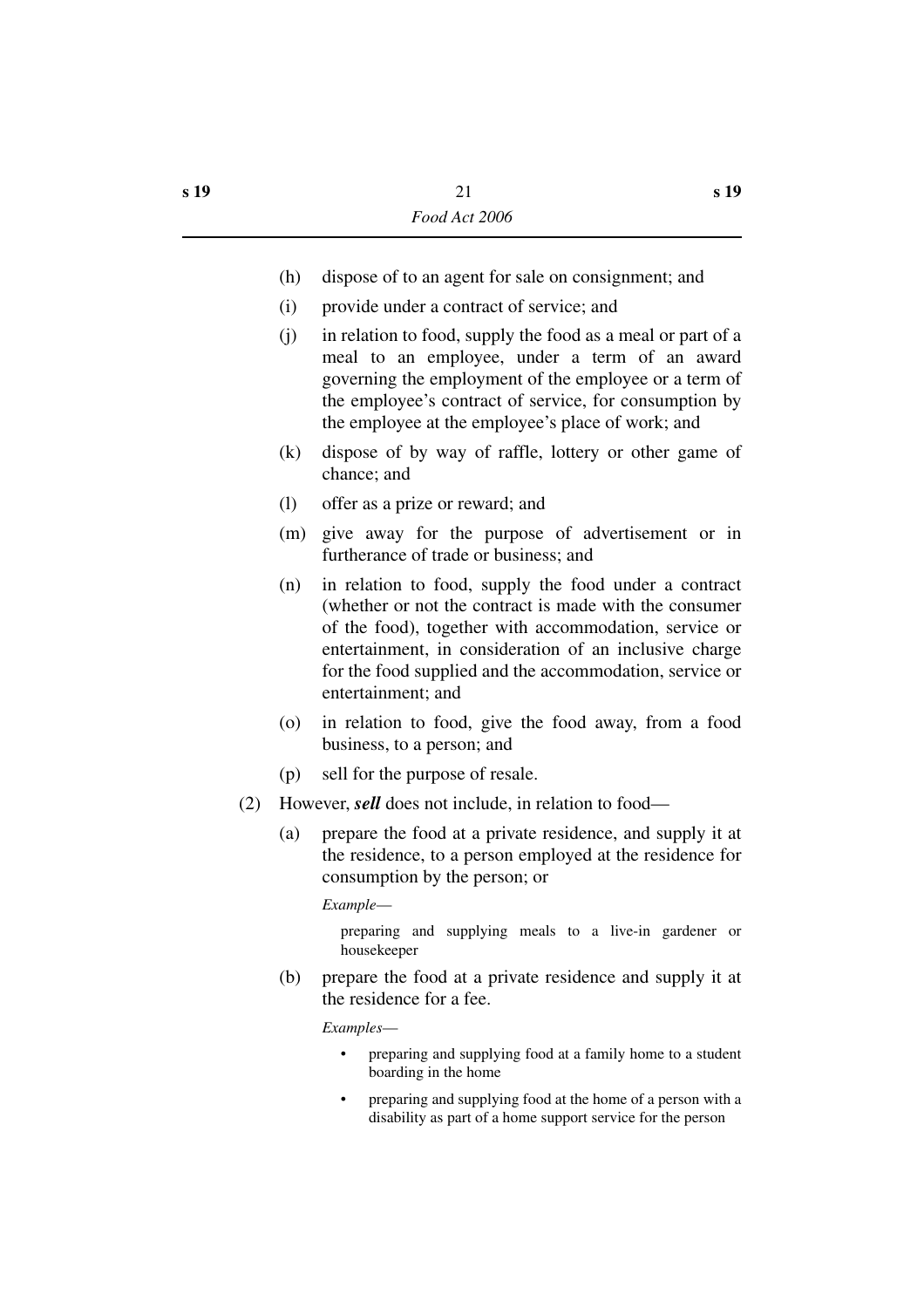(h) dispose of to an agent for sale on consignment; and

(i) provide under a contract of service; and

(j) in relation to food, supply the food as a meal or part of a meal to an employee, under a term of an award governing the employment of the employee or a term of the employee's contract of service, for consumption by the employee at the employee's place of work; and

(k) dispose of by way of raffle, lottery or other game of chance; and

(l) offer as a prize or reward; and

(m) give away for the purpose of advertisement or in furtherance of trade or business; and

(n) in relation to food, supply the food under a contract (whether or not the contract is made with the consumer of the food), together with accommodation, service or entertainment, in consideration of an inclusive charge for the food supplied and the accommodation, service or entertainment; and

(o) in relation to food, give the food away, from a food business, to a person; and

(p) sell for the purpose of resale.

(2) However, ***sell*** does not include, in relation to food—

(a) prepare the food at a private residence, and supply it at the residence, to a person employed at the residence for consumption by the person; or

*Example*—

preparing and supplying meals to a live-in gardener or housekeeper

(b) prepare the food at a private residence and supply it at the residence for a fee.

*Examples*—

- preparing and supplying food at a family home to a student boarding in the home
- preparing and supplying food at the home of a person with a disability as part of a home support service for the person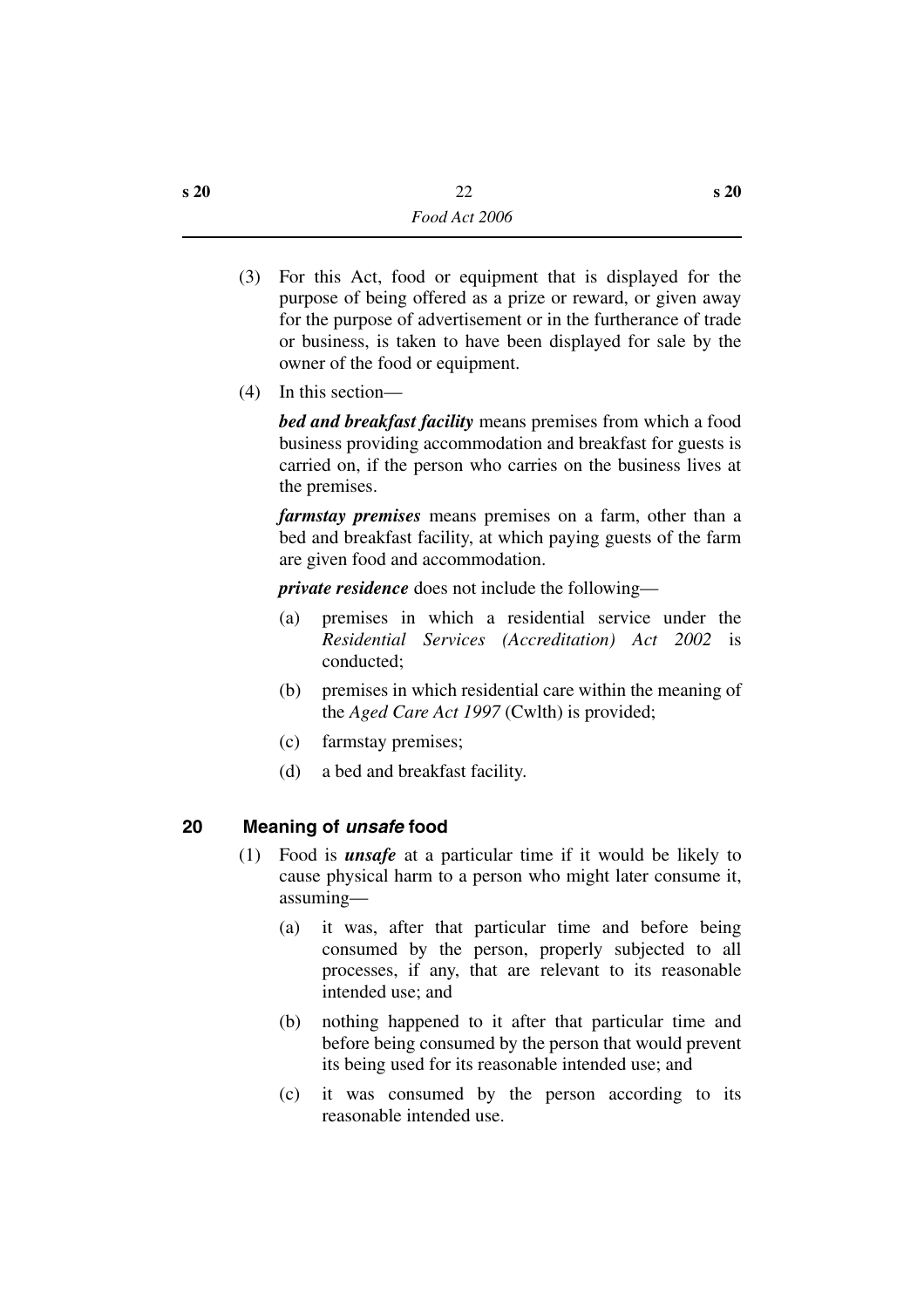(3) For this Act, food or equipment that is displayed for the purpose of being offered as a prize or reward, or given away for the purpose of advertisement or in the furtherance of trade or business, is taken to have been displayed for sale by the owner of the food or equipment.

(4) In this section—

***bed and breakfast facility*** means premises from which a food business providing accommodation and breakfast for guests is carried on, if the person who carries on the business lives at the premises.

***farmstay premises*** means premises on a farm, other than a bed and breakfast facility, at which paying guests of the farm are given food and accommodation.

***private residence*** does not include the following—

(a) premises in which a residential service under the *Residential Services (Accreditation) Act 2002* is conducted;

(b) premises in which residential care within the meaning of the *Aged Care Act 1997* (Cwlth) is provided;

(c) farmstay premises;

(d) a bed and breakfast facility.

## 20 Meaning of *unsafe* food

(1) Food is ***unsafe*** at a particular time if it would be likely to cause physical harm to a person who might later consume it, assuming—

(a) it was, after that particular time and before being consumed by the person, properly subjected to all processes, if any, that are relevant to its reasonable intended use; and

(b) nothing happened to it after that particular time and before being consumed by the person that would prevent its being used for its reasonable intended use; and

(c) it was consumed by the person according to its reasonable intended use.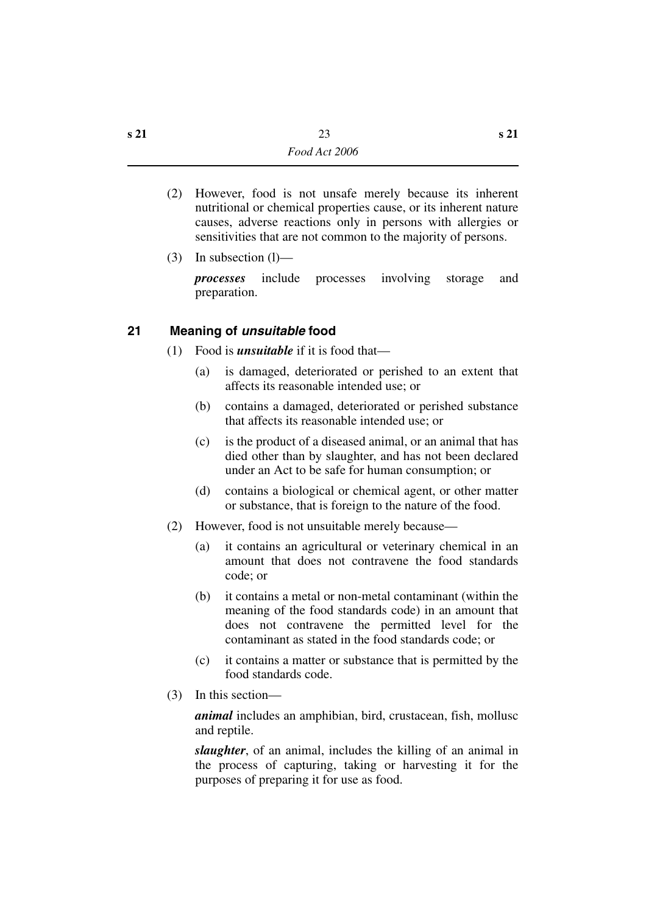(2) However, food is not unsafe merely because its inherent nutritional or chemical properties cause, or its inherent nature causes, adverse reactions only in persons with allergies or sensitivities that are not common to the majority of persons.

(3) In subsection (l)—

***processes*** include processes involving storage and preparation.

## 21 Meaning of *unsuitable* food

(1) Food is ***unsuitable*** if it is food that—

(a) is damaged, deteriorated or perished to an extent that affects its reasonable intended use; or

(b) contains a damaged, deteriorated or perished substance that affects its reasonable intended use; or

(c) is the product of a diseased animal, or an animal that has died other than by slaughter, and has not been declared under an Act to be safe for human consumption; or

(d) contains a biological or chemical agent, or other matter or substance, that is foreign to the nature of the food.

(2) However, food is not unsuitable merely because—

(a) it contains an agricultural or veterinary chemical in an amount that does not contravene the food standards code; or

(b) it contains a metal or non-metal contaminant (within the meaning of the food standards code) in an amount that does not contravene the permitted level for the contaminant as stated in the food standards code; or

(c) it contains a matter or substance that is permitted by the food standards code.

(3) In this section—

***animal*** includes an amphibian, bird, crustacean, fish, mollusc and reptile.

***slaughter***, of an animal, includes the killing of an animal in the process of capturing, taking or harvesting it for the purposes of preparing it for use as food.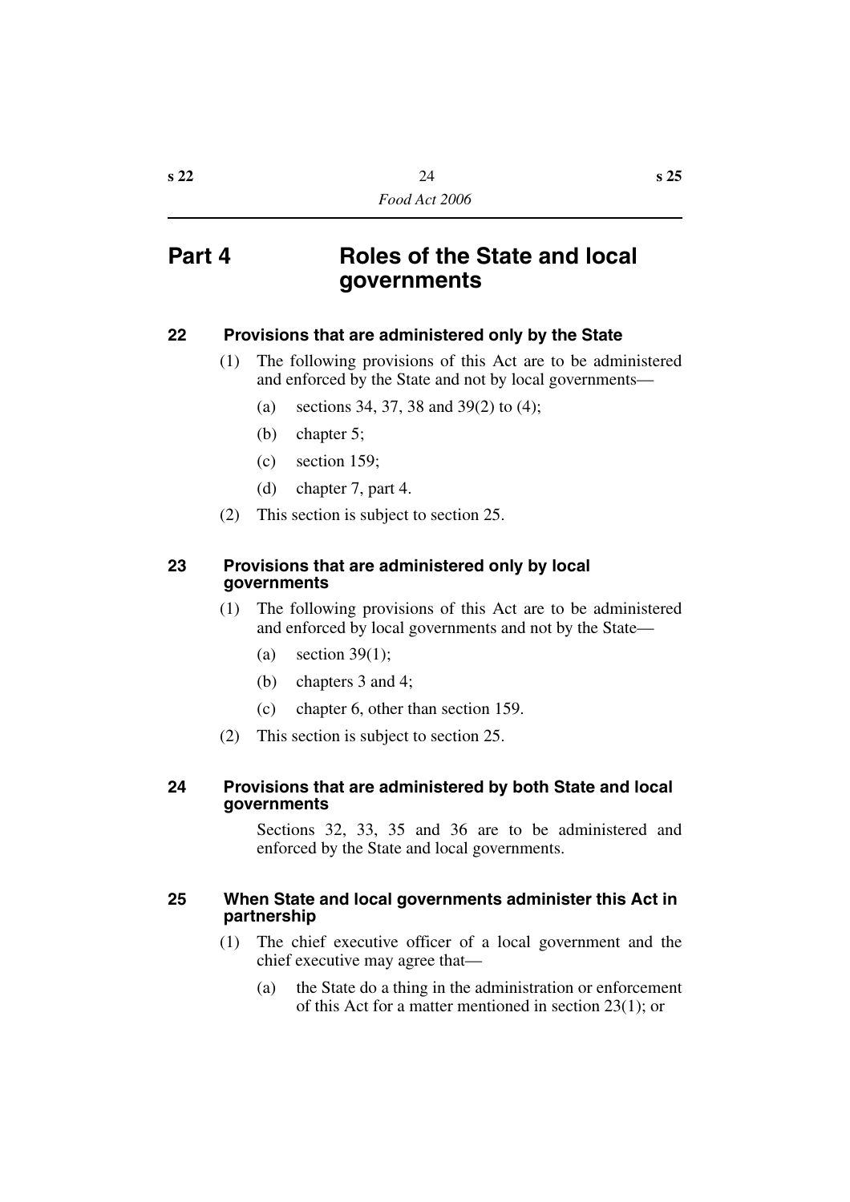# Part 4 Roles of the State and local governments

### 22 Provisions that are administered only by the State

(1) The following provisions of this Act are to be administered and enforced by the State and not by local governments—

(a) sections 34, 37, 38 and 39(2) to (4);

(b) chapter 5;

(c) section 159;

(d) chapter 7, part 4.

(2) This section is subject to section 25.

### 23 Provisions that are administered only by local governments

(1) The following provisions of this Act are to be administered and enforced by local governments and not by the State—

(a) section 39(1);

(b) chapters 3 and 4;

(c) chapter 6, other than section 159.

(2) This section is subject to section 25.

### 24 Provisions that are administered by both State and local governments

Sections 32, 33, 35 and 36 are to be administered and enforced by the State and local governments.

### 25 When State and local governments administer this Act in partnership

(1) The chief executive officer of a local government and the chief executive may agree that—

(a) the State do a thing in the administration or enforcement of this Act for a matter mentioned in section 23(1); or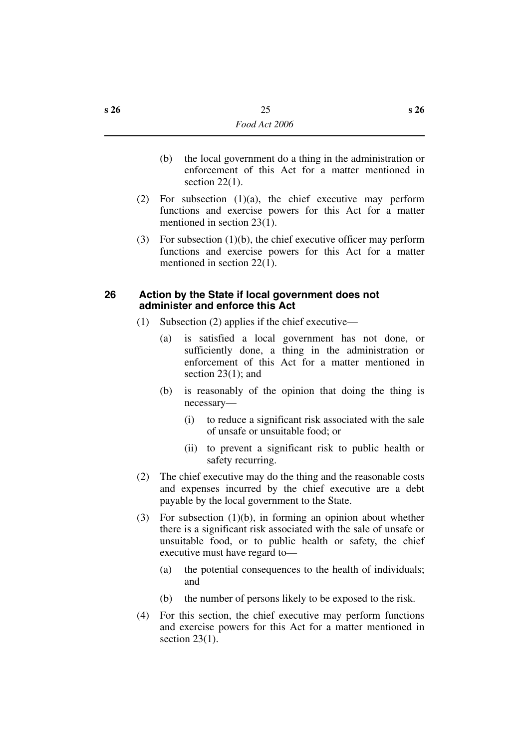(b) the local government do a thing in the administration or enforcement of this Act for a matter mentioned in section 22(1).

(2) For subsection (1)(a), the chief executive may perform functions and exercise powers for this Act for a matter mentioned in section 23(1).

(3) For subsection (1)(b), the chief executive officer may perform functions and exercise powers for this Act for a matter mentioned in section 22(1).

### 26 Action by the State if local government does not administer and enforce this Act

(1) Subsection (2) applies if the chief executive—

(a) is satisfied a local government has not done, or sufficiently done, a thing in the administration or enforcement of this Act for a matter mentioned in section 23(1); and

(b) is reasonably of the opinion that doing the thing is necessary—

(i) to reduce a significant risk associated with the sale of unsafe or unsuitable food; or

(ii) to prevent a significant risk to public health or safety recurring.

(2) The chief executive may do the thing and the reasonable costs and expenses incurred by the chief executive are a debt payable by the local government to the State.

(3) For subsection (1)(b), in forming an opinion about whether there is a significant risk associated with the sale of unsafe or unsuitable food, or to public health or safety, the chief executive must have regard to—

(a) the potential consequences to the health of individuals; and

(b) the number of persons likely to be exposed to the risk.

(4) For this section, the chief executive may perform functions and exercise powers for this Act for a matter mentioned in section 23(1).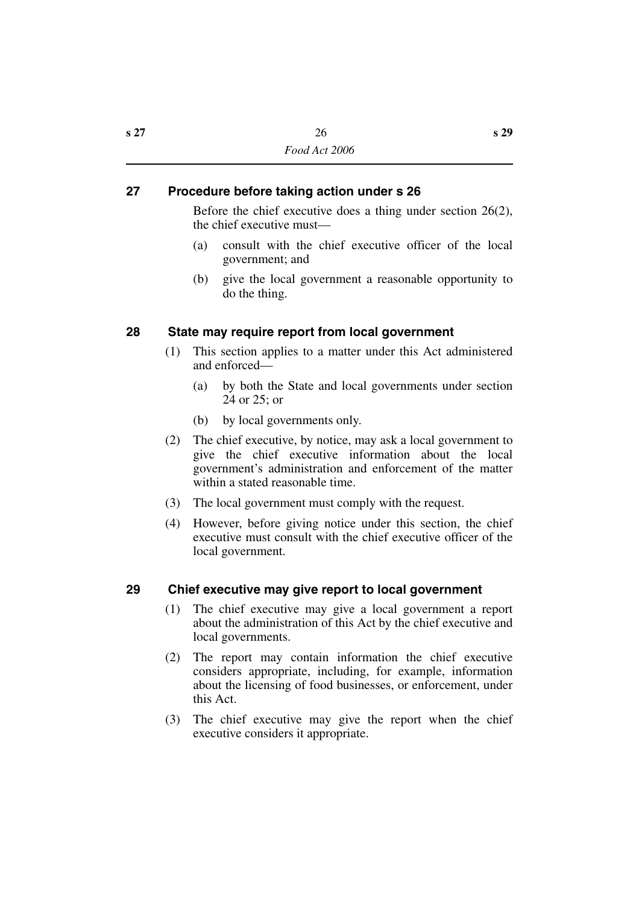## 27 Procedure before taking action under s 26

Before the chief executive does a thing under section 26(2), the chief executive must—

(a) consult with the chief executive officer of the local government; and

(b) give the local government a reasonable opportunity to do the thing.

## 28 State may require report from local government

(1) This section applies to a matter under this Act administered and enforced—

(a) by both the State and local governments under section 24 or 25; or

(b) by local governments only.

(2) The chief executive, by notice, may ask a local government to give the chief executive information about the local government's administration and enforcement of the matter within a stated reasonable time.

(3) The local government must comply with the request.

(4) However, before giving notice under this section, the chief executive must consult with the chief executive officer of the local government.

## 29 Chief executive may give report to local government

(1) The chief executive may give a local government a report about the administration of this Act by the chief executive and local governments.

(2) The report may contain information the chief executive considers appropriate, including, for example, information about the licensing of food businesses, or enforcement, under this Act.

(3) The chief executive may give the report when the chief executive considers it appropriate.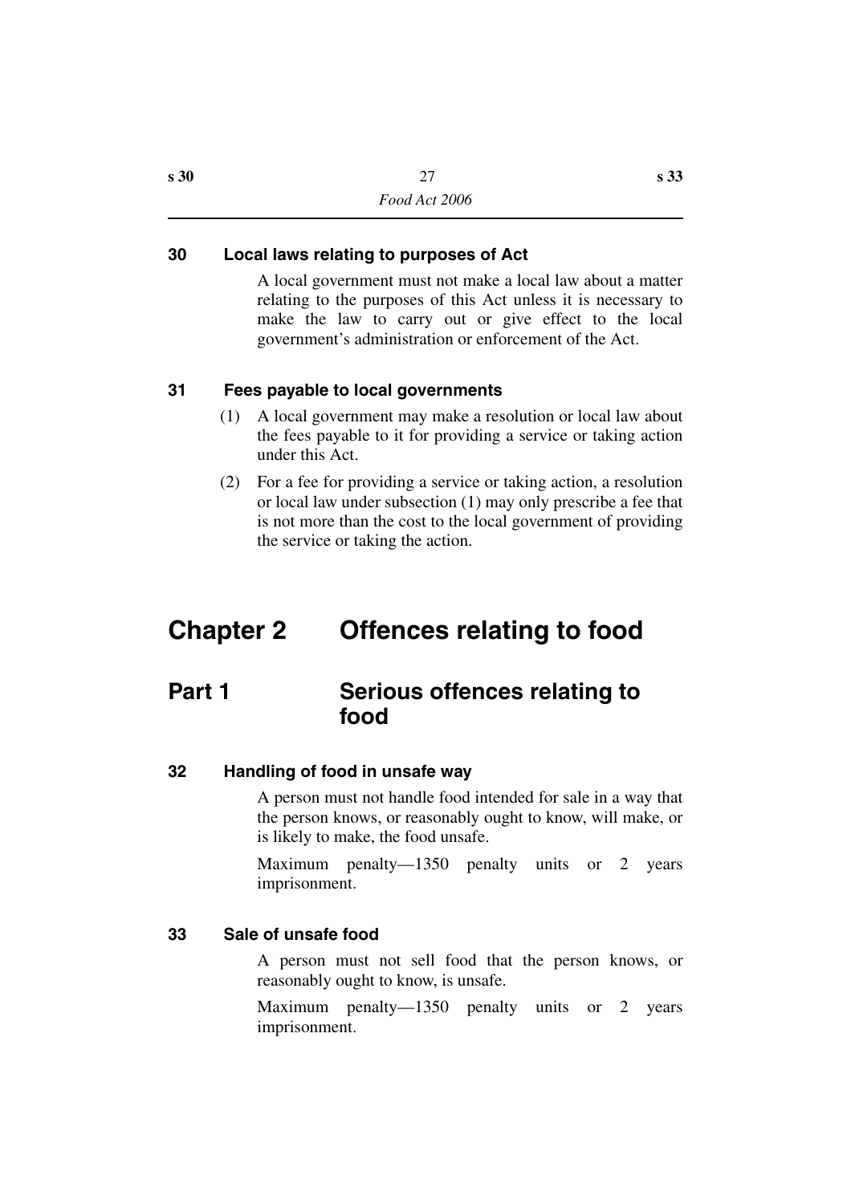### 30 Local laws relating to purposes of Act

A local government must not make a local law about a matter relating to the purposes of this Act unless it is necessary to make the law to carry out or give effect to the local government's administration or enforcement of the Act.

### 31 Fees payable to local governments

(1) A local government may make a resolution or local law about the fees payable to it for providing a service or taking action under this Act.

(2) For a fee for providing a service or taking action, a resolution or local law under subsection (1) may only prescribe a fee that is not more than the cost to the local government of providing the service or taking the action.

# Chapter 2 Offences relating to food

## Part 1 Serious offences relating to food

### 32 Handling of food in unsafe way

A person must not handle food intended for sale in a way that the person knows, or reasonably ought to know, will make, or is likely to make, the food unsafe.

Maximum penalty—1350 penalty units or 2 years imprisonment.

### 33 Sale of unsafe food

A person must not sell food that the person knows, or reasonably ought to know, is unsafe.

Maximum penalty—1350 penalty units or 2 years imprisonment.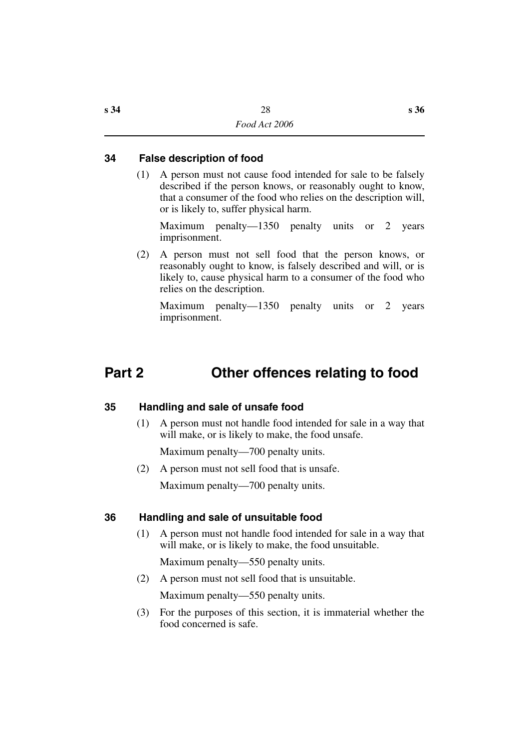### 34 False description of food

(1) A person must not cause food intended for sale to be falsely described if the person knows, or reasonably ought to know, that a consumer of the food who relies on the description will, or is likely to, suffer physical harm.

Maximum penalty—1350 penalty units or 2 years imprisonment.

(2) A person must not sell food that the person knows, or reasonably ought to know, is falsely described and will, or is likely to, cause physical harm to a consumer of the food who relies on the description.

Maximum penalty—1350 penalty units or 2 years imprisonment.

## Part 2 Other offences relating to food

### 35 Handling and sale of unsafe food

(1) A person must not handle food intended for sale in a way that will make, or is likely to make, the food unsafe.

Maximum penalty—700 penalty units.

(2) A person must not sell food that is unsafe.

Maximum penalty—700 penalty units.

### 36 Handling and sale of unsuitable food

(1) A person must not handle food intended for sale in a way that will make, or is likely to make, the food unsuitable.

Maximum penalty—550 penalty units.

(2) A person must not sell food that is unsuitable.

Maximum penalty—550 penalty units.

(3) For the purposes of this section, it is immaterial whether the food concerned is safe.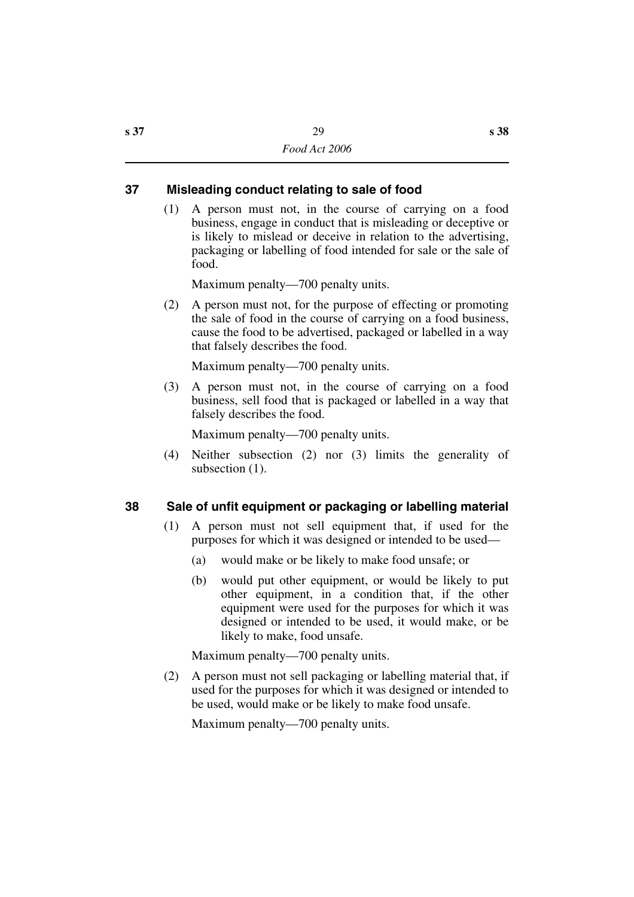## 37 Misleading conduct relating to sale of food

(1) A person must not, in the course of carrying on a food business, engage in conduct that is misleading or deceptive or is likely to mislead or deceive in relation to the advertising, packaging or labelling of food intended for sale or the sale of food.

Maximum penalty—700 penalty units.

(2) A person must not, for the purpose of effecting or promoting the sale of food in the course of carrying on a food business, cause the food to be advertised, packaged or labelled in a way that falsely describes the food.

Maximum penalty—700 penalty units.

(3) A person must not, in the course of carrying on a food business, sell food that is packaged or labelled in a way that falsely describes the food.

Maximum penalty—700 penalty units.

(4) Neither subsection (2) nor (3) limits the generality of subsection (1).

## 38 Sale of unfit equipment or packaging or labelling material

(1) A person must not sell equipment that, if used for the purposes for which it was designed or intended to be used—

(a) would make or be likely to make food unsafe; or

(b) would put other equipment, or would be likely to put other equipment, in a condition that, if the other equipment were used for the purposes for which it was designed or intended to be used, it would make, or be likely to make, food unsafe.

Maximum penalty—700 penalty units.

(2) A person must not sell packaging or labelling material that, if used for the purposes for which it was designed or intended to be used, would make or be likely to make food unsafe.

Maximum penalty—700 penalty units.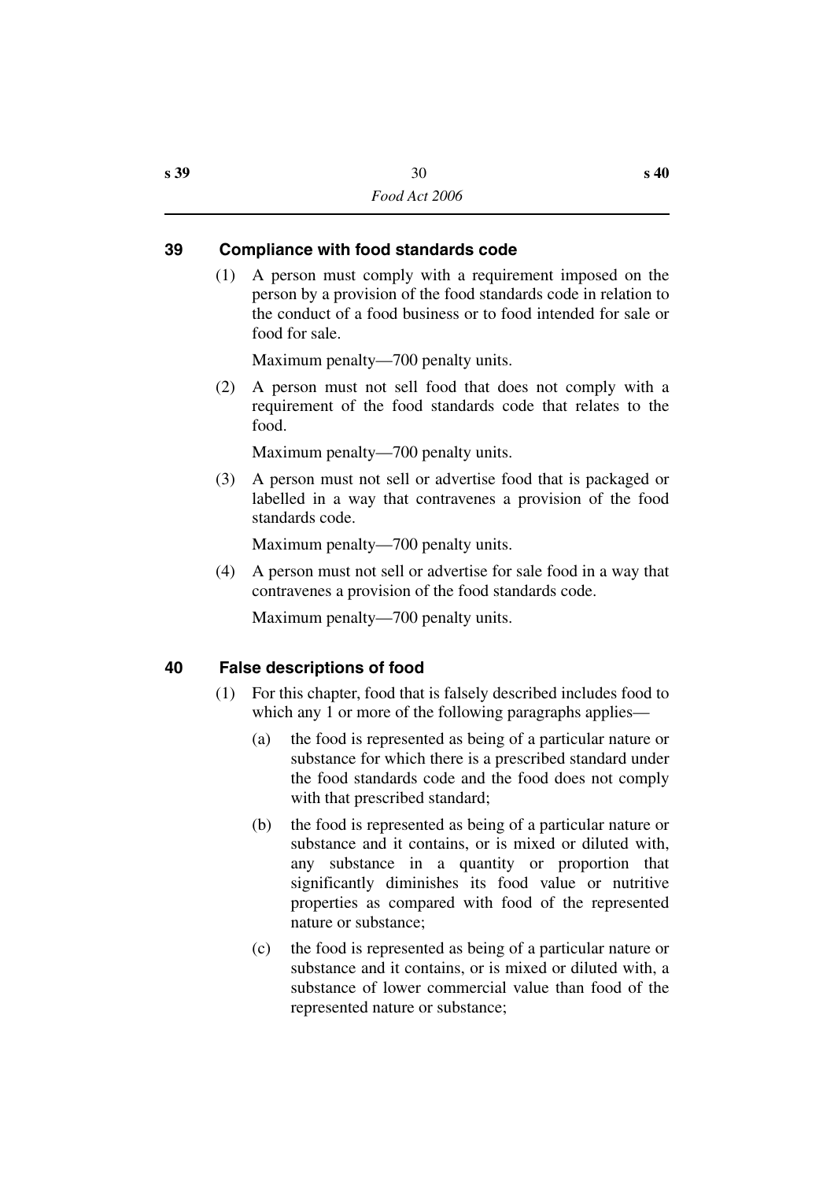## 39 Compliance with food standards code

(1) A person must comply with a requirement imposed on the person by a provision of the food standards code in relation to the conduct of a food business or to food intended for sale or food for sale.

Maximum penalty—700 penalty units.

(2) A person must not sell food that does not comply with a requirement of the food standards code that relates to the food.

Maximum penalty—700 penalty units.

(3) A person must not sell or advertise food that is packaged or labelled in a way that contravenes a provision of the food standards code.

Maximum penalty—700 penalty units.

(4) A person must not sell or advertise for sale food in a way that contravenes a provision of the food standards code.

Maximum penalty—700 penalty units.

## 40 False descriptions of food

(1) For this chapter, food that is falsely described includes food to which any 1 or more of the following paragraphs applies—

(a) the food is represented as being of a particular nature or substance for which there is a prescribed standard under the food standards code and the food does not comply with that prescribed standard;

(b) the food is represented as being of a particular nature or substance and it contains, or is mixed or diluted with, any substance in a quantity or proportion that significantly diminishes its food value or nutritive properties as compared with food of the represented nature or substance;

(c) the food is represented as being of a particular nature or substance and it contains, or is mixed or diluted with, a substance of lower commercial value than food of the represented nature or substance;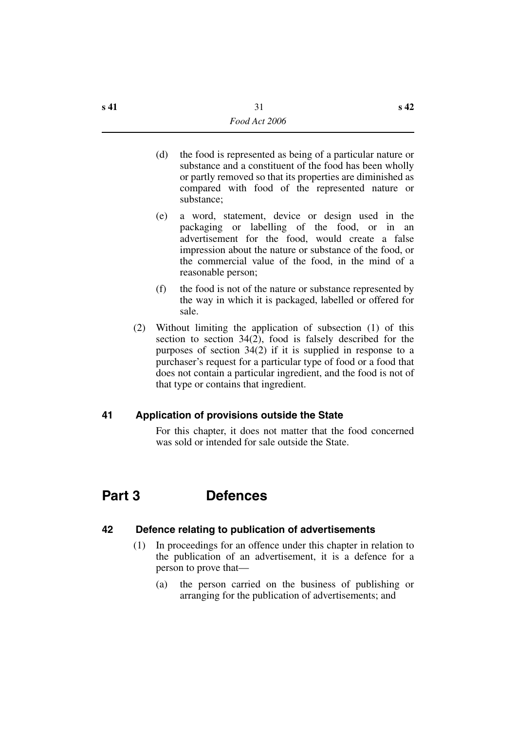(d) the food is represented as being of a particular nature or substance and a constituent of the food has been wholly or partly removed so that its properties are diminished as compared with food of the represented nature or substance;

(e) a word, statement, device or design used in the packaging or labelling of the food, or in an advertisement for the food, would create a false impression about the nature or substance of the food, or the commercial value of the food, in the mind of a reasonable person;

(f) the food is not of the nature or substance represented by the way in which it is packaged, labelled or offered for sale.

(2) Without limiting the application of subsection (1) of this section to section 34(2), food is falsely described for the purposes of section 34(2) if it is supplied in response to a purchaser's request for a particular type of food or a food that does not contain a particular ingredient, and the food is not of that type or contains that ingredient.

### 41 Application of provisions outside the State

For this chapter, it does not matter that the food concerned was sold or intended for sale outside the State.

## Part 3 Defences

### 42 Defence relating to publication of advertisements

(1) In proceedings for an offence under this chapter in relation to the publication of an advertisement, it is a defence for a person to prove that—

(a) the person carried on the business of publishing or arranging for the publication of advertisements; and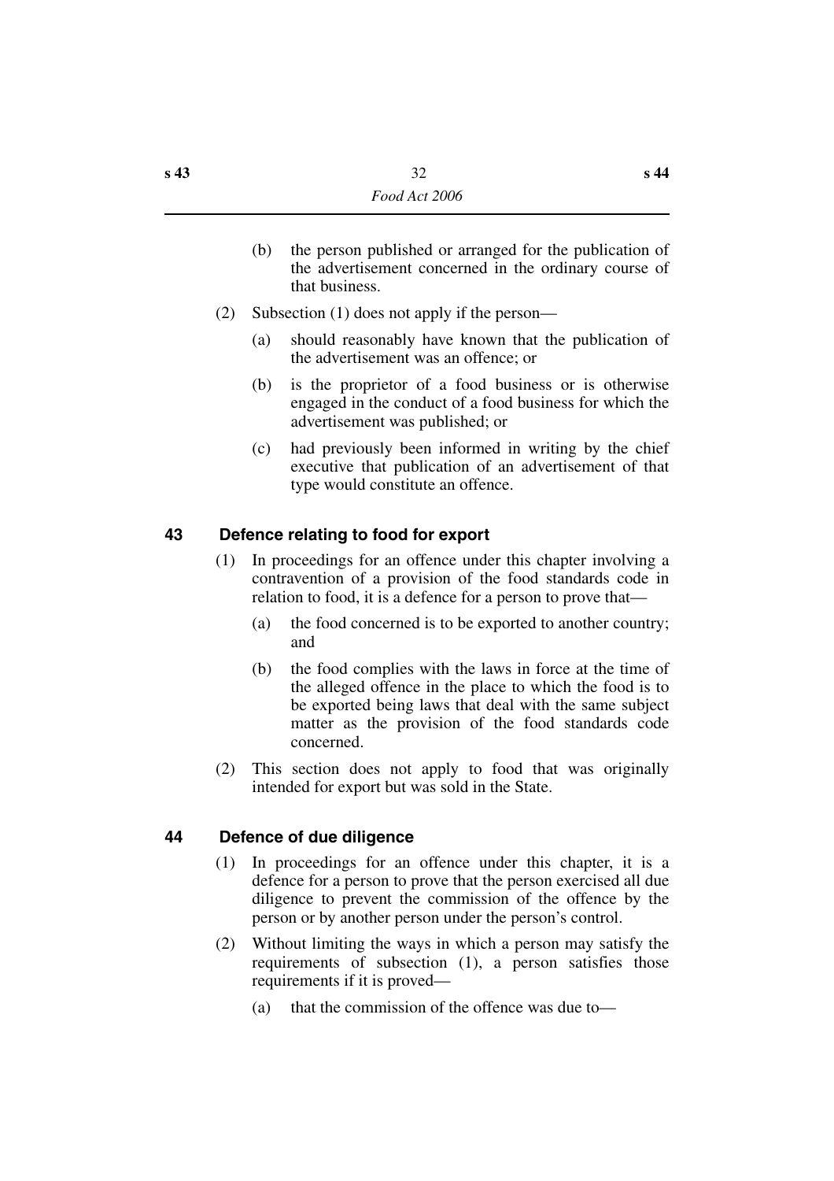(b) the person published or arranged for the publication of the advertisement concerned in the ordinary course of that business.

(2) Subsection (1) does not apply if the person—

(a) should reasonably have known that the publication of the advertisement was an offence; or

(b) is the proprietor of a food business or is otherwise engaged in the conduct of a food business for which the advertisement was published; or

(c) had previously been informed in writing by the chief executive that publication of an advertisement of that type would constitute an offence.

### 43 Defence relating to food for export

(1) In proceedings for an offence under this chapter involving a contravention of a provision of the food standards code in relation to food, it is a defence for a person to prove that—

(a) the food concerned is to be exported to another country; and

(b) the food complies with the laws in force at the time of the alleged offence in the place to which the food is to be exported being laws that deal with the same subject matter as the provision of the food standards code concerned.

(2) This section does not apply to food that was originally intended for export but was sold in the State.

### 44 Defence of due diligence

(1) In proceedings for an offence under this chapter, it is a defence for a person to prove that the person exercised all due diligence to prevent the commission of the offence by the person or by another person under the person's control.

(2) Without limiting the ways in which a person may satisfy the requirements of subsection (1), a person satisfies those requirements if it is proved—

(a) that the commission of the offence was due to—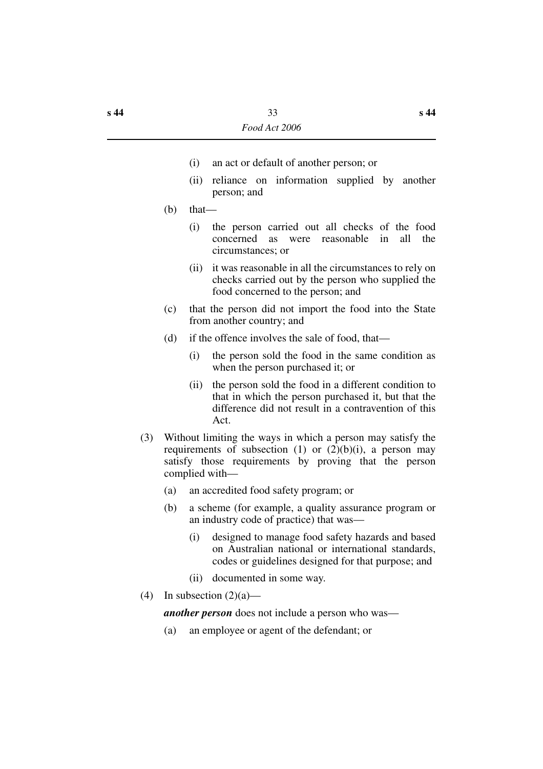(i) an act or default of another person; or

(ii) reliance on information supplied by another person; and

(b) that—

(i) the person carried out all checks of the food concerned as were reasonable in all the circumstances; or

(ii) it was reasonable in all the circumstances to rely on checks carried out by the person who supplied the food concerned to the person; and

(c) that the person did not import the food into the State from another country; and

(d) if the offence involves the sale of food, that—

(i) the person sold the food in the same condition as when the person purchased it; or

(ii) the person sold the food in a different condition to that in which the person purchased it, but that the difference did not result in a contravention of this Act.

(3) Without limiting the ways in which a person may satisfy the requirements of subsection (1) or (2)(b)(i), a person may satisfy those requirements by proving that the person complied with—

(a) an accredited food safety program; or

(b) a scheme (for example, a quality assurance program or an industry code of practice) that was—

(i) designed to manage food safety hazards and based on Australian national or international standards, codes or guidelines designed for that purpose; and

(ii) documented in some way.

(4) In subsection (2)(a)—

***another person*** does not include a person who was—

(a) an employee or agent of the defendant; or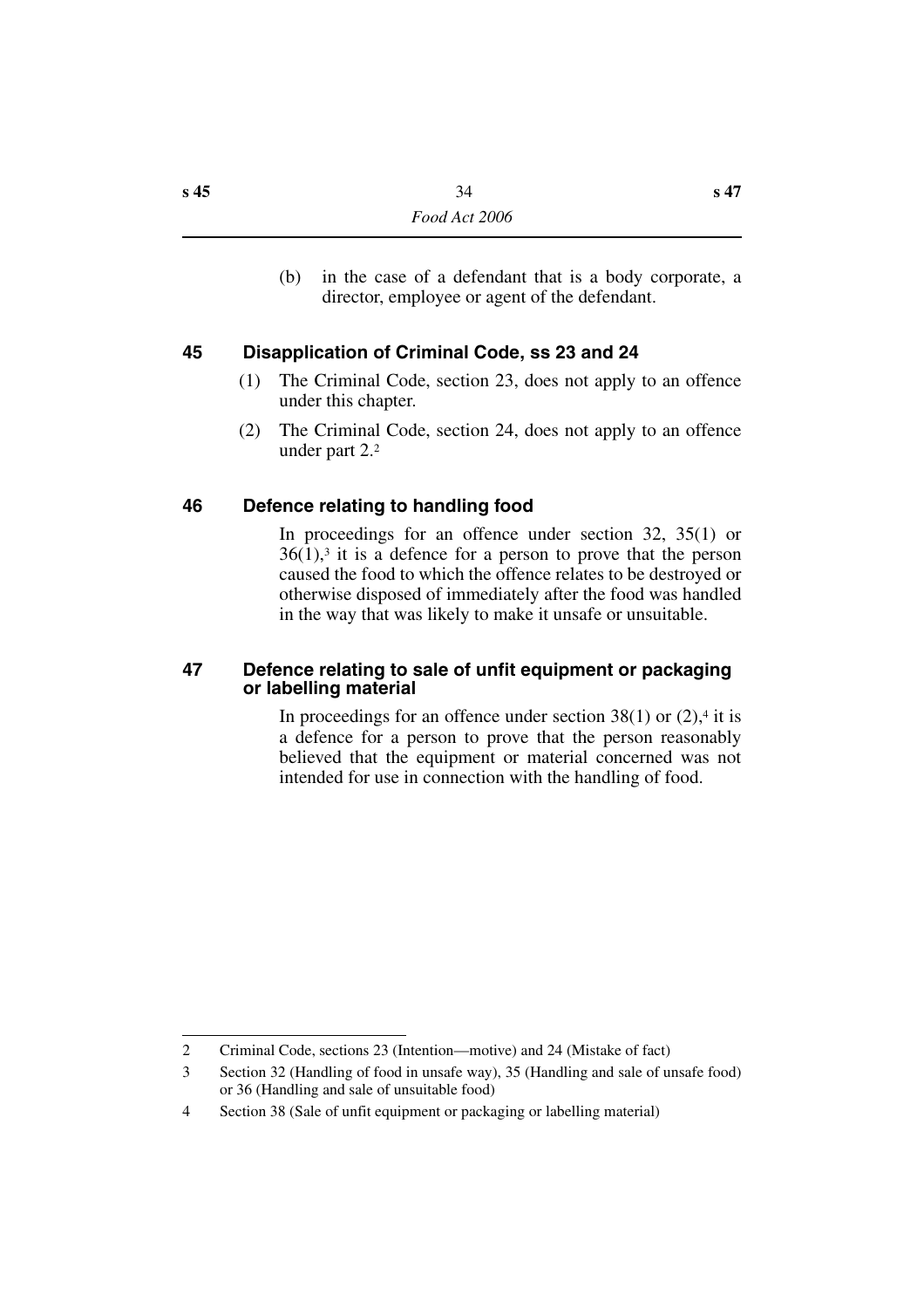(b) in the case of a defendant that is a body corporate, a director, employee or agent of the defendant.

### 45 Disapplication of Criminal Code, ss 23 and 24

(1) The Criminal Code, section 23, does not apply to an offence under this chapter.

(2) The Criminal Code, section 24, does not apply to an offence under part 2.[2]

### 46 Defence relating to handling food

In proceedings for an offence under section 32, 35(1) or 36(1),[3] it is a defence for a person to prove that the person caused the food to which the offence relates to be destroyed or otherwise disposed of immediately after the food was handled in the way that was likely to make it unsafe or unsuitable.

### 47 Defence relating to sale of unfit equipment or packaging or labelling material

In proceedings for an offence under section 38(1) or (2),[4] it is a defence for a person to prove that the person reasonably believed that the equipment or material concerned was not intended for use in connection with the handling of food.

---

2 Criminal Code, sections 23 (Intention—motive) and 24 (Mistake of fact)

3 Section 32 (Handling of food in unsafe way), 35 (Handling and sale of unsafe food) or 36 (Handling and sale of unsuitable food)

4 Section 38 (Sale of unfit equipment or packaging or labelling material)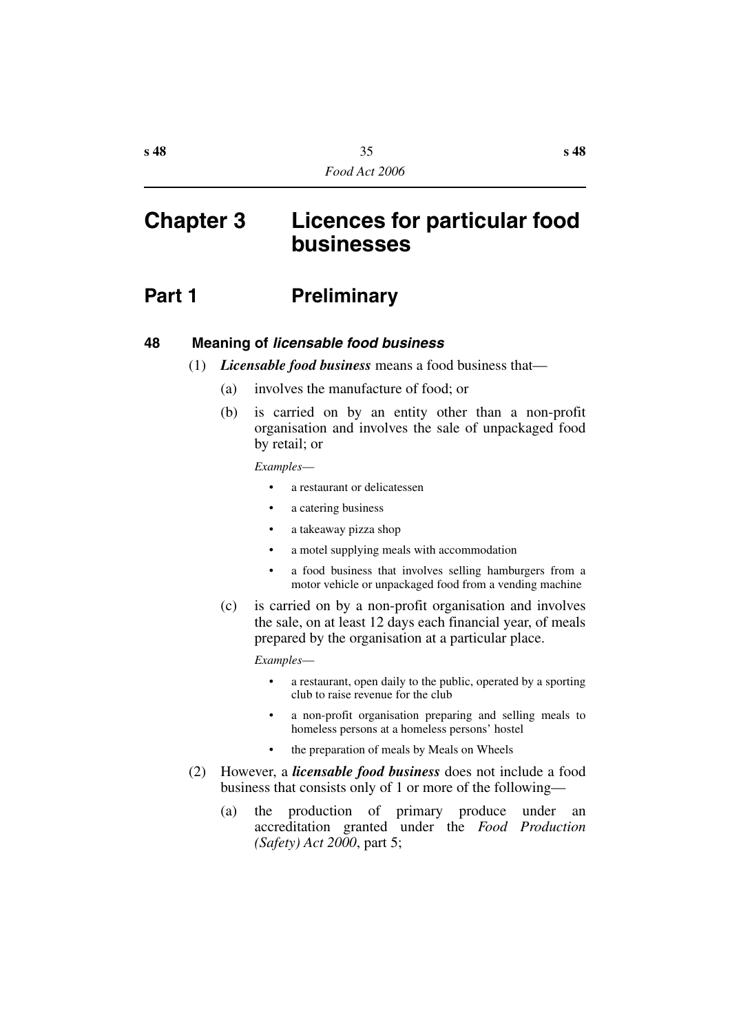# Chapter 3 Licences for particular food businesses

## Part 1 Preliminary

### 48 Meaning of *licensable food business*

(1) ***Licensable food business*** means a food business that—

(a) involves the manufacture of food; or

(b) is carried on by an entity other than a non-profit organisation and involves the sale of unpackaged food by retail; or

*Examples*—

- a restaurant or delicatessen
- a catering business
- a takeaway pizza shop
- a motel supplying meals with accommodation
- a food business that involves selling hamburgers from a motor vehicle or unpackaged food from a vending machine

(c) is carried on by a non-profit organisation and involves the sale, on at least 12 days each financial year, of meals prepared by the organisation at a particular place.

*Examples*—

- a restaurant, open daily to the public, operated by a sporting club to raise revenue for the club
- a non-profit organisation preparing and selling meals to homeless persons at a homeless persons' hostel
- the preparation of meals by Meals on Wheels

(2) However, a ***licensable food business*** does not include a food business that consists only of 1 or more of the following—

(a) the production of primary produce under an accreditation granted under the *Food Production (Safety) Act 2000*, part 5;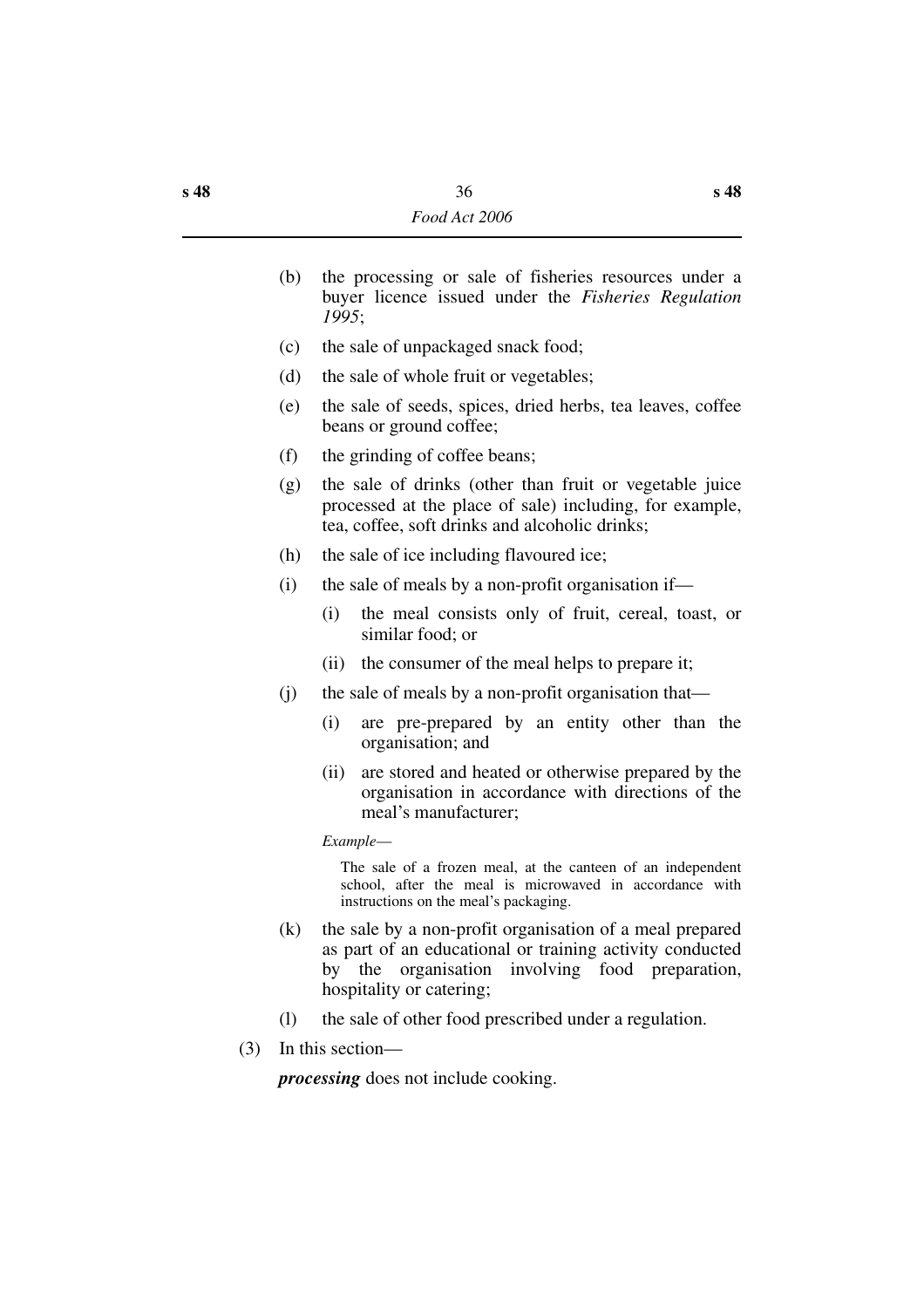(b) the processing or sale of fisheries resources under a buyer licence issued under the *Fisheries Regulation 1995*;

(c) the sale of unpackaged snack food;

(d) the sale of whole fruit or vegetables;

(e) the sale of seeds, spices, dried herbs, tea leaves, coffee beans or ground coffee;

(f) the grinding of coffee beans;

(g) the sale of drinks (other than fruit or vegetable juice processed at the place of sale) including, for example, tea, coffee, soft drinks and alcoholic drinks;

(h) the sale of ice including flavoured ice;

(i) the sale of meals by a non-profit organisation if—

  (i) the meal consists only of fruit, cereal, toast, or similar food; or

  (ii) the consumer of the meal helps to prepare it;

(j) the sale of meals by a non-profit organisation that—

  (i) are pre-prepared by an entity other than the organisation; and

  (ii) are stored and heated or otherwise prepared by the organisation in accordance with directions of the meal's manufacturer;

  *Example*—

  The sale of a frozen meal, at the canteen of an independent school, after the meal is microwaved in accordance with instructions on the meal's packaging.

(k) the sale by a non-profit organisation of a meal prepared as part of an educational or training activity conducted by the organisation involving food preparation, hospitality or catering;

(l) the sale of other food prescribed under a regulation.

(3) In this section—

***processing*** does not include cooking.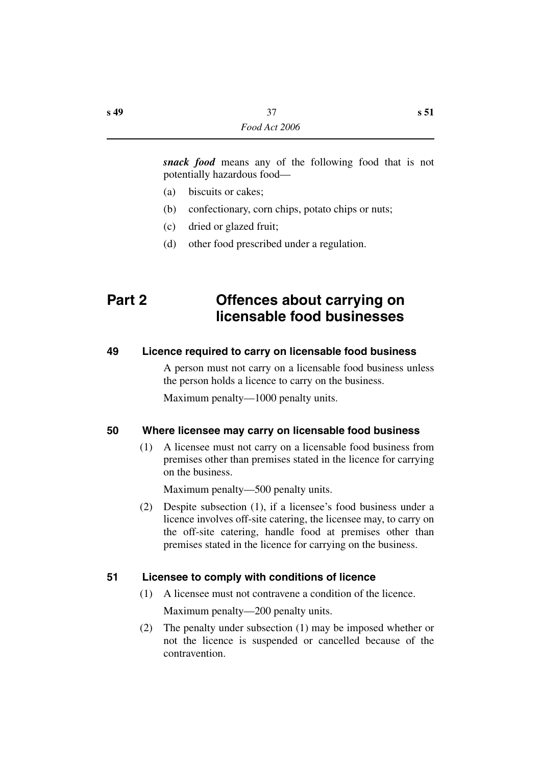***snack food*** means any of the following food that is not potentially hazardous food—

(a) biscuits or cakes;

(b) confectionary, corn chips, potato chips or nuts;

(c) dried or glazed fruit;

(d) other food prescribed under a regulation.

# Part 2 Offences about carrying on licensable food businesses

### 49 Licence required to carry on licensable food business

A person must not carry on a licensable food business unless the person holds a licence to carry on the business.

Maximum penalty—1000 penalty units.

### 50 Where licensee may carry on licensable food business

(1) A licensee must not carry on a licensable food business from premises other than premises stated in the licence for carrying on the business.

Maximum penalty—500 penalty units.

(2) Despite subsection (1), if a licensee's food business under a licence involves off-site catering, the licensee may, to carry on the off-site catering, handle food at premises other than premises stated in the licence for carrying on the business.

### 51 Licensee to comply with conditions of licence

(1) A licensee must not contravene a condition of the licence.

Maximum penalty—200 penalty units.

(2) The penalty under subsection (1) may be imposed whether or not the licence is suspended or cancelled because of the contravention.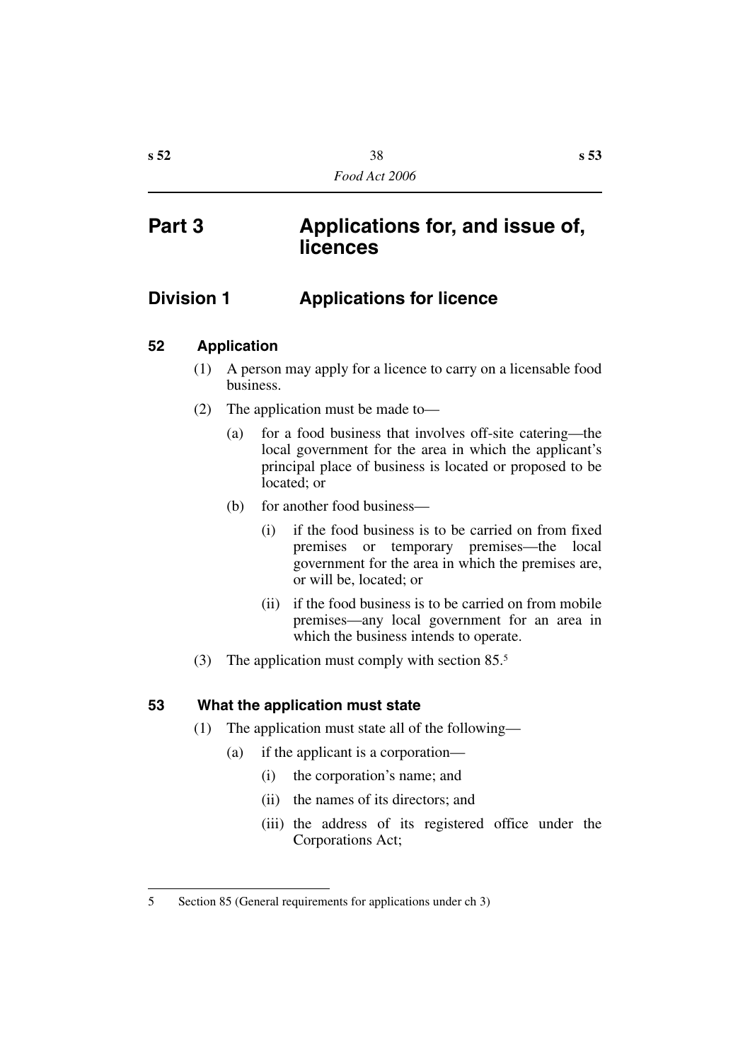# Part 3 Applications for, and issue of, licences

## Division 1 Applications for licence

### 52 Application

(1) A person may apply for a licence to carry on a licensable food business.

(2) The application must be made to—

(a) for a food business that involves off-site catering—the local government for the area in which the applicant's principal place of business is located or proposed to be located; or

(b) for another food business—

(i) if the food business is to be carried on from fixed premises or temporary premises—the local government for the area in which the premises are, or will be, located; or

(ii) if the food business is to be carried on from mobile premises—any local government for an area in which the business intends to operate.

(3) The application must comply with section 85.[5]

### 53 What the application must state

(1) The application must state all of the following—

(a) if the applicant is a corporation—

(i) the corporation's name; and

(ii) the names of its directors; and

(iii) the address of its registered office under the Corporations Act;

---

5 Section 85 (General requirements for applications under ch 3)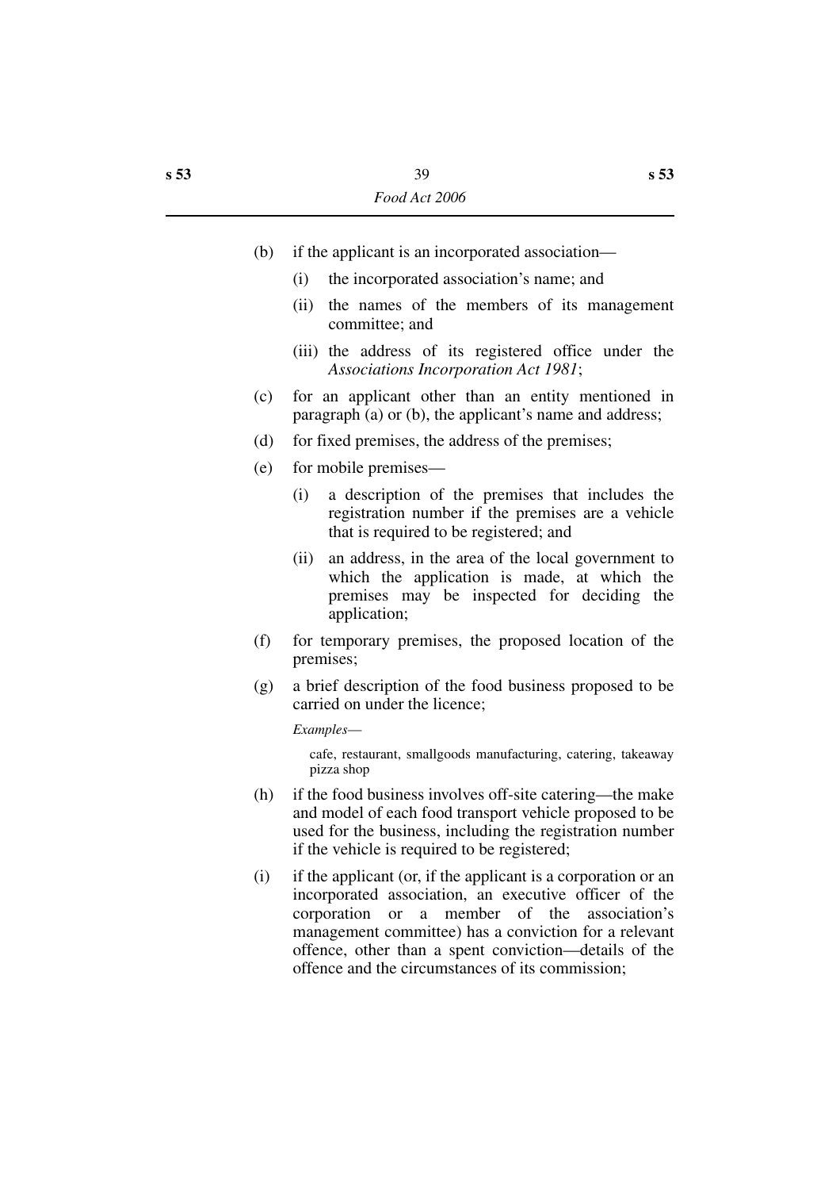(b) if the applicant is an incorporated association—

  (i) the incorporated association's name; and

  (ii) the names of the members of its management committee; and

  (iii) the address of its registered office under the *Associations Incorporation Act 1981*;

(c) for an applicant other than an entity mentioned in paragraph (a) or (b), the applicant's name and address;

(d) for fixed premises, the address of the premises;

(e) for mobile premises—

  (i) a description of the premises that includes the registration number if the premises are a vehicle that is required to be registered; and

  (ii) an address, in the area of the local government to which the application is made, at which the premises may be inspected for deciding the application;

(f) for temporary premises, the proposed location of the premises;

(g) a brief description of the food business proposed to be carried on under the licence;

  *Examples*—

  cafe, restaurant, smallgoods manufacturing, catering, takeaway pizza shop

(h) if the food business involves off-site catering—the make and model of each food transport vehicle proposed to be used for the business, including the registration number if the vehicle is required to be registered;

(i) if the applicant (or, if the applicant is a corporation or an incorporated association, an executive officer of the corporation or a member of the association's management committee) has a conviction for a relevant offence, other than a spent conviction—details of the offence and the circumstances of its commission;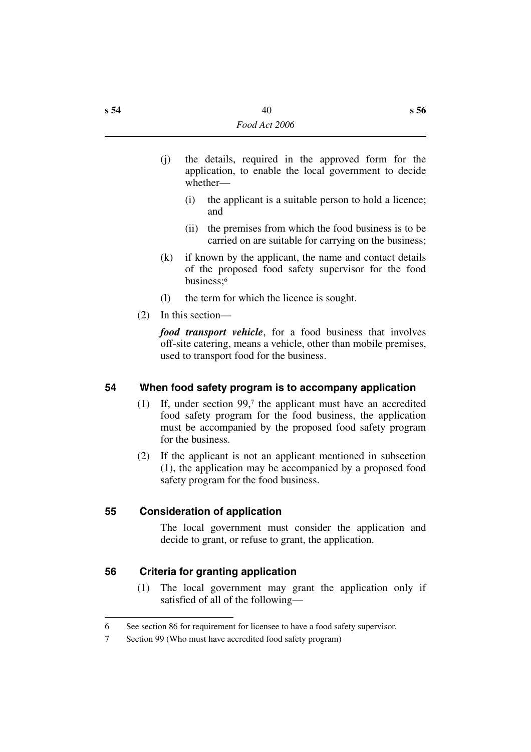(j) the details, required in the approved form for the application, to enable the local government to decide whether—

(i) the applicant is a suitable person to hold a licence; and

(ii) the premises from which the food business is to be carried on are suitable for carrying on the business;

(k) if known by the applicant, the name and contact details of the proposed food safety supervisor for the food business;[6]

(l) the term for which the licence is sought.

(2) In this section—

***food transport vehicle***, for a food business that involves off-site catering, means a vehicle, other than mobile premises, used to transport food for the business.

## 54 When food safety program is to accompany application

(1) If, under section 99,[7] the applicant must have an accredited food safety program for the food business, the application must be accompanied by the proposed food safety program for the business.

(2) If the applicant is not an applicant mentioned in subsection (1), the application may be accompanied by a proposed food safety program for the food business.

## 55 Consideration of application

The local government must consider the application and decide to grant, or refuse to grant, the application.

## 56 Criteria for granting application

(1) The local government may grant the application only if satisfied of all of the following—

---

6 See section 86 for requirement for licensee to have a food safety supervisor.

7 Section 99 (Who must have accredited food safety program)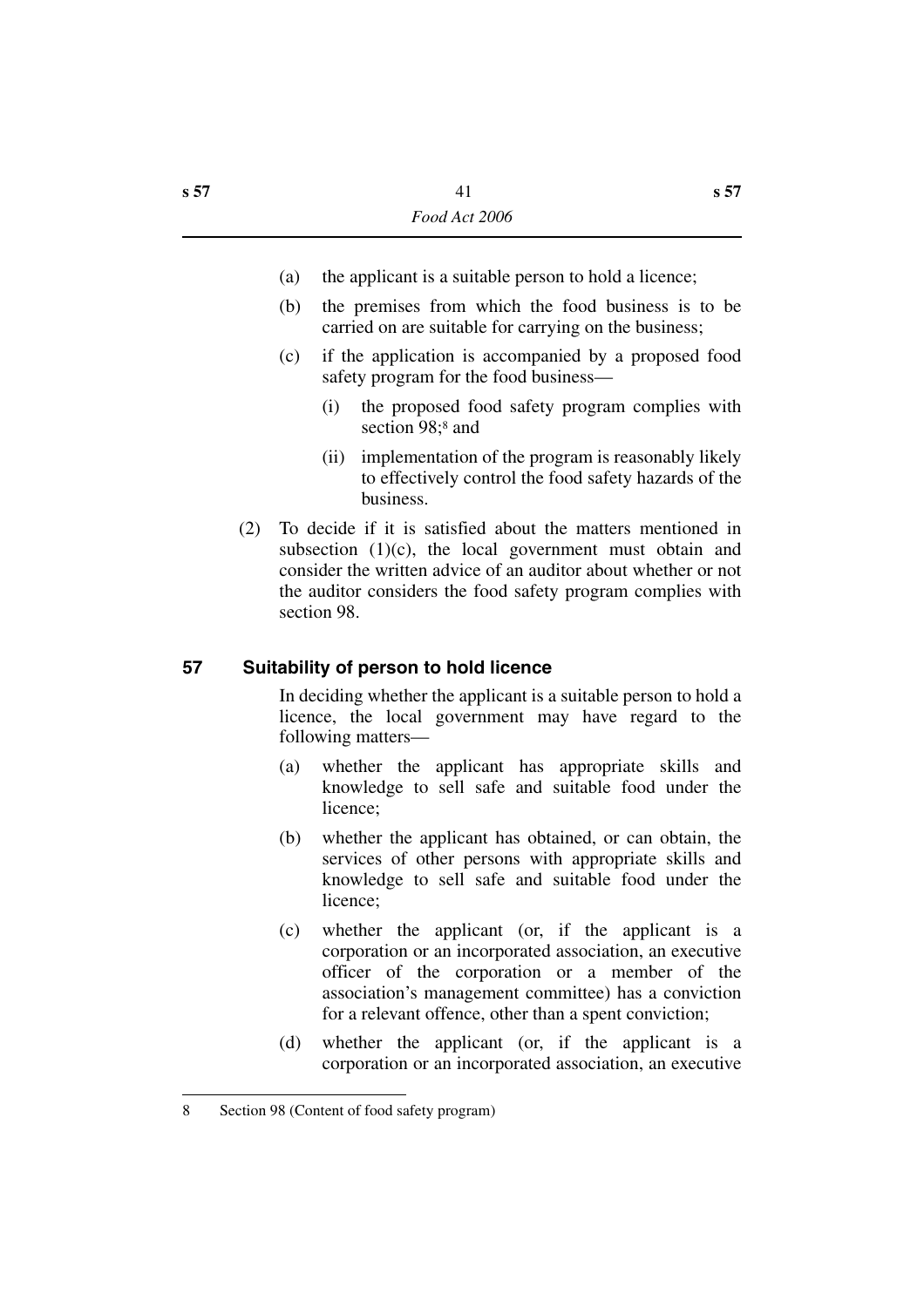(a) the applicant is a suitable person to hold a licence;

(b) the premises from which the food business is to be carried on are suitable for carrying on the business;

(c) if the application is accompanied by a proposed food safety program for the food business—

(i) the proposed food safety program complies with section 98;[8] and

(ii) implementation of the program is reasonably likely to effectively control the food safety hazards of the business.

(2) To decide if it is satisfied about the matters mentioned in subsection (1)(c), the local government must obtain and consider the written advice of an auditor about whether or not the auditor considers the food safety program complies with section 98.

## 57 Suitability of person to hold licence

In deciding whether the applicant is a suitable person to hold a licence, the local government may have regard to the following matters—

(a) whether the applicant has appropriate skills and knowledge to sell safe and suitable food under the licence;

(b) whether the applicant has obtained, or can obtain, the services of other persons with appropriate skills and knowledge to sell safe and suitable food under the licence;

(c) whether the applicant (or, if the applicant is a corporation or an incorporated association, an executive officer of the corporation or a member of the association's management committee) has a conviction for a relevant offence, other than a spent conviction;

(d) whether the applicant (or, if the applicant is a corporation or an incorporated association, an executive

---

8 Section 98 (Content of food safety program)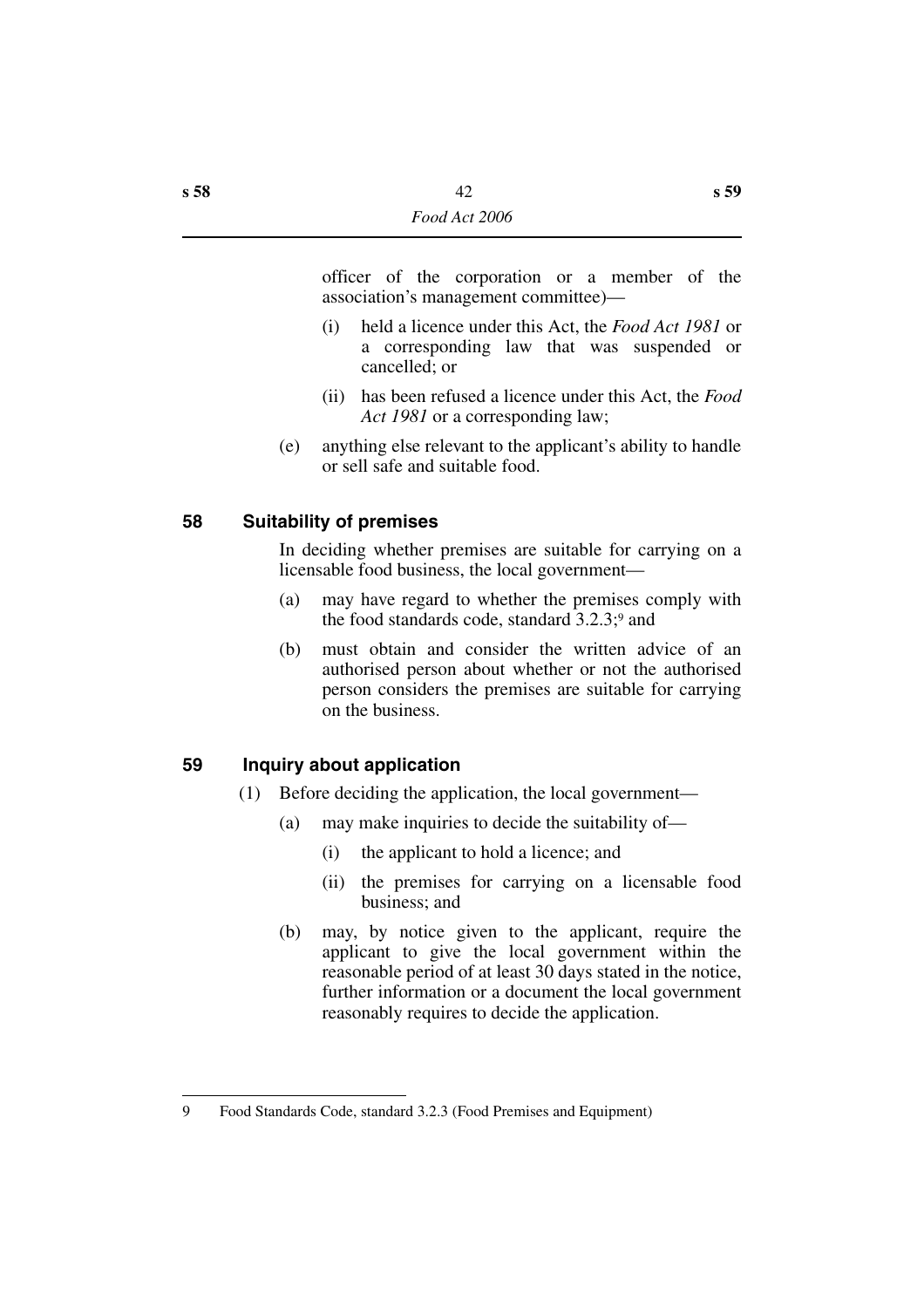officer of the corporation or a member of the association's management committee)—

(i) held a licence under this Act, the *Food Act 1981* or a corresponding law that was suspended or cancelled; or

(ii) has been refused a licence under this Act, the *Food Act 1981* or a corresponding law;

(e) anything else relevant to the applicant's ability to handle or sell safe and suitable food.

## 58 Suitability of premises

In deciding whether premises are suitable for carrying on a licensable food business, the local government—

(a) may have regard to whether the premises comply with the food standards code, standard 3.2.3;[9] and

(b) must obtain and consider the written advice of an authorised person about whether or not the authorised person considers the premises are suitable for carrying on the business.

## 59 Inquiry about application

(1) Before deciding the application, the local government—

(a) may make inquiries to decide the suitability of—

(i) the applicant to hold a licence; and

(ii) the premises for carrying on a licensable food business; and

(b) may, by notice given to the applicant, require the applicant to give the local government within the reasonable period of at least 30 days stated in the notice, further information or a document the local government reasonably requires to decide the application.

---

9 Food Standards Code, standard 3.2.3 (Food Premises and Equipment)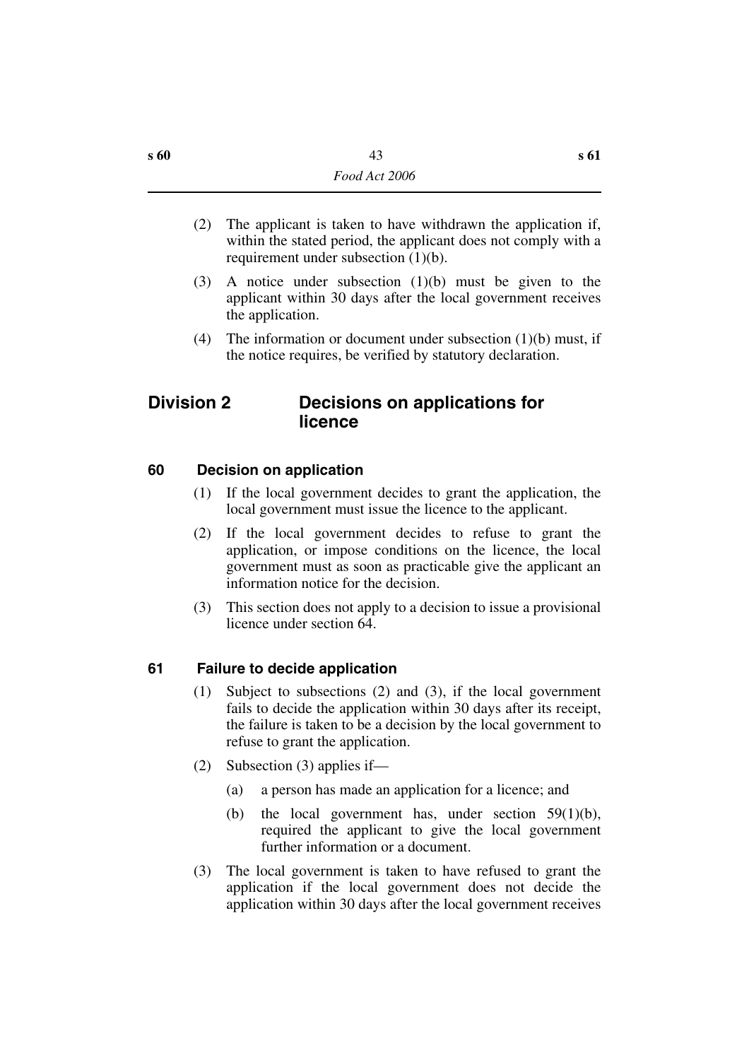(2) The applicant is taken to have withdrawn the application if, within the stated period, the applicant does not comply with a requirement under subsection (1)(b).

(3) A notice under subsection (1)(b) must be given to the applicant within 30 days after the local government receives the application.

(4) The information or document under subsection (1)(b) must, if the notice requires, be verified by statutory declaration.

## Division 2 Decisions on applications for licence

### 60 Decision on application

(1) If the local government decides to grant the application, the local government must issue the licence to the applicant.

(2) If the local government decides to refuse to grant the application, or impose conditions on the licence, the local government must as soon as practicable give the applicant an information notice for the decision.

(3) This section does not apply to a decision to issue a provisional licence under section 64.

### 61 Failure to decide application

(1) Subject to subsections (2) and (3), if the local government fails to decide the application within 30 days after its receipt, the failure is taken to be a decision by the local government to refuse to grant the application.

(2) Subsection (3) applies if—

(a) a person has made an application for a licence; and

(b) the local government has, under section 59(1)(b), required the applicant to give the local government further information or a document.

(3) The local government is taken to have refused to grant the application if the local government does not decide the application within 30 days after the local government receives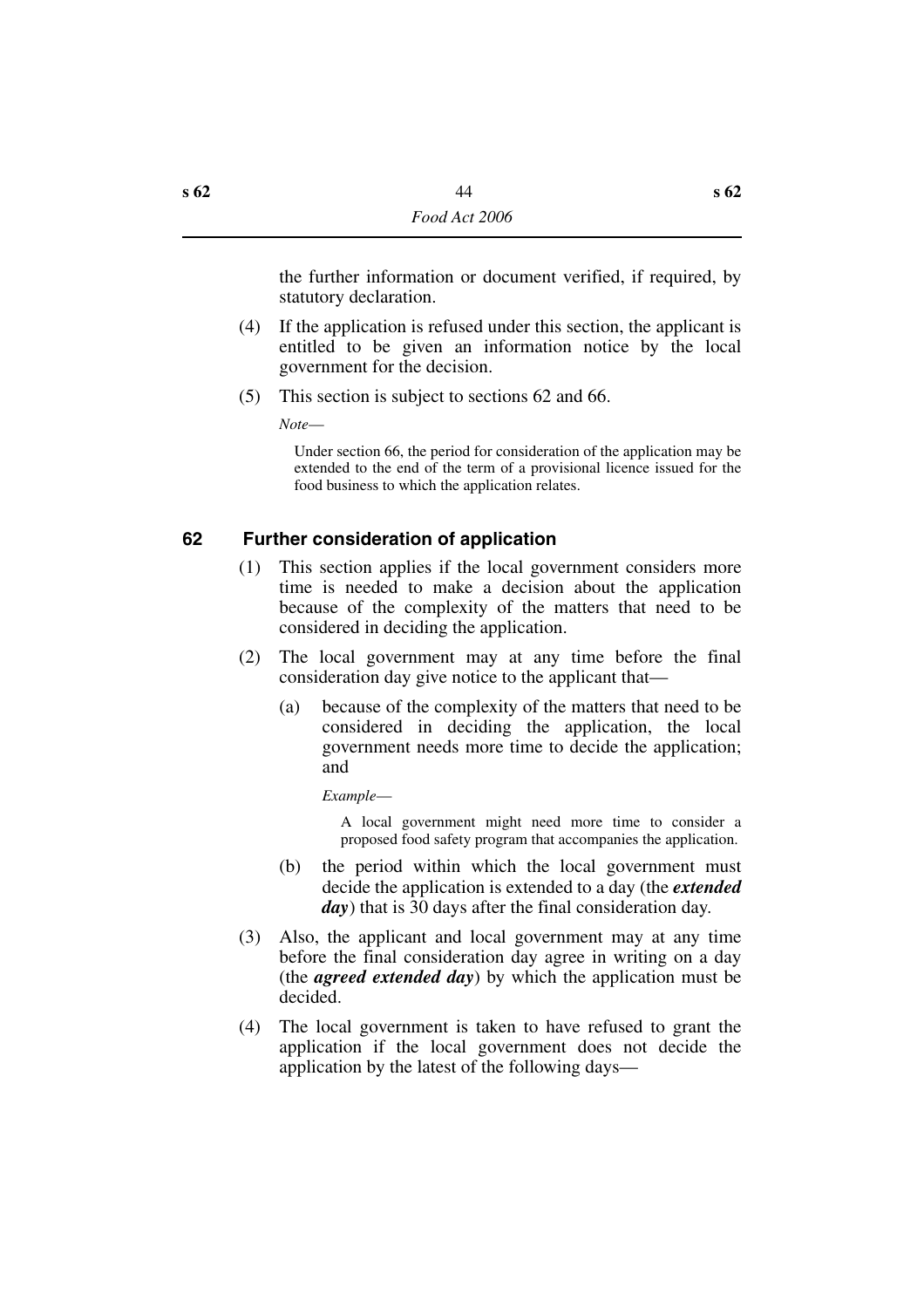the further information or document verified, if required, by statutory declaration.

(4) If the application is refused under this section, the applicant is entitled to be given an information notice by the local government for the decision.

(5) This section is subject to sections 62 and 66.

*Note*—

Under section 66, the period for consideration of the application may be extended to the end of the term of a provisional licence issued for the food business to which the application relates.

## 62 Further consideration of application

(1) This section applies if the local government considers more time is needed to make a decision about the application because of the complexity of the matters that need to be considered in deciding the application.

(2) The local government may at any time before the final consideration day give notice to the applicant that—

(a) because of the complexity of the matters that need to be considered in deciding the application, the local government needs more time to decide the application; and

*Example*—

A local government might need more time to consider a proposed food safety program that accompanies the application.

(b) the period within which the local government must decide the application is extended to a day (the ***extended day***) that is 30 days after the final consideration day.

(3) Also, the applicant and local government may at any time before the final consideration day agree in writing on a day (the ***agreed extended day***) by which the application must be decided.

(4) The local government is taken to have refused to grant the application if the local government does not decide the application by the latest of the following days—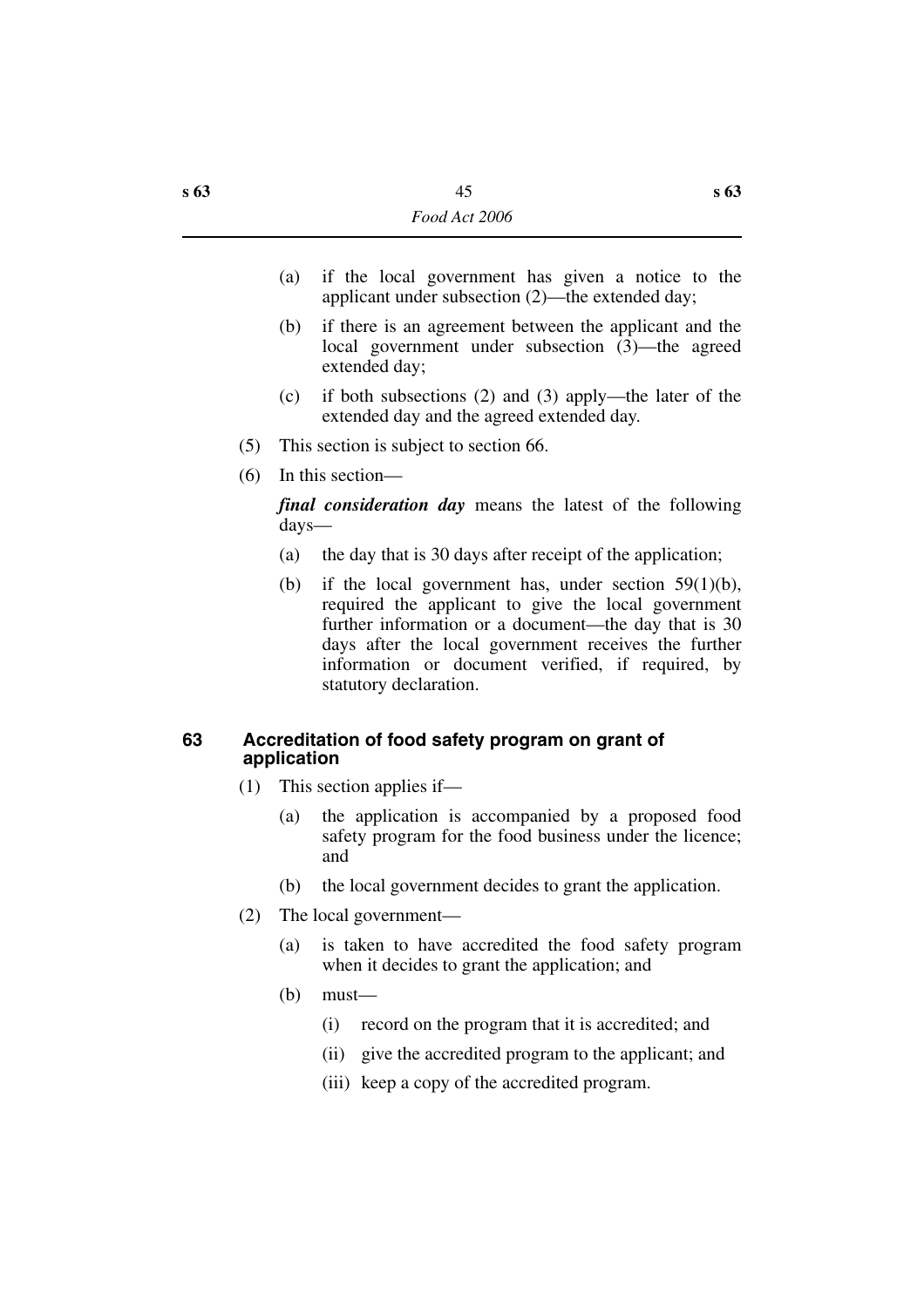(a) if the local government has given a notice to the applicant under subsection (2)—the extended day;

(b) if there is an agreement between the applicant and the local government under subsection (3)—the agreed extended day;

(c) if both subsections (2) and (3) apply—the later of the extended day and the agreed extended day.

(5) This section is subject to section 66.

(6) In this section—

***final consideration day*** means the latest of the following days—

(a) the day that is 30 days after receipt of the application;

(b) if the local government has, under section 59(1)(b), required the applicant to give the local government further information or a document—the day that is 30 days after the local government receives the further information or document verified, if required, by statutory declaration.

## 63 Accreditation of food safety program on grant of application

(1) This section applies if—

(a) the application is accompanied by a proposed food safety program for the food business under the licence; and

(b) the local government decides to grant the application.

(2) The local government—

(a) is taken to have accredited the food safety program when it decides to grant the application; and

(b) must—

(i) record on the program that it is accredited; and

(ii) give the accredited program to the applicant; and

(iii) keep a copy of the accredited program.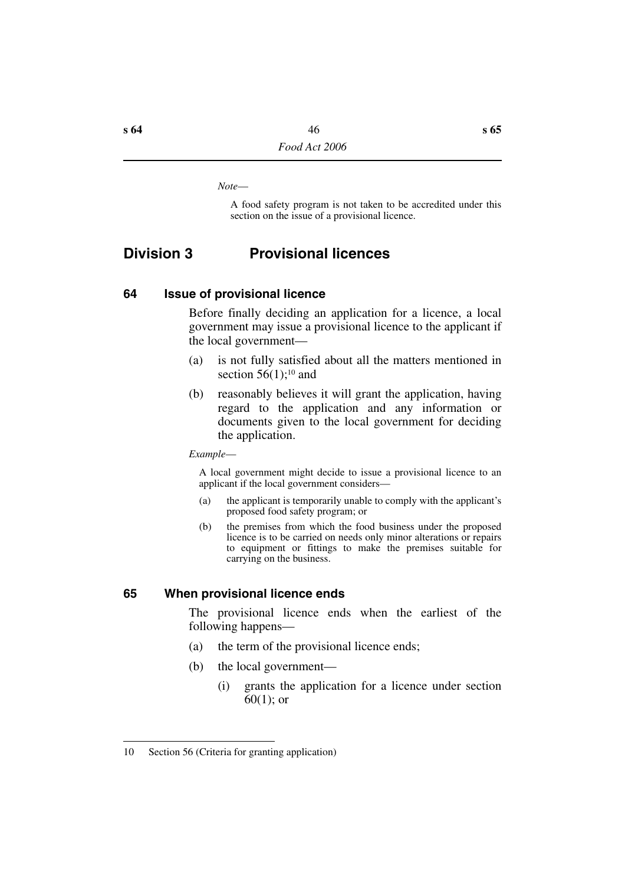*Note*—

A food safety program is not taken to be accredited under this section on the issue of a provisional licence.

## Division 3 Provisional licences

### 64 Issue of provisional licence

Before finally deciding an application for a licence, a local government may issue a provisional licence to the applicant if the local government—

(a) is not fully satisfied about all the matters mentioned in section 56(1);[10] and

(b) reasonably believes it will grant the application, having regard to the application and any information or documents given to the local government for deciding the application.

*Example*—

A local government might decide to issue a provisional licence to an applicant if the local government considers—

(a) the applicant is temporarily unable to comply with the applicant's proposed food safety program; or

(b) the premises from which the food business under the proposed licence is to be carried on needs only minor alterations or repairs to equipment or fittings to make the premises suitable for carrying on the business.

### 65 When provisional licence ends

The provisional licence ends when the earliest of the following happens—

(a) the term of the provisional licence ends;

(b) the local government—

(i) grants the application for a licence under section 60(1); or

---

10 Section 56 (Criteria for granting application)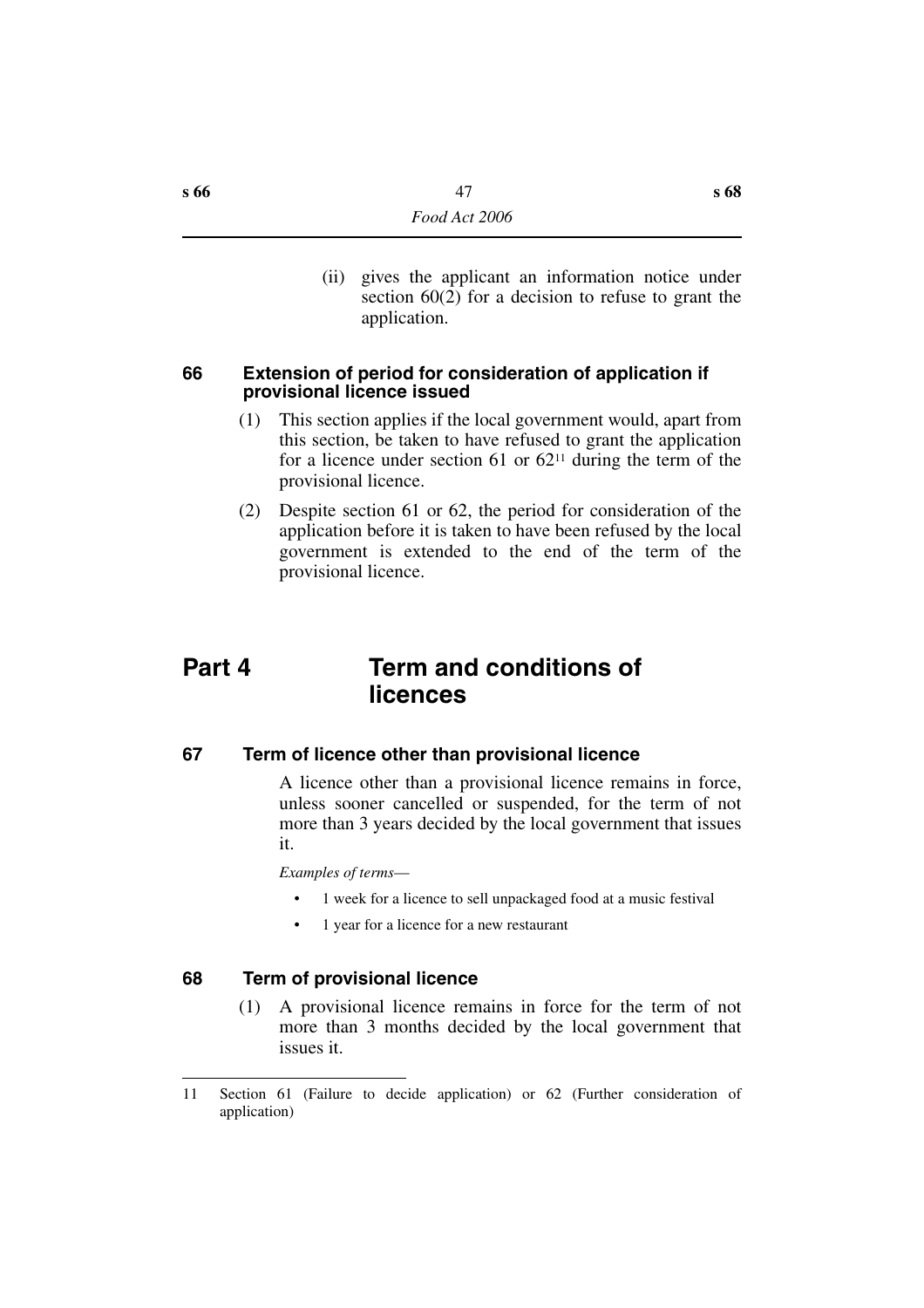(ii) gives the applicant an information notice under section 60(2) for a decision to refuse to grant the application.

### 66 Extension of period for consideration of application if provisional licence issued

(1) This section applies if the local government would, apart from this section, be taken to have refused to grant the application for a licence under section 61 or 62[11] during the term of the provisional licence.

(2) Despite section 61 or 62, the period for consideration of the application before it is taken to have been refused by the local government is extended to the end of the term of the provisional licence.

## Part 4 Term and conditions of licences

### 67 Term of licence other than provisional licence

A licence other than a provisional licence remains in force, unless sooner cancelled or suspended, for the term of not more than 3 years decided by the local government that issues it.

*Examples of terms*—

- 1 week for a licence to sell unpackaged food at a music festival
- 1 year for a licence for a new restaurant

### 68 Term of provisional licence

(1) A provisional licence remains in force for the term of not more than 3 months decided by the local government that issues it.

---

11 Section 61 (Failure to decide application) or 62 (Further consideration of application)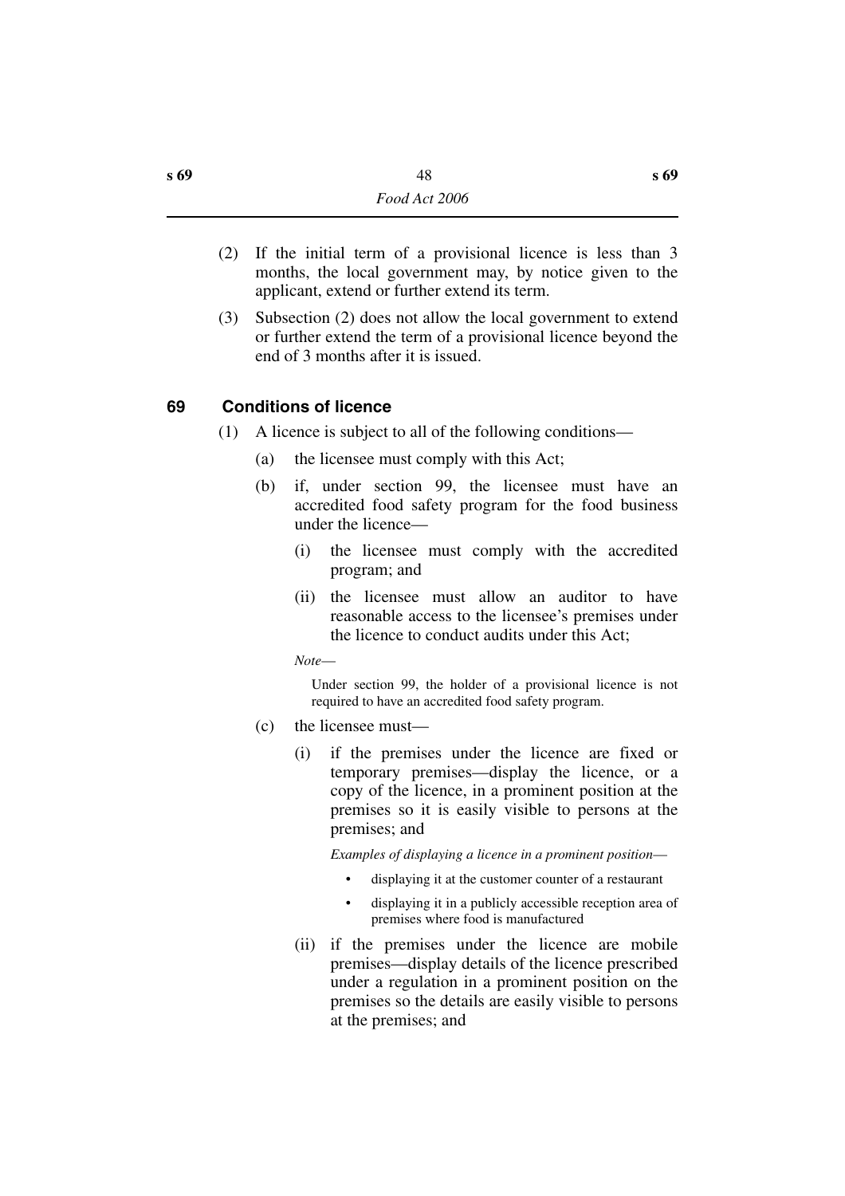(2) If the initial term of a provisional licence is less than 3 months, the local government may, by notice given to the applicant, extend or further extend its term.

(3) Subsection (2) does not allow the local government to extend or further extend the term of a provisional licence beyond the end of 3 months after it is issued.

## 69 Conditions of licence

(1) A licence is subject to all of the following conditions—

(a) the licensee must comply with this Act;

(b) if, under section 99, the licensee must have an accredited food safety program for the food business under the licence—

(i) the licensee must comply with the accredited program; and

(ii) the licensee must allow an auditor to have reasonable access to the licensee's premises under the licence to conduct audits under this Act;

*Note*—

Under section 99, the holder of a provisional licence is not required to have an accredited food safety program.

(c) the licensee must—

(i) if the premises under the licence are fixed or temporary premises—display the licence, or a copy of the licence, in a prominent position at the premises so it is easily visible to persons at the premises; and

*Examples of displaying a licence in a prominent position*—

- displaying it at the customer counter of a restaurant
- displaying it in a publicly accessible reception area of premises where food is manufactured

(ii) if the premises under the licence are mobile premises—display details of the licence prescribed under a regulation in a prominent position on the premises so the details are easily visible to persons at the premises; and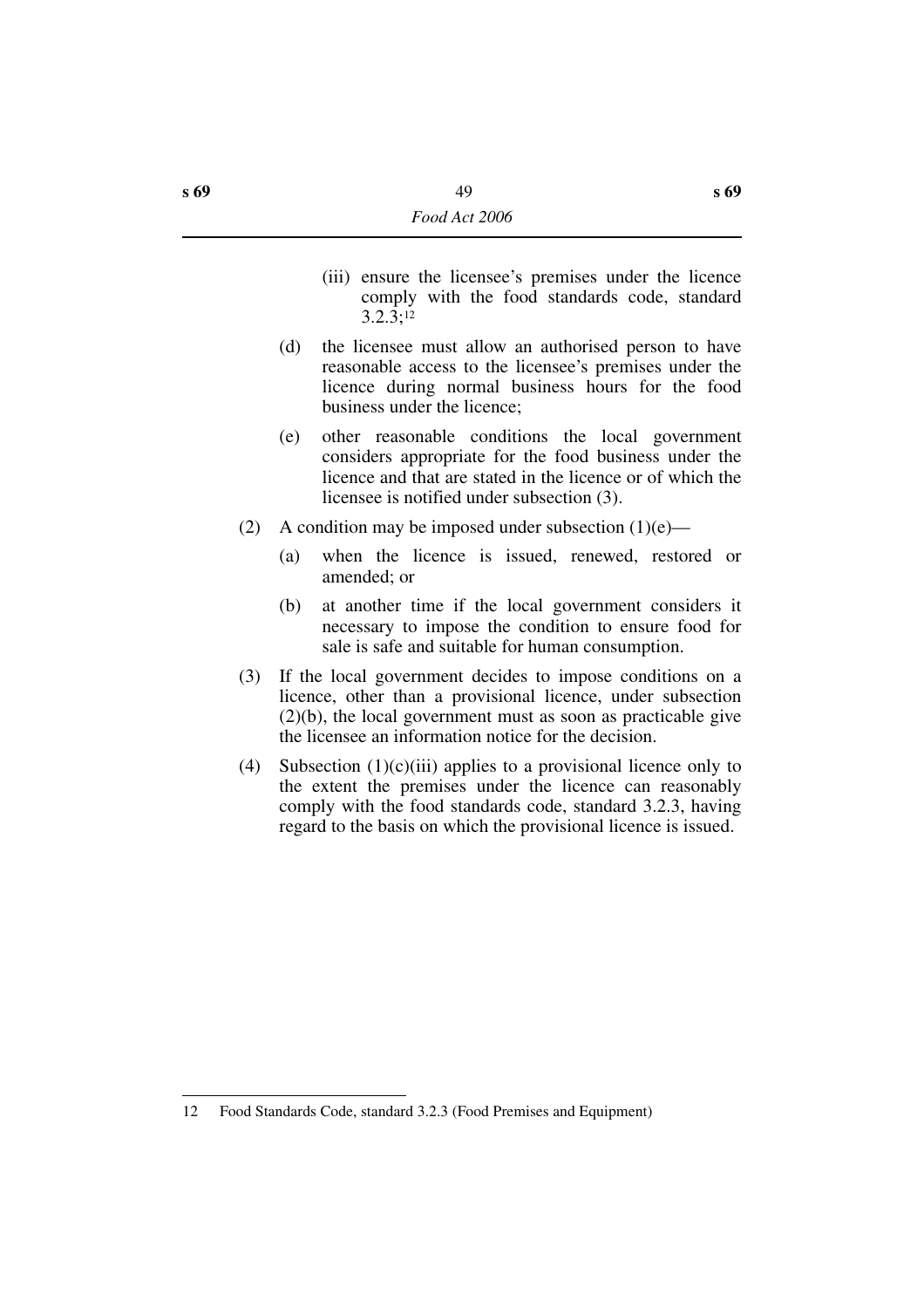(iii) ensure the licensee's premises under the licence comply with the food standards code, standard 3.2.3;[12]

(d) the licensee must allow an authorised person to have reasonable access to the licensee's premises under the licence during normal business hours for the food business under the licence;

(e) other reasonable conditions the local government considers appropriate for the food business under the licence and that are stated in the licence or of which the licensee is notified under subsection (3).

(2) A condition may be imposed under subsection (1)(e)—

(a) when the licence is issued, renewed, restored or amended; or

(b) at another time if the local government considers it necessary to impose the condition to ensure food for sale is safe and suitable for human consumption.

(3) If the local government decides to impose conditions on a licence, other than a provisional licence, under subsection (2)(b), the local government must as soon as practicable give the licensee an information notice for the decision.

(4) Subsection (1)(c)(iii) applies to a provisional licence only to the extent the premises under the licence can reasonably comply with the food standards code, standard 3.2.3, having regard to the basis on which the provisional licence is issued.

---

12 Food Standards Code, standard 3.2.3 (Food Premises and Equipment)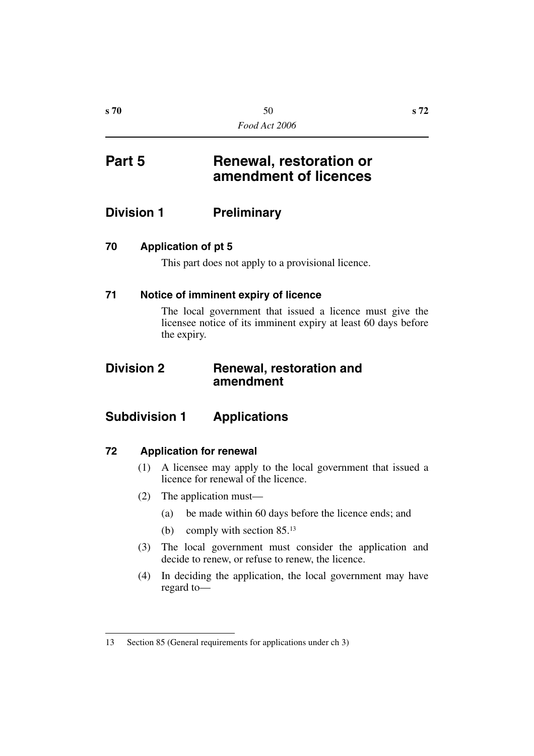# Part 5 Renewal, restoration or amendment of licences

## Division 1 Preliminary

### 70 Application of pt 5

This part does not apply to a provisional licence.

### 71 Notice of imminent expiry of licence

The local government that issued a licence must give the licensee notice of its imminent expiry at least 60 days before the expiry.

## Division 2 Renewal, restoration and amendment

## Subdivision 1 Applications

### 72 Application for renewal

(1) A licensee may apply to the local government that issued a licence for renewal of the licence.

(2) The application must—

(a) be made within 60 days before the licence ends; and

(b) comply with section 85.[13]

(3) The local government must consider the application and decide to renew, or refuse to renew, the licence.

(4) In deciding the application, the local government may have regard to—

---

13 Section 85 (General requirements for applications under ch 3)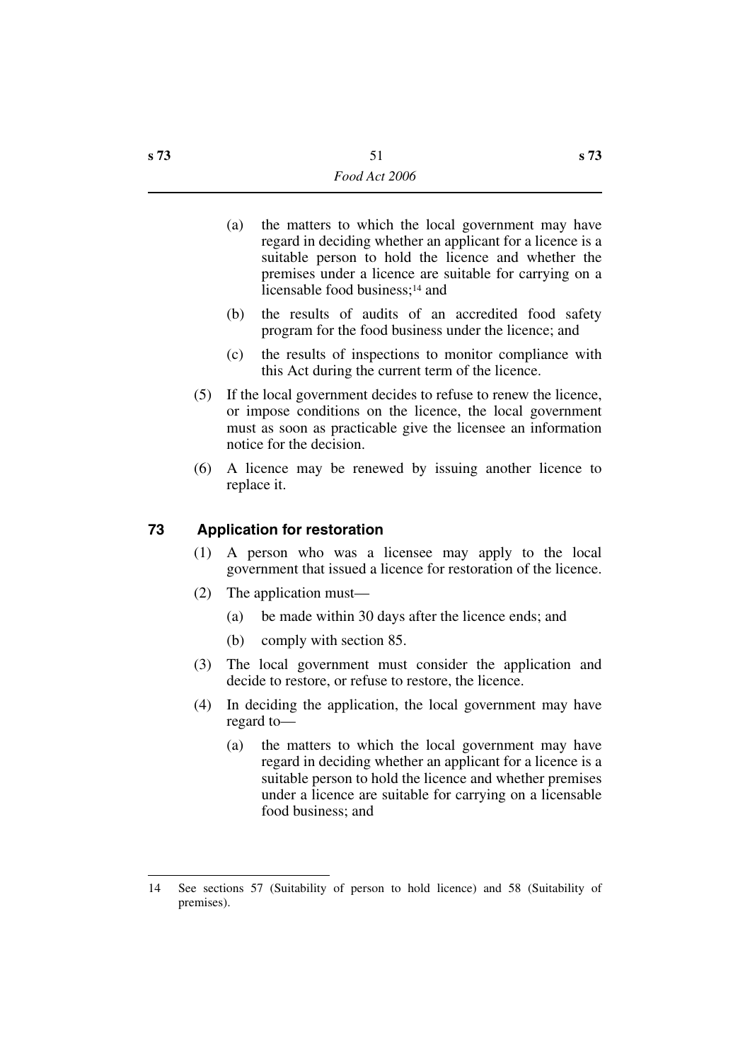(a) the matters to which the local government may have regard in deciding whether an applicant for a licence is a suitable person to hold the licence and whether the premises under a licence are suitable for carrying on a licensable food business;[14] and

(b) the results of audits of an accredited food safety program for the food business under the licence; and

(c) the results of inspections to monitor compliance with this Act during the current term of the licence.

(5) If the local government decides to refuse to renew the licence, or impose conditions on the licence, the local government must as soon as practicable give the licensee an information notice for the decision.

(6) A licence may be renewed by issuing another licence to replace it.

### 73 Application for restoration

(1) A person who was a licensee may apply to the local government that issued a licence for restoration of the licence.

(2) The application must—

(a) be made within 30 days after the licence ends; and

(b) comply with section 85.

(3) The local government must consider the application and decide to restore, or refuse to restore, the licence.

(4) In deciding the application, the local government may have regard to—

(a) the matters to which the local government may have regard in deciding whether an applicant for a licence is a suitable person to hold the licence and whether premises under a licence are suitable for carrying on a licensable food business; and

---

14 See sections 57 (Suitability of person to hold licence) and 58 (Suitability of premises).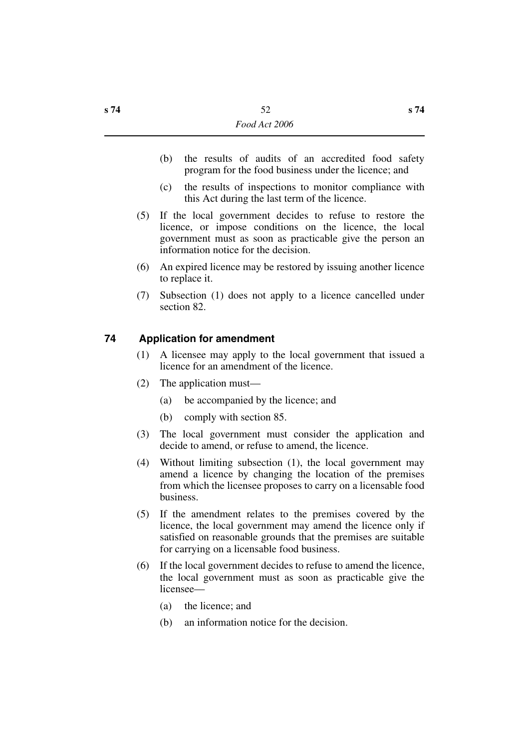(b) the results of audits of an accredited food safety program for the food business under the licence; and

(c) the results of inspections to monitor compliance with this Act during the last term of the licence.

(5) If the local government decides to refuse to restore the licence, or impose conditions on the licence, the local government must as soon as practicable give the person an information notice for the decision.

(6) An expired licence may be restored by issuing another licence to replace it.

(7) Subsection (1) does not apply to a licence cancelled under section 82.

## 74 Application for amendment

(1) A licensee may apply to the local government that issued a licence for an amendment of the licence.

(2) The application must—

(a) be accompanied by the licence; and

(b) comply with section 85.

(3) The local government must consider the application and decide to amend, or refuse to amend, the licence.

(4) Without limiting subsection (1), the local government may amend a licence by changing the location of the premises from which the licensee proposes to carry on a licensable food business.

(5) If the amendment relates to the premises covered by the licence, the local government may amend the licence only if satisfied on reasonable grounds that the premises are suitable for carrying on a licensable food business.

(6) If the local government decides to refuse to amend the licence, the local government must as soon as practicable give the licensee—

(a) the licence; and

(b) an information notice for the decision.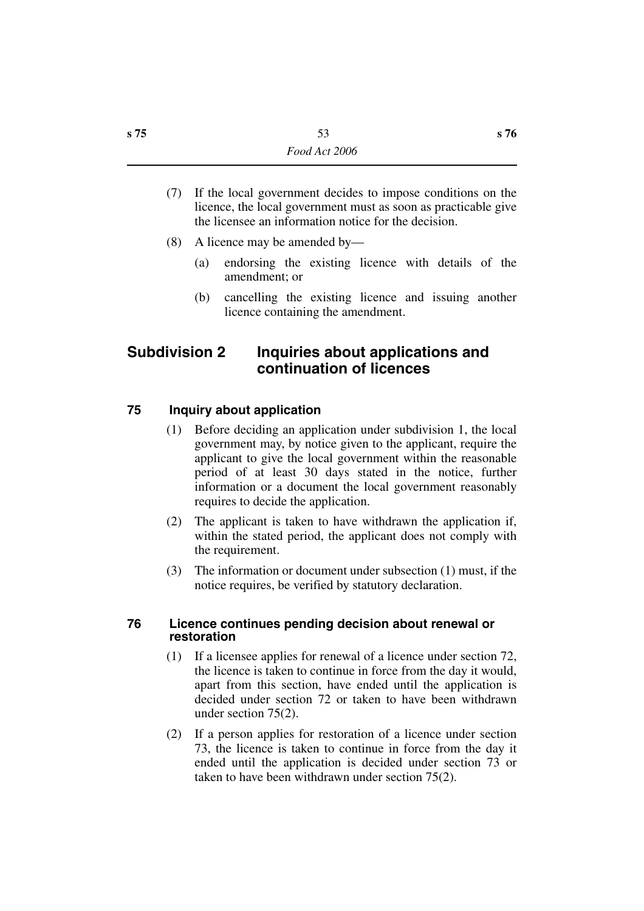(7) If the local government decides to impose conditions on the licence, the local government must as soon as practicable give the licensee an information notice for the decision.

(8) A licence may be amended by—

(a) endorsing the existing licence with details of the amendment; or

(b) cancelling the existing licence and issuing another licence containing the amendment.

## Subdivision 2 Inquiries about applications and continuation of licences

### 75 Inquiry about application

(1) Before deciding an application under subdivision 1, the local government may, by notice given to the applicant, require the applicant to give the local government within the reasonable period of at least 30 days stated in the notice, further information or a document the local government reasonably requires to decide the application.

(2) The applicant is taken to have withdrawn the application if, within the stated period, the applicant does not comply with the requirement.

(3) The information or document under subsection (1) must, if the notice requires, be verified by statutory declaration.

### 76 Licence continues pending decision about renewal or restoration

(1) If a licensee applies for renewal of a licence under section 72, the licence is taken to continue in force from the day it would, apart from this section, have ended until the application is decided under section 72 or taken to have been withdrawn under section 75(2).

(2) If a person applies for restoration of a licence under section 73, the licence is taken to continue in force from the day it ended until the application is decided under section 73 or taken to have been withdrawn under section 75(2).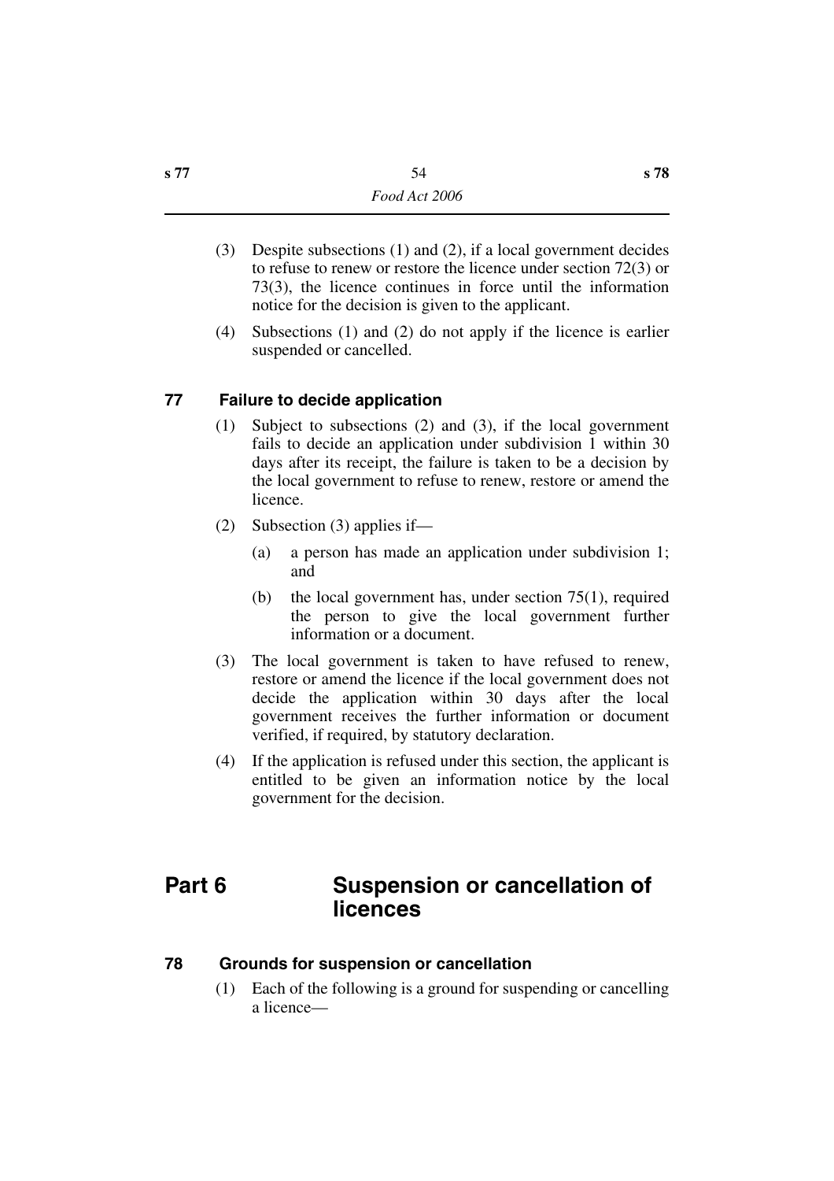(3) Despite subsections (1) and (2), if a local government decides to refuse to renew or restore the licence under section 72(3) or 73(3), the licence continues in force until the information notice for the decision is given to the applicant.

(4) Subsections (1) and (2) do not apply if the licence is earlier suspended or cancelled.

### 77 Failure to decide application

(1) Subject to subsections (2) and (3), if the local government fails to decide an application under subdivision 1 within 30 days after its receipt, the failure is taken to be a decision by the local government to refuse to renew, restore or amend the licence.

(2) Subsection (3) applies if—

(a) a person has made an application under subdivision 1; and

(b) the local government has, under section 75(1), required the person to give the local government further information or a document.

(3) The local government is taken to have refused to renew, restore or amend the licence if the local government does not decide the application within 30 days after the local government receives the further information or document verified, if required, by statutory declaration.

(4) If the application is refused under this section, the applicant is entitled to be given an information notice by the local government for the decision.

## Part 6 Suspension or cancellation of licences

### 78 Grounds for suspension or cancellation

(1) Each of the following is a ground for suspending or cancelling a licence—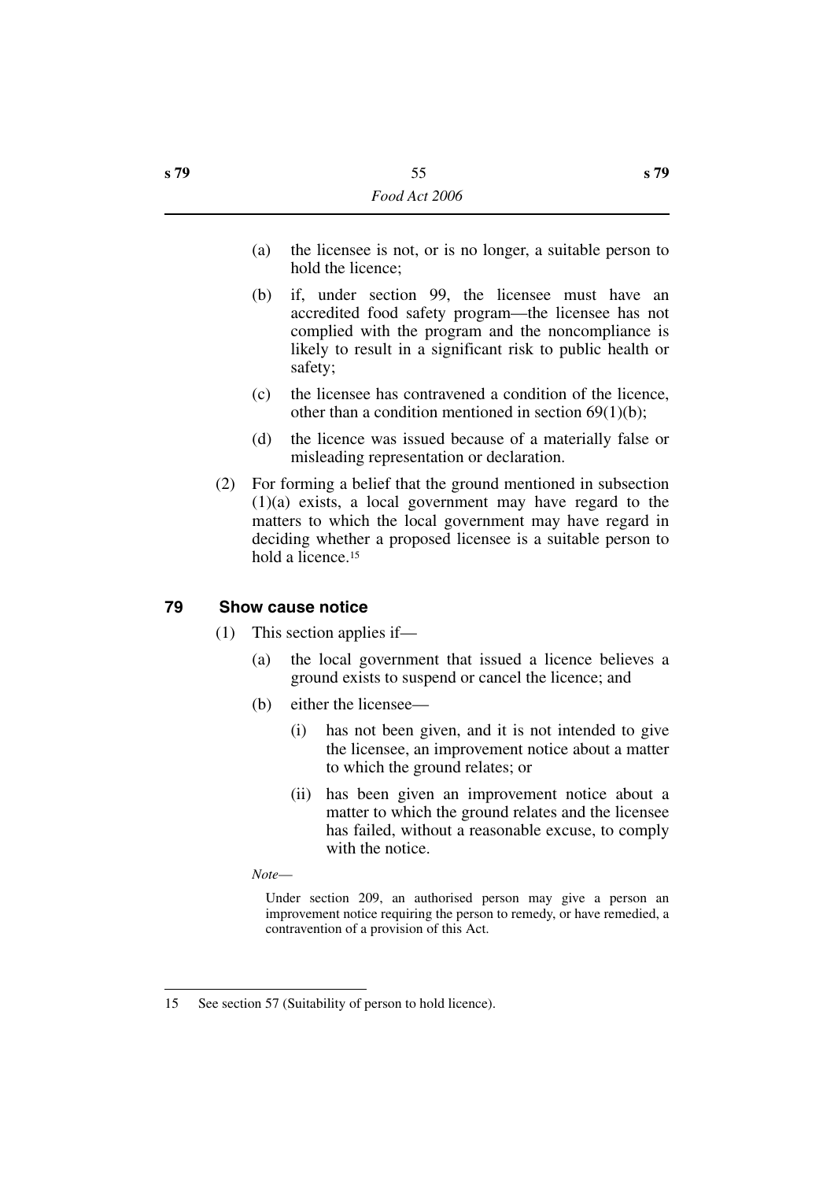(a) the licensee is not, or is no longer, a suitable person to hold the licence;

(b) if, under section 99, the licensee must have an accredited food safety program—the licensee has not complied with the program and the noncompliance is likely to result in a significant risk to public health or safety;

(c) the licensee has contravened a condition of the licence, other than a condition mentioned in section 69(1)(b);

(d) the licence was issued because of a materially false or misleading representation or declaration.

(2) For forming a belief that the ground mentioned in subsection (1)(a) exists, a local government may have regard to the matters to which the local government may have regard in deciding whether a proposed licensee is a suitable person to hold a licence.[15]

## 79 Show cause notice

(1) This section applies if—

(a) the local government that issued a licence believes a ground exists to suspend or cancel the licence; and

(b) either the licensee—

(i) has not been given, and it is not intended to give the licensee, an improvement notice about a matter to which the ground relates; or

(ii) has been given an improvement notice about a matter to which the ground relates and the licensee has failed, without a reasonable excuse, to comply with the notice.

*Note*—

Under section 209, an authorised person may give a person an improvement notice requiring the person to remedy, or have remedied, a contravention of a provision of this Act.

---

15 See section 57 (Suitability of person to hold licence).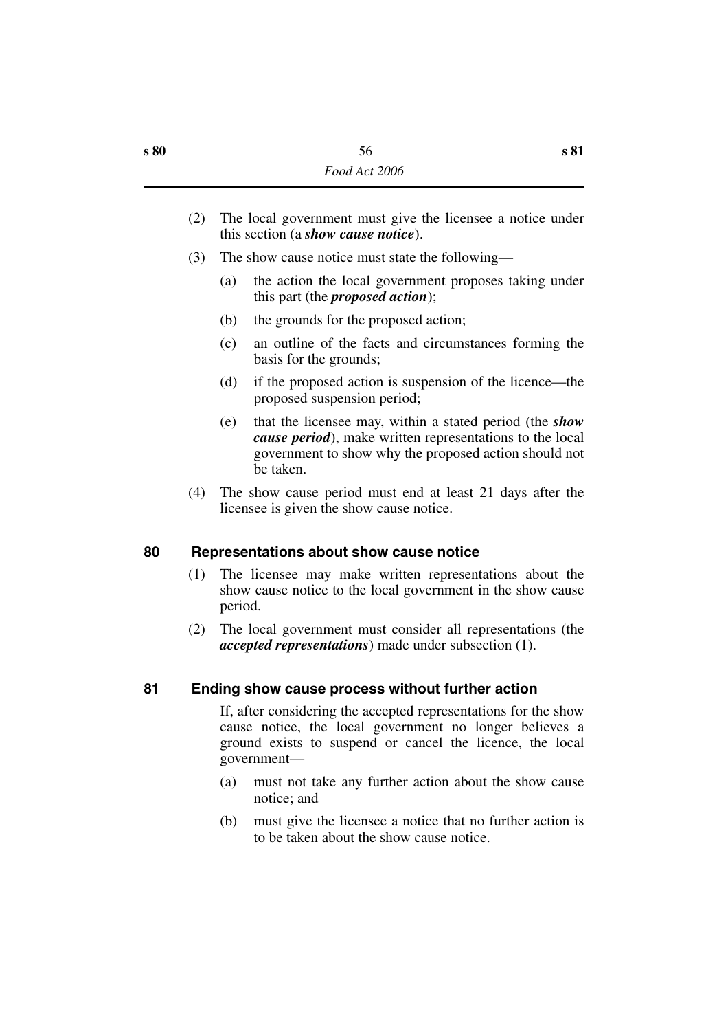(2) The local government must give the licensee a notice under this section (a ***show cause notice***).

(3) The show cause notice must state the following—

(a) the action the local government proposes taking under this part (the ***proposed action***);

(b) the grounds for the proposed action;

(c) an outline of the facts and circumstances forming the basis for the grounds;

(d) if the proposed action is suspension of the licence—the proposed suspension period;

(e) that the licensee may, within a stated period (the ***show cause period***), make written representations to the local government to show why the proposed action should not be taken.

(4) The show cause period must end at least 21 days after the licensee is given the show cause notice.

### 80 Representations about show cause notice

(1) The licensee may make written representations about the show cause notice to the local government in the show cause period.

(2) The local government must consider all representations (the ***accepted representations***) made under subsection (1).

### 81 Ending show cause process without further action

If, after considering the accepted representations for the show cause notice, the local government no longer believes a ground exists to suspend or cancel the licence, the local government—

(a) must not take any further action about the show cause notice; and

(b) must give the licensee a notice that no further action is to be taken about the show cause notice.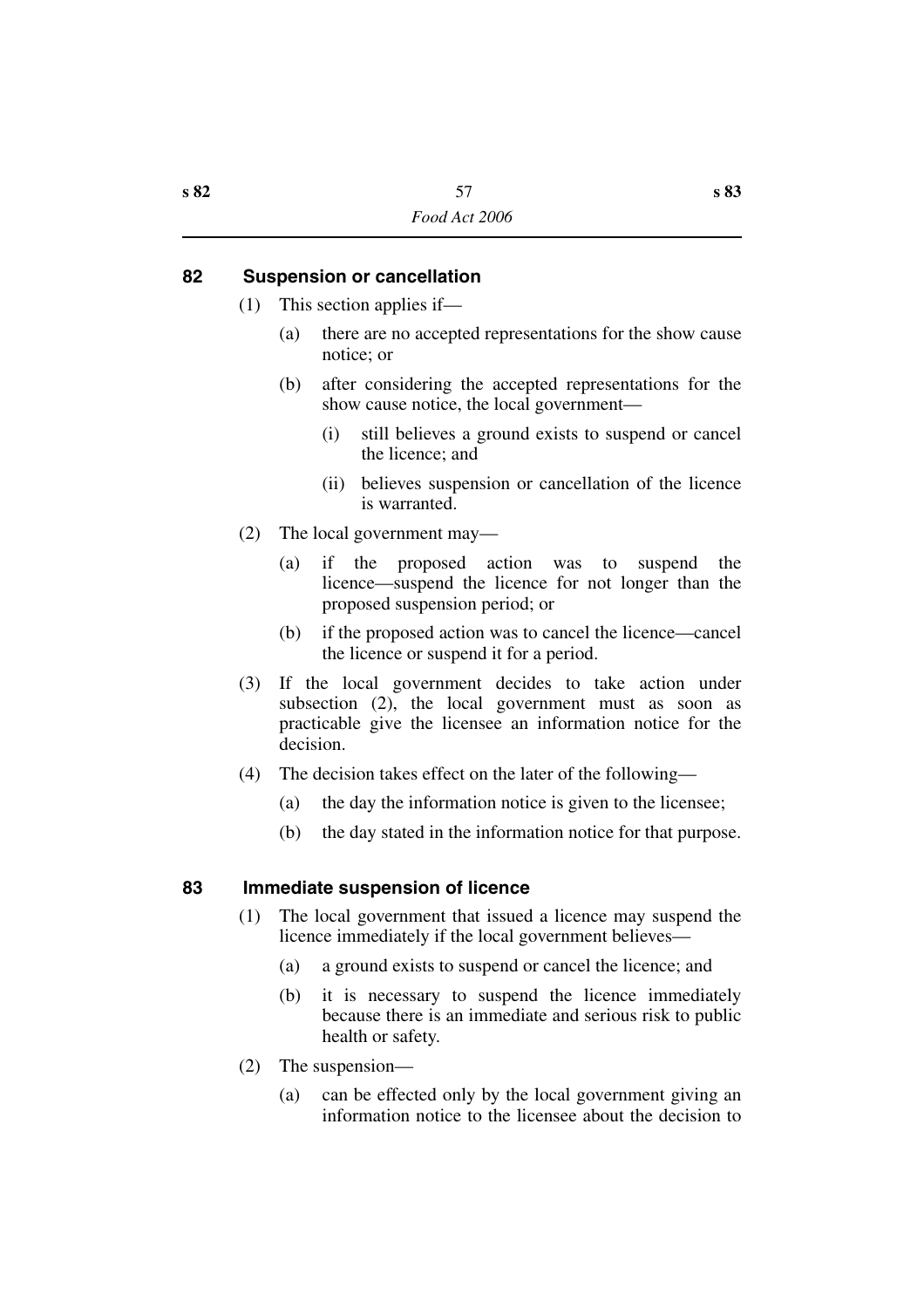## 82 Suspension or cancellation

(1) This section applies if—

(a) there are no accepted representations for the show cause notice; or

(b) after considering the accepted representations for the show cause notice, the local government—

(i) still believes a ground exists to suspend or cancel the licence; and

(ii) believes suspension or cancellation of the licence is warranted.

(2) The local government may—

(a) if the proposed action was to suspend the licence—suspend the licence for not longer than the proposed suspension period; or

(b) if the proposed action was to cancel the licence—cancel the licence or suspend it for a period.

(3) If the local government decides to take action under subsection (2), the local government must as soon as practicable give the licensee an information notice for the decision.

(4) The decision takes effect on the later of the following—

(a) the day the information notice is given to the licensee;

(b) the day stated in the information notice for that purpose.

## 83 Immediate suspension of licence

(1) The local government that issued a licence may suspend the licence immediately if the local government believes—

(a) a ground exists to suspend or cancel the licence; and

(b) it is necessary to suspend the licence immediately because there is an immediate and serious risk to public health or safety.

(2) The suspension—

(a) can be effected only by the local government giving an information notice to the licensee about the decision to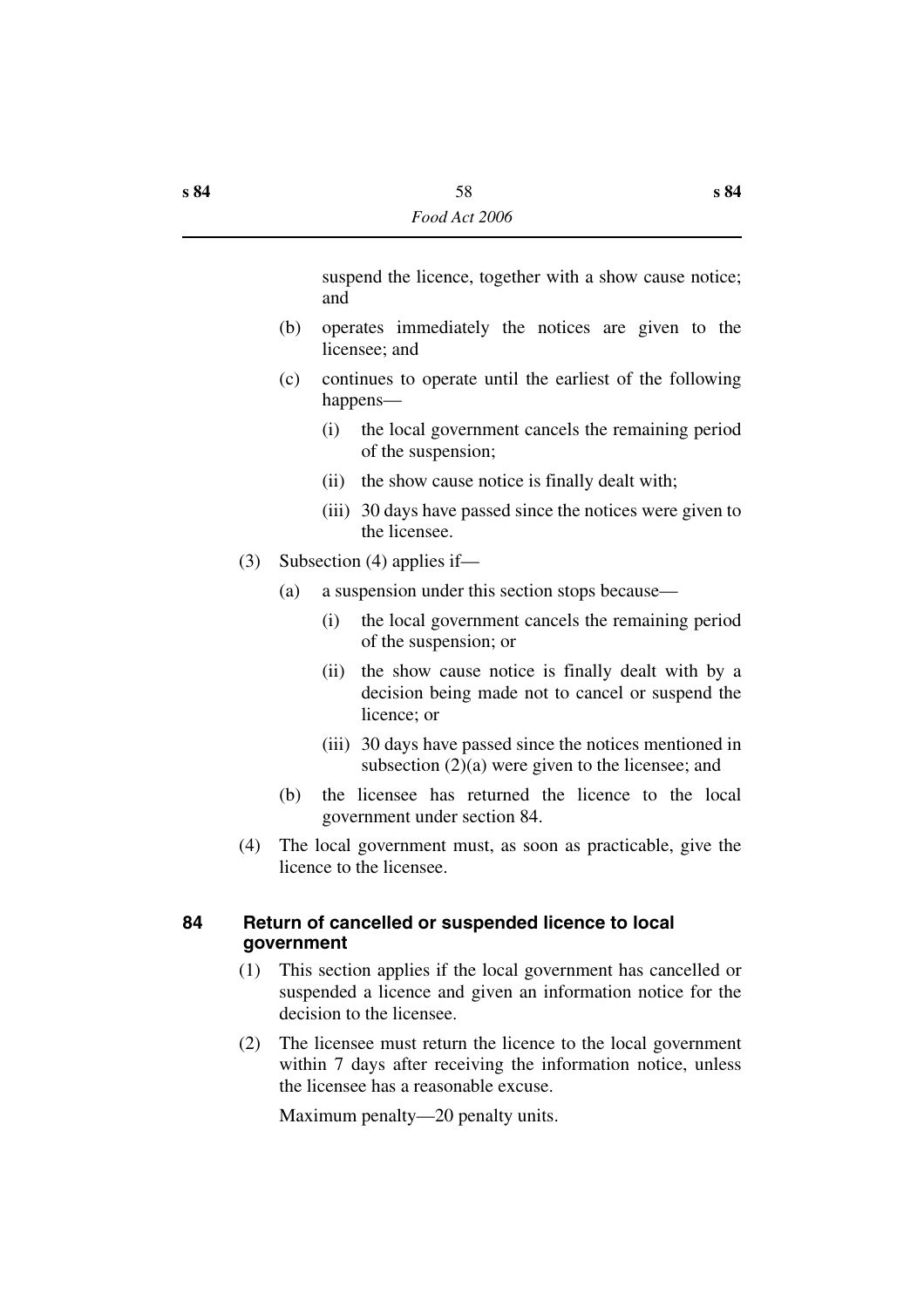suspend the licence, together with a show cause notice; and

(b) operates immediately the notices are given to the licensee; and

(c) continues to operate until the earliest of the following happens—

  (i) the local government cancels the remaining period of the suspension;

  (ii) the show cause notice is finally dealt with;

  (iii) 30 days have passed since the notices were given to the licensee.

(3) Subsection (4) applies if—

  (a) a suspension under this section stops because—

    (i) the local government cancels the remaining period of the suspension; or

    (ii) the show cause notice is finally dealt with by a decision being made not to cancel or suspend the licence; or

    (iii) 30 days have passed since the notices mentioned in subsection (2)(a) were given to the licensee; and

  (b) the licensee has returned the licence to the local government under section 84.

(4) The local government must, as soon as practicable, give the licence to the licensee.

### 84 Return of cancelled or suspended licence to local government

(1) This section applies if the local government has cancelled or suspended a licence and given an information notice for the decision to the licensee.

(2) The licensee must return the licence to the local government within 7 days after receiving the information notice, unless the licensee has a reasonable excuse.

Maximum penalty—20 penalty units.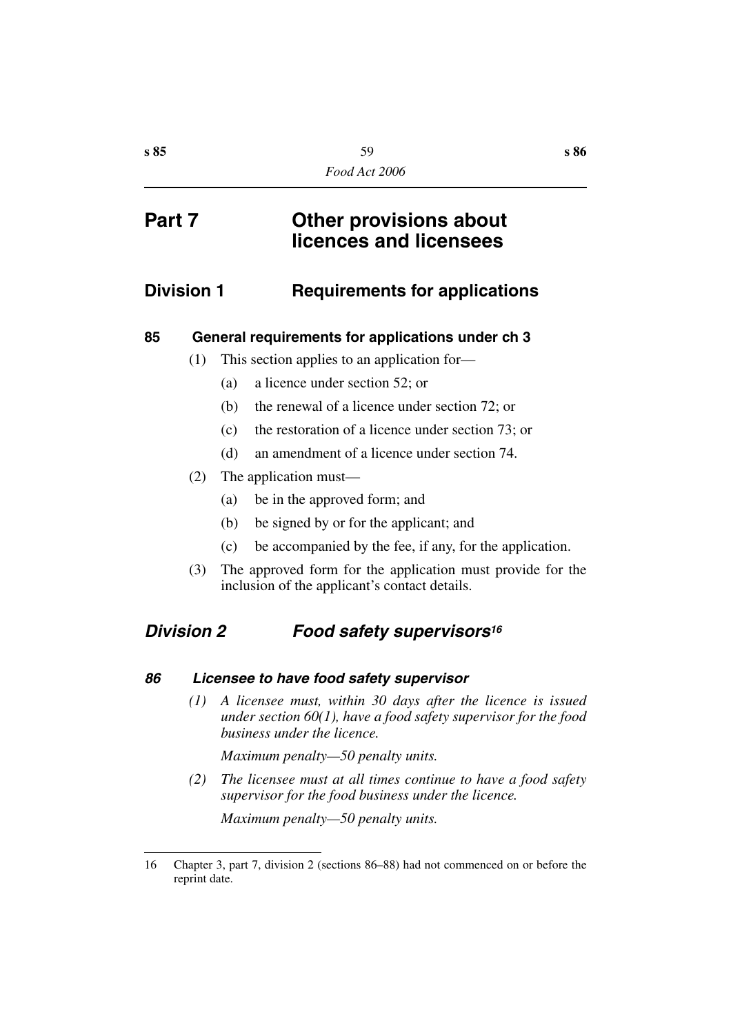# Part 7 Other provisions about licences and licensees

## Division 1 Requirements for applications

### 85 General requirements for applications under ch 3

(1) This section applies to an application for—

(a) a licence under section 52; or

(b) the renewal of a licence under section 72; or

(c) the restoration of a licence under section 73; or

(d) an amendment of a licence under section 74.

(2) The application must—

(a) be in the approved form; and

(b) be signed by or for the applicant; and

(c) be accompanied by the fee, if any, for the application.

(3) The approved form for the application must provide for the inclusion of the applicant's contact details.

## *Division 2 Food safety supervisors*[16]

### *86 Licensee to have food safety supervisor*

*(1) A licensee must, within 30 days after the licence is issued under section 60(1), have a food safety supervisor for the food business under the licence.*

*Maximum penalty—50 penalty units.*

*(2) The licensee must at all times continue to have a food safety supervisor for the food business under the licence.*

*Maximum penalty—50 penalty units.*

---

16 Chapter 3, part 7, division 2 (sections 86–88) had not commenced on or before the reprint date.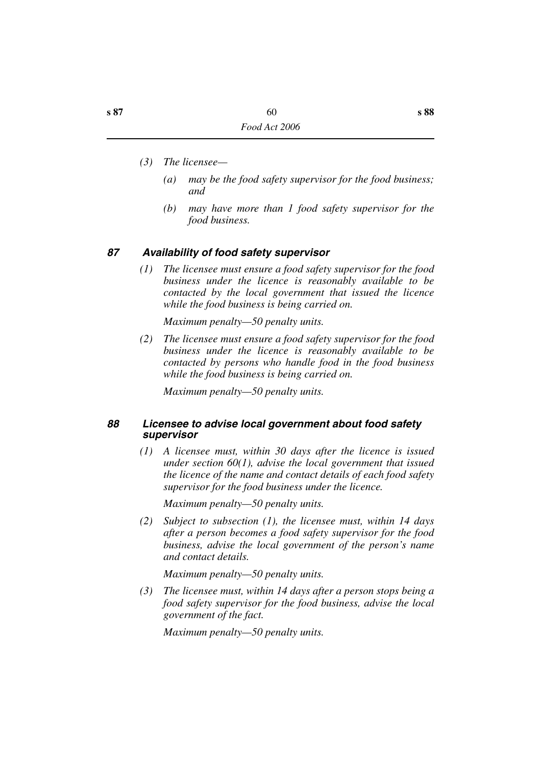*(3) The licensee—*

*(a) may be the food safety supervisor for the food business; and*

*(b) may have more than 1 food safety supervisor for the food business.*

### *87 Availability of food safety supervisor*

*(1) The licensee must ensure a food safety supervisor for the food business under the licence is reasonably available to be contacted by the local government that issued the licence while the food business is being carried on.*

*Maximum penalty—50 penalty units.*

*(2) The licensee must ensure a food safety supervisor for the food business under the licence is reasonably available to be contacted by persons who handle food in the food business while the food business is being carried on.*

*Maximum penalty—50 penalty units.*

### *88 Licensee to advise local government about food safety supervisor*

*(1) A licensee must, within 30 days after the licence is issued under section 60(1), advise the local government that issued the licence of the name and contact details of each food safety supervisor for the food business under the licence.*

*Maximum penalty—50 penalty units.*

*(2) Subject to subsection (1), the licensee must, within 14 days after a person becomes a food safety supervisor for the food business, advise the local government of the person's name and contact details.*

*Maximum penalty—50 penalty units.*

*(3) The licensee must, within 14 days after a person stops being a food safety supervisor for the food business, advise the local government of the fact.*

*Maximum penalty—50 penalty units.*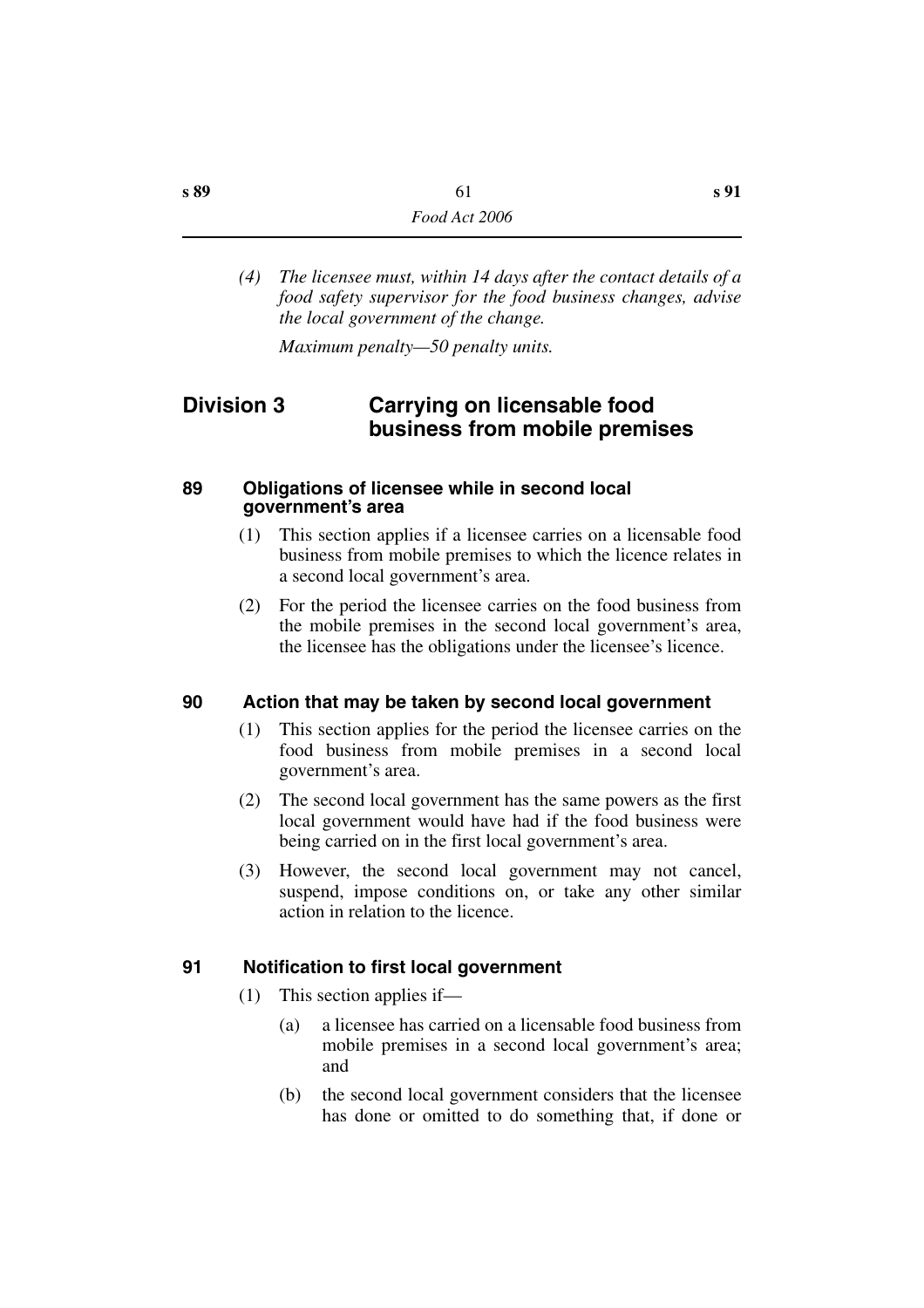*(4) The licensee must, within 14 days after the contact details of a food safety supervisor for the food business changes, advise the local government of the change.*

*Maximum penalty—50 penalty units.*

## Division 3 Carrying on licensable food business from mobile premises

### 89 Obligations of licensee while in second local government's area

(1) This section applies if a licensee carries on a licensable food business from mobile premises to which the licence relates in a second local government's area.

(2) For the period the licensee carries on the food business from the mobile premises in the second local government's area, the licensee has the obligations under the licensee's licence.

### 90 Action that may be taken by second local government

(1) This section applies for the period the licensee carries on the food business from mobile premises in a second local government's area.

(2) The second local government has the same powers as the first local government would have had if the food business were being carried on in the first local government's area.

(3) However, the second local government may not cancel, suspend, impose conditions on, or take any other similar action in relation to the licence.

### 91 Notification to first local government

(1) This section applies if—

(a) a licensee has carried on a licensable food business from mobile premises in a second local government's area; and

(b) the second local government considers that the licensee has done or omitted to do something that, if done or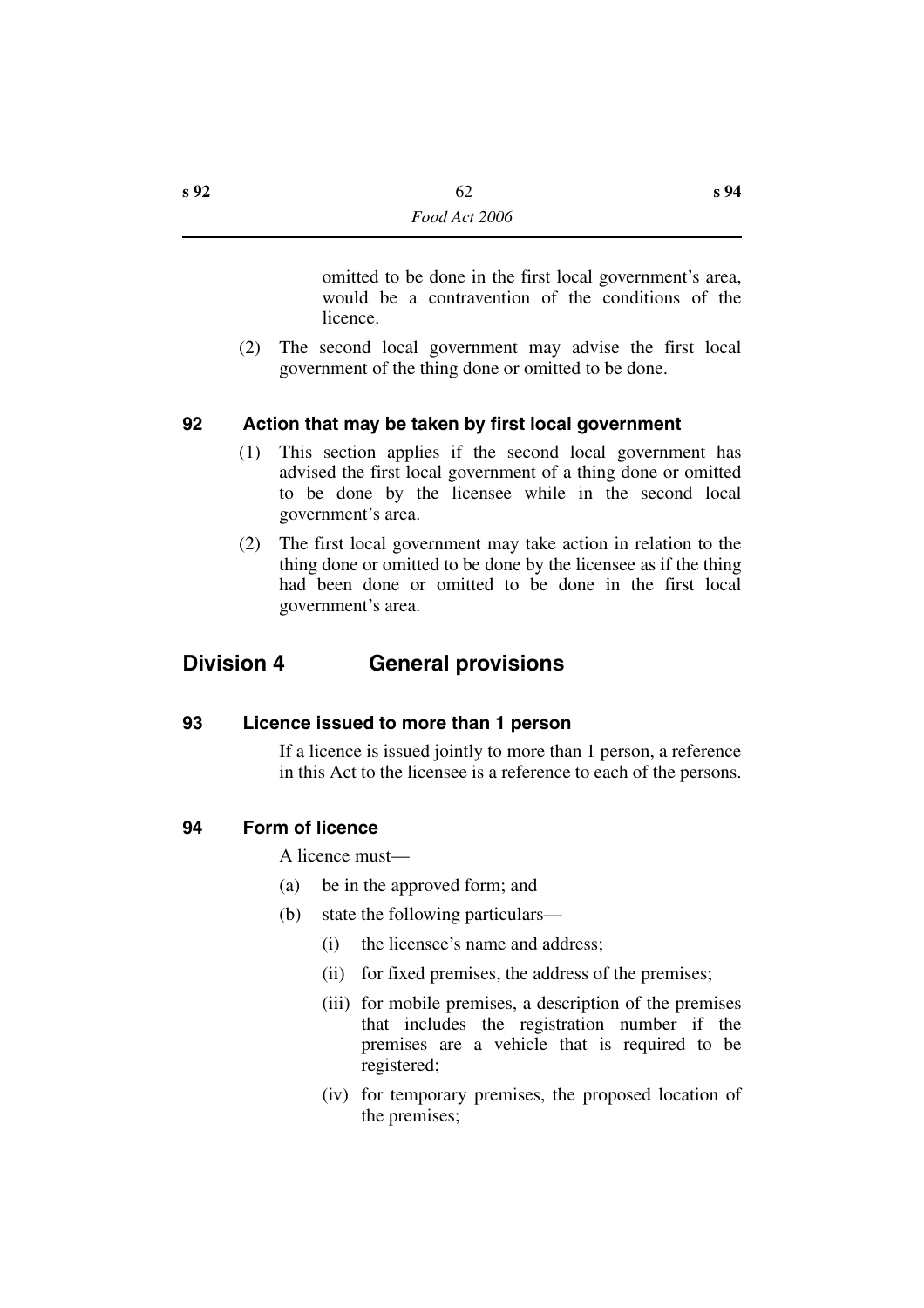omitted to be done in the first local government's area, would be a contravention of the conditions of the licence.

(2) The second local government may advise the first local government of the thing done or omitted to be done.

### 92 Action that may be taken by first local government

(1) This section applies if the second local government has advised the first local government of a thing done or omitted to be done by the licensee while in the second local government's area.

(2) The first local government may take action in relation to the thing done or omitted to be done by the licensee as if the thing had been done or omitted to be done in the first local government's area.

## Division 4 General provisions

### 93 Licence issued to more than 1 person

If a licence is issued jointly to more than 1 person, a reference in this Act to the licensee is a reference to each of the persons.

### 94 Form of licence

A licence must—

(a) be in the approved form; and

(b) state the following particulars—

(i) the licensee's name and address;

(ii) for fixed premises, the address of the premises;

(iii) for mobile premises, a description of the premises that includes the registration number if the premises are a vehicle that is required to be registered;

(iv) for temporary premises, the proposed location of the premises;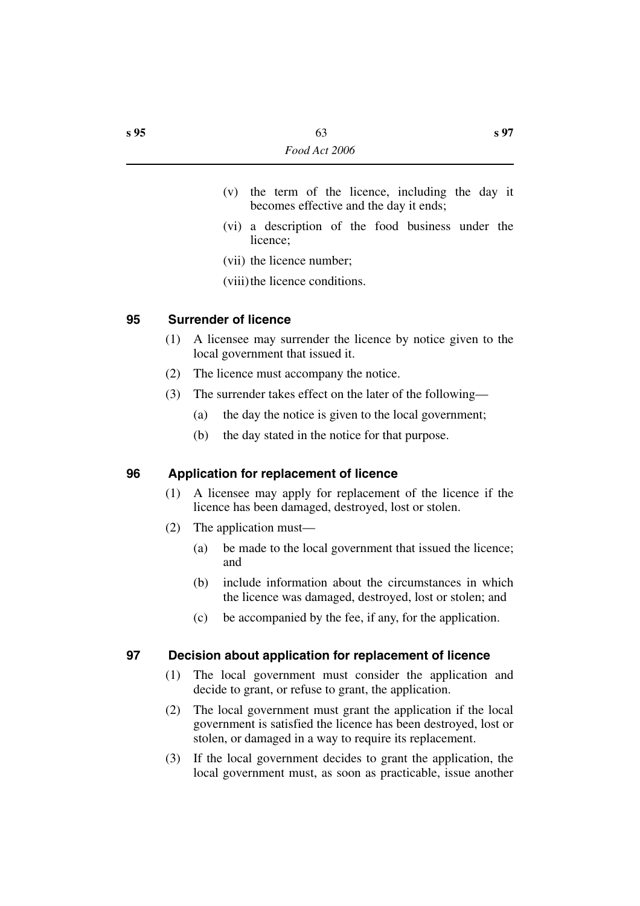(v) the term of the licence, including the day it becomes effective and the day it ends;

(vi) a description of the food business under the licence;

(vii) the licence number;

(viii) the licence conditions.

## 95 Surrender of licence

(1) A licensee may surrender the licence by notice given to the local government that issued it.

(2) The licence must accompany the notice.

(3) The surrender takes effect on the later of the following—

(a) the day the notice is given to the local government;

(b) the day stated in the notice for that purpose.

## 96 Application for replacement of licence

(1) A licensee may apply for replacement of the licence if the licence has been damaged, destroyed, lost or stolen.

(2) The application must—

(a) be made to the local government that issued the licence; and

(b) include information about the circumstances in which the licence was damaged, destroyed, lost or stolen; and

(c) be accompanied by the fee, if any, for the application.

## 97 Decision about application for replacement of licence

(1) The local government must consider the application and decide to grant, or refuse to grant, the application.

(2) The local government must grant the application if the local government is satisfied the licence has been destroyed, lost or stolen, or damaged in a way to require its replacement.

(3) If the local government decides to grant the application, the local government must, as soon as practicable, issue another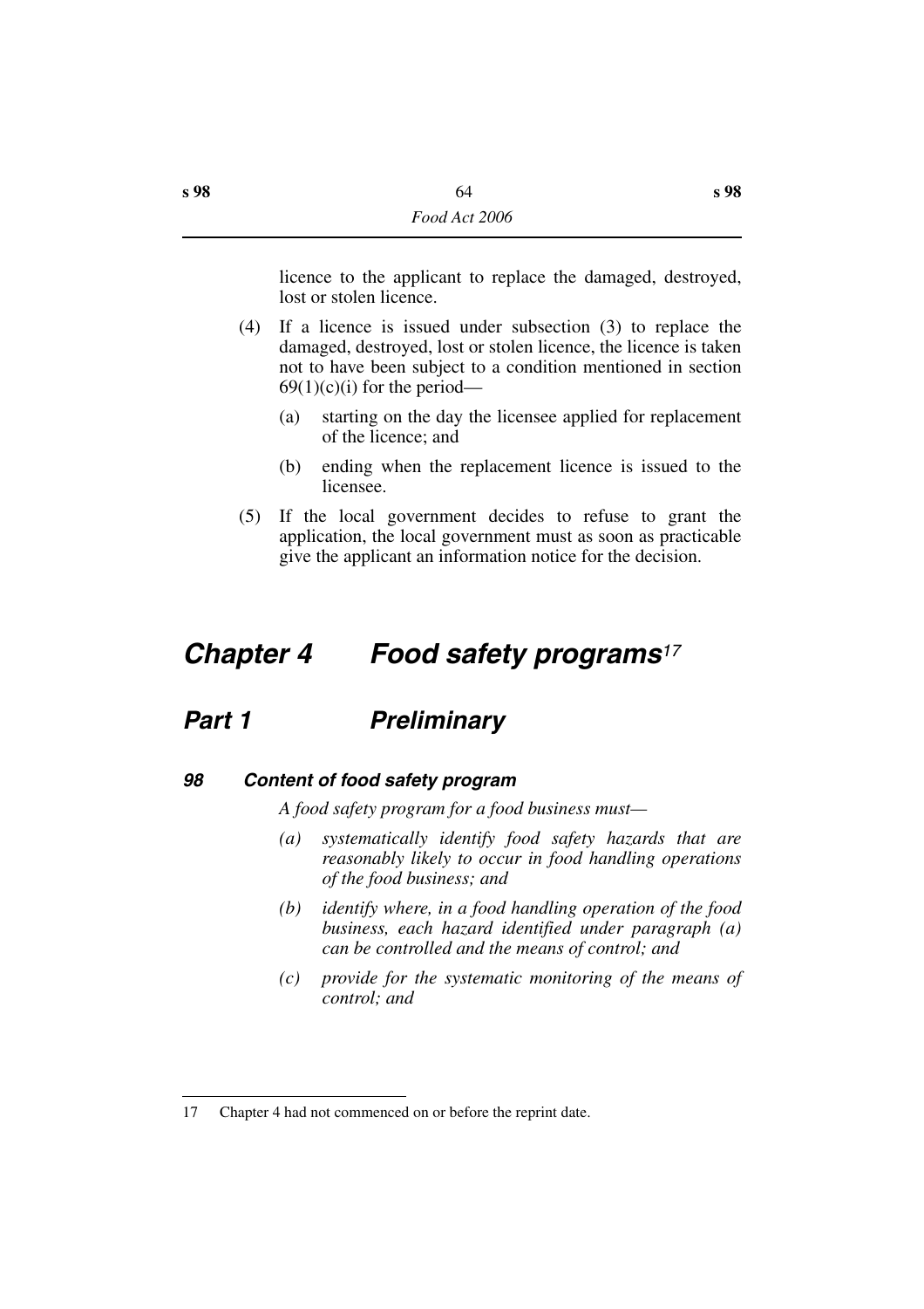licence to the applicant to replace the damaged, destroyed, lost or stolen licence.

(4) If a licence is issued under subsection (3) to replace the damaged, destroyed, lost or stolen licence, the licence is taken not to have been subject to a condition mentioned in section 69(1)(c)(i) for the period—

(a) starting on the day the licensee applied for replacement of the licence; and

(b) ending when the replacement licence is issued to the licensee.

(5) If the local government decides to refuse to grant the application, the local government must as soon as practicable give the applicant an information notice for the decision.

# Chapter 4 Food safety programs[17]

## Part 1 Preliminary

### 98 Content of food safety program

*A food safety program for a food business must—*

*(a) systematically identify food safety hazards that are reasonably likely to occur in food handling operations of the food business; and*

*(b) identify where, in a food handling operation of the food business, each hazard identified under paragraph (a) can be controlled and the means of control; and*

*(c) provide for the systematic monitoring of the means of control; and*

---

17 Chapter 4 had not commenced on or before the reprint date.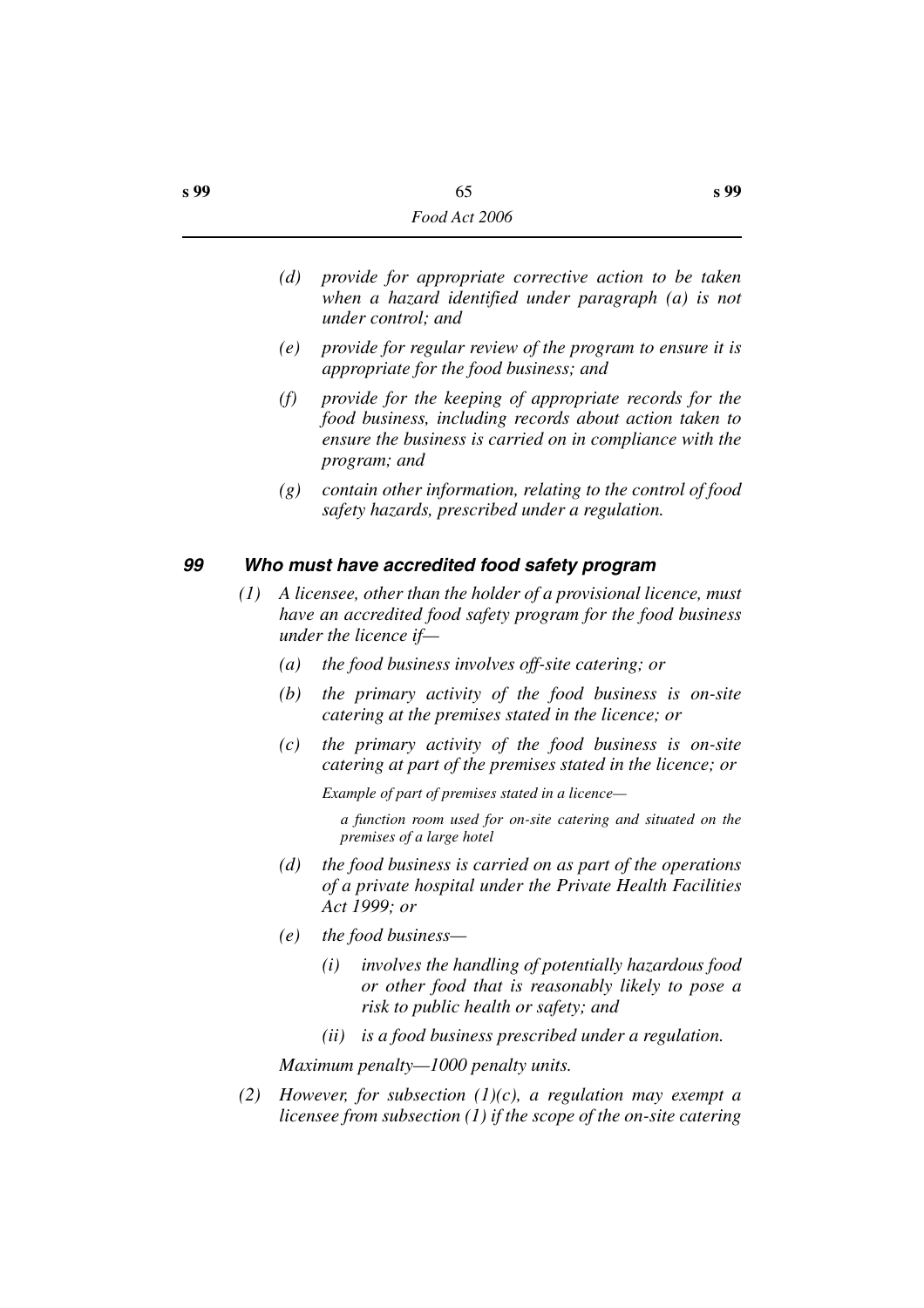- *(d)* *provide for appropriate corrective action to be taken when a hazard identified under paragraph (a) is not under control; and*
- *(e)* *provide for regular review of the program to ensure it is appropriate for the food business; and*
- *(f)* *provide for the keeping of appropriate records for the food business, including records about action taken to ensure the business is carried on in compliance with the program; and*
- *(g)* *contain other information, relating to the control of food safety hazards, prescribed under a regulation.*

### *99 Who must have accredited food safety program*

*(1) A licensee, other than the holder of a provisional licence, must have an accredited food safety program for the food business under the licence if—*

- *(a)* *the food business involves off-site catering; or*
- *(b)* *the primary activity of the food business is on-site catering at the premises stated in the licence; or*
- *(c)* *the primary activity of the food business is on-site catering at part of the premises stated in the licence; or*

  *Example of part of premises stated in a licence—*

  *a function room used for on-site catering and situated on the premises of a large hotel*

- *(d)* *the food business is carried on as part of the operations of a private hospital under the Private Health Facilities Act 1999; or*
- *(e)* *the food business—*
  - *(i)* *involves the handling of potentially hazardous food or other food that is reasonably likely to pose a risk to public health or safety; and*
  - *(ii)* *is a food business prescribed under a regulation.*

*Maximum penalty—1000 penalty units.*

*(2) However, for subsection (1)(c), a regulation may exempt a licensee from subsection (1) if the scope of the on-site catering*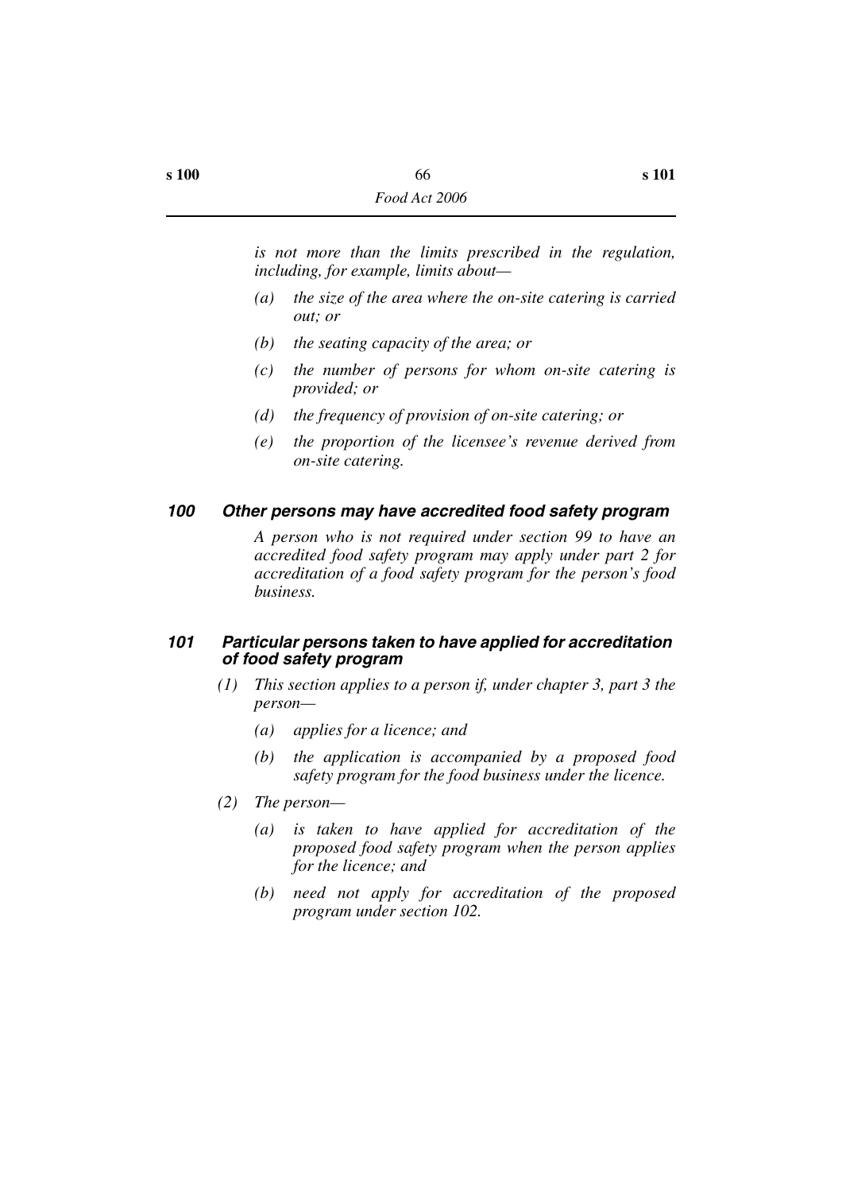*is not more than the limits prescribed in the regulation, including, for example, limits about—*

- *(a) the size of the area where the on-site catering is carried out; or*
- *(b) the seating capacity of the area; or*
- *(c) the number of persons for whom on-site catering is provided; or*
- *(d) the frequency of provision of on-site catering; or*
- *(e) the proportion of the licensee's revenue derived from on-site catering.*

### *100 Other persons may have accredited food safety program*

*A person who is not required under section 99 to have an accredited food safety program may apply under part 2 for accreditation of a food safety program for the person's food business.*

### *101 Particular persons taken to have applied for accreditation of food safety program*

*(1) This section applies to a person if, under chapter 3, part 3 the person—*

- *(a) applies for a licence; and*
- *(b) the application is accompanied by a proposed food safety program for the food business under the licence.*

*(2) The person—*

- *(a) is taken to have applied for accreditation of the proposed food safety program when the person applies for the licence; and*
- *(b) need not apply for accreditation of the proposed program under section 102.*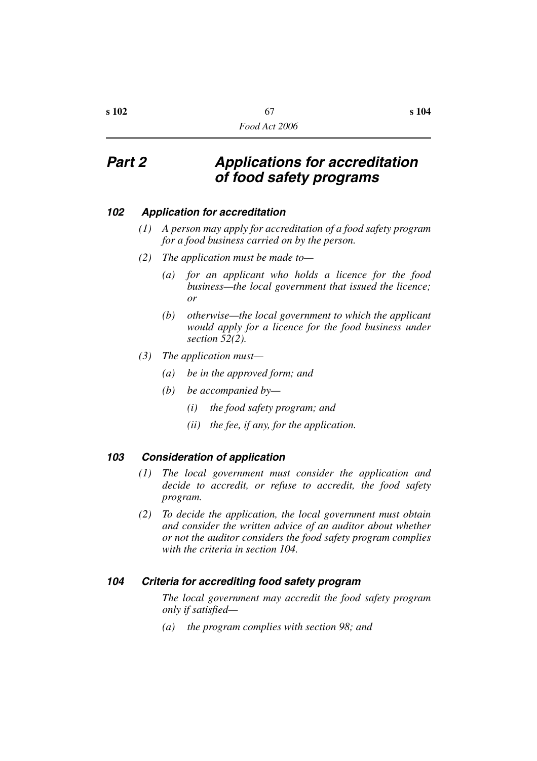# *Part 2 Applications for accreditation of food safety programs*

### *102 Application for accreditation*

*(1) A person may apply for accreditation of a food safety program for a food business carried on by the person.*

*(2) The application must be made to—*

*(a) for an applicant who holds a licence for the food business—the local government that issued the licence; or*

*(b) otherwise—the local government to which the applicant would apply for a licence for the food business under section 52(2).*

*(3) The application must—*

*(a) be in the approved form; and*

*(b) be accompanied by—*

*(i) the food safety program; and*

*(ii) the fee, if any, for the application.*

### *103 Consideration of application*

*(1) The local government must consider the application and decide to accredit, or refuse to accredit, the food safety program.*

*(2) To decide the application, the local government must obtain and consider the written advice of an auditor about whether or not the auditor considers the food safety program complies with the criteria in section 104.*

### *104 Criteria for accrediting food safety program*

*The local government may accredit the food safety program only if satisfied—*

*(a) the program complies with section 98; and*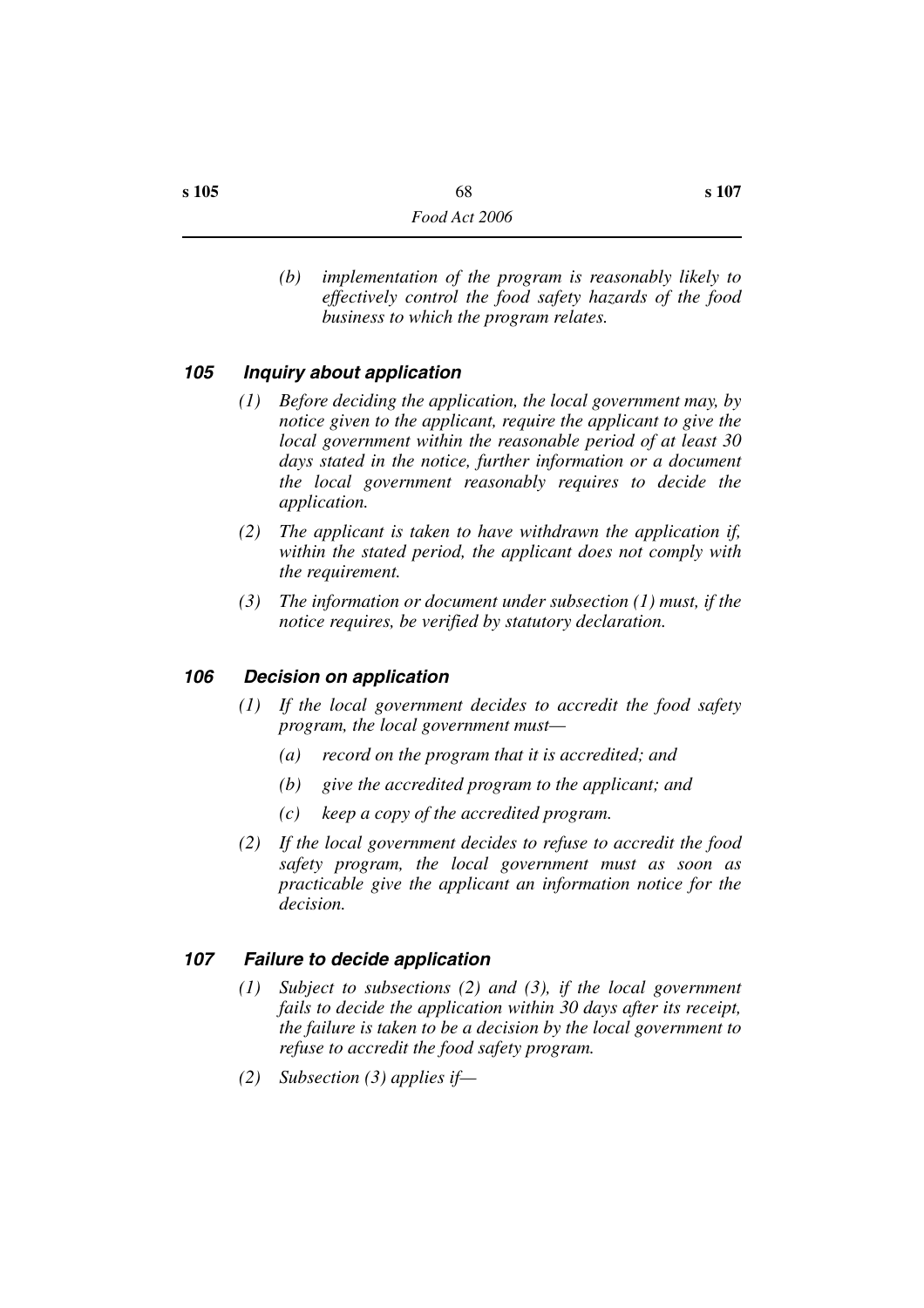*(b) implementation of the program is reasonably likely to effectively control the food safety hazards of the food business to which the program relates.*

### *105 Inquiry about application*

*(1) Before deciding the application, the local government may, by notice given to the applicant, require the applicant to give the local government within the reasonable period of at least 30 days stated in the notice, further information or a document the local government reasonably requires to decide the application.*

*(2) The applicant is taken to have withdrawn the application if, within the stated period, the applicant does not comply with the requirement.*

*(3) The information or document under subsection (1) must, if the notice requires, be verified by statutory declaration.*

### *106 Decision on application*

*(1) If the local government decides to accredit the food safety program, the local government must—*

*(a) record on the program that it is accredited; and*

*(b) give the accredited program to the applicant; and*

*(c) keep a copy of the accredited program.*

*(2) If the local government decides to refuse to accredit the food safety program, the local government must as soon as practicable give the applicant an information notice for the decision.*

### *107 Failure to decide application*

*(1) Subject to subsections (2) and (3), if the local government fails to decide the application within 30 days after its receipt, the failure is taken to be a decision by the local government to refuse to accredit the food safety program.*

*(2) Subsection (3) applies if—*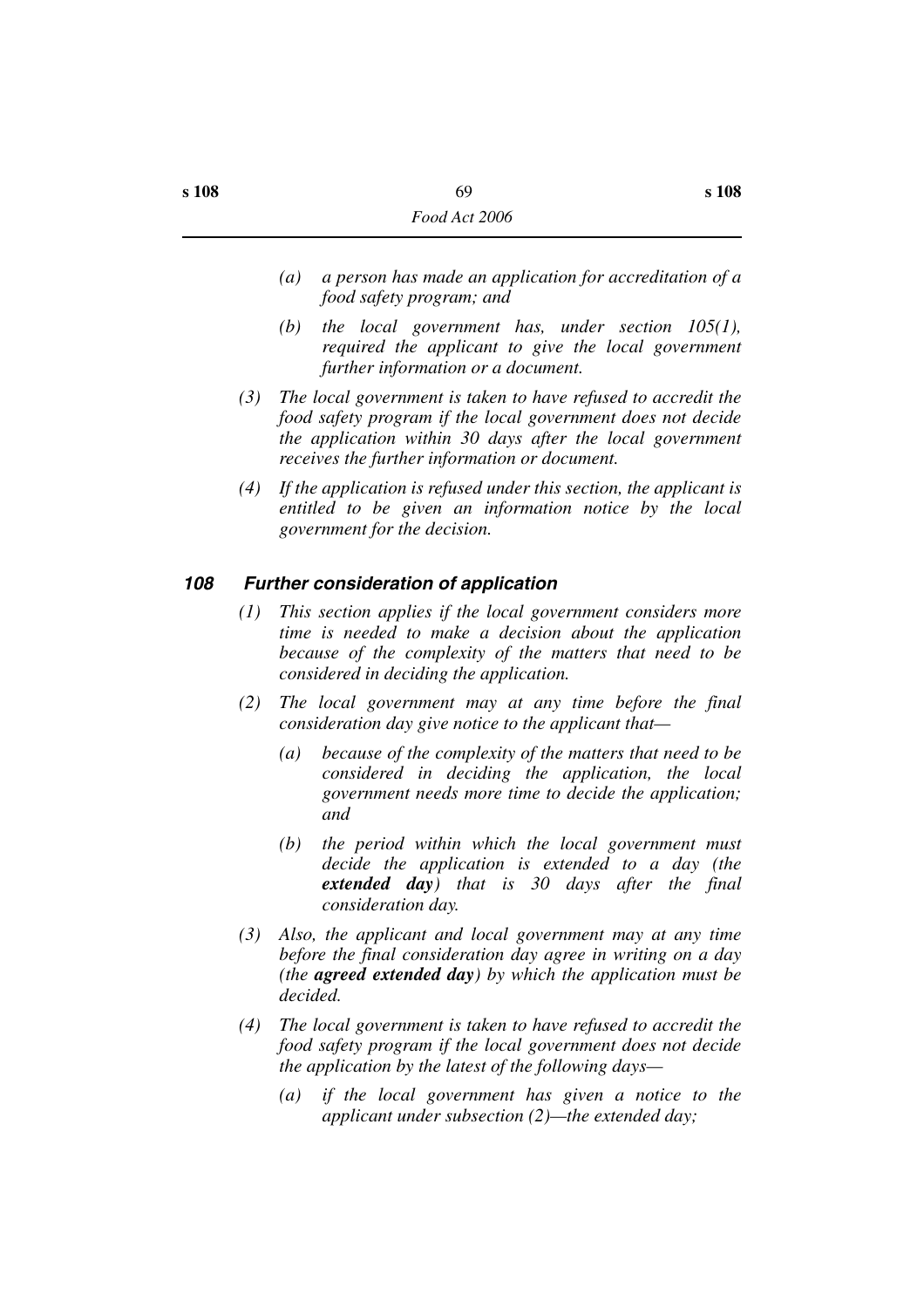(a) a person has made an application for accreditation of a food safety program; and

(b) the local government has, under section 105(1), required the applicant to give the local government further information or a document.

(3) The local government is taken to have refused to accredit the food safety program if the local government does not decide the application within 30 days after the local government receives the further information or document.

(4) If the application is refused under this section, the applicant is entitled to be given an information notice by the local government for the decision.

### 108 Further consideration of application

(1) This section applies if the local government considers more time is needed to make a decision about the application because of the complexity of the matters that need to be considered in deciding the application.

(2) The local government may at any time before the final consideration day give notice to the applicant that—

(a) because of the complexity of the matters that need to be considered in deciding the application, the local government needs more time to decide the application; and

(b) the period within which the local government must decide the application is extended to a day (the **extended day**) that is 30 days after the final consideration day.

(3) Also, the applicant and local government may at any time before the final consideration day agree in writing on a day (the **agreed extended day**) by which the application must be decided.

(4) The local government is taken to have refused to accredit the food safety program if the local government does not decide the application by the latest of the following days—

(a) if the local government has given a notice to the applicant under subsection (2)—the extended day;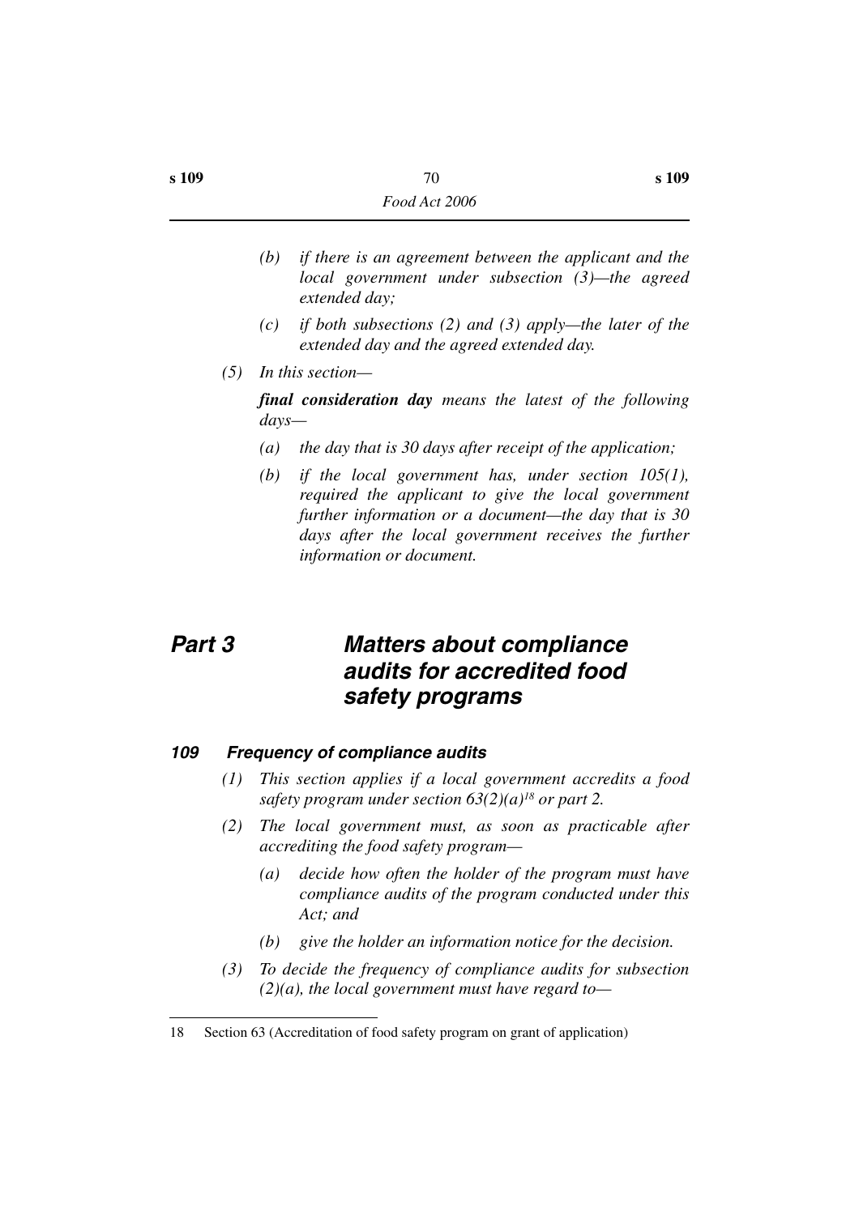*(b) if there is an agreement between the applicant and the local government under subsection (3)—the agreed extended day;*

*(c) if both subsections (2) and (3) apply—the later of the extended day and the agreed extended day.*

*(5) In this section—*

***final consideration day*** *means the latest of the following days—*

*(a) the day that is 30 days after receipt of the application;*

*(b) if the local government has, under section 105(1), required the applicant to give the local government further information or a document—the day that is 30 days after the local government receives the further information or document.*

# Part 3 Matters about compliance audits for accredited food safety programs

## 109 Frequency of compliance audits

*(1) This section applies if a local government accredits a food safety program under section 63(2)(a)[18] or part 2.*

*(2) The local government must, as soon as practicable after accrediting the food safety program—*

*(a) decide how often the holder of the program must have compliance audits of the program conducted under this Act; and*

*(b) give the holder an information notice for the decision.*

*(3) To decide the frequency of compliance audits for subsection (2)(a), the local government must have regard to—*

18 Section 63 (Accreditation of food safety program on grant of application)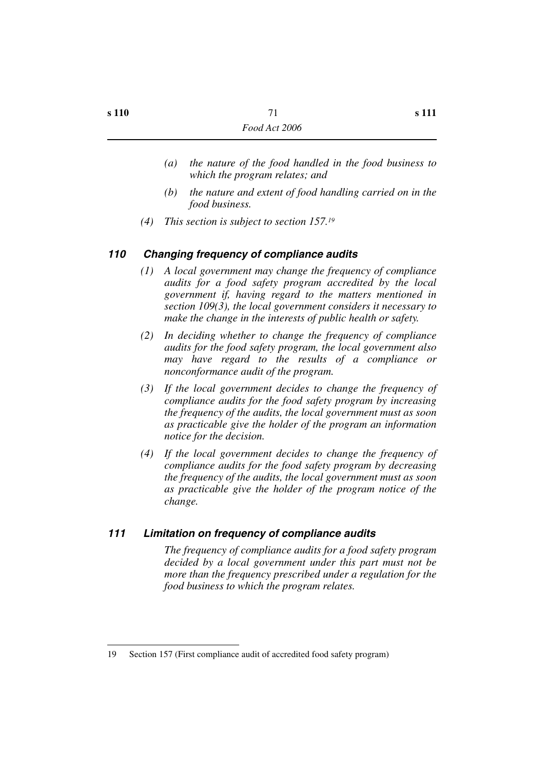(a) *the nature of the food handled in the food business to which the program relates; and*

(b) *the nature and extent of food handling carried on in the food business.*

(4) *This section is subject to section 157.*[19]

### *110 Changing frequency of compliance audits*

(1) *A local government may change the frequency of compliance audits for a food safety program accredited by the local government if, having regard to the matters mentioned in section 109(3), the local government considers it necessary to make the change in the interests of public health or safety.*

(2) *In deciding whether to change the frequency of compliance audits for the food safety program, the local government also may have regard to the results of a compliance or nonconformance audit of the program.*

(3) *If the local government decides to change the frequency of compliance audits for the food safety program by increasing the frequency of the audits, the local government must as soon as practicable give the holder of the program an information notice for the decision.*

(4) *If the local government decides to change the frequency of compliance audits for the food safety program by decreasing the frequency of the audits, the local government must as soon as practicable give the holder of the program notice of the change.*

### *111 Limitation on frequency of compliance audits*

*The frequency of compliance audits for a food safety program decided by a local government under this part must not be more than the frequency prescribed under a regulation for the food business to which the program relates.*

---

19 Section 157 (First compliance audit of accredited food safety program)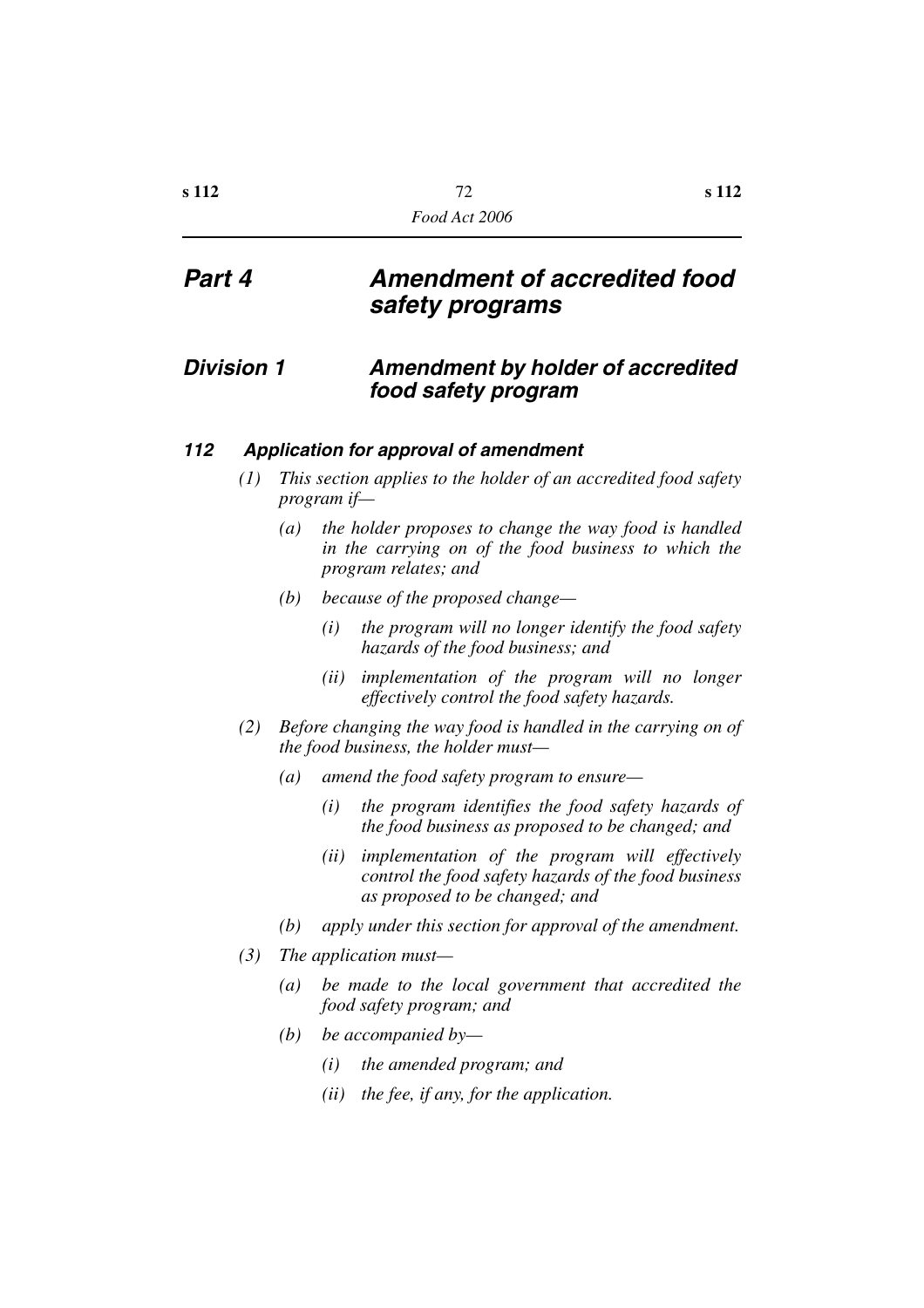# *Part 4 Amendment of accredited food safety programs*

## *Division 1 Amendment by holder of accredited food safety program*

### *112 Application for approval of amendment*

*(1) This section applies to the holder of an accredited food safety program if—*

*(a) the holder proposes to change the way food is handled in the carrying on of the food business to which the program relates; and*

*(b) because of the proposed change—*

*(i) the program will no longer identify the food safety hazards of the food business; and*

*(ii) implementation of the program will no longer effectively control the food safety hazards.*

*(2) Before changing the way food is handled in the carrying on of the food business, the holder must—*

*(a) amend the food safety program to ensure—*

*(i) the program identifies the food safety hazards of the food business as proposed to be changed; and*

*(ii) implementation of the program will effectively control the food safety hazards of the food business as proposed to be changed; and*

*(b) apply under this section for approval of the amendment.*

*(3) The application must—*

*(a) be made to the local government that accredited the food safety program; and*

*(b) be accompanied by—*

*(i) the amended program; and*

*(ii) the fee, if any, for the application.*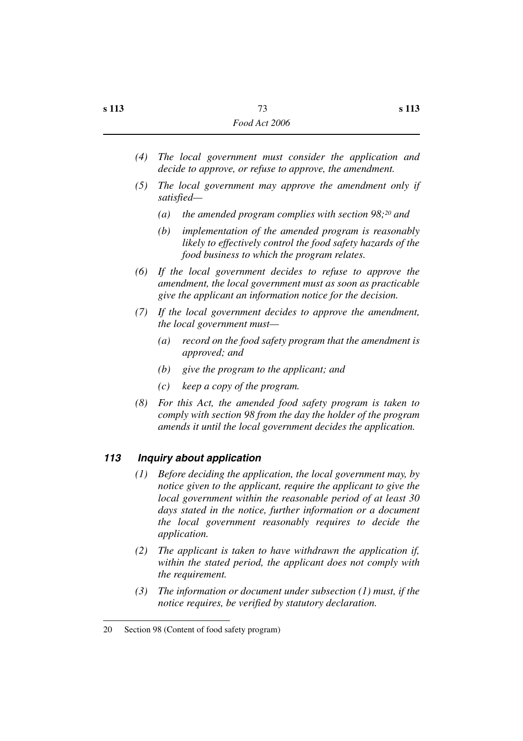*(4) The local government must consider the application and decide to approve, or refuse to approve, the amendment.*

*(5) The local government may approve the amendment only if satisfied—*

*(a) the amended program complies with section 98;[20] and*

*(b) implementation of the amended program is reasonably likely to effectively control the food safety hazards of the food business to which the program relates.*

*(6) If the local government decides to refuse to approve the amendment, the local government must as soon as practicable give the applicant an information notice for the decision.*

*(7) If the local government decides to approve the amendment, the local government must—*

*(a) record on the food safety program that the amendment is approved; and*

*(b) give the program to the applicant; and*

*(c) keep a copy of the program.*

*(8) For this Act, the amended food safety program is taken to comply with section 98 from the day the holder of the program amends it until the local government decides the application.*

### *113 Inquiry about application*

*(1) Before deciding the application, the local government may, by notice given to the applicant, require the applicant to give the local government within the reasonable period of at least 30 days stated in the notice, further information or a document the local government reasonably requires to decide the application.*

*(2) The applicant is taken to have withdrawn the application if, within the stated period, the applicant does not comply with the requirement.*

*(3) The information or document under subsection (1) must, if the notice requires, be verified by statutory declaration.*

---

20 Section 98 (Content of food safety program)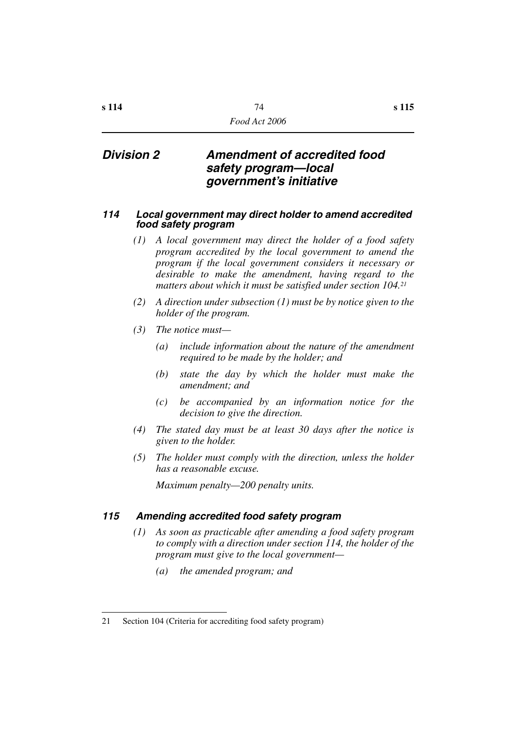## *Division 2 Amendment of accredited food safety program—local government's initiative*

### *114 Local government may direct holder to amend accredited food safety program*

*(1) A local government may direct the holder of a food safety program accredited by the local government to amend the program if the local government considers it necessary or desirable to make the amendment, having regard to the matters about which it must be satisfied under section 104.*[21]

*(2) A direction under subsection (1) must be by notice given to the holder of the program.*

*(3) The notice must—*

*(a) include information about the nature of the amendment required to be made by the holder; and*

*(b) state the day by which the holder must make the amendment; and*

*(c) be accompanied by an information notice for the decision to give the direction.*

*(4) The stated day must be at least 30 days after the notice is given to the holder.*

*(5) The holder must comply with the direction, unless the holder has a reasonable excuse.*

*Maximum penalty—200 penalty units.*

### *115 Amending accredited food safety program*

*(1) As soon as practicable after amending a food safety program to comply with a direction under section 114, the holder of the program must give to the local government—*

*(a) the amended program; and*

---

21 Section 104 (Criteria for accrediting food safety program)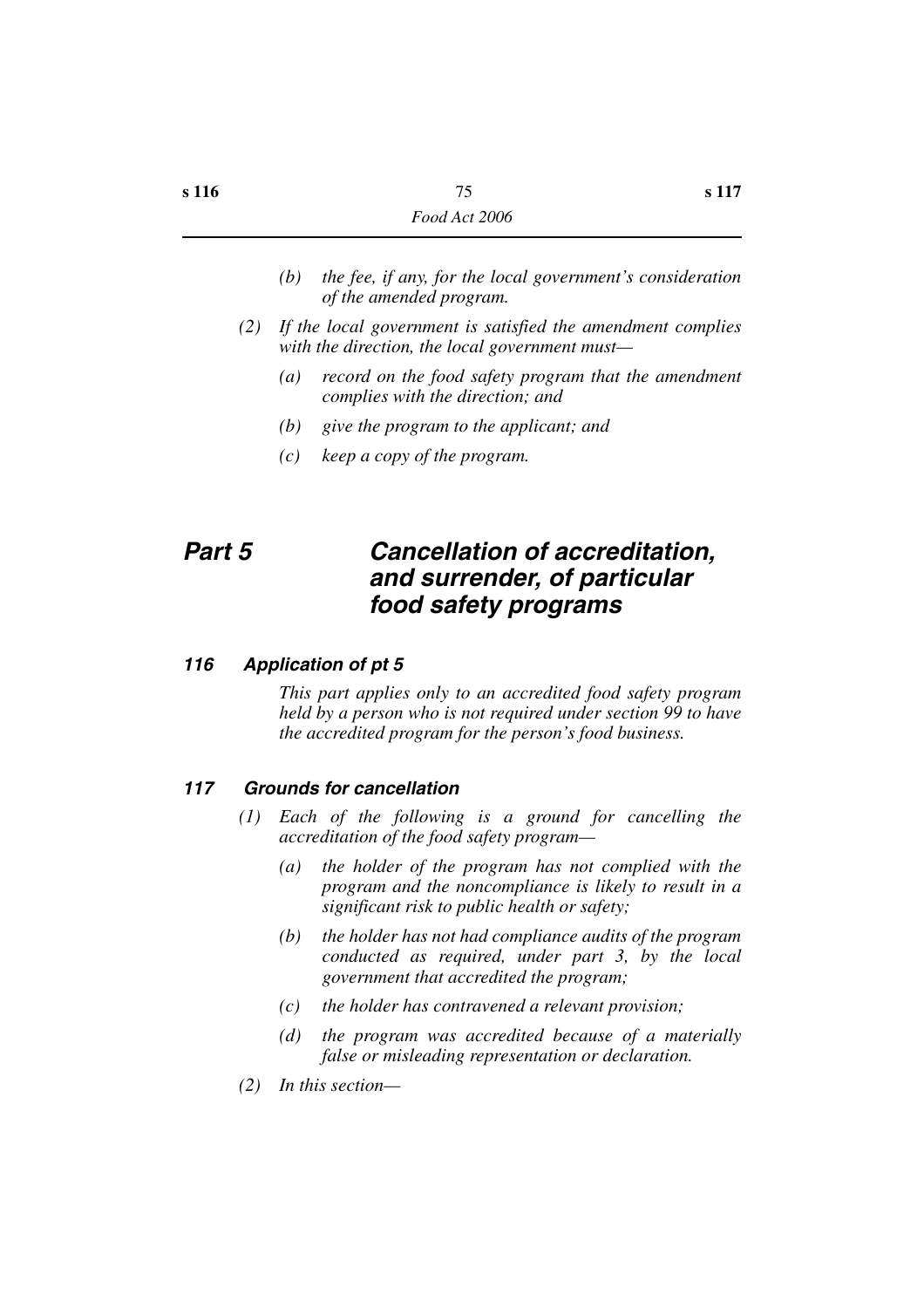- (b) *the fee, if any, for the local government's consideration of the amended program.*

(2) *If the local government is satisfied the amendment complies with the direction, the local government must—*

- (a) *record on the food safety program that the amendment complies with the direction; and*
- (b) *give the program to the applicant; and*
- (c) *keep a copy of the program.*

# *Part 5 Cancellation of accreditation, and surrender, of particular food safety programs*

### *116 Application of pt 5*

*This part applies only to an accredited food safety program held by a person who is not required under section 99 to have the accredited program for the person's food business.*

### *117 Grounds for cancellation*

(1) *Each of the following is a ground for cancelling the accreditation of the food safety program—*

- (a) *the holder of the program has not complied with the program and the noncompliance is likely to result in a significant risk to public health or safety;*
- (b) *the holder has not had compliance audits of the program conducted as required, under part 3, by the local government that accredited the program;*
- (c) *the holder has contravened a relevant provision;*
- (d) *the program was accredited because of a materially false or misleading representation or declaration.*

(2) *In this section—*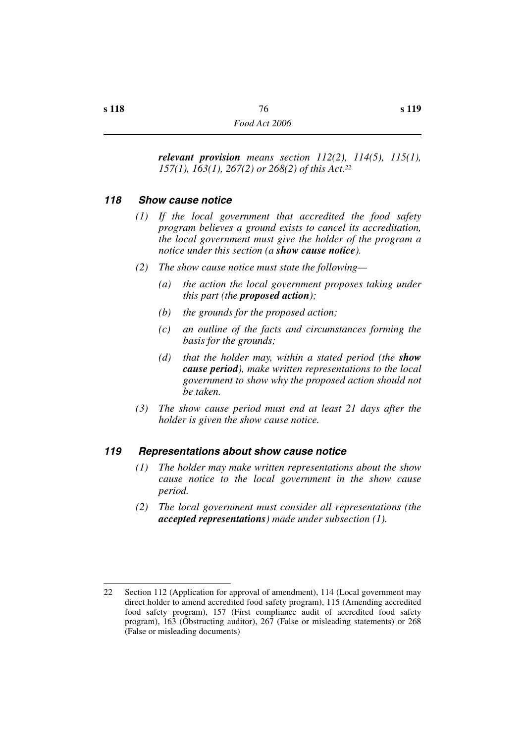***relevant provision*** *means section 112(2), 114(5), 115(1), 157(1), 163(1), 267(2) or 268(2) of this Act.*[22]

### *118 Show cause notice*

*(1) If the local government that accredited the food safety program believes a ground exists to cancel its accreditation, the local government must give the holder of the program a notice under this section (a* ***show cause notice****).*

*(2) The show cause notice must state the following—*

*(a) the action the local government proposes taking under this part (the* ***proposed action****);*

*(b) the grounds for the proposed action;*

*(c) an outline of the facts and circumstances forming the basis for the grounds;*

*(d) that the holder may, within a stated period (the* ***show cause period****), make written representations to the local government to show why the proposed action should not be taken.*

*(3) The show cause period must end at least 21 days after the holder is given the show cause notice.*

### *119 Representations about show cause notice*

*(1) The holder may make written representations about the show cause notice to the local government in the show cause period.*

*(2) The local government must consider all representations (the* ***accepted representations****) made under subsection (1).*

---

22 Section 112 (Application for approval of amendment), 114 (Local government may direct holder to amend accredited food safety program), 115 (Amending accredited food safety program), 157 (First compliance audit of accredited food safety program), 163 (Obstructing auditor), 267 (False or misleading statements) or 268 (False or misleading documents)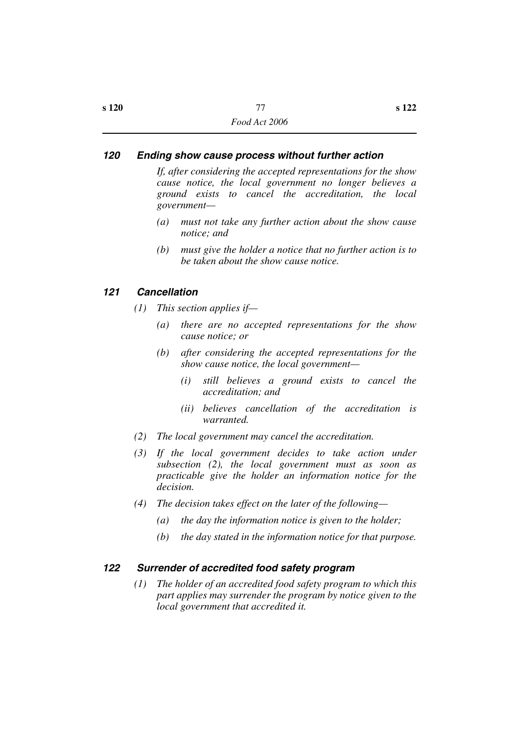#### *120 Ending show cause process without further action*

*If, after considering the accepted representations for the show cause notice, the local government no longer believes a ground exists to cancel the accreditation, the local government—*

- *(a) must not take any further action about the show cause notice; and*
- *(b) must give the holder a notice that no further action is to be taken about the show cause notice.*

#### *121 Cancellation*

*(1) This section applies if—*

- *(a) there are no accepted representations for the show cause notice; or*
- *(b) after considering the accepted representations for the show cause notice, the local government—*
  - *(i) still believes a ground exists to cancel the accreditation; and*
  - *(ii) believes cancellation of the accreditation is warranted.*

*(2) The local government may cancel the accreditation.*

*(3) If the local government decides to take action under subsection (2), the local government must as soon as practicable give the holder an information notice for the decision.*

*(4) The decision takes effect on the later of the following—*

- *(a) the day the information notice is given to the holder;*
- *(b) the day stated in the information notice for that purpose.*

#### *122 Surrender of accredited food safety program*

*(1) The holder of an accredited food safety program to which this part applies may surrender the program by notice given to the local government that accredited it.*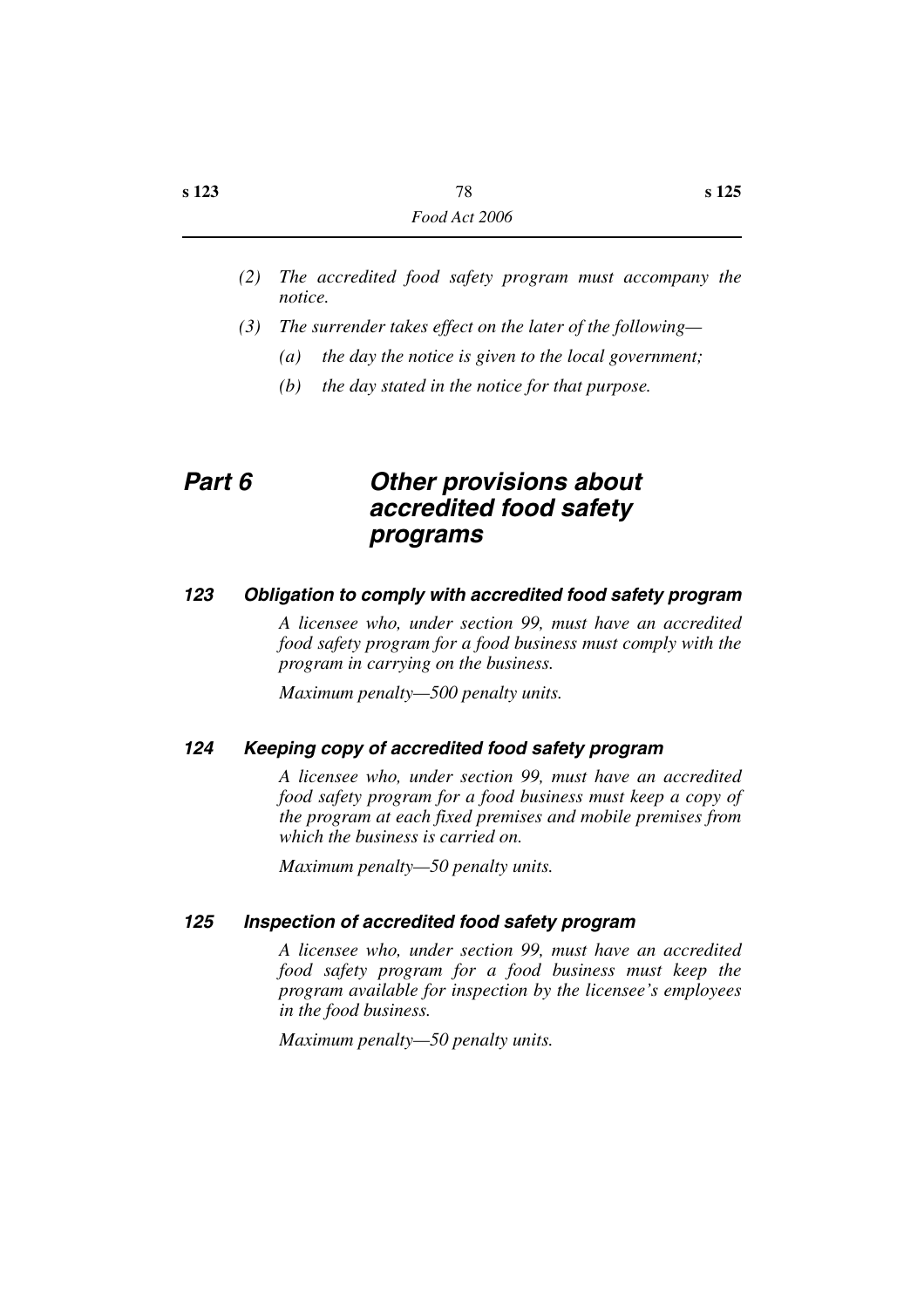*(2) The accredited food safety program must accompany the notice.*

*(3) The surrender takes effect on the later of the following—*

*(a) the day the notice is given to the local government;*

*(b) the day stated in the notice for that purpose.*

# *Part 6 Other provisions about accredited food safety programs*

### *123 Obligation to comply with accredited food safety program*

*A licensee who, under section 99, must have an accredited food safety program for a food business must comply with the program in carrying on the business.*

*Maximum penalty—500 penalty units.*

### *124 Keeping copy of accredited food safety program*

*A licensee who, under section 99, must have an accredited food safety program for a food business must keep a copy of the program at each fixed premises and mobile premises from which the business is carried on.*

*Maximum penalty—50 penalty units.*

### *125 Inspection of accredited food safety program*

*A licensee who, under section 99, must have an accredited food safety program for a food business must keep the program available for inspection by the licensee's employees in the food business.*

*Maximum penalty—50 penalty units.*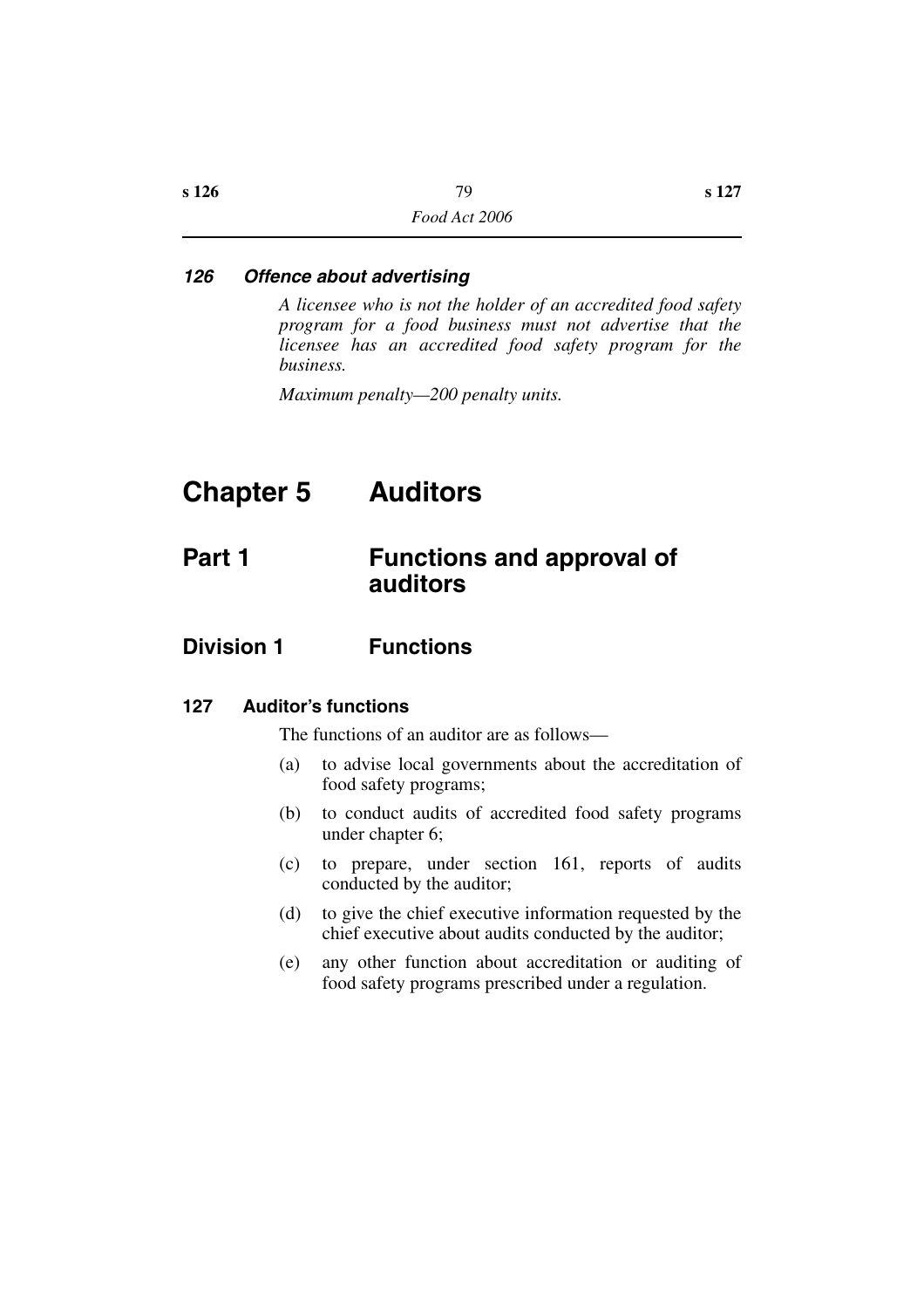### *126 Offence about advertising*

*A licensee who is not the holder of an accredited food safety program for a food business must not advertise that the licensee has an accredited food safety program for the business.*

*Maximum penalty—200 penalty units.*

# Chapter 5 Auditors

## Part 1 Functions and approval of auditors

## Division 1 Functions

### 127 Auditor's functions

The functions of an auditor are as follows—

(a) to advise local governments about the accreditation of food safety programs;

(b) to conduct audits of accredited food safety programs under chapter 6;

(c) to prepare, under section 161, reports of audits conducted by the auditor;

(d) to give the chief executive information requested by the chief executive about audits conducted by the auditor;

(e) any other function about accreditation or auditing of food safety programs prescribed under a regulation.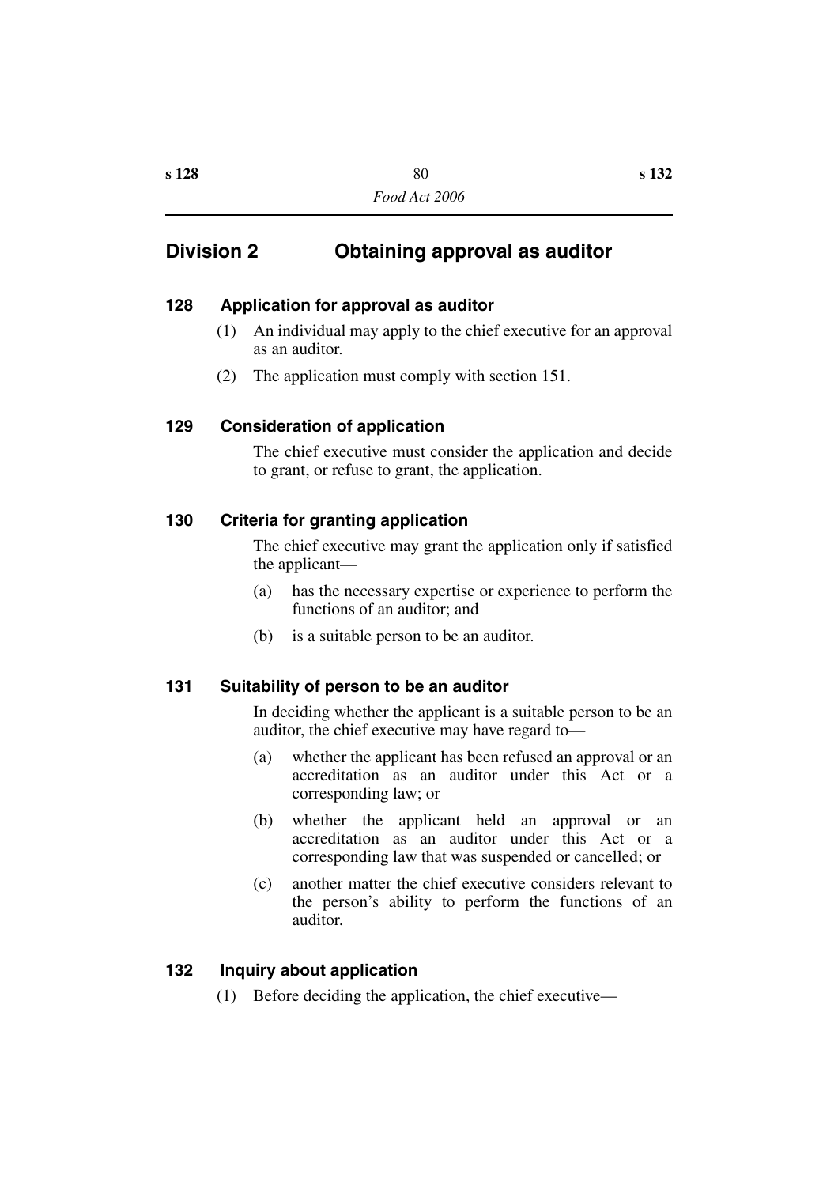## Division 2 Obtaining approval as auditor

### 128 Application for approval as auditor

(1) An individual may apply to the chief executive for an approval as an auditor.

(2) The application must comply with section 151.

### 129 Consideration of application

The chief executive must consider the application and decide to grant, or refuse to grant, the application.

### 130 Criteria for granting application

The chief executive may grant the application only if satisfied the applicant—

(a) has the necessary expertise or experience to perform the functions of an auditor; and

(b) is a suitable person to be an auditor.

### 131 Suitability of person to be an auditor

In deciding whether the applicant is a suitable person to be an auditor, the chief executive may have regard to—

(a) whether the applicant has been refused an approval or an accreditation as an auditor under this Act or a corresponding law; or

(b) whether the applicant held an approval or an accreditation as an auditor under this Act or a corresponding law that was suspended or cancelled; or

(c) another matter the chief executive considers relevant to the person's ability to perform the functions of an auditor.

### 132 Inquiry about application

(1) Before deciding the application, the chief executive—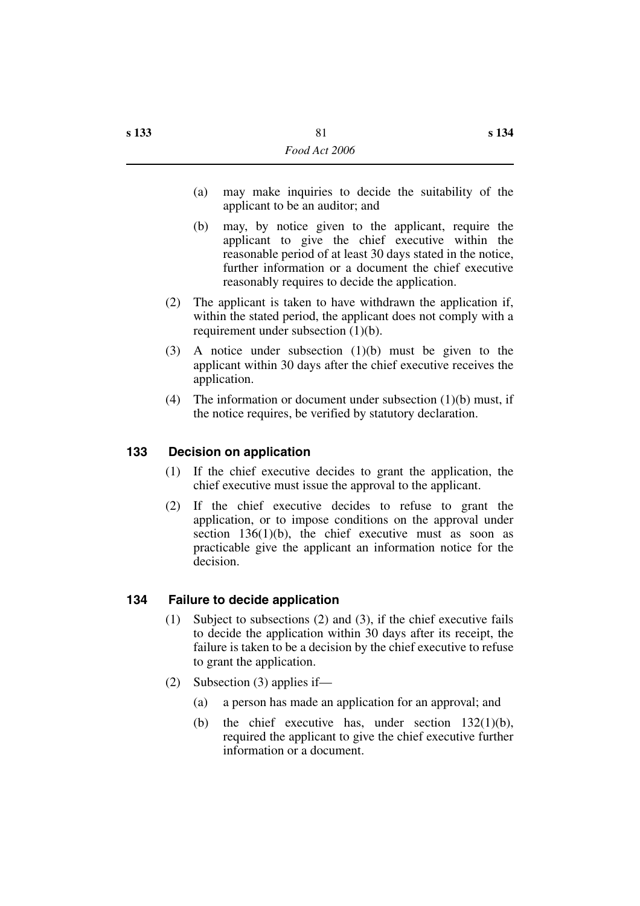(a) may make inquiries to decide the suitability of the applicant to be an auditor; and

(b) may, by notice given to the applicant, require the applicant to give the chief executive within the reasonable period of at least 30 days stated in the notice, further information or a document the chief executive reasonably requires to decide the application.

(2) The applicant is taken to have withdrawn the application if, within the stated period, the applicant does not comply with a requirement under subsection (1)(b).

(3) A notice under subsection (1)(b) must be given to the applicant within 30 days after the chief executive receives the application.

(4) The information or document under subsection (1)(b) must, if the notice requires, be verified by statutory declaration.

### 133 Decision on application

(1) If the chief executive decides to grant the application, the chief executive must issue the approval to the applicant.

(2) If the chief executive decides to refuse to grant the application, or to impose conditions on the approval under section 136(1)(b), the chief executive must as soon as practicable give the applicant an information notice for the decision.

### 134 Failure to decide application

(1) Subject to subsections (2) and (3), if the chief executive fails to decide the application within 30 days after its receipt, the failure is taken to be a decision by the chief executive to refuse to grant the application.

(2) Subsection (3) applies if—

(a) a person has made an application for an approval; and

(b) the chief executive has, under section 132(1)(b), required the applicant to give the chief executive further information or a document.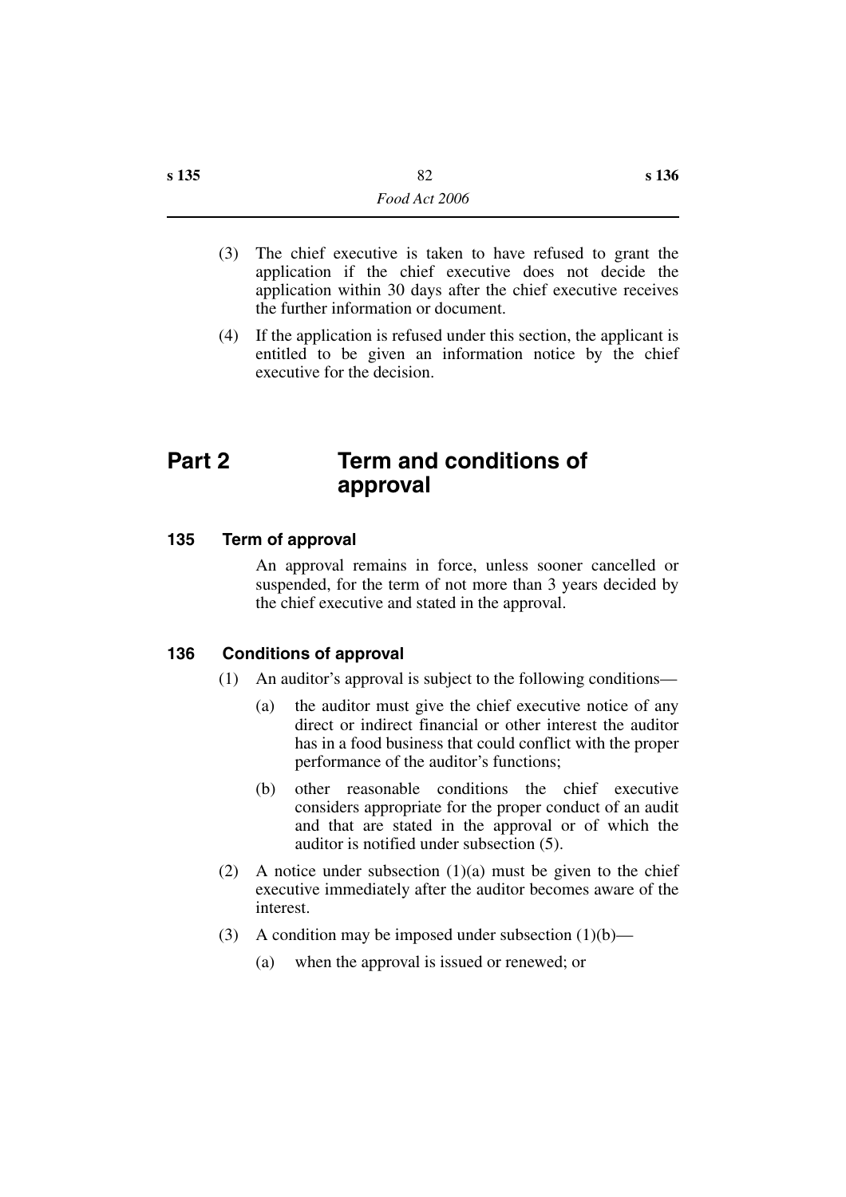(3) The chief executive is taken to have refused to grant the application if the chief executive does not decide the application within 30 days after the chief executive receives the further information or document.

(4) If the application is refused under this section, the applicant is entitled to be given an information notice by the chief executive for the decision.

## Part 2 Term and conditions of approval

### 135 Term of approval

An approval remains in force, unless sooner cancelled or suspended, for the term of not more than 3 years decided by the chief executive and stated in the approval.

### 136 Conditions of approval

(1) An auditor's approval is subject to the following conditions—

(a) the auditor must give the chief executive notice of any direct or indirect financial or other interest the auditor has in a food business that could conflict with the proper performance of the auditor's functions;

(b) other reasonable conditions the chief executive considers appropriate for the proper conduct of an audit and that are stated in the approval or of which the auditor is notified under subsection (5).

(2) A notice under subsection (1)(a) must be given to the chief executive immediately after the auditor becomes aware of the interest.

(3) A condition may be imposed under subsection (1)(b)—

(a) when the approval is issued or renewed; or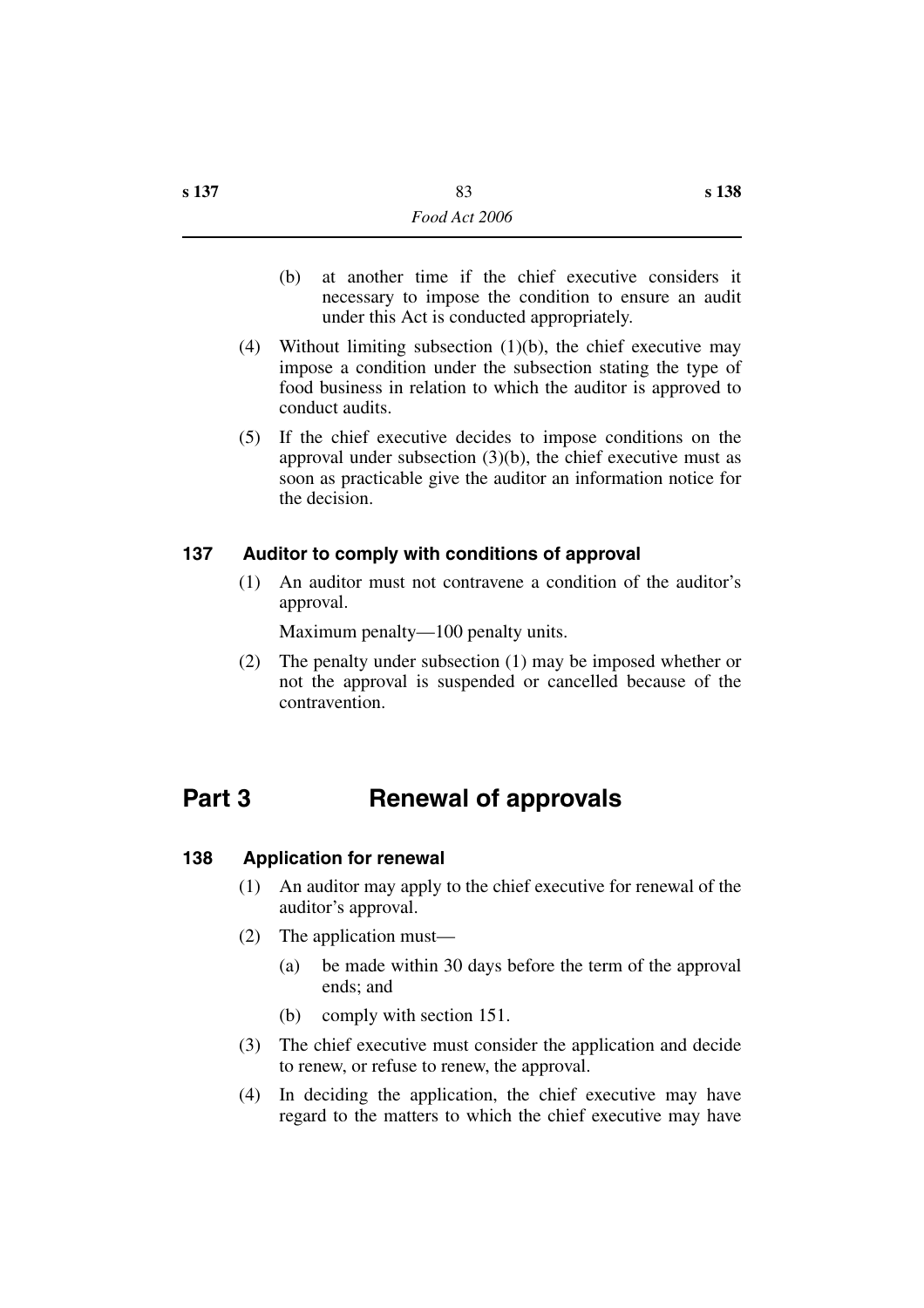(b) at another time if the chief executive considers it necessary to impose the condition to ensure an audit under this Act is conducted appropriately.

(4) Without limiting subsection (1)(b), the chief executive may impose a condition under the subsection stating the type of food business in relation to which the auditor is approved to conduct audits.

(5) If the chief executive decides to impose conditions on the approval under subsection (3)(b), the chief executive must as soon as practicable give the auditor an information notice for the decision.

### 137 Auditor to comply with conditions of approval

(1) An auditor must not contravene a condition of the auditor's approval.

Maximum penalty—100 penalty units.

(2) The penalty under subsection (1) may be imposed whether or not the approval is suspended or cancelled because of the contravention.

## Part 3 Renewal of approvals

### 138 Application for renewal

(1) An auditor may apply to the chief executive for renewal of the auditor's approval.

(2) The application must—

(a) be made within 30 days before the term of the approval ends; and

(b) comply with section 151.

(3) The chief executive must consider the application and decide to renew, or refuse to renew, the approval.

(4) In deciding the application, the chief executive may have regard to the matters to which the chief executive may have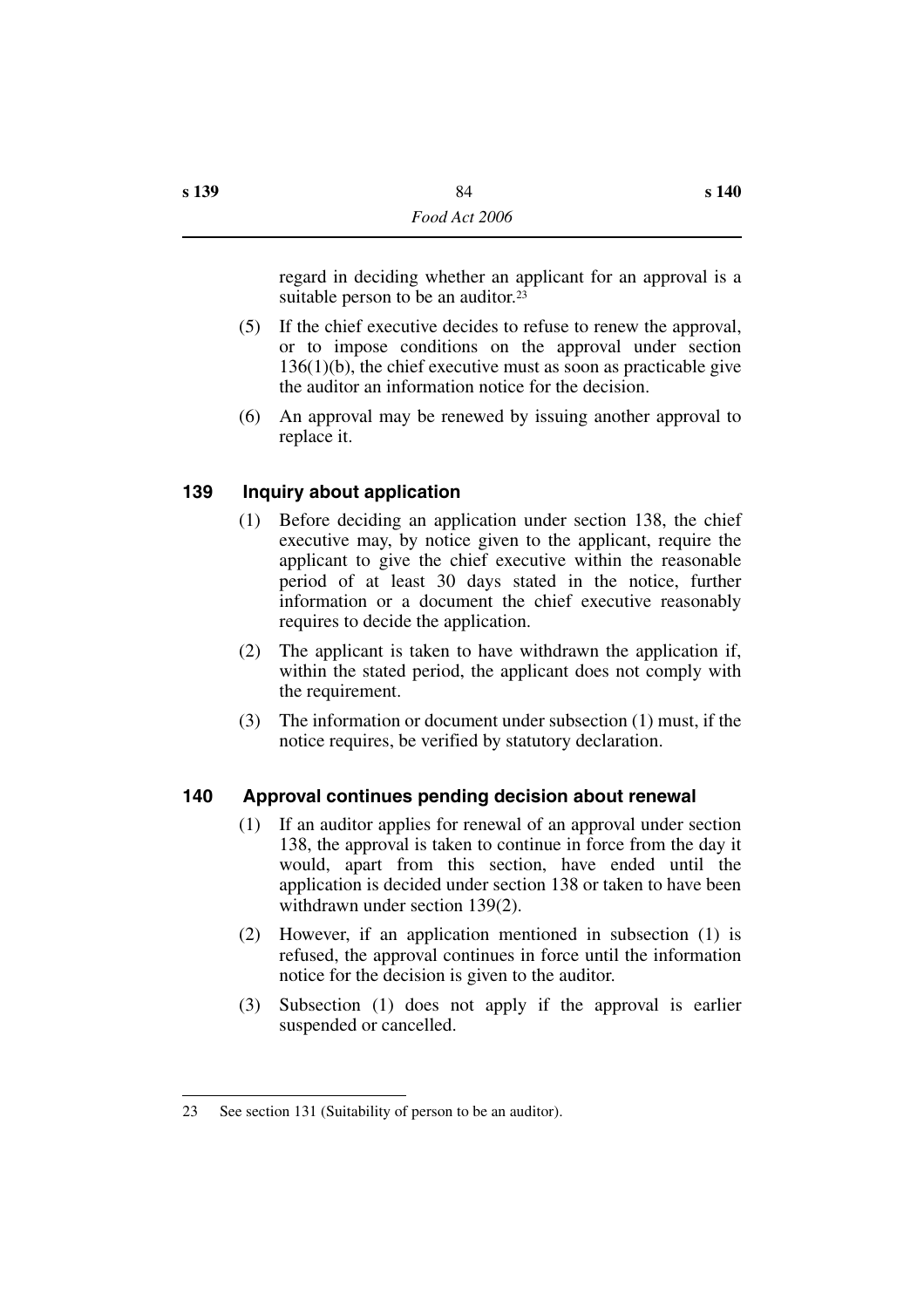regard in deciding whether an applicant for an approval is a suitable person to be an auditor.[23]

(5) If the chief executive decides to refuse to renew the approval, or to impose conditions on the approval under section 136(1)(b), the chief executive must as soon as practicable give the auditor an information notice for the decision.

(6) An approval may be renewed by issuing another approval to replace it.

### 139 Inquiry about application

(1) Before deciding an application under section 138, the chief executive may, by notice given to the applicant, require the applicant to give the chief executive within the reasonable period of at least 30 days stated in the notice, further information or a document the chief executive reasonably requires to decide the application.

(2) The applicant is taken to have withdrawn the application if, within the stated period, the applicant does not comply with the requirement.

(3) The information or document under subsection (1) must, if the notice requires, be verified by statutory declaration.

### 140 Approval continues pending decision about renewal

(1) If an auditor applies for renewal of an approval under section 138, the approval is taken to continue in force from the day it would, apart from this section, have ended until the application is decided under section 138 or taken to have been withdrawn under section 139(2).

(2) However, if an application mentioned in subsection (1) is refused, the approval continues in force until the information notice for the decision is given to the auditor.

(3) Subsection (1) does not apply if the approval is earlier suspended or cancelled.

---

23 See section 131 (Suitability of person to be an auditor).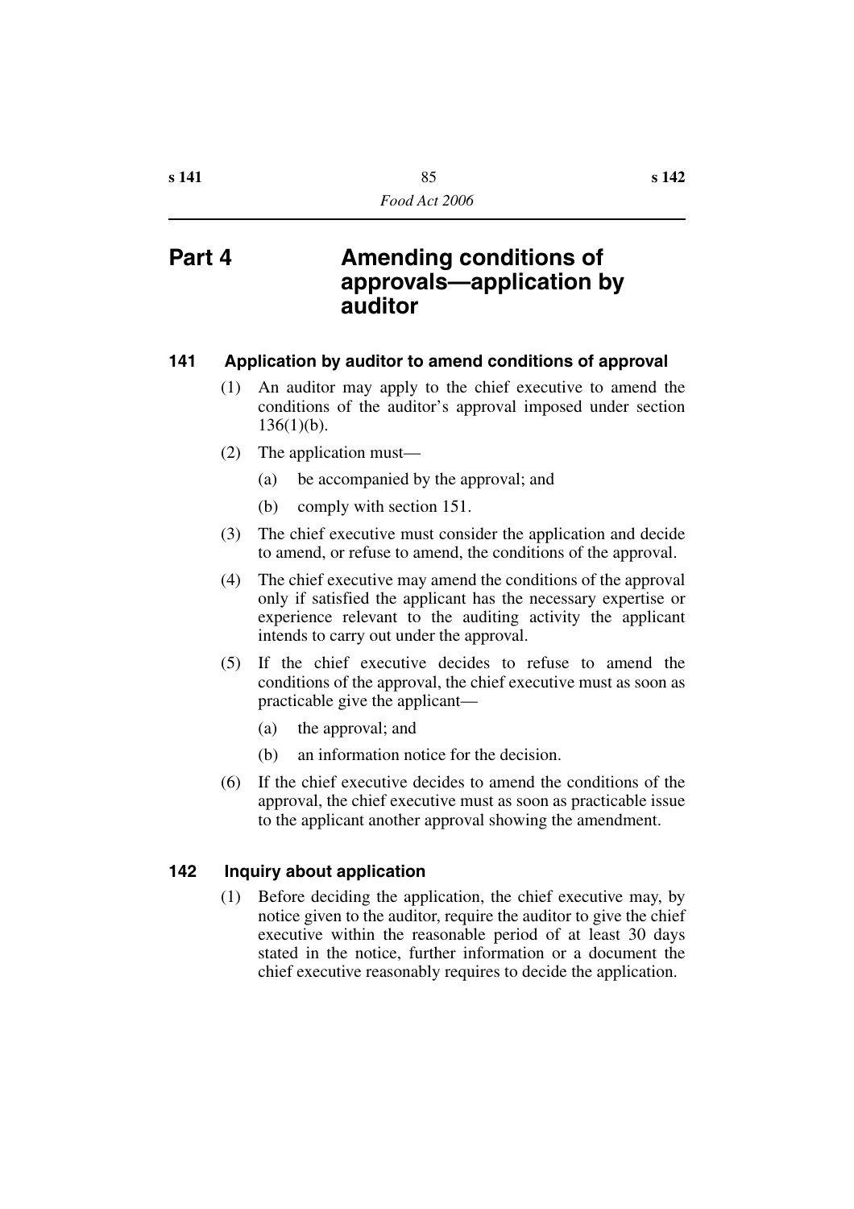# Part 4 Amending conditions of approvals—application by auditor

## 141 Application by auditor to amend conditions of approval

(1) An auditor may apply to the chief executive to amend the conditions of the auditor's approval imposed under section 136(1)(b).

(2) The application must—

(a) be accompanied by the approval; and

(b) comply with section 151.

(3) The chief executive must consider the application and decide to amend, or refuse to amend, the conditions of the approval.

(4) The chief executive may amend the conditions of the approval only if satisfied the applicant has the necessary expertise or experience relevant to the auditing activity the applicant intends to carry out under the approval.

(5) If the chief executive decides to refuse to amend the conditions of the approval, the chief executive must as soon as practicable give the applicant—

(a) the approval; and

(b) an information notice for the decision.

(6) If the chief executive decides to amend the conditions of the approval, the chief executive must as soon as practicable issue to the applicant another approval showing the amendment.

## 142 Inquiry about application

(1) Before deciding the application, the chief executive may, by notice given to the auditor, require the auditor to give the chief executive within the reasonable period of at least 30 days stated in the notice, further information or a document the chief executive reasonably requires to decide the application.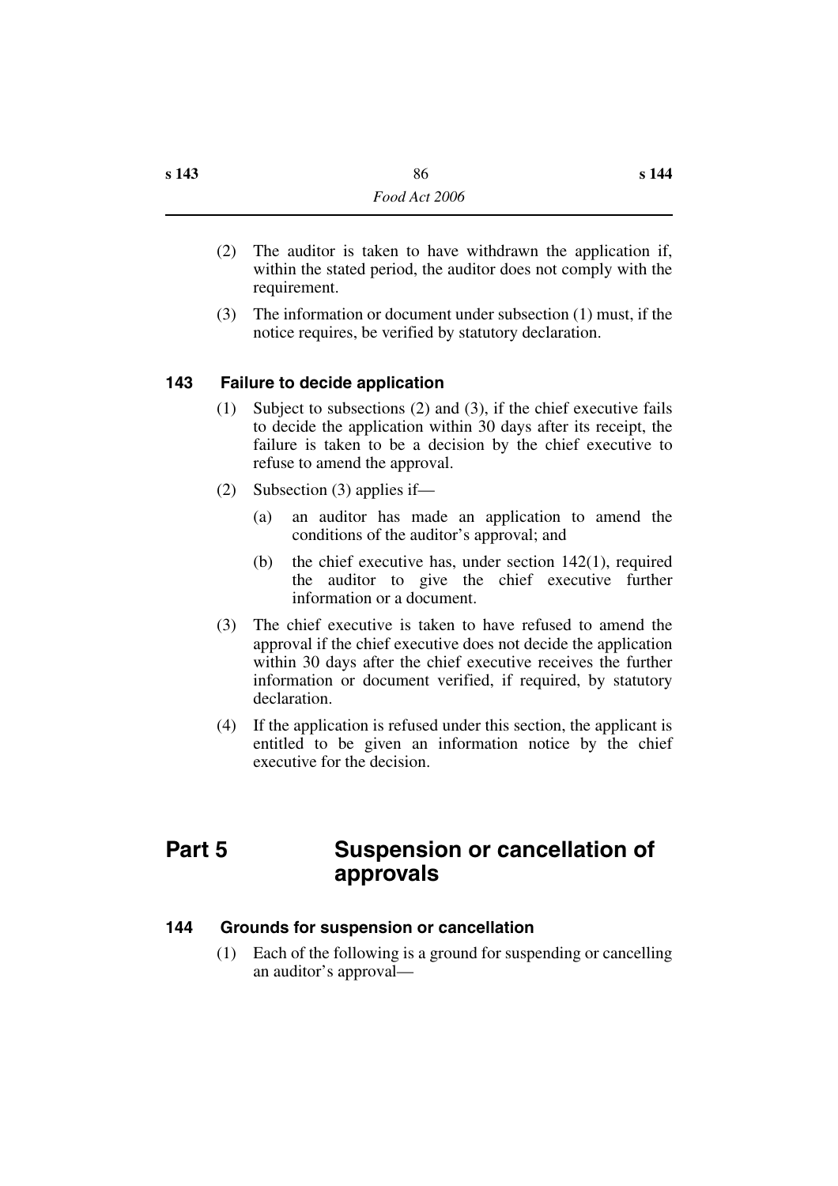(2) The auditor is taken to have withdrawn the application if, within the stated period, the auditor does not comply with the requirement.

(3) The information or document under subsection (1) must, if the notice requires, be verified by statutory declaration.

### 143 Failure to decide application

(1) Subject to subsections (2) and (3), if the chief executive fails to decide the application within 30 days after its receipt, the failure is taken to be a decision by the chief executive to refuse to amend the approval.

(2) Subsection (3) applies if—

(a) an auditor has made an application to amend the conditions of the auditor's approval; and

(b) the chief executive has, under section 142(1), required the auditor to give the chief executive further information or a document.

(3) The chief executive is taken to have refused to amend the approval if the chief executive does not decide the application within 30 days after the chief executive receives the further information or document verified, if required, by statutory declaration.

(4) If the application is refused under this section, the applicant is entitled to be given an information notice by the chief executive for the decision.

## Part 5 Suspension or cancellation of approvals

### 144 Grounds for suspension or cancellation

(1) Each of the following is a ground for suspending or cancelling an auditor's approval—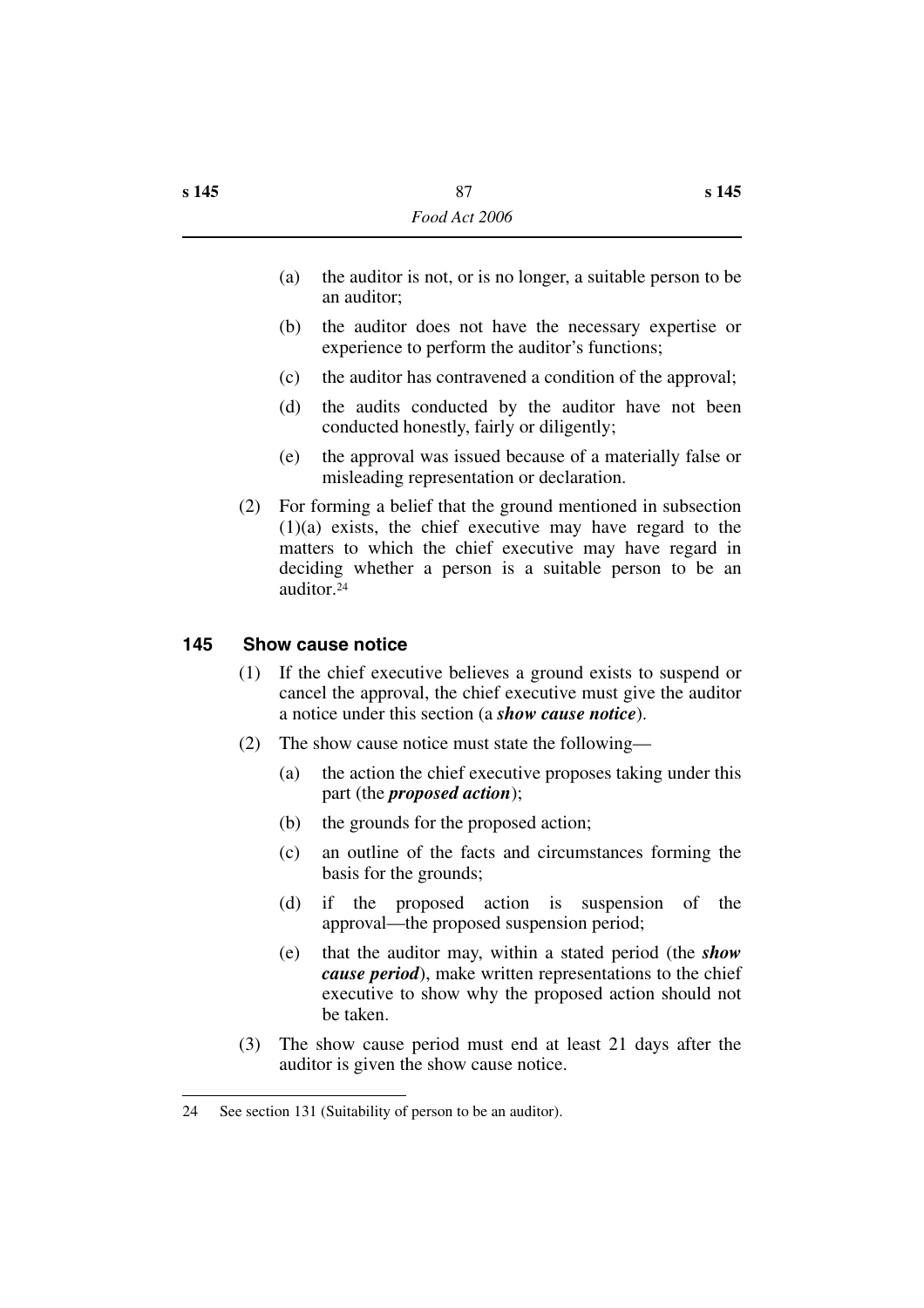(a) the auditor is not, or is no longer, a suitable person to be an auditor;

(b) the auditor does not have the necessary expertise or experience to perform the auditor's functions;

(c) the auditor has contravened a condition of the approval;

(d) the audits conducted by the auditor have not been conducted honestly, fairly or diligently;

(e) the approval was issued because of a materially false or misleading representation or declaration.

(2) For forming a belief that the ground mentioned in subsection (1)(a) exists, the chief executive may have regard to the matters to which the chief executive may have regard in deciding whether a person is a suitable person to be an auditor.[24]

## 145 Show cause notice

(1) If the chief executive believes a ground exists to suspend or cancel the approval, the chief executive must give the auditor a notice under this section (a ***show cause notice***).

(2) The show cause notice must state the following—

(a) the action the chief executive proposes taking under this part (the ***proposed action***);

(b) the grounds for the proposed action;

(c) an outline of the facts and circumstances forming the basis for the grounds;

(d) if the proposed action is suspension of the approval—the proposed suspension period;

(e) that the auditor may, within a stated period (the ***show cause period***), make written representations to the chief executive to show why the proposed action should not be taken.

(3) The show cause period must end at least 21 days after the auditor is given the show cause notice.

---

24 See section 131 (Suitability of person to be an auditor).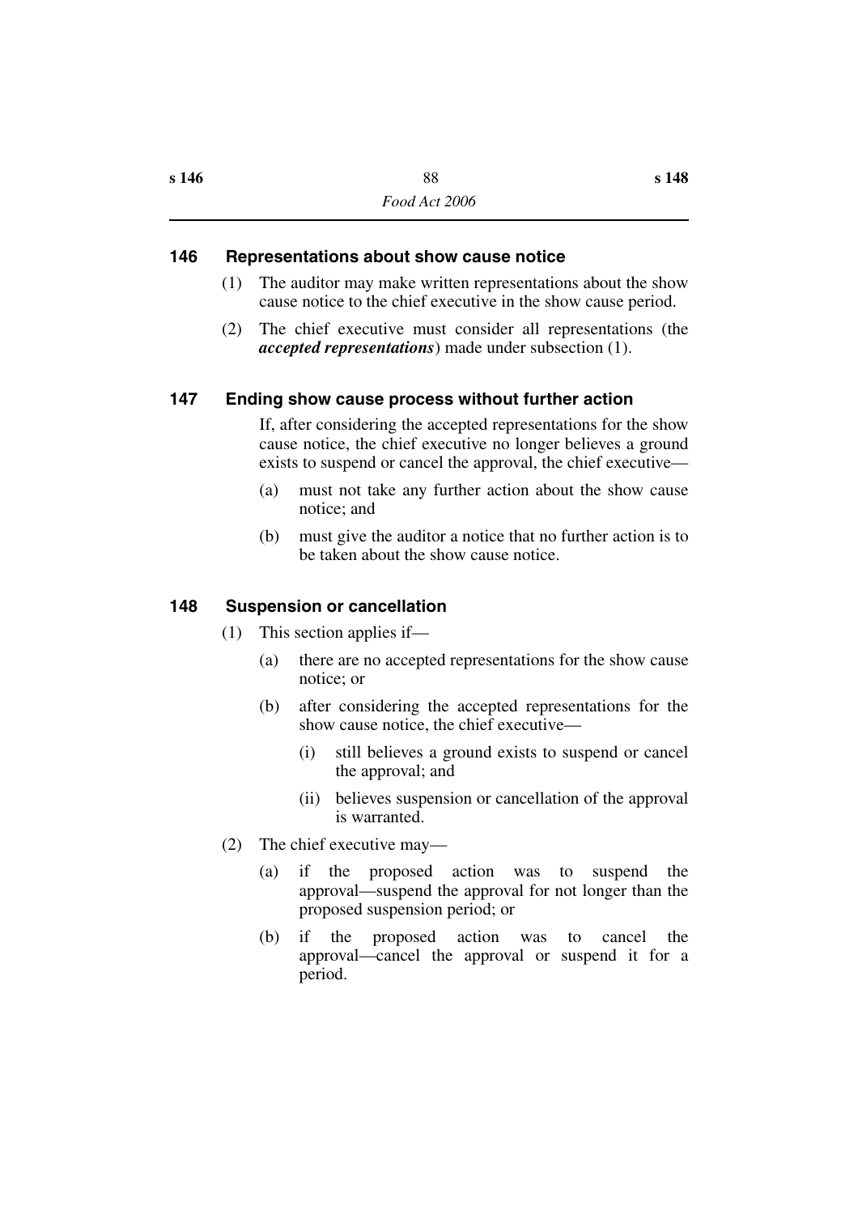### 146 Representations about show cause notice

(1) The auditor may make written representations about the show cause notice to the chief executive in the show cause period.

(2) The chief executive must consider all representations (the ***accepted representations***) made under subsection (1).

### 147 Ending show cause process without further action

If, after considering the accepted representations for the show cause notice, the chief executive no longer believes a ground exists to suspend or cancel the approval, the chief executive—

(a) must not take any further action about the show cause notice; and

(b) must give the auditor a notice that no further action is to be taken about the show cause notice.

### 148 Suspension or cancellation

(1) This section applies if—

(a) there are no accepted representations for the show cause notice; or

(b) after considering the accepted representations for the show cause notice, the chief executive—

(i) still believes a ground exists to suspend or cancel the approval; and

(ii) believes suspension or cancellation of the approval is warranted.

(2) The chief executive may—

(a) if the proposed action was to suspend the approval—suspend the approval for not longer than the proposed suspension period; or

(b) if the proposed action was to cancel the approval—cancel the approval or suspend it for a period.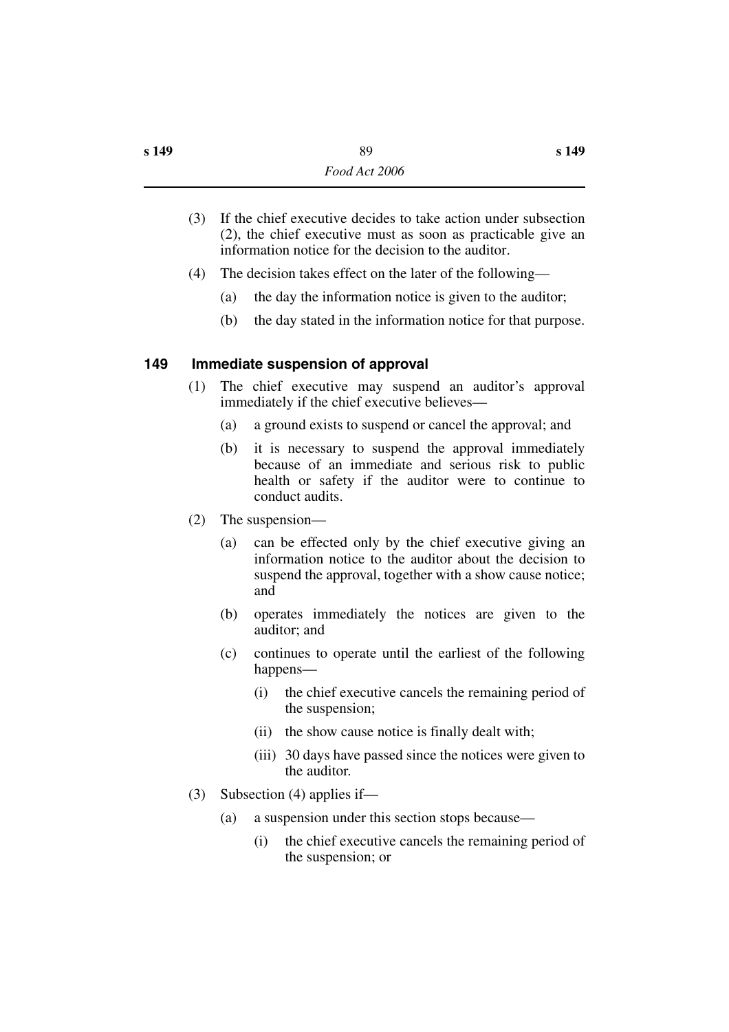(3) If the chief executive decides to take action under subsection (2), the chief executive must as soon as practicable give an information notice for the decision to the auditor.

(4) The decision takes effect on the later of the following—

(a) the day the information notice is given to the auditor;

(b) the day stated in the information notice for that purpose.

### 149 Immediate suspension of approval

(1) The chief executive may suspend an auditor's approval immediately if the chief executive believes—

(a) a ground exists to suspend or cancel the approval; and

(b) it is necessary to suspend the approval immediately because of an immediate and serious risk to public health or safety if the auditor were to continue to conduct audits.

(2) The suspension—

(a) can be effected only by the chief executive giving an information notice to the auditor about the decision to suspend the approval, together with a show cause notice; and

(b) operates immediately the notices are given to the auditor; and

(c) continues to operate until the earliest of the following happens—

(i) the chief executive cancels the remaining period of the suspension;

(ii) the show cause notice is finally dealt with;

(iii) 30 days have passed since the notices were given to the auditor.

(3) Subsection (4) applies if—

(a) a suspension under this section stops because—

(i) the chief executive cancels the remaining period of the suspension; or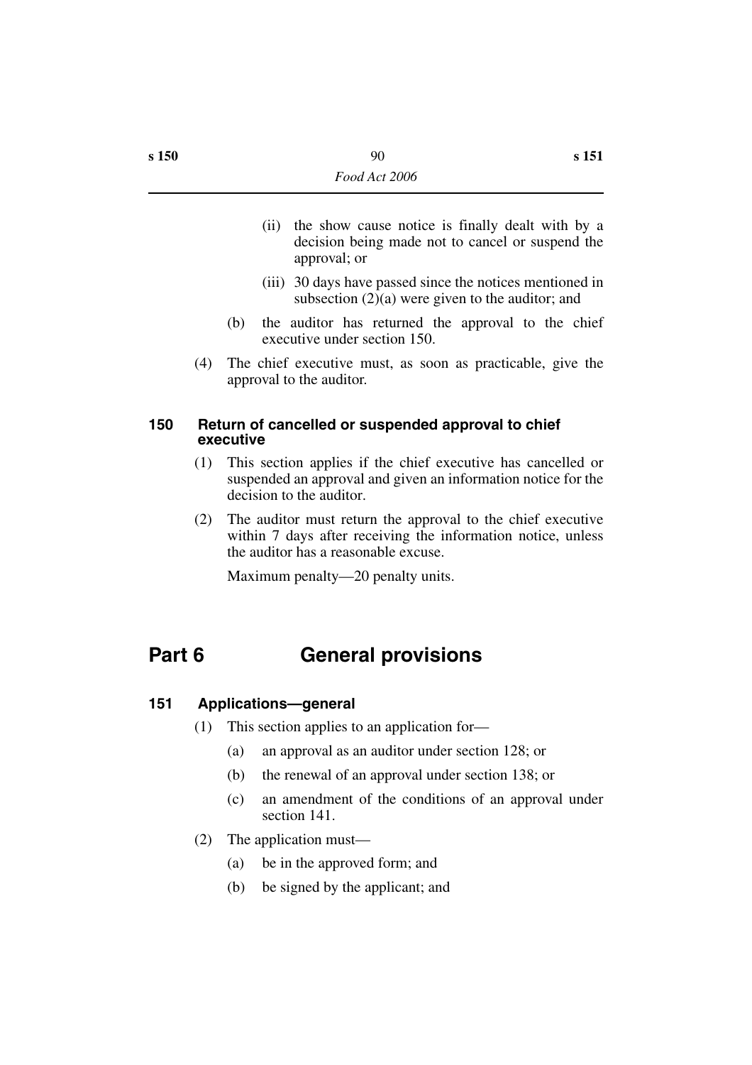(ii) the show cause notice is finally dealt with by a decision being made not to cancel or suspend the approval; or

(iii) 30 days have passed since the notices mentioned in subsection (2)(a) were given to the auditor; and

(b) the auditor has returned the approval to the chief executive under section 150.

(4) The chief executive must, as soon as practicable, give the approval to the auditor.

### 150 Return of cancelled or suspended approval to chief executive

(1) This section applies if the chief executive has cancelled or suspended an approval and given an information notice for the decision to the auditor.

(2) The auditor must return the approval to the chief executive within 7 days after receiving the information notice, unless the auditor has a reasonable excuse.

Maximum penalty—20 penalty units.

# Part 6 General provisions

### 151 Applications—general

(1) This section applies to an application for—

(a) an approval as an auditor under section 128; or

(b) the renewal of an approval under section 138; or

(c) an amendment of the conditions of an approval under section 141.

(2) The application must—

(a) be in the approved form; and

(b) be signed by the applicant; and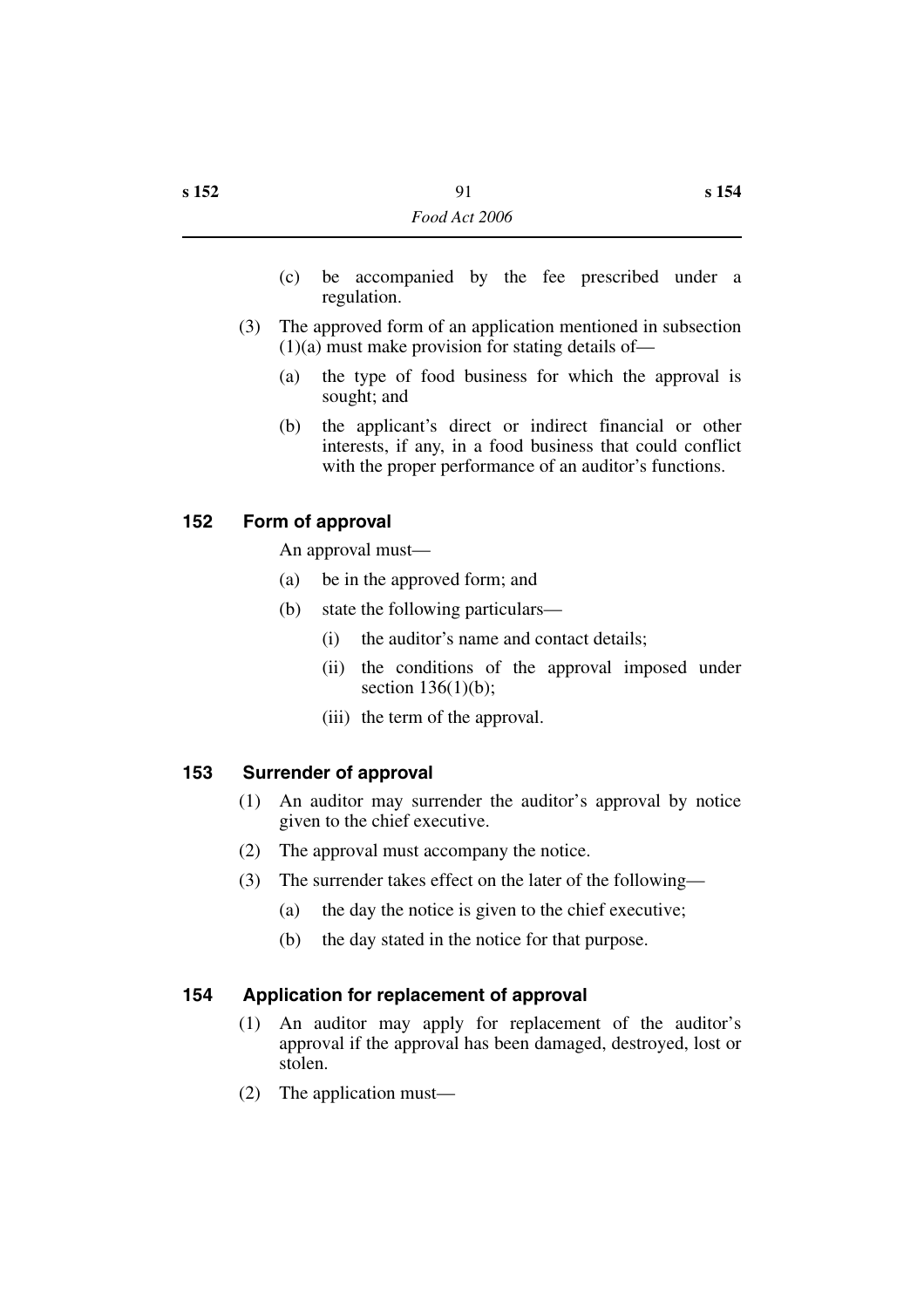(c) be accompanied by the fee prescribed under a regulation.

(3) The approved form of an application mentioned in subsection (1)(a) must make provision for stating details of—

(a) the type of food business for which the approval is sought; and

(b) the applicant's direct or indirect financial or other interests, if any, in a food business that could conflict with the proper performance of an auditor's functions.

### 152 Form of approval

An approval must—

(a) be in the approved form; and

(b) state the following particulars—

(i) the auditor's name and contact details;

(ii) the conditions of the approval imposed under section 136(1)(b);

(iii) the term of the approval.

### 153 Surrender of approval

(1) An auditor may surrender the auditor's approval by notice given to the chief executive.

(2) The approval must accompany the notice.

(3) The surrender takes effect on the later of the following—

(a) the day the notice is given to the chief executive;

(b) the day stated in the notice for that purpose.

### 154 Application for replacement of approval

(1) An auditor may apply for replacement of the auditor's approval if the approval has been damaged, destroyed, lost or stolen.

(2) The application must—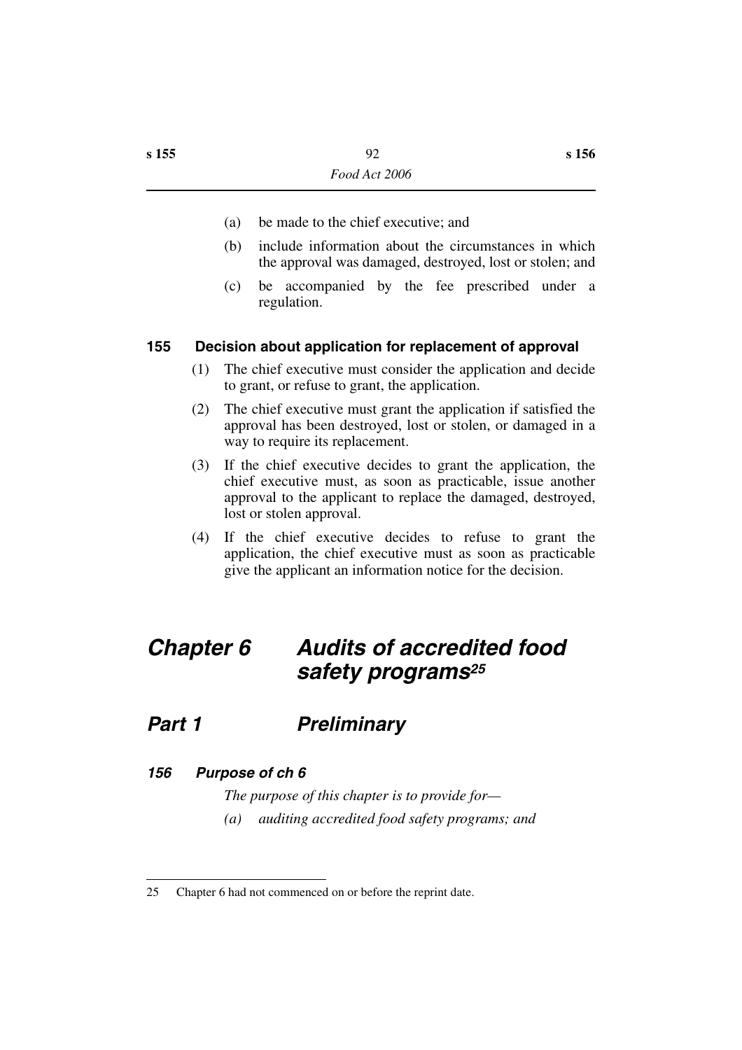(a) be made to the chief executive; and

(b) include information about the circumstances in which the approval was damaged, destroyed, lost or stolen; and

(c) be accompanied by the fee prescribed under a regulation.

### 155 Decision about application for replacement of approval

(1) The chief executive must consider the application and decide to grant, or refuse to grant, the application.

(2) The chief executive must grant the application if satisfied the approval has been destroyed, lost or stolen, or damaged in a way to require its replacement.

(3) If the chief executive decides to grant the application, the chief executive must, as soon as practicable, issue another approval to the applicant to replace the damaged, destroyed, lost or stolen approval.

(4) If the chief executive decides to refuse to grant the application, the chief executive must as soon as practicable give the applicant an information notice for the decision.

# *Chapter 6 Audits of accredited food safety programs*[25]

## *Part 1 Preliminary*

### *156 Purpose of ch 6*

*The purpose of this chapter is to provide for—*

*(a) auditing accredited food safety programs; and*

25 Chapter 6 had not commenced on or before the reprint date.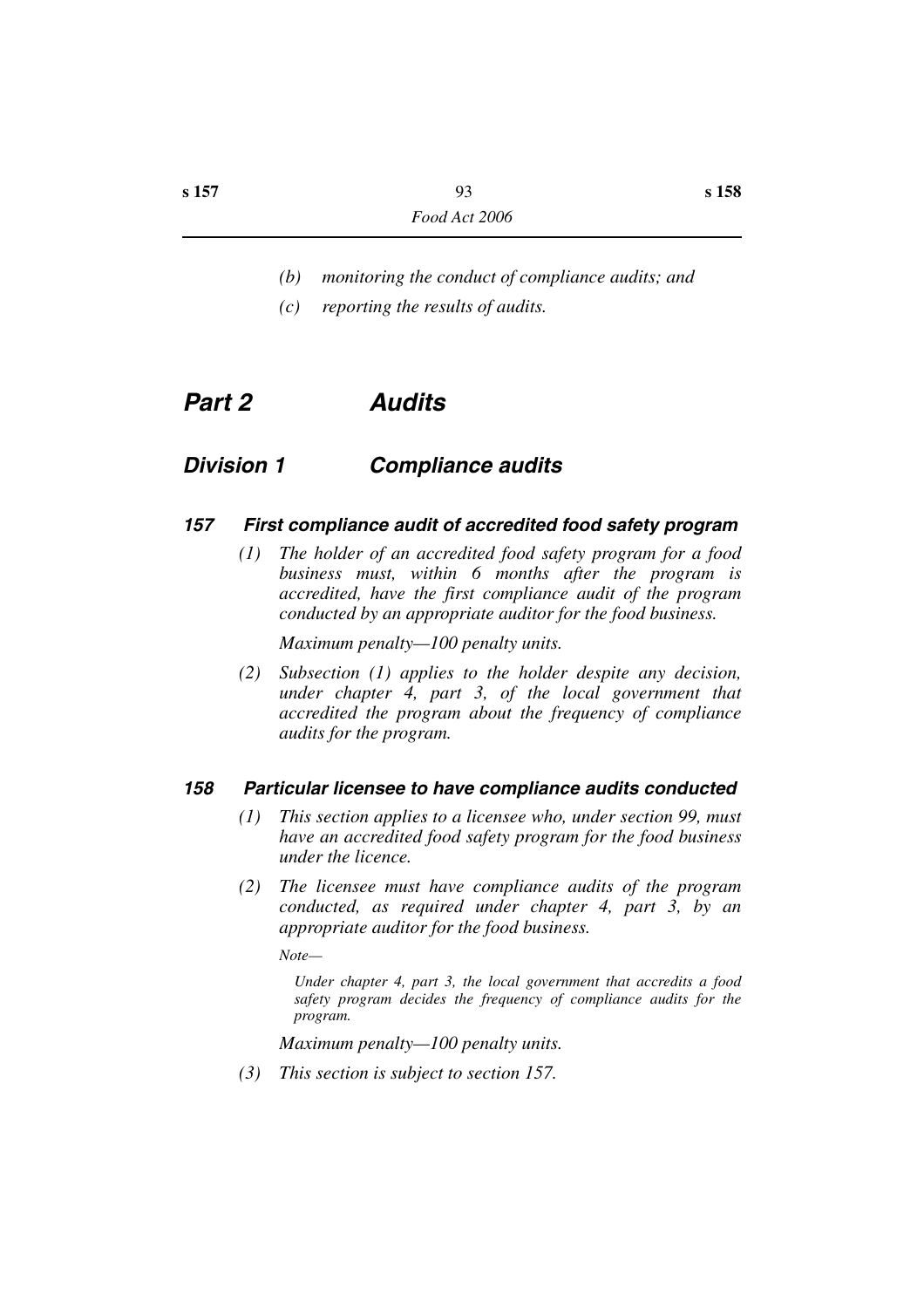(b) monitoring the conduct of compliance audits; and

(c) reporting the results of audits.

# Part 2 Audits

## Division 1 Compliance audits

### 157 First compliance audit of accredited food safety program

(1) The holder of an accredited food safety program for a food business must, within 6 months after the program is accredited, have the first compliance audit of the program conducted by an appropriate auditor for the food business.

Maximum penalty—100 penalty units.

(2) Subsection (1) applies to the holder despite any decision, under chapter 4, part 3, of the local government that accredited the program about the frequency of compliance audits for the program.

### 158 Particular licensee to have compliance audits conducted

(1) This section applies to a licensee who, under section 99, must have an accredited food safety program for the food business under the licence.

(2) The licensee must have compliance audits of the program conducted, as required under chapter 4, part 3, by an appropriate auditor for the food business.

Note—

Under chapter 4, part 3, the local government that accredits a food safety program decides the frequency of compliance audits for the program.

Maximum penalty—100 penalty units.

(3) This section is subject to section 157.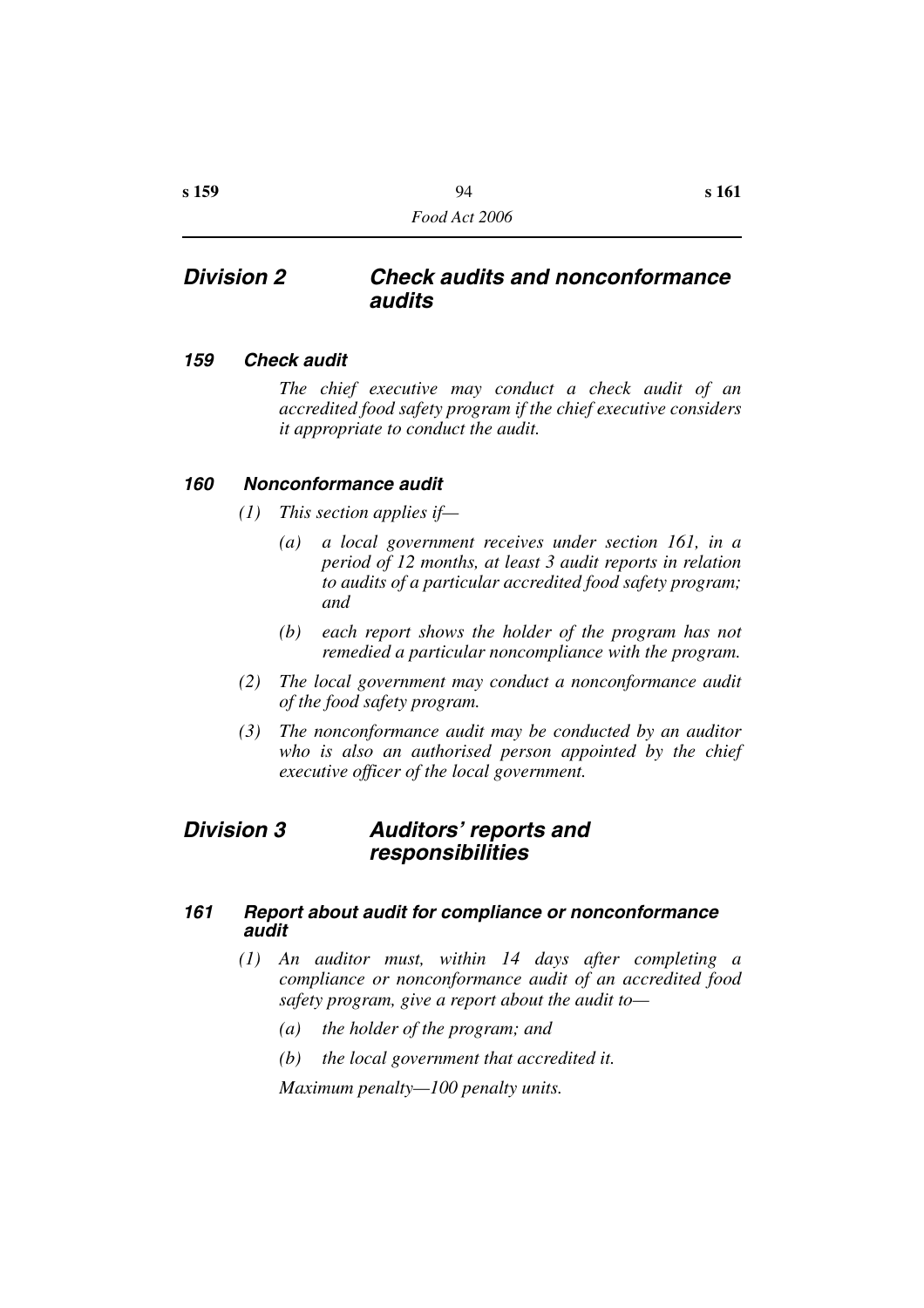## *Division 2 Check audits and nonconformance audits*

### *159 Check audit*

*The chief executive may conduct a check audit of an accredited food safety program if the chief executive considers it appropriate to conduct the audit.*

### *160 Nonconformance audit*

*(1) This section applies if—*

*(a) a local government receives under section 161, in a period of 12 months, at least 3 audit reports in relation to audits of a particular accredited food safety program; and*

*(b) each report shows the holder of the program has not remedied a particular noncompliance with the program.*

*(2) The local government may conduct a nonconformance audit of the food safety program.*

*(3) The nonconformance audit may be conducted by an auditor who is also an authorised person appointed by the chief executive officer of the local government.*

## *Division 3 Auditors' reports and responsibilities*

### *161 Report about audit for compliance or nonconformance audit*

*(1) An auditor must, within 14 days after completing a compliance or nonconformance audit of an accredited food safety program, give a report about the audit to—*

*(a) the holder of the program; and*

*(b) the local government that accredited it.*

*Maximum penalty—100 penalty units.*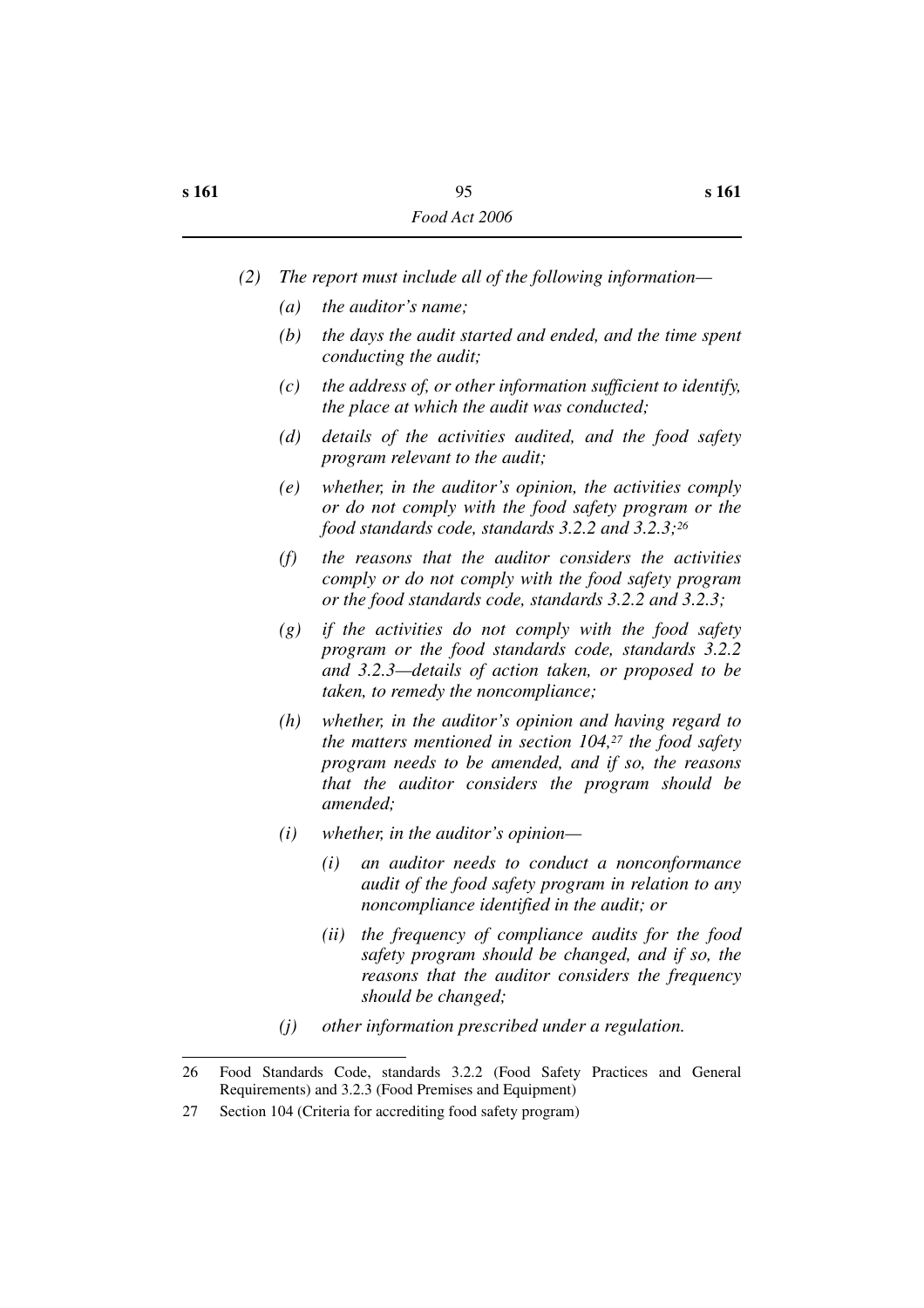*(2) The report must include all of the following information—*

*(a) the auditor's name;*

*(b) the days the audit started and ended, and the time spent conducting the audit;*

*(c) the address of, or other information sufficient to identify, the place at which the audit was conducted;*

*(d) details of the activities audited, and the food safety program relevant to the audit;*

*(e) whether, in the auditor's opinion, the activities comply or do not comply with the food safety program or the food standards code, standards 3.2.2 and 3.2.3;*[26]

*(f) the reasons that the auditor considers the activities comply or do not comply with the food safety program or the food standards code, standards 3.2.2 and 3.2.3;*

*(g) if the activities do not comply with the food safety program or the food standards code, standards 3.2.2 and 3.2.3—details of action taken, or proposed to be taken, to remedy the noncompliance;*

*(h) whether, in the auditor's opinion and having regard to the matters mentioned in section 104,*[27] *the food safety program needs to be amended, and if so, the reasons that the auditor considers the program should be amended;*

*(i) whether, in the auditor's opinion—*

*(i) an auditor needs to conduct a nonconformance audit of the food safety program in relation to any noncompliance identified in the audit; or*

*(ii) the frequency of compliance audits for the food safety program should be changed, and if so, the reasons that the auditor considers the frequency should be changed;*

*(j) other information prescribed under a regulation.*

---

26 Food Standards Code, standards 3.2.2 (Food Safety Practices and General Requirements) and 3.2.3 (Food Premises and Equipment)

27 Section 104 (Criteria for accrediting food safety program)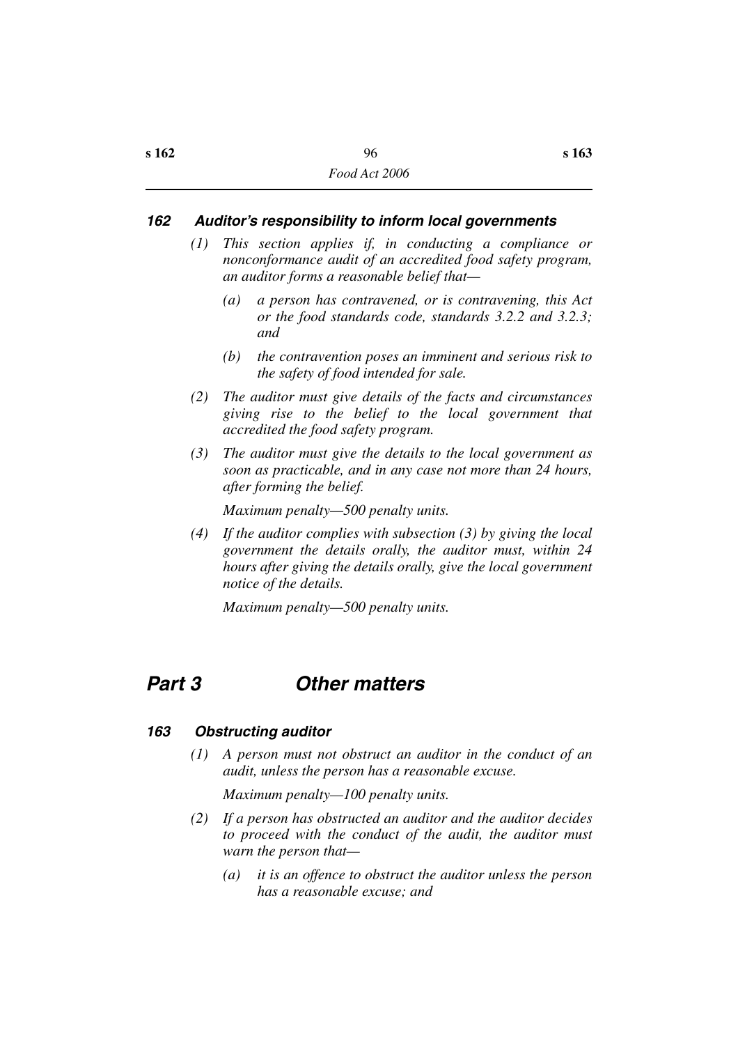### 162 Auditor's responsibility to inform local governments

(1) This section applies if, in conducting a compliance or nonconformance audit of an accredited food safety program, an auditor forms a reasonable belief that—

(a) a person has contravened, or is contravening, this Act or the food standards code, standards 3.2.2 and 3.2.3; and

(b) the contravention poses an imminent and serious risk to the safety of food intended for sale.

(2) The auditor must give details of the facts and circumstances giving rise to the belief to the local government that accredited the food safety program.

(3) The auditor must give the details to the local government as soon as practicable, and in any case not more than 24 hours, after forming the belief.

Maximum penalty—500 penalty units.

(4) If the auditor complies with subsection (3) by giving the local government the details orally, the auditor must, within 24 hours after giving the details orally, give the local government notice of the details.

Maximum penalty—500 penalty units.

## Part 3 Other matters

### 163 Obstructing auditor

(1) A person must not obstruct an auditor in the conduct of an audit, unless the person has a reasonable excuse.

Maximum penalty—100 penalty units.

(2) If a person has obstructed an auditor and the auditor decides to proceed with the conduct of the audit, the auditor must warn the person that—

(a) it is an offence to obstruct the auditor unless the person has a reasonable excuse; and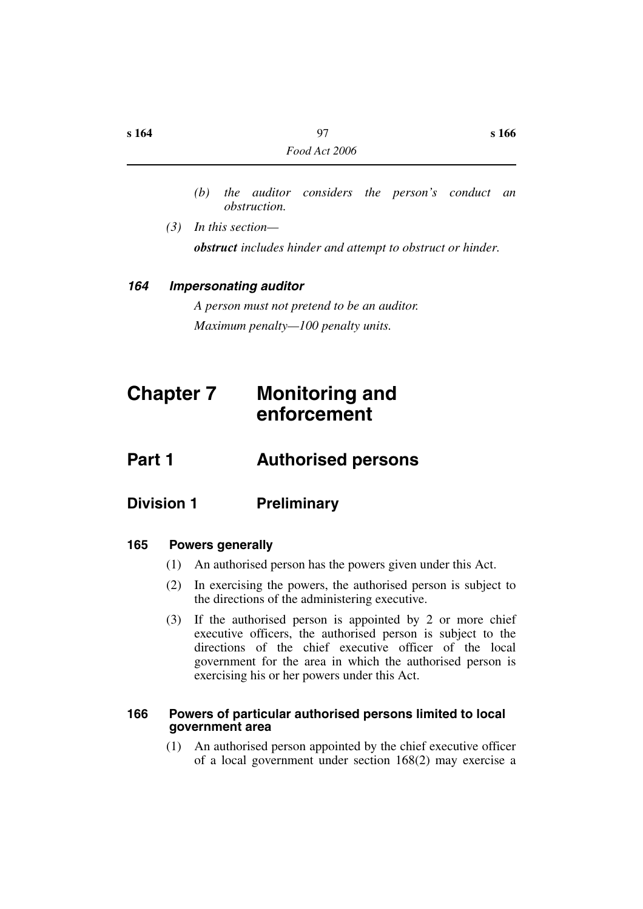*(b) the auditor considers the person's conduct an obstruction.*

*(3) In this section—*

***obstruct** includes hinder and attempt to obstruct or hinder.*

#### *164 Impersonating auditor*

*A person must not pretend to be an auditor.*

*Maximum penalty—100 penalty units.*

# Chapter 7 Monitoring and enforcement

## Part 1 Authorised persons

### Division 1 Preliminary

#### 165 Powers generally

(1) An authorised person has the powers given under this Act.

(2) In exercising the powers, the authorised person is subject to the directions of the administering executive.

(3) If the authorised person is appointed by 2 or more chief executive officers, the authorised person is subject to the directions of the chief executive officer of the local government for the area in which the authorised person is exercising his or her powers under this Act.

#### 166 Powers of particular authorised persons limited to local government area

(1) An authorised person appointed by the chief executive officer of a local government under section 168(2) may exercise a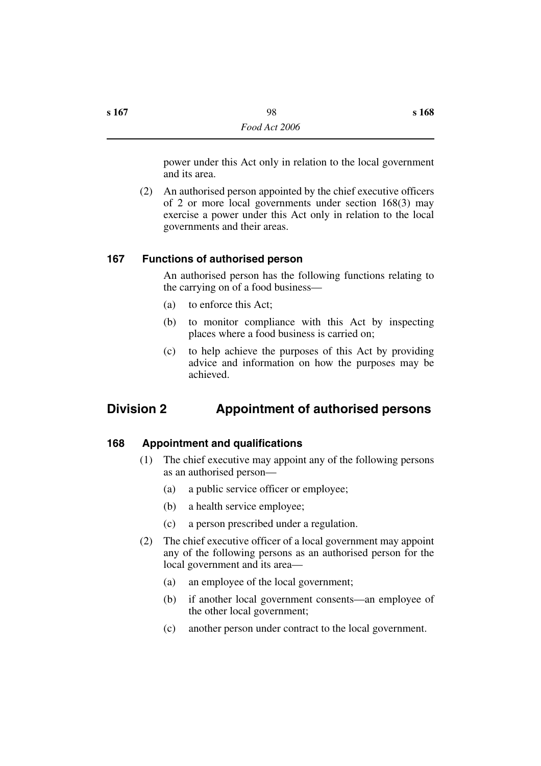power under this Act only in relation to the local government and its area.

(2) An authorised person appointed by the chief executive officers of 2 or more local governments under section 168(3) may exercise a power under this Act only in relation to the local governments and their areas.

### 167 Functions of authorised person

An authorised person has the following functions relating to the carrying on of a food business—

(a) to enforce this Act;

(b) to monitor compliance with this Act by inspecting places where a food business is carried on;

(c) to help achieve the purposes of this Act by providing advice and information on how the purposes may be achieved.

## Division 2 Appointment of authorised persons

### 168 Appointment and qualifications

(1) The chief executive may appoint any of the following persons as an authorised person—

(a) a public service officer or employee;

(b) a health service employee;

(c) a person prescribed under a regulation.

(2) The chief executive officer of a local government may appoint any of the following persons as an authorised person for the local government and its area—

(a) an employee of the local government;

(b) if another local government consents—an employee of the other local government;

(c) another person under contract to the local government.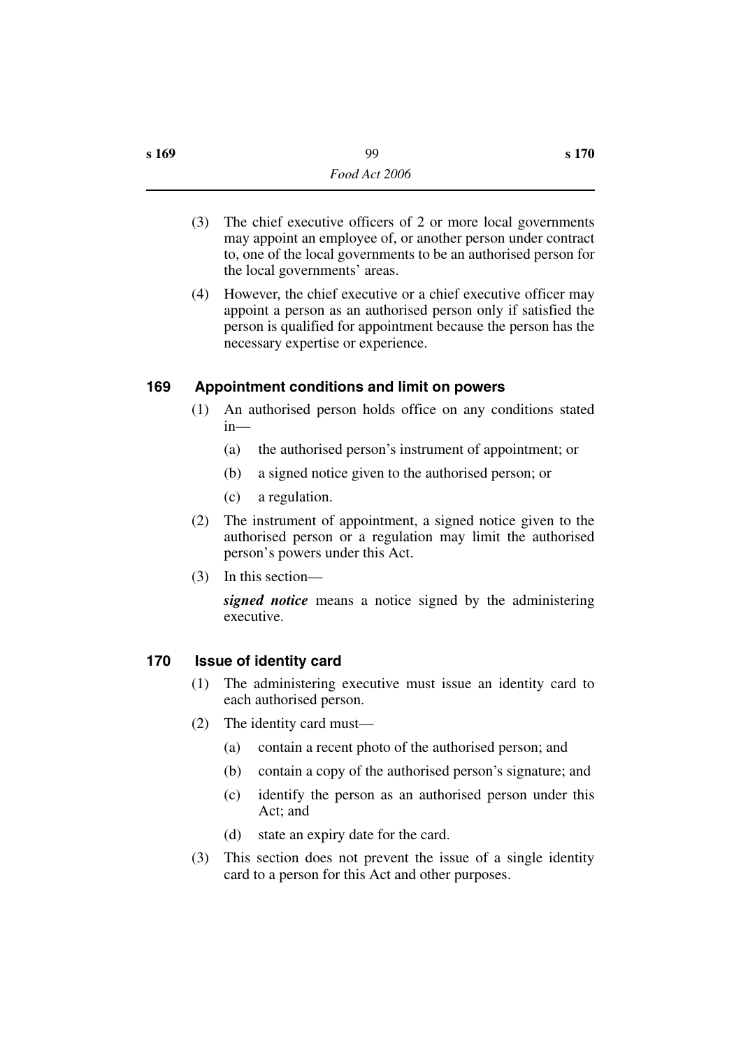(3) The chief executive officers of 2 or more local governments may appoint an employee of, or another person under contract to, one of the local governments to be an authorised person for the local governments' areas.

(4) However, the chief executive or a chief executive officer may appoint a person as an authorised person only if satisfied the person is qualified for appointment because the person has the necessary expertise or experience.

## 169 Appointment conditions and limit on powers

(1) An authorised person holds office on any conditions stated in—

(a) the authorised person's instrument of appointment; or

(b) a signed notice given to the authorised person; or

(c) a regulation.

(2) The instrument of appointment, a signed notice given to the authorised person or a regulation may limit the authorised person's powers under this Act.

(3) In this section—

***signed notice*** means a notice signed by the administering executive.

## 170 Issue of identity card

(1) The administering executive must issue an identity card to each authorised person.

(2) The identity card must—

(a) contain a recent photo of the authorised person; and

(b) contain a copy of the authorised person's signature; and

(c) identify the person as an authorised person under this Act; and

(d) state an expiry date for the card.

(3) This section does not prevent the issue of a single identity card to a person for this Act and other purposes.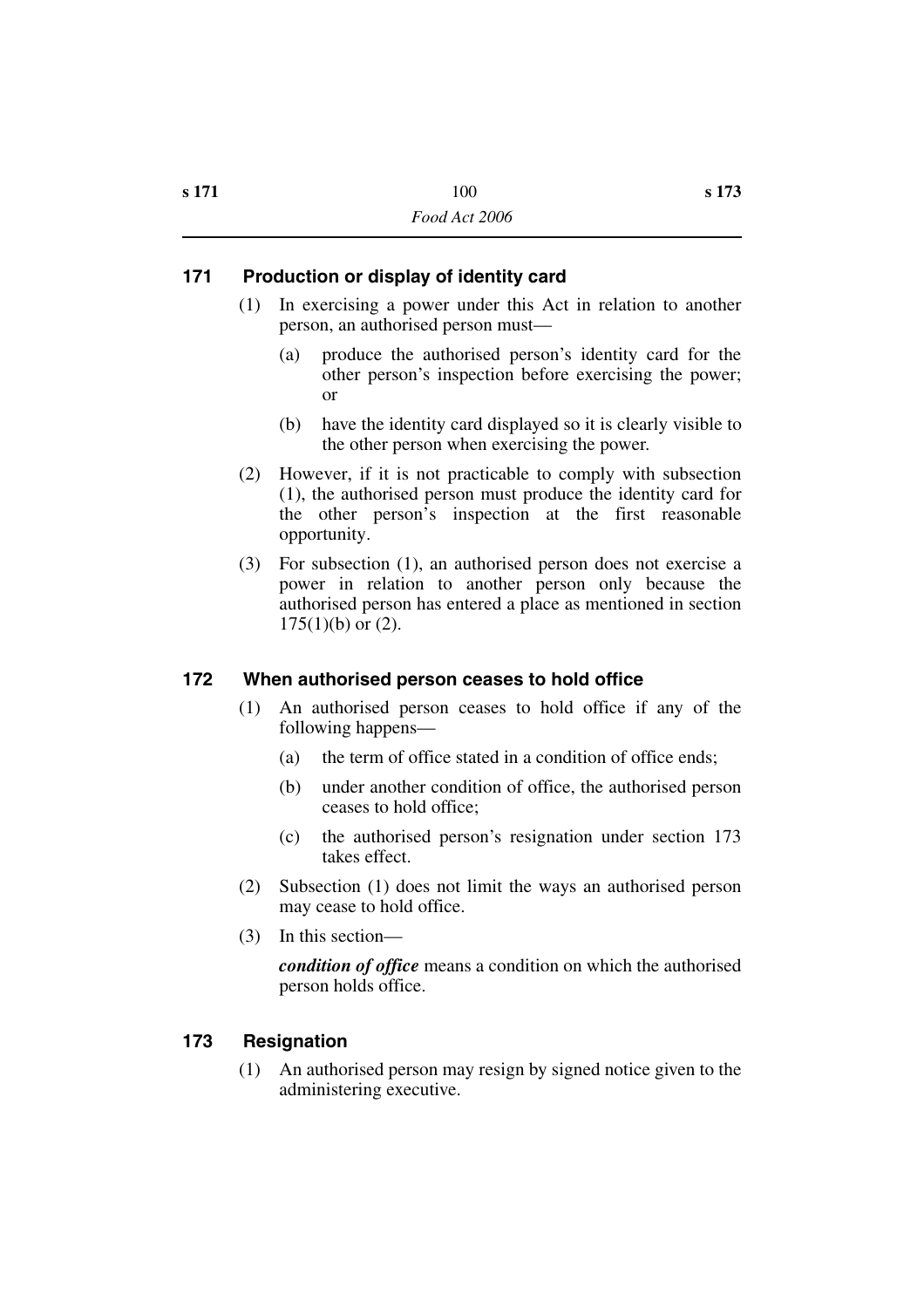## 171 Production or display of identity card

(1) In exercising a power under this Act in relation to another person, an authorised person must—

(a) produce the authorised person's identity card for the other person's inspection before exercising the power; or

(b) have the identity card displayed so it is clearly visible to the other person when exercising the power.

(2) However, if it is not practicable to comply with subsection (1), the authorised person must produce the identity card for the other person's inspection at the first reasonable opportunity.

(3) For subsection (1), an authorised person does not exercise a power in relation to another person only because the authorised person has entered a place as mentioned in section 175(1)(b) or (2).

## 172 When authorised person ceases to hold office

(1) An authorised person ceases to hold office if any of the following happens—

(a) the term of office stated in a condition of office ends;

(b) under another condition of office, the authorised person ceases to hold office;

(c) the authorised person's resignation under section 173 takes effect.

(2) Subsection (1) does not limit the ways an authorised person may cease to hold office.

(3) In this section—

***condition of office*** means a condition on which the authorised person holds office.

## 173 Resignation

(1) An authorised person may resign by signed notice given to the administering executive.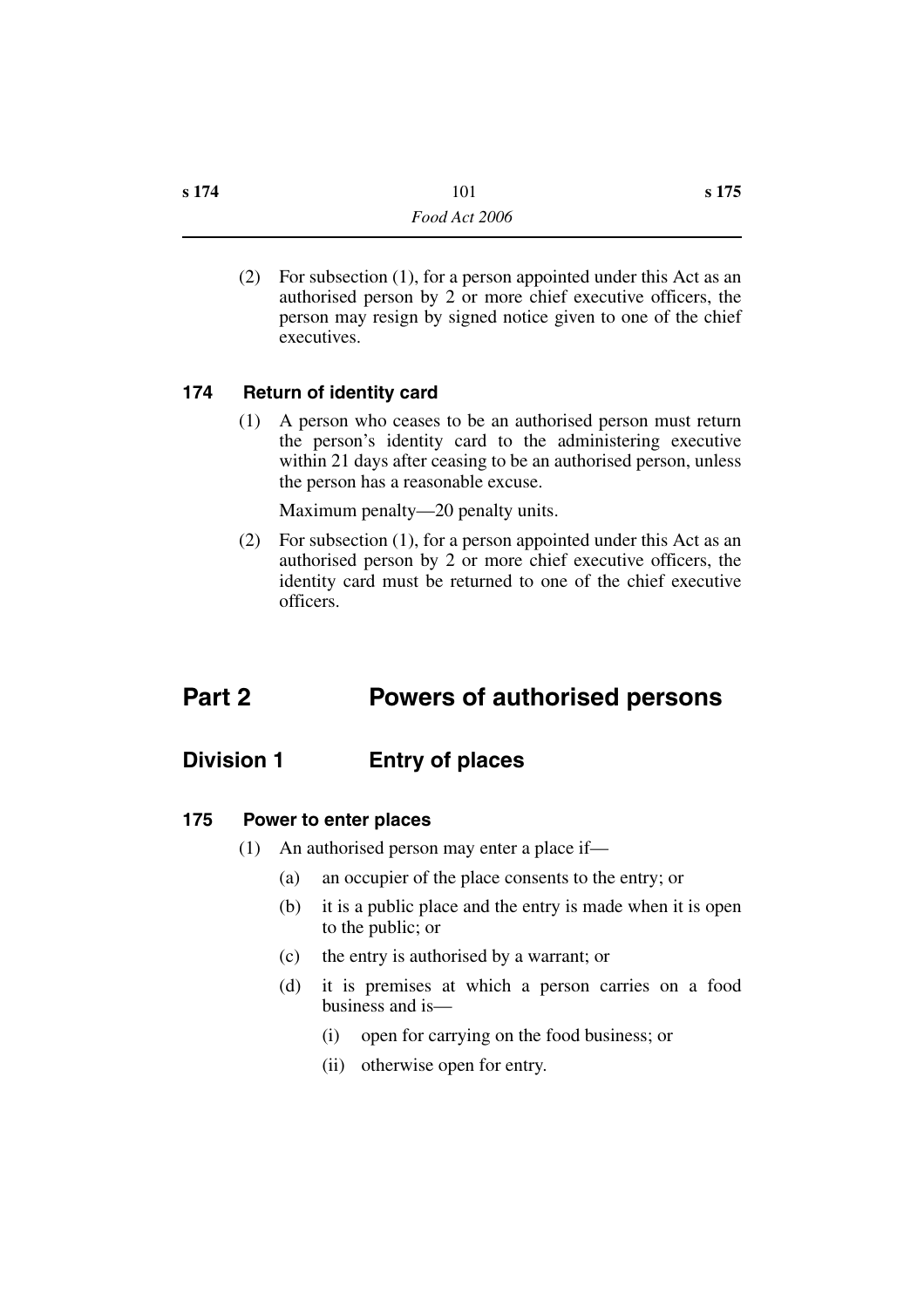(2) For subsection (1), for a person appointed under this Act as an authorised person by 2 or more chief executive officers, the person may resign by signed notice given to one of the chief executives.

### 174 Return of identity card

(1) A person who ceases to be an authorised person must return the person's identity card to the administering executive within 21 days after ceasing to be an authorised person, unless the person has a reasonable excuse.

Maximum penalty—20 penalty units.

(2) For subsection (1), for a person appointed under this Act as an authorised person by 2 or more chief executive officers, the identity card must be returned to one of the chief executive officers.

# Part 2 Powers of authorised persons

## Division 1 Entry of places

### 175 Power to enter places

(1) An authorised person may enter a place if—

(a) an occupier of the place consents to the entry; or

(b) it is a public place and the entry is made when it is open to the public; or

(c) the entry is authorised by a warrant; or

(d) it is premises at which a person carries on a food business and is—

(i) open for carrying on the food business; or

(ii) otherwise open for entry.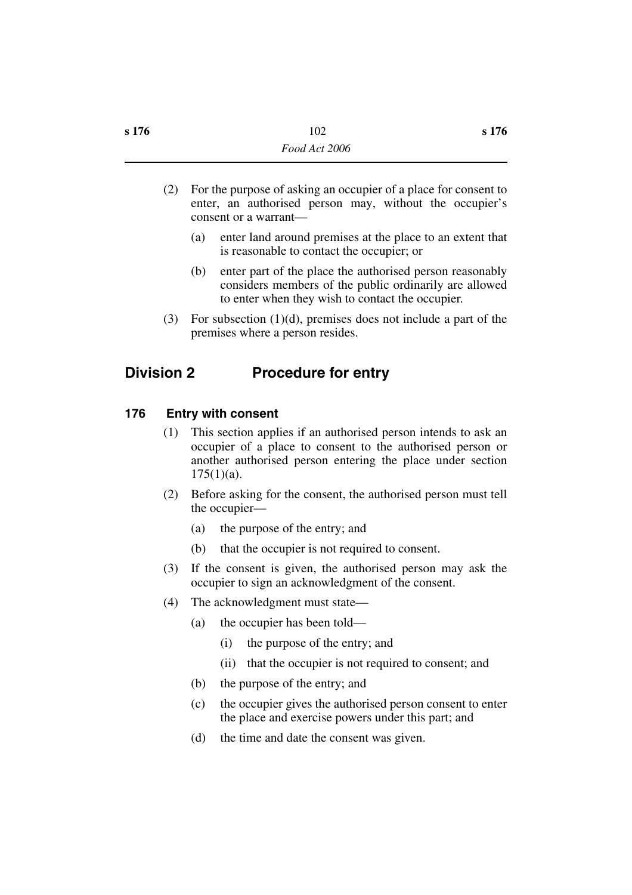(2) For the purpose of asking an occupier of a place for consent to enter, an authorised person may, without the occupier's consent or a warrant—

   (a) enter land around premises at the place to an extent that is reasonable to contact the occupier; or

   (b) enter part of the place the authorised person reasonably considers members of the public ordinarily are allowed to enter when they wish to contact the occupier.

(3) For subsection (1)(d), premises does not include a part of the premises where a person resides.

## Division 2 Procedure for entry

### 176 Entry with consent

(1) This section applies if an authorised person intends to ask an occupier of a place to consent to the authorised person or another authorised person entering the place under section 175(1)(a).

(2) Before asking for the consent, the authorised person must tell the occupier—

   (a) the purpose of the entry; and

   (b) that the occupier is not required to consent.

(3) If the consent is given, the authorised person may ask the occupier to sign an acknowledgment of the consent.

(4) The acknowledgment must state—

   (a) the occupier has been told—

      (i) the purpose of the entry; and

      (ii) that the occupier is not required to consent; and

   (b) the purpose of the entry; and

   (c) the occupier gives the authorised person consent to enter the place and exercise powers under this part; and

   (d) the time and date the consent was given.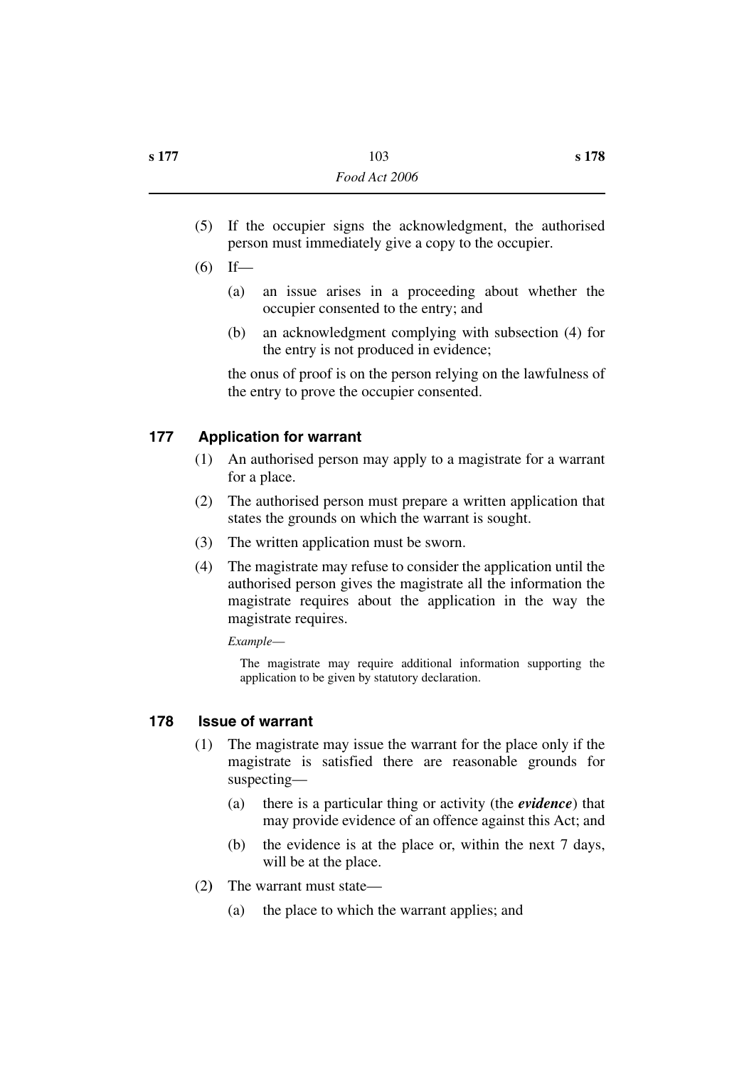(5) If the occupier signs the acknowledgment, the authorised person must immediately give a copy to the occupier.

(6) If—

(a) an issue arises in a proceeding about whether the occupier consented to the entry; and

(b) an acknowledgment complying with subsection (4) for the entry is not produced in evidence;

the onus of proof is on the person relying on the lawfulness of the entry to prove the occupier consented.

## 177 Application for warrant

(1) An authorised person may apply to a magistrate for a warrant for a place.

(2) The authorised person must prepare a written application that states the grounds on which the warrant is sought.

(3) The written application must be sworn.

(4) The magistrate may refuse to consider the application until the authorised person gives the magistrate all the information the magistrate requires about the application in the way the magistrate requires.

*Example*—

The magistrate may require additional information supporting the application to be given by statutory declaration.

## 178 Issue of warrant

(1) The magistrate may issue the warrant for the place only if the magistrate is satisfied there are reasonable grounds for suspecting—

(a) there is a particular thing or activity (the ***evidence***) that may provide evidence of an offence against this Act; and

(b) the evidence is at the place or, within the next 7 days, will be at the place.

(2) The warrant must state—

(a) the place to which the warrant applies; and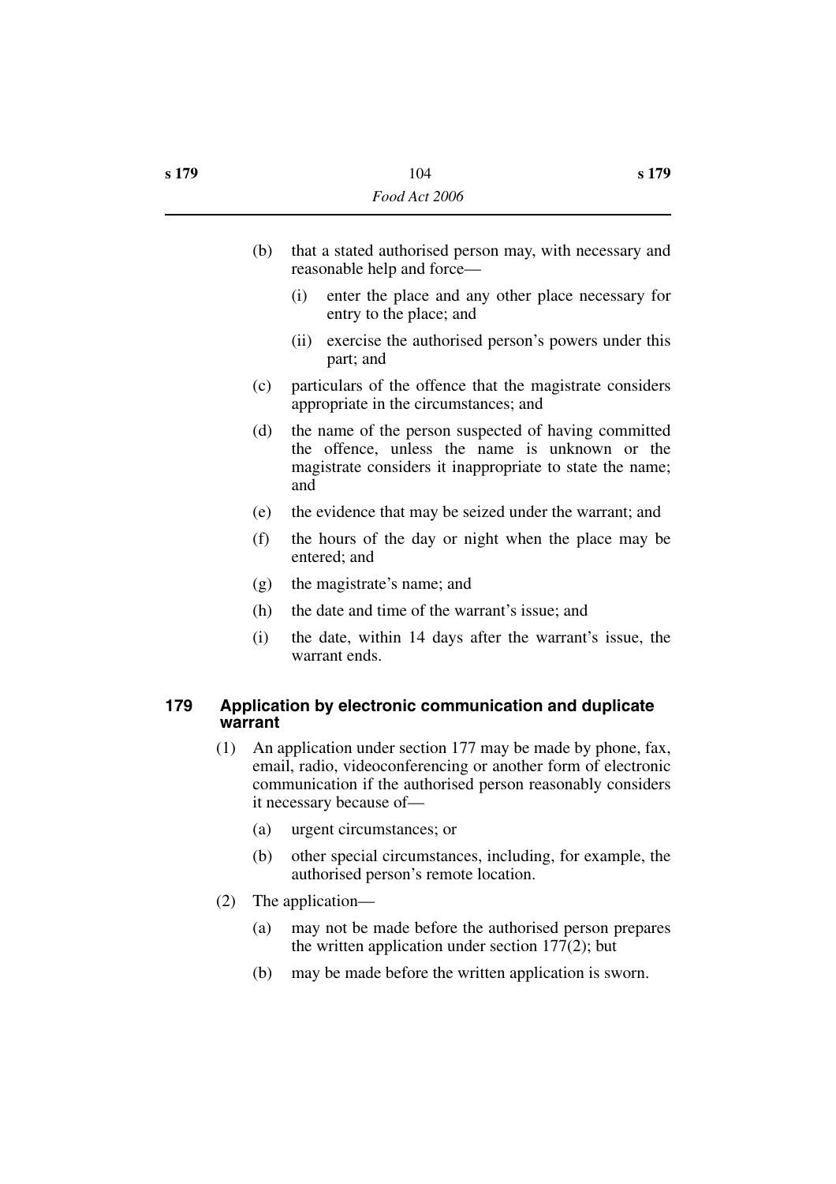(b) that a stated authorised person may, with necessary and reasonable help and force—

(i) enter the place and any other place necessary for entry to the place; and

(ii) exercise the authorised person's powers under this part; and

(c) particulars of the offence that the magistrate considers appropriate in the circumstances; and

(d) the name of the person suspected of having committed the offence, unless the name is unknown or the magistrate considers it inappropriate to state the name; and

(e) the evidence that may be seized under the warrant; and

(f) the hours of the day or night when the place may be entered; and

(g) the magistrate's name; and

(h) the date and time of the warrant's issue; and

(i) the date, within 14 days after the warrant's issue, the warrant ends.

### 179 Application by electronic communication and duplicate warrant

(1) An application under section 177 may be made by phone, fax, email, radio, videoconferencing or another form of electronic communication if the authorised person reasonably considers it necessary because of—

(a) urgent circumstances; or

(b) other special circumstances, including, for example, the authorised person's remote location.

(2) The application—

(a) may not be made before the authorised person prepares the written application under section 177(2); but

(b) may be made before the written application is sworn.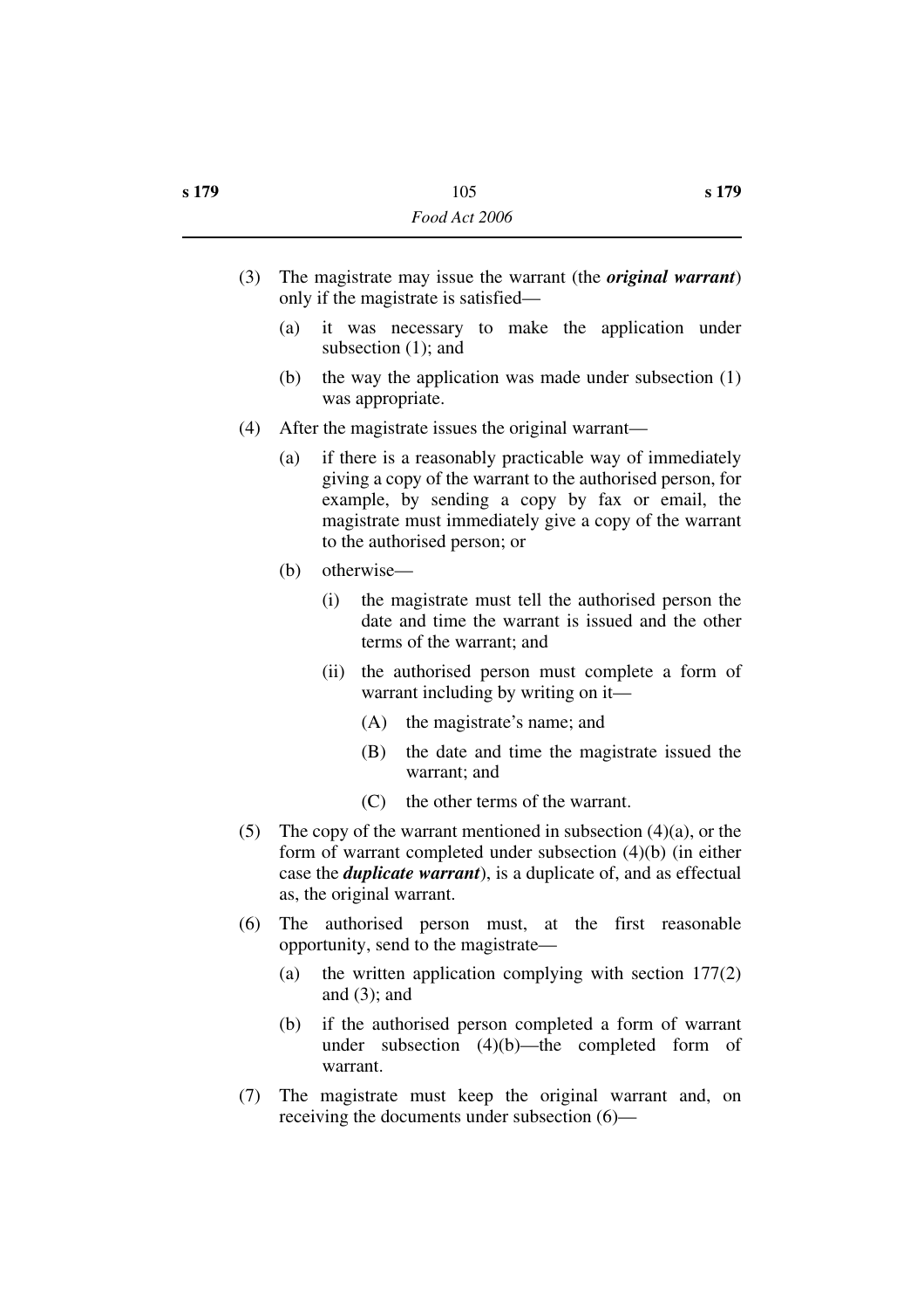(3) The magistrate may issue the warrant (the ***original warrant***) only if the magistrate is satisfied—

(a) it was necessary to make the application under subsection (1); and

(b) the way the application was made under subsection (1) was appropriate.

(4) After the magistrate issues the original warrant—

(a) if there is a reasonably practicable way of immediately giving a copy of the warrant to the authorised person, for example, by sending a copy by fax or email, the magistrate must immediately give a copy of the warrant to the authorised person; or

(b) otherwise—

(i) the magistrate must tell the authorised person the date and time the warrant is issued and the other terms of the warrant; and

(ii) the authorised person must complete a form of warrant including by writing on it—

(A) the magistrate's name; and

(B) the date and time the magistrate issued the warrant; and

(C) the other terms of the warrant.

(5) The copy of the warrant mentioned in subsection (4)(a), or the form of warrant completed under subsection (4)(b) (in either case the ***duplicate warrant***), is a duplicate of, and as effectual as, the original warrant.

(6) The authorised person must, at the first reasonable opportunity, send to the magistrate—

(a) the written application complying with section 177(2) and (3); and

(b) if the authorised person completed a form of warrant under subsection (4)(b)—the completed form of warrant.

(7) The magistrate must keep the original warrant and, on receiving the documents under subsection (6)—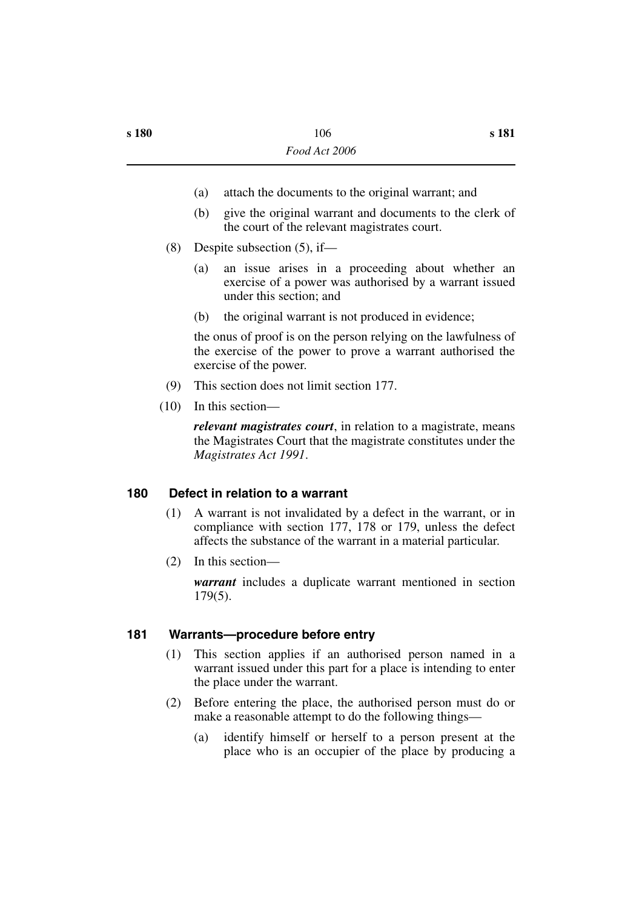(a) attach the documents to the original warrant; and

(b) give the original warrant and documents to the clerk of the court of the relevant magistrates court.

(8) Despite subsection (5), if—

(a) an issue arises in a proceeding about whether an exercise of a power was authorised by a warrant issued under this section; and

(b) the original warrant is not produced in evidence;

the onus of proof is on the person relying on the lawfulness of the exercise of the power to prove a warrant authorised the exercise of the power.

(9) This section does not limit section 177.

(10) In this section—

***relevant magistrates court***, in relation to a magistrate, means the Magistrates Court that the magistrate constitutes under the *Magistrates Act 1991*.

## 180 Defect in relation to a warrant

(1) A warrant is not invalidated by a defect in the warrant, or in compliance with section 177, 178 or 179, unless the defect affects the substance of the warrant in a material particular.

(2) In this section—

***warrant*** includes a duplicate warrant mentioned in section 179(5).

## 181 Warrants—procedure before entry

(1) This section applies if an authorised person named in a warrant issued under this part for a place is intending to enter the place under the warrant.

(2) Before entering the place, the authorised person must do or make a reasonable attempt to do the following things—

(a) identify himself or herself to a person present at the place who is an occupier of the place by producing a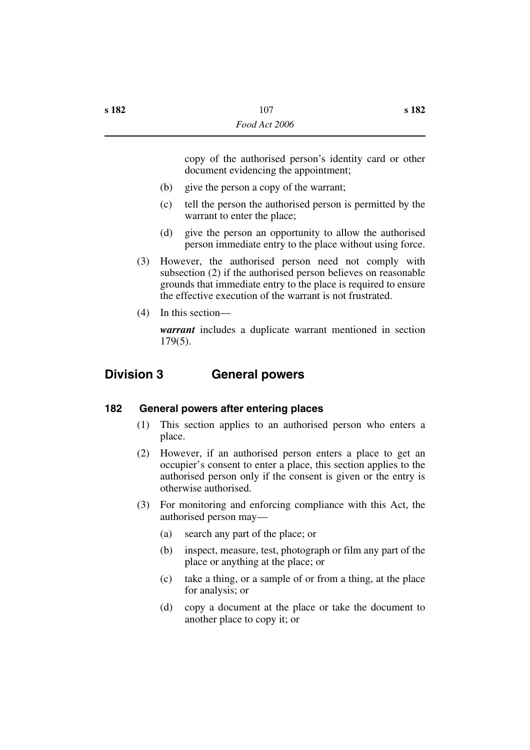copy of the authorised person's identity card or other document evidencing the appointment;

(b) give the person a copy of the warrant;

(c) tell the person the authorised person is permitted by the warrant to enter the place;

(d) give the person an opportunity to allow the authorised person immediate entry to the place without using force.

(3) However, the authorised person need not comply with subsection (2) if the authorised person believes on reasonable grounds that immediate entry to the place is required to ensure the effective execution of the warrant is not frustrated.

(4) In this section—

***warrant*** includes a duplicate warrant mentioned in section 179(5).

## Division 3 General powers

### 182 General powers after entering places

(1) This section applies to an authorised person who enters a place.

(2) However, if an authorised person enters a place to get an occupier's consent to enter a place, this section applies to the authorised person only if the consent is given or the entry is otherwise authorised.

(3) For monitoring and enforcing compliance with this Act, the authorised person may—

(a) search any part of the place; or

(b) inspect, measure, test, photograph or film any part of the place or anything at the place; or

(c) take a thing, or a sample of or from a thing, at the place for analysis; or

(d) copy a document at the place or take the document to another place to copy it; or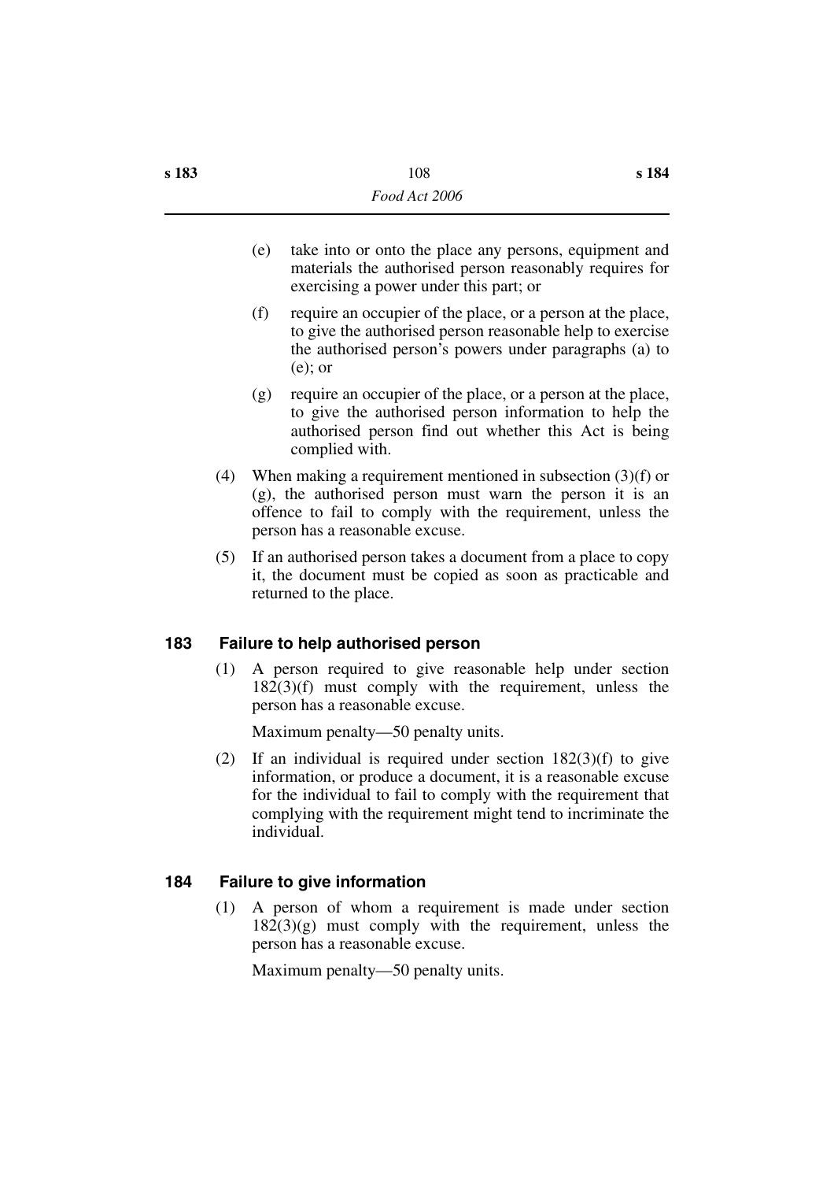(e) take into or onto the place any persons, equipment and materials the authorised person reasonably requires for exercising a power under this part; or

(f) require an occupier of the place, or a person at the place, to give the authorised person reasonable help to exercise the authorised person's powers under paragraphs (a) to (e); or

(g) require an occupier of the place, or a person at the place, to give the authorised person information to help the authorised person find out whether this Act is being complied with.

(4) When making a requirement mentioned in subsection (3)(f) or (g), the authorised person must warn the person it is an offence to fail to comply with the requirement, unless the person has a reasonable excuse.

(5) If an authorised person takes a document from a place to copy it, the document must be copied as soon as practicable and returned to the place.

### 183 Failure to help authorised person

(1) A person required to give reasonable help under section 182(3)(f) must comply with the requirement, unless the person has a reasonable excuse.

Maximum penalty—50 penalty units.

(2) If an individual is required under section 182(3)(f) to give information, or produce a document, it is a reasonable excuse for the individual to fail to comply with the requirement that complying with the requirement might tend to incriminate the individual.

### 184 Failure to give information

(1) A person of whom a requirement is made under section 182(3)(g) must comply with the requirement, unless the person has a reasonable excuse.

Maximum penalty—50 penalty units.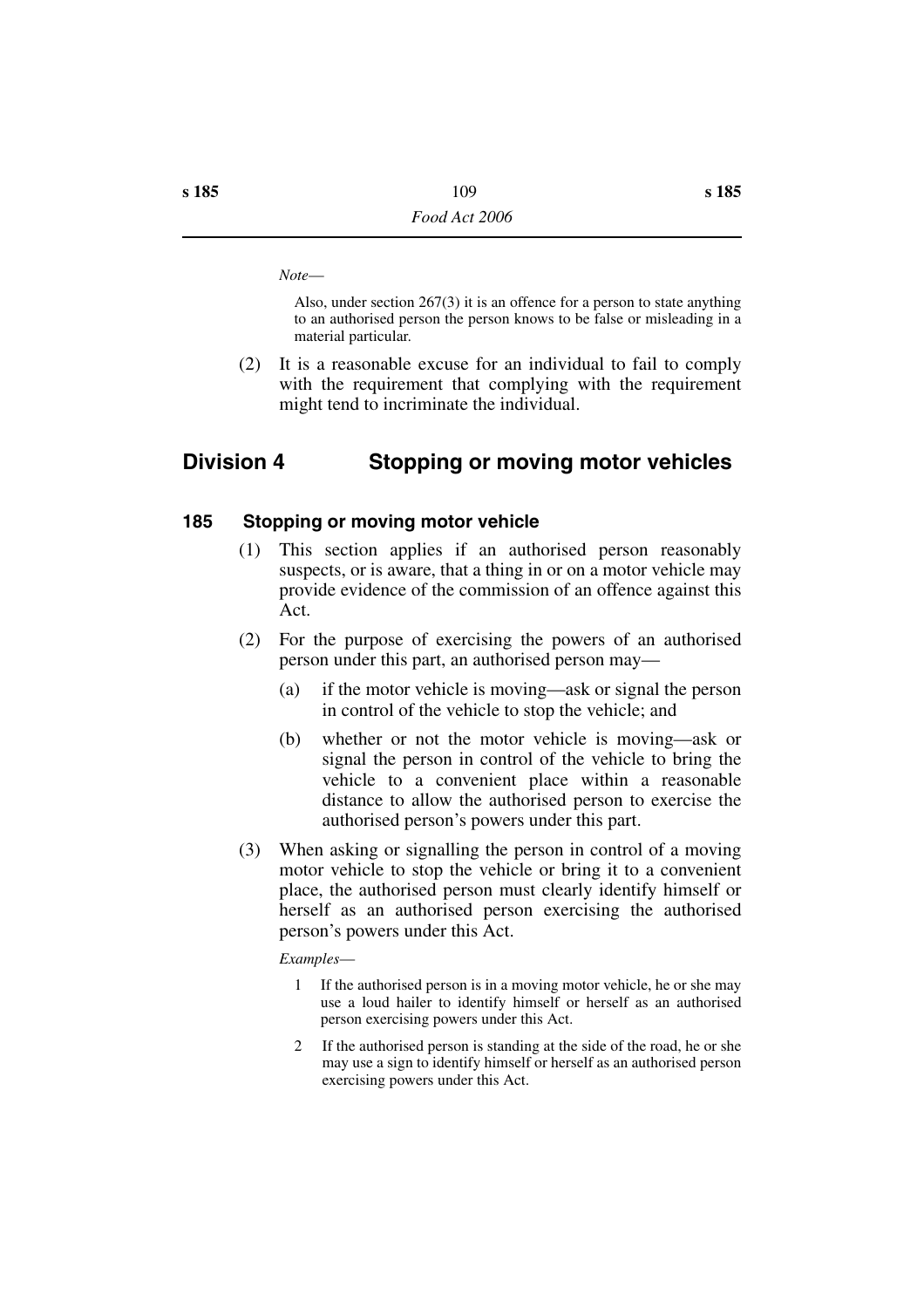*Note*—

Also, under section 267(3) it is an offence for a person to state anything to an authorised person the person knows to be false or misleading in a material particular.

(2) It is a reasonable excuse for an individual to fail to comply with the requirement that complying with the requirement might tend to incriminate the individual.

## Division 4 Stopping or moving motor vehicles

### 185 Stopping or moving motor vehicle

(1) This section applies if an authorised person reasonably suspects, or is aware, that a thing in or on a motor vehicle may provide evidence of the commission of an offence against this Act.

(2) For the purpose of exercising the powers of an authorised person under this part, an authorised person may—

(a) if the motor vehicle is moving—ask or signal the person in control of the vehicle to stop the vehicle; and

(b) whether or not the motor vehicle is moving—ask or signal the person in control of the vehicle to bring the vehicle to a convenient place within a reasonable distance to allow the authorised person to exercise the authorised person's powers under this part.

(3) When asking or signalling the person in control of a moving motor vehicle to stop the vehicle or bring it to a convenient place, the authorised person must clearly identify himself or herself as an authorised person exercising the authorised person's powers under this Act.

*Examples*—

1 If the authorised person is in a moving motor vehicle, he or she may use a loud hailer to identify himself or herself as an authorised person exercising powers under this Act.

2 If the authorised person is standing at the side of the road, he or she may use a sign to identify himself or herself as an authorised person exercising powers under this Act.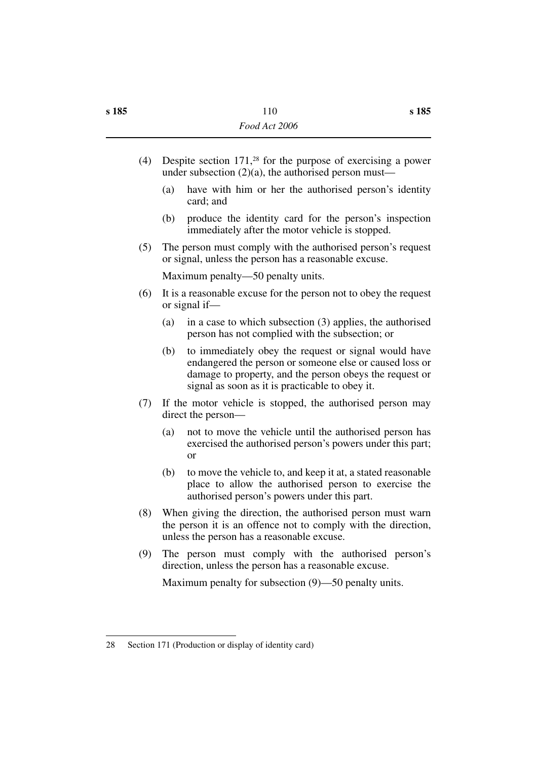(4) Despite section 171,[28] for the purpose of exercising a power under subsection (2)(a), the authorised person must—

  (a) have with him or her the authorised person's identity card; and

  (b) produce the identity card for the person's inspection immediately after the motor vehicle is stopped.

(5) The person must comply with the authorised person's request or signal, unless the person has a reasonable excuse.

  Maximum penalty—50 penalty units.

(6) It is a reasonable excuse for the person not to obey the request or signal if—

  (a) in a case to which subsection (3) applies, the authorised person has not complied with the subsection; or

  (b) to immediately obey the request or signal would have endangered the person or someone else or caused loss or damage to property, and the person obeys the request or signal as soon as it is practicable to obey it.

(7) If the motor vehicle is stopped, the authorised person may direct the person—

  (a) not to move the vehicle until the authorised person has exercised the authorised person's powers under this part; or

  (b) to move the vehicle to, and keep it at, a stated reasonable place to allow the authorised person to exercise the authorised person's powers under this part.

(8) When giving the direction, the authorised person must warn the person it is an offence not to comply with the direction, unless the person has a reasonable excuse.

(9) The person must comply with the authorised person's direction, unless the person has a reasonable excuse.

  Maximum penalty for subsection (9)—50 penalty units.

---

28 Section 171 (Production or display of identity card)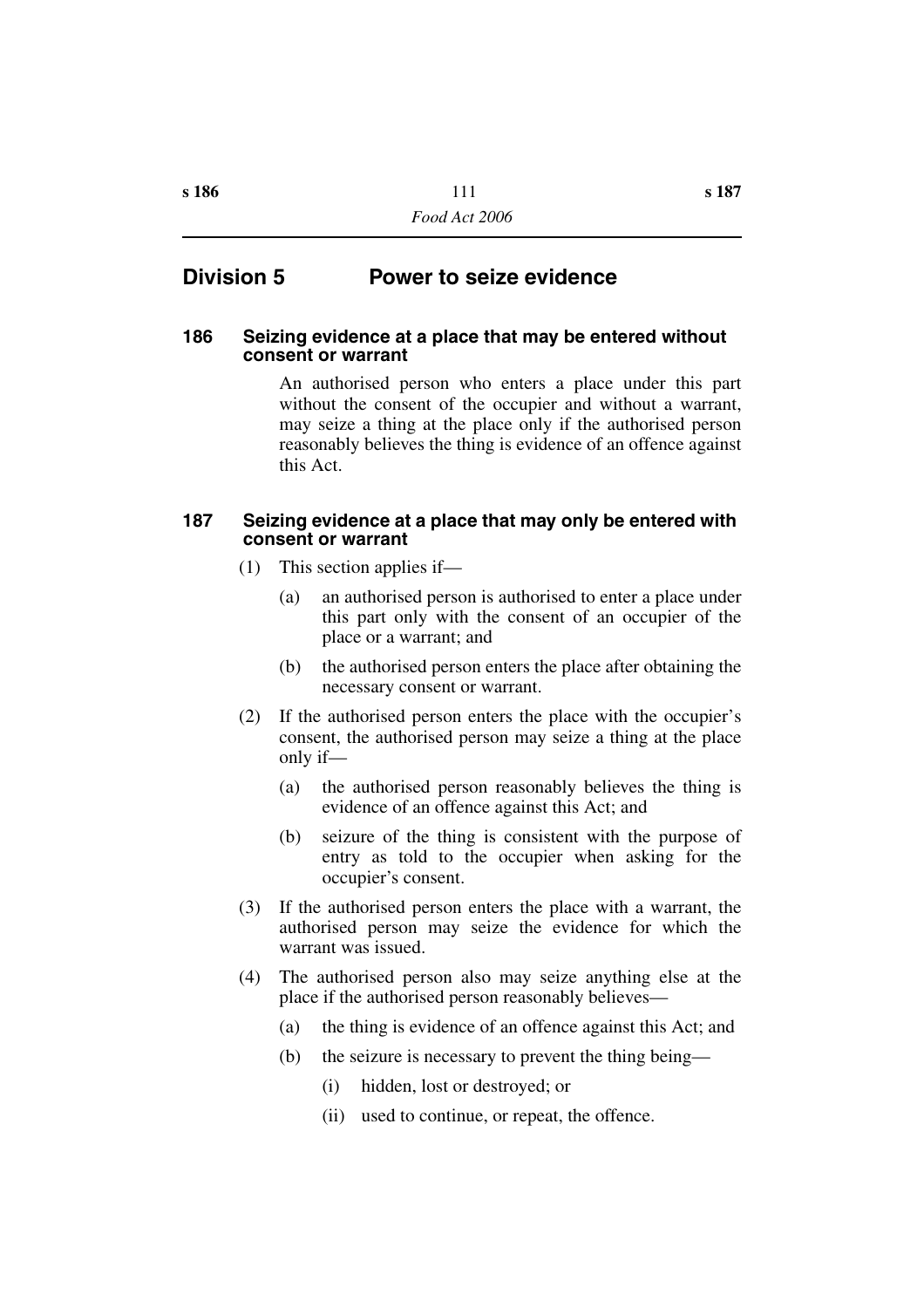## Division 5 Power to seize evidence

### 186 Seizing evidence at a place that may be entered without consent or warrant

An authorised person who enters a place under this part without the consent of the occupier and without a warrant, may seize a thing at the place only if the authorised person reasonably believes the thing is evidence of an offence against this Act.

### 187 Seizing evidence at a place that may only be entered with consent or warrant

(1) This section applies if—

(a) an authorised person is authorised to enter a place under this part only with the consent of an occupier of the place or a warrant; and

(b) the authorised person enters the place after obtaining the necessary consent or warrant.

(2) If the authorised person enters the place with the occupier's consent, the authorised person may seize a thing at the place only if—

(a) the authorised person reasonably believes the thing is evidence of an offence against this Act; and

(b) seizure of the thing is consistent with the purpose of entry as told to the occupier when asking for the occupier's consent.

(3) If the authorised person enters the place with a warrant, the authorised person may seize the evidence for which the warrant was issued.

(4) The authorised person also may seize anything else at the place if the authorised person reasonably believes—

(a) the thing is evidence of an offence against this Act; and

(b) the seizure is necessary to prevent the thing being—

(i) hidden, lost or destroyed; or

(ii) used to continue, or repeat, the offence.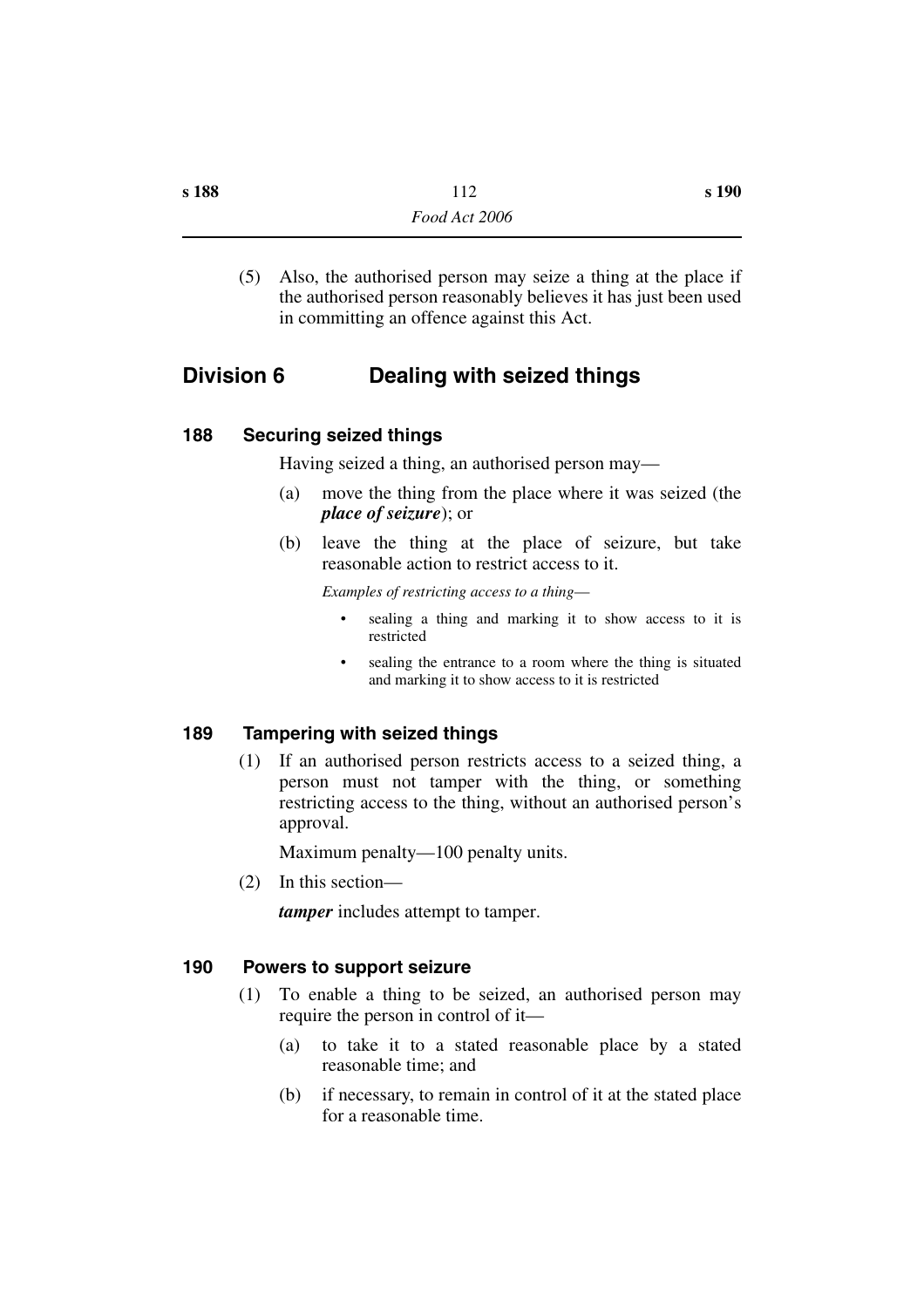(5) Also, the authorised person may seize a thing at the place if the authorised person reasonably believes it has just been used in committing an offence against this Act.

## Division 6 Dealing with seized things

### 188 Securing seized things

Having seized a thing, an authorised person may—

(a) move the thing from the place where it was seized (the ***place of seizure***); or

(b) leave the thing at the place of seizure, but take reasonable action to restrict access to it.

*Examples of restricting access to a thing*—

- sealing a thing and marking it to show access to it is restricted
- sealing the entrance to a room where the thing is situated and marking it to show access to it is restricted

### 189 Tampering with seized things

(1) If an authorised person restricts access to a seized thing, a person must not tamper with the thing, or something restricting access to the thing, without an authorised person's approval.

Maximum penalty—100 penalty units.

(2) In this section—

***tamper*** includes attempt to tamper.

### 190 Powers to support seizure

(1) To enable a thing to be seized, an authorised person may require the person in control of it—

(a) to take it to a stated reasonable place by a stated reasonable time; and

(b) if necessary, to remain in control of it at the stated place for a reasonable time.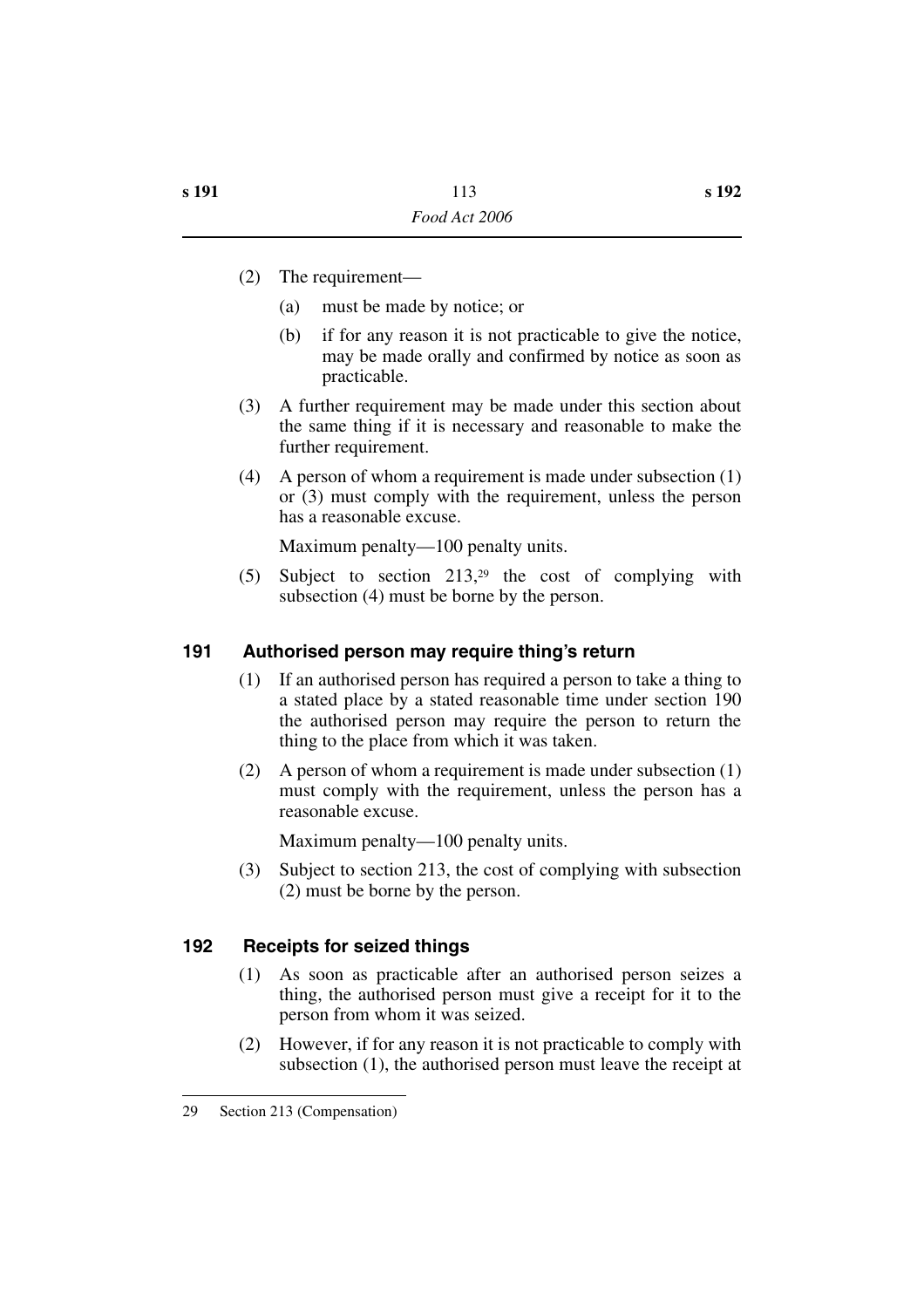(2) The requirement—

(a) must be made by notice; or

(b) if for any reason it is not practicable to give the notice, may be made orally and confirmed by notice as soon as practicable.

(3) A further requirement may be made under this section about the same thing if it is necessary and reasonable to make the further requirement.

(4) A person of whom a requirement is made under subsection (1) or (3) must comply with the requirement, unless the person has a reasonable excuse.

Maximum penalty—100 penalty units.

(5) Subject to section 213,[29] the cost of complying with subsection (4) must be borne by the person.

### 191 Authorised person may require thing's return

(1) If an authorised person has required a person to take a thing to a stated place by a stated reasonable time under section 190 the authorised person may require the person to return the thing to the place from which it was taken.

(2) A person of whom a requirement is made under subsection (1) must comply with the requirement, unless the person has a reasonable excuse.

Maximum penalty—100 penalty units.

(3) Subject to section 213, the cost of complying with subsection (2) must be borne by the person.

### 192 Receipts for seized things

(1) As soon as practicable after an authorised person seizes a thing, the authorised person must give a receipt for it to the person from whom it was seized.

(2) However, if for any reason it is not practicable to comply with subsection (1), the authorised person must leave the receipt at

---

29 Section 213 (Compensation)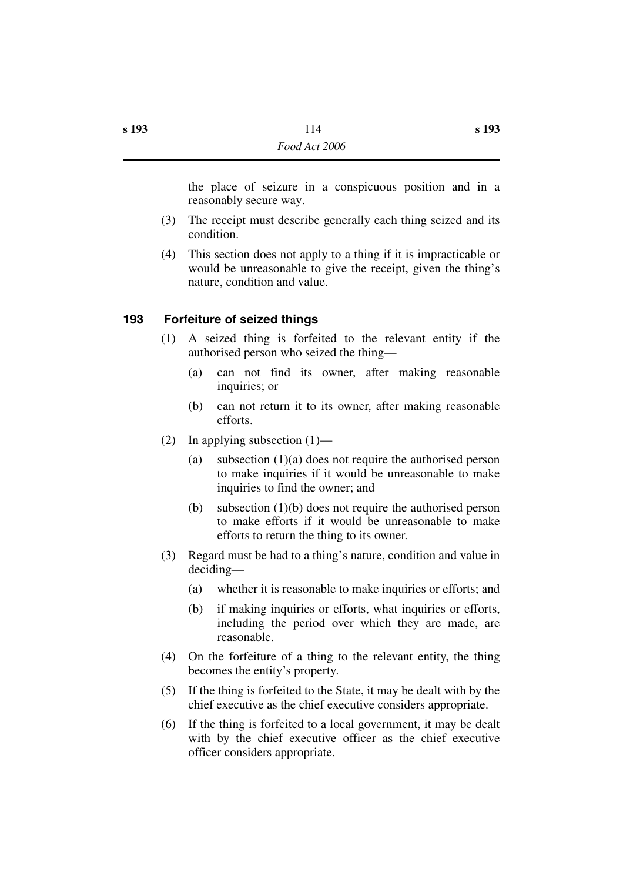the place of seizure in a conspicuous position and in a reasonably secure way.

(3) The receipt must describe generally each thing seized and its condition.

(4) This section does not apply to a thing if it is impracticable or would be unreasonable to give the receipt, given the thing's nature, condition and value.

### 193 Forfeiture of seized things

(1) A seized thing is forfeited to the relevant entity if the authorised person who seized the thing—

(a) can not find its owner, after making reasonable inquiries; or

(b) can not return it to its owner, after making reasonable efforts.

(2) In applying subsection (1)—

(a) subsection (1)(a) does not require the authorised person to make inquiries if it would be unreasonable to make inquiries to find the owner; and

(b) subsection (1)(b) does not require the authorised person to make efforts if it would be unreasonable to make efforts to return the thing to its owner.

(3) Regard must be had to a thing's nature, condition and value in deciding—

(a) whether it is reasonable to make inquiries or efforts; and

(b) if making inquiries or efforts, what inquiries or efforts, including the period over which they are made, are reasonable.

(4) On the forfeiture of a thing to the relevant entity, the thing becomes the entity's property.

(5) If the thing is forfeited to the State, it may be dealt with by the chief executive as the chief executive considers appropriate.

(6) If the thing is forfeited to a local government, it may be dealt with by the chief executive officer as the chief executive officer considers appropriate.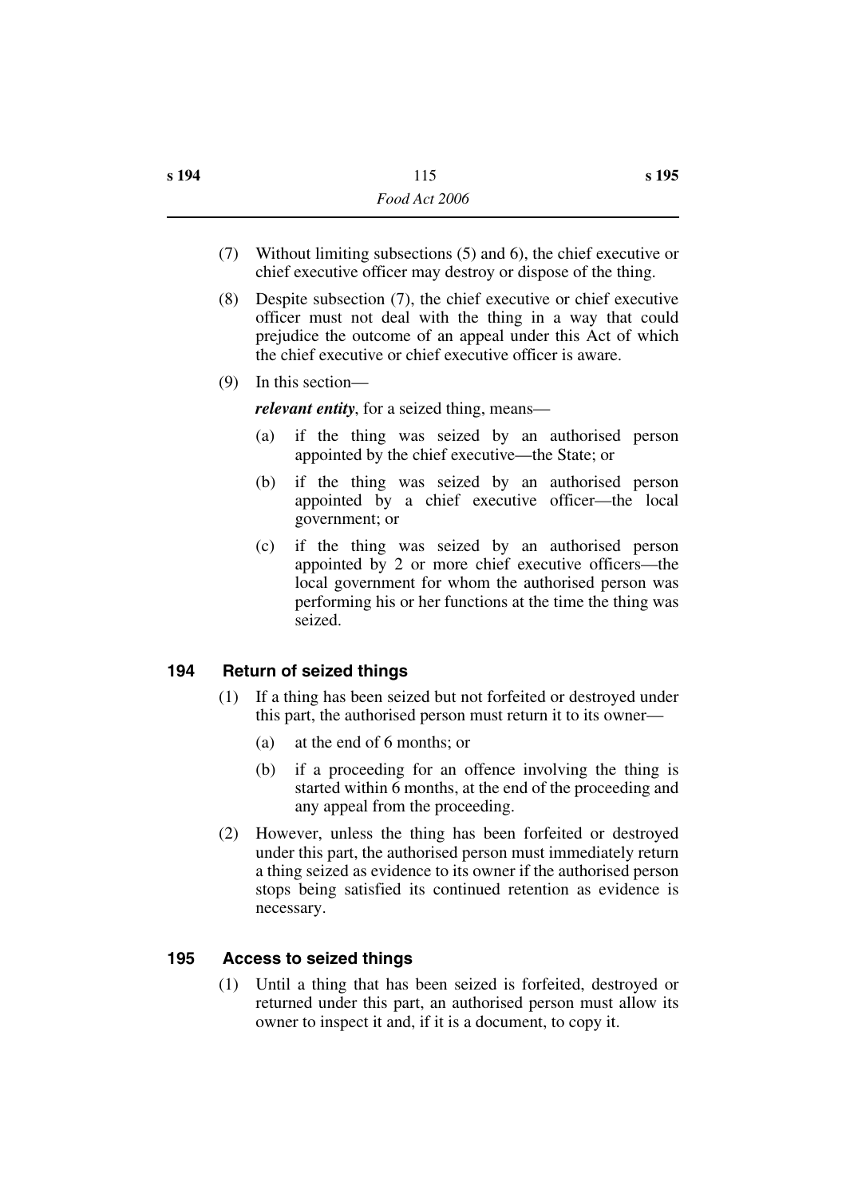(7) Without limiting subsections (5) and 6), the chief executive or chief executive officer may destroy or dispose of the thing.

(8) Despite subsection (7), the chief executive or chief executive officer must not deal with the thing in a way that could prejudice the outcome of an appeal under this Act of which the chief executive or chief executive officer is aware.

(9) In this section—

***relevant entity***, for a seized thing, means—

(a) if the thing was seized by an authorised person appointed by the chief executive—the State; or

(b) if the thing was seized by an authorised person appointed by a chief executive officer—the local government; or

(c) if the thing was seized by an authorised person appointed by 2 or more chief executive officers—the local government for whom the authorised person was performing his or her functions at the time the thing was seized.

### 194 Return of seized things

(1) If a thing has been seized but not forfeited or destroyed under this part, the authorised person must return it to its owner—

(a) at the end of 6 months; or

(b) if a proceeding for an offence involving the thing is started within 6 months, at the end of the proceeding and any appeal from the proceeding.

(2) However, unless the thing has been forfeited or destroyed under this part, the authorised person must immediately return a thing seized as evidence to its owner if the authorised person stops being satisfied its continued retention as evidence is necessary.

### 195 Access to seized things

(1) Until a thing that has been seized is forfeited, destroyed or returned under this part, an authorised person must allow its owner to inspect it and, if it is a document, to copy it.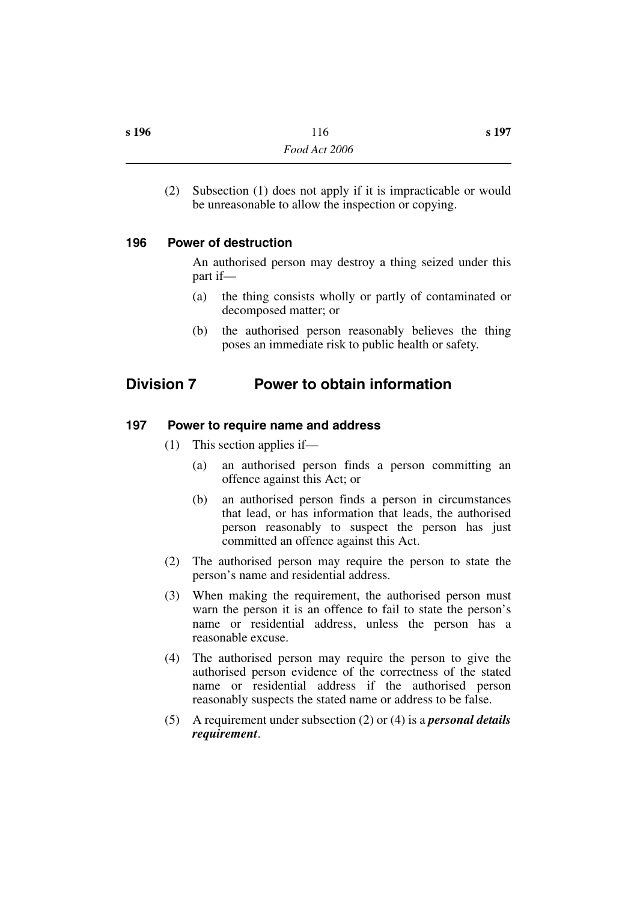(2) Subsection (1) does not apply if it is impracticable or would be unreasonable to allow the inspection or copying.

### 196 Power of destruction

An authorised person may destroy a thing seized under this part if—

(a) the thing consists wholly or partly of contaminated or decomposed matter; or

(b) the authorised person reasonably believes the thing poses an immediate risk to public health or safety.

## Division 7 Power to obtain information

### 197 Power to require name and address

(1) This section applies if—

(a) an authorised person finds a person committing an offence against this Act; or

(b) an authorised person finds a person in circumstances that lead, or has information that leads, the authorised person reasonably to suspect the person has just committed an offence against this Act.

(2) The authorised person may require the person to state the person's name and residential address.

(3) When making the requirement, the authorised person must warn the person it is an offence to fail to state the person's name or residential address, unless the person has a reasonable excuse.

(4) The authorised person may require the person to give the authorised person evidence of the correctness of the stated name or residential address if the authorised person reasonably suspects the stated name or address to be false.

(5) A requirement under subsection (2) or (4) is a ***personal details requirement***.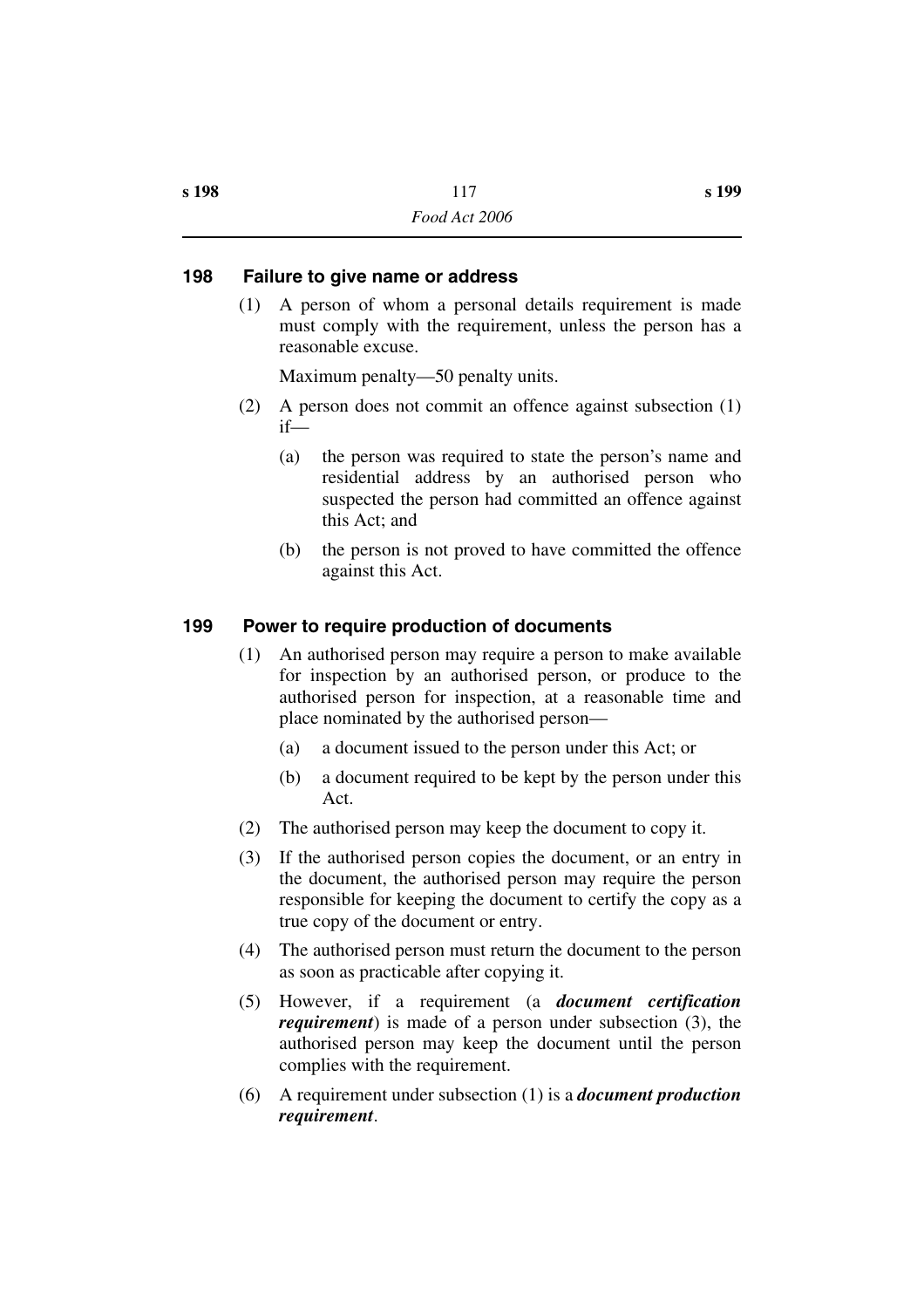### 198 Failure to give name or address

(1) A person of whom a personal details requirement is made must comply with the requirement, unless the person has a reasonable excuse.

Maximum penalty—50 penalty units.

(2) A person does not commit an offence against subsection (1) if—

(a) the person was required to state the person's name and residential address by an authorised person who suspected the person had committed an offence against this Act; and

(b) the person is not proved to have committed the offence against this Act.

### 199 Power to require production of documents

(1) An authorised person may require a person to make available for inspection by an authorised person, or produce to the authorised person for inspection, at a reasonable time and place nominated by the authorised person—

(a) a document issued to the person under this Act; or

(b) a document required to be kept by the person under this Act.

(2) The authorised person may keep the document to copy it.

(3) If the authorised person copies the document, or an entry in the document, the authorised person may require the person responsible for keeping the document to certify the copy as a true copy of the document or entry.

(4) The authorised person must return the document to the person as soon as practicable after copying it.

(5) However, if a requirement (a ***document certification requirement***) is made of a person under subsection (3), the authorised person may keep the document until the person complies with the requirement.

(6) A requirement under subsection (1) is a ***document production requirement***.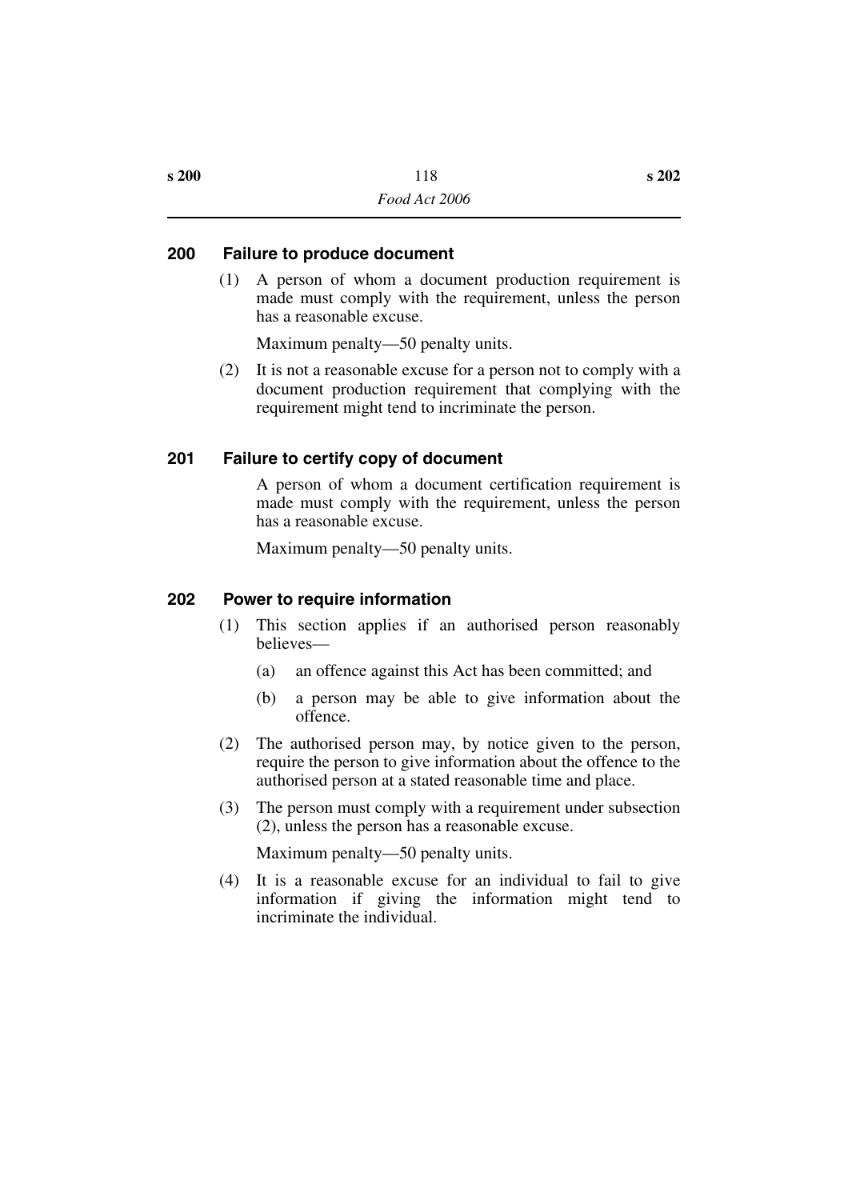### 200 Failure to produce document

(1) A person of whom a document production requirement is made must comply with the requirement, unless the person has a reasonable excuse.

Maximum penalty—50 penalty units.

(2) It is not a reasonable excuse for a person not to comply with a document production requirement that complying with the requirement might tend to incriminate the person.

### 201 Failure to certify copy of document

A person of whom a document certification requirement is made must comply with the requirement, unless the person has a reasonable excuse.

Maximum penalty—50 penalty units.

### 202 Power to require information

(1) This section applies if an authorised person reasonably believes—

(a) an offence against this Act has been committed; and

(b) a person may be able to give information about the offence.

(2) The authorised person may, by notice given to the person, require the person to give information about the offence to the authorised person at a stated reasonable time and place.

(3) The person must comply with a requirement under subsection (2), unless the person has a reasonable excuse.

Maximum penalty—50 penalty units.

(4) It is a reasonable excuse for an individual to fail to give information if giving the information might tend to incriminate the individual.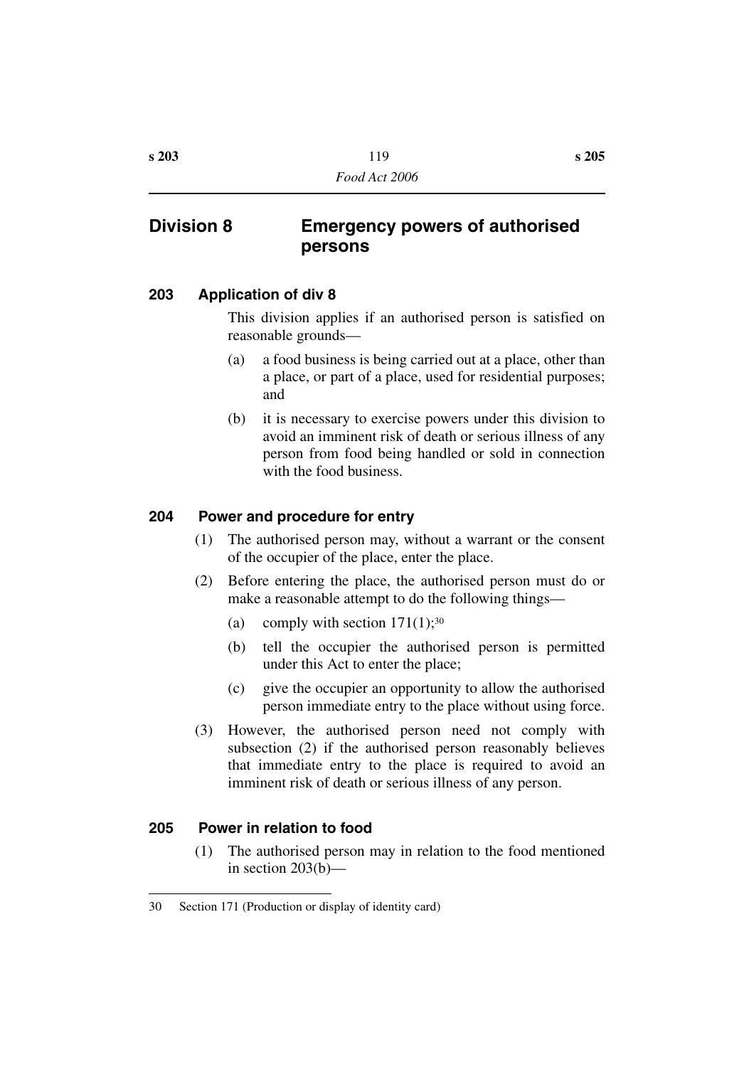## Division 8 Emergency powers of authorised persons

### 203 Application of div 8

This division applies if an authorised person is satisfied on reasonable grounds—

(a) a food business is being carried out at a place, other than a place, or part of a place, used for residential purposes; and

(b) it is necessary to exercise powers under this division to avoid an imminent risk of death or serious illness of any person from food being handled or sold in connection with the food business.

### 204 Power and procedure for entry

(1) The authorised person may, without a warrant or the consent of the occupier of the place, enter the place.

(2) Before entering the place, the authorised person must do or make a reasonable attempt to do the following things—

(a) comply with section 171(1);[30]

(b) tell the occupier the authorised person is permitted under this Act to enter the place;

(c) give the occupier an opportunity to allow the authorised person immediate entry to the place without using force.

(3) However, the authorised person need not comply with subsection (2) if the authorised person reasonably believes that immediate entry to the place is required to avoid an imminent risk of death or serious illness of any person.

### 205 Power in relation to food

(1) The authorised person may in relation to the food mentioned in section 203(b)—

---

30 Section 171 (Production or display of identity card)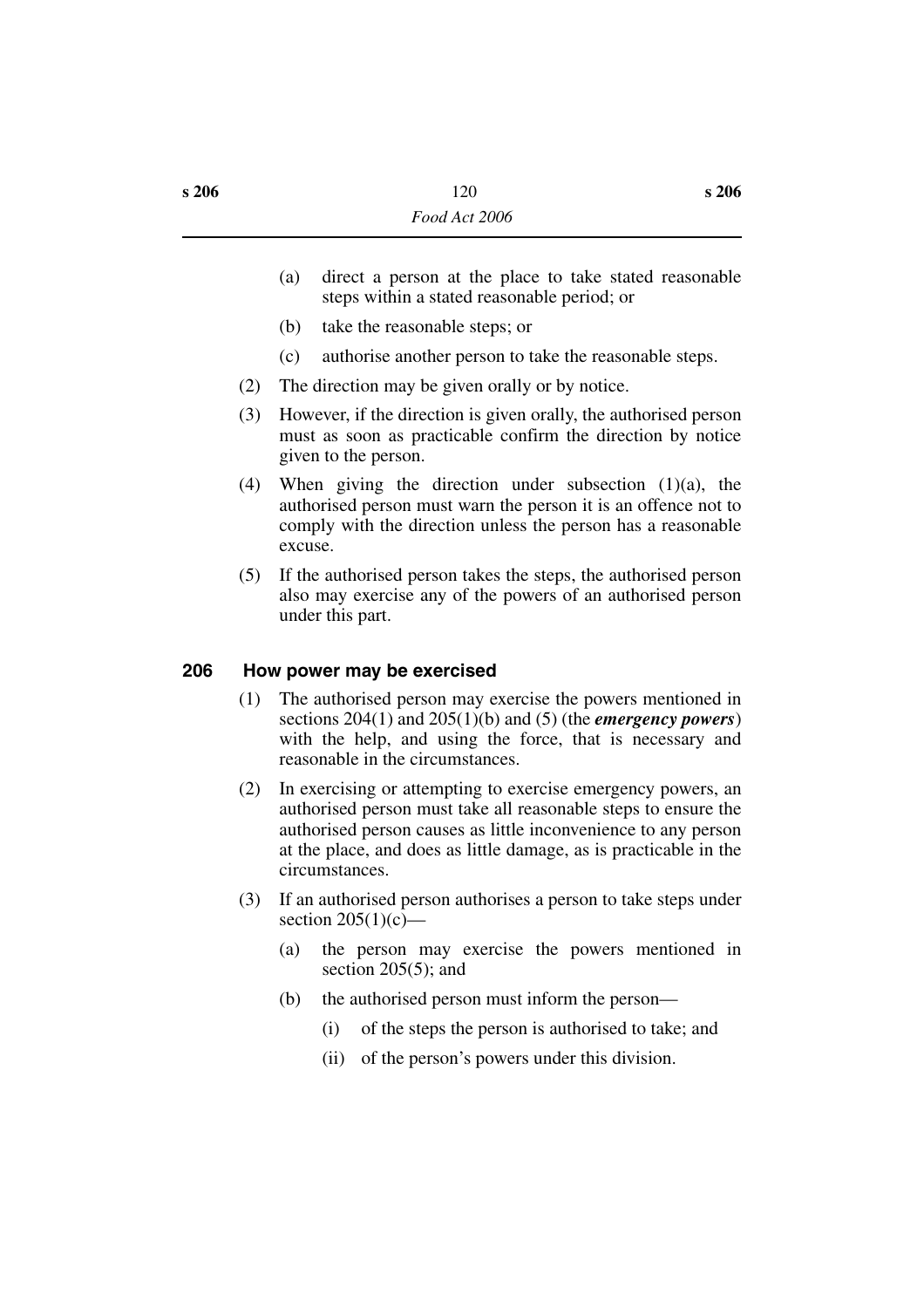(a) direct a person at the place to take stated reasonable steps within a stated reasonable period; or

(b) take the reasonable steps; or

(c) authorise another person to take the reasonable steps.

(2) The direction may be given orally or by notice.

(3) However, if the direction is given orally, the authorised person must as soon as practicable confirm the direction by notice given to the person.

(4) When giving the direction under subsection (1)(a), the authorised person must warn the person it is an offence not to comply with the direction unless the person has a reasonable excuse.

(5) If the authorised person takes the steps, the authorised person also may exercise any of the powers of an authorised person under this part.

### 206 How power may be exercised

(1) The authorised person may exercise the powers mentioned in sections 204(1) and 205(1)(b) and (5) (the ***emergency powers***) with the help, and using the force, that is necessary and reasonable in the circumstances.

(2) In exercising or attempting to exercise emergency powers, an authorised person must take all reasonable steps to ensure the authorised person causes as little inconvenience to any person at the place, and does as little damage, as is practicable in the circumstances.

(3) If an authorised person authorises a person to take steps under section 205(1)(c)—

(a) the person may exercise the powers mentioned in section 205(5); and

(b) the authorised person must inform the person—

(i) of the steps the person is authorised to take; and

(ii) of the person's powers under this division.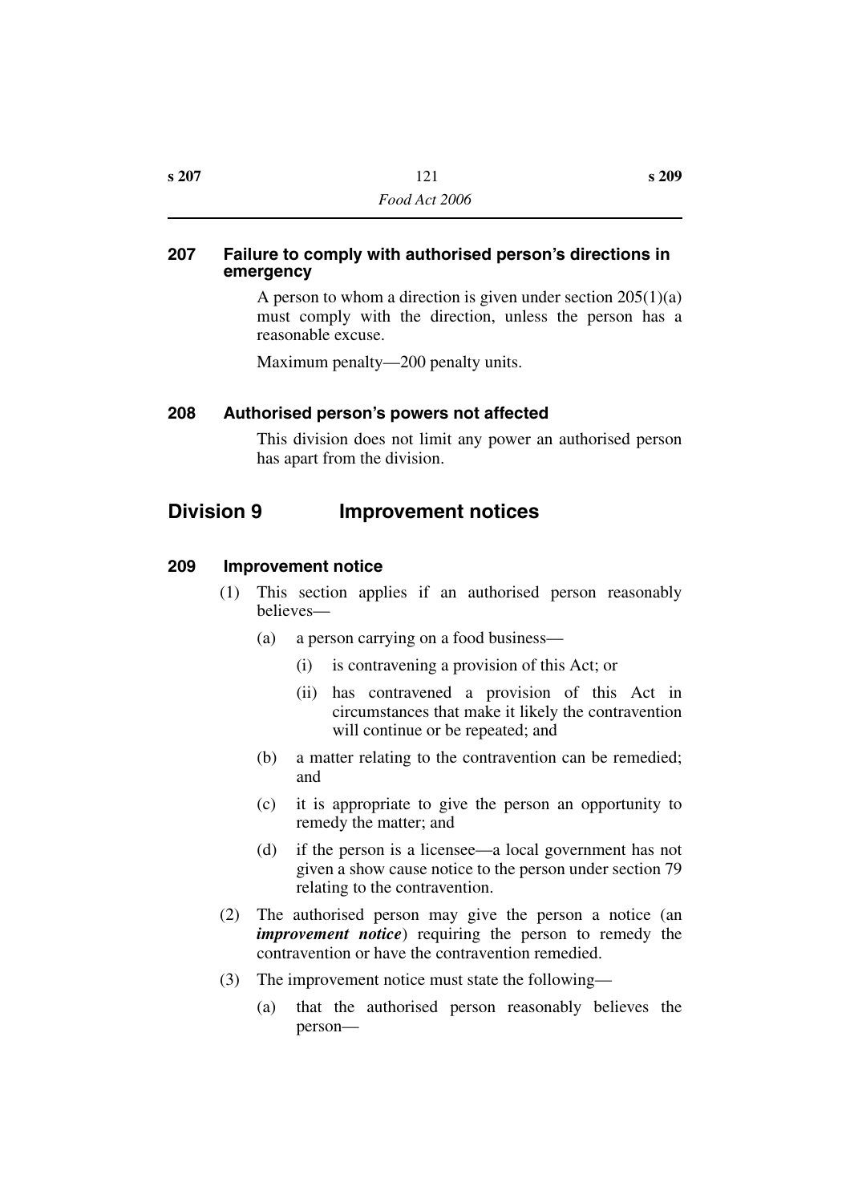### 207 Failure to comply with authorised person's directions in emergency

A person to whom a direction is given under section 205(1)(a) must comply with the direction, unless the person has a reasonable excuse.

Maximum penalty—200 penalty units.

### 208 Authorised person's powers not affected

This division does not limit any power an authorised person has apart from the division.

## Division 9 Improvement notices

### 209 Improvement notice

(1) This section applies if an authorised person reasonably believes—

(a) a person carrying on a food business—

(i) is contravening a provision of this Act; or

(ii) has contravened a provision of this Act in circumstances that make it likely the contravention will continue or be repeated; and

(b) a matter relating to the contravention can be remedied; and

(c) it is appropriate to give the person an opportunity to remedy the matter; and

(d) if the person is a licensee—a local government has not given a show cause notice to the person under section 79 relating to the contravention.

(2) The authorised person may give the person a notice (an ***improvement notice***) requiring the person to remedy the contravention or have the contravention remedied.

(3) The improvement notice must state the following—

(a) that the authorised person reasonably believes the person—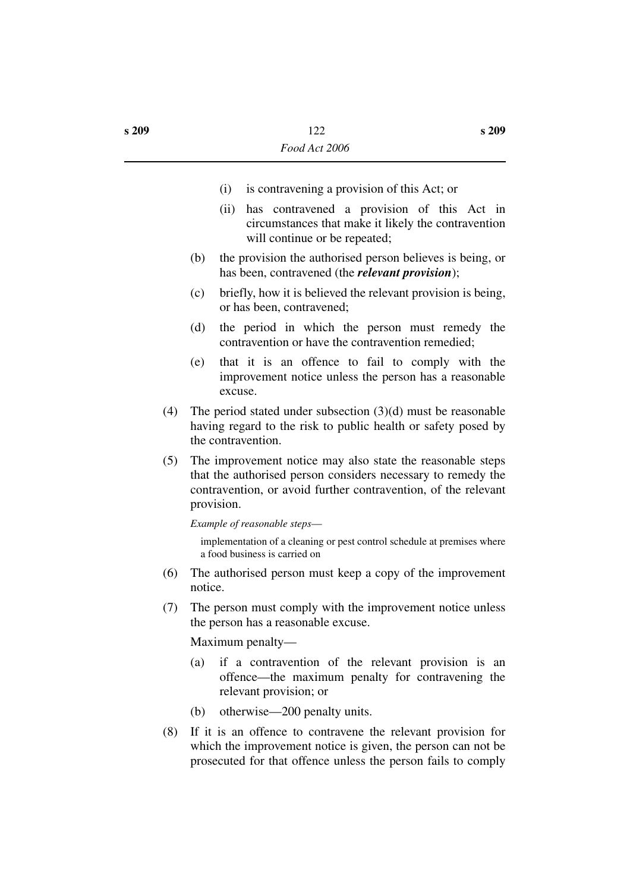(i) is contravening a provision of this Act; or

(ii) has contravened a provision of this Act in circumstances that make it likely the contravention will continue or be repeated;

(b) the provision the authorised person believes is being, or has been, contravened (the ***relevant provision***);

(c) briefly, how it is believed the relevant provision is being, or has been, contravened;

(d) the period in which the person must remedy the contravention or have the contravention remedied;

(e) that it is an offence to fail to comply with the improvement notice unless the person has a reasonable excuse.

(4) The period stated under subsection (3)(d) must be reasonable having regard to the risk to public health or safety posed by the contravention.

(5) The improvement notice may also state the reasonable steps that the authorised person considers necessary to remedy the contravention, or avoid further contravention, of the relevant provision.

*Example of reasonable steps*—

implementation of a cleaning or pest control schedule at premises where a food business is carried on

(6) The authorised person must keep a copy of the improvement notice.

(7) The person must comply with the improvement notice unless the person has a reasonable excuse.

Maximum penalty—

(a) if a contravention of the relevant provision is an offence—the maximum penalty for contravening the relevant provision; or

(b) otherwise—200 penalty units.

(8) If it is an offence to contravene the relevant provision for which the improvement notice is given, the person can not be prosecuted for that offence unless the person fails to comply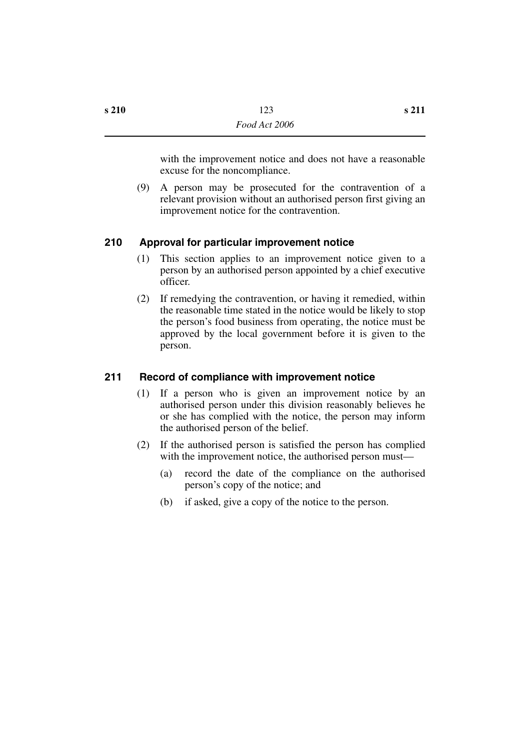with the improvement notice and does not have a reasonable excuse for the noncompliance.

(9) A person may be prosecuted for the contravention of a relevant provision without an authorised person first giving an improvement notice for the contravention.

### 210 Approval for particular improvement notice

(1) This section applies to an improvement notice given to a person by an authorised person appointed by a chief executive officer.

(2) If remedying the contravention, or having it remedied, within the reasonable time stated in the notice would be likely to stop the person's food business from operating, the notice must be approved by the local government before it is given to the person.

### 211 Record of compliance with improvement notice

(1) If a person who is given an improvement notice by an authorised person under this division reasonably believes he or she has complied with the notice, the person may inform the authorised person of the belief.

(2) If the authorised person is satisfied the person has complied with the improvement notice, the authorised person must—

  (a) record the date of the compliance on the authorised person's copy of the notice; and

  (b) if asked, give a copy of the notice to the person.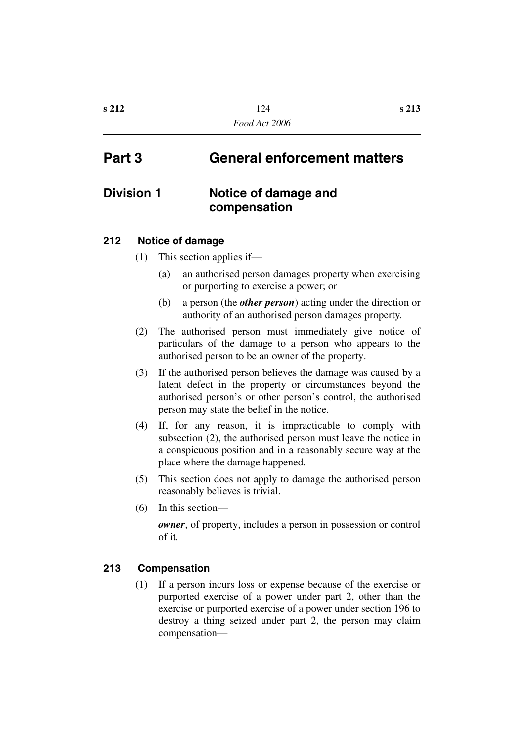# Part 3 General enforcement matters

## Division 1 Notice of damage and compensation

### 212 Notice of damage

(1) This section applies if—

(a) an authorised person damages property when exercising or purporting to exercise a power; or

(b) a person (the ***other person***) acting under the direction or authority of an authorised person damages property.

(2) The authorised person must immediately give notice of particulars of the damage to a person who appears to the authorised person to be an owner of the property.

(3) If the authorised person believes the damage was caused by a latent defect in the property or circumstances beyond the authorised person's or other person's control, the authorised person may state the belief in the notice.

(4) If, for any reason, it is impracticable to comply with subsection (2), the authorised person must leave the notice in a conspicuous position and in a reasonably secure way at the place where the damage happened.

(5) This section does not apply to damage the authorised person reasonably believes is trivial.

(6) In this section—

***owner***, of property, includes a person in possession or control of it.

### 213 Compensation

(1) If a person incurs loss or expense because of the exercise or purported exercise of a power under part 2, other than the exercise or purported exercise of a power under section 196 to destroy a thing seized under part 2, the person may claim compensation—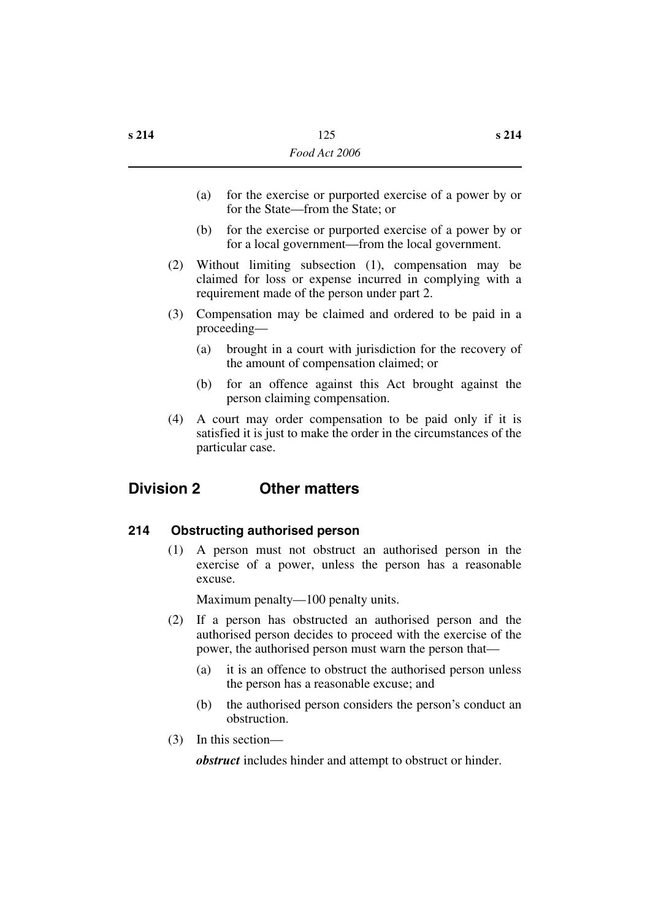(a) for the exercise or purported exercise of a power by or for the State—from the State; or

(b) for the exercise or purported exercise of a power by or for a local government—from the local government.

(2) Without limiting subsection (1), compensation may be claimed for loss or expense incurred in complying with a requirement made of the person under part 2.

(3) Compensation may be claimed and ordered to be paid in a proceeding—

(a) brought in a court with jurisdiction for the recovery of the amount of compensation claimed; or

(b) for an offence against this Act brought against the person claiming compensation.

(4) A court may order compensation to be paid only if it is satisfied it is just to make the order in the circumstances of the particular case.

## Division 2 Other matters

### 214 Obstructing authorised person

(1) A person must not obstruct an authorised person in the exercise of a power, unless the person has a reasonable excuse.

Maximum penalty—100 penalty units.

(2) If a person has obstructed an authorised person and the authorised person decides to proceed with the exercise of the power, the authorised person must warn the person that—

(a) it is an offence to obstruct the authorised person unless the person has a reasonable excuse; and

(b) the authorised person considers the person's conduct an obstruction.

(3) In this section—

***obstruct*** includes hinder and attempt to obstruct or hinder.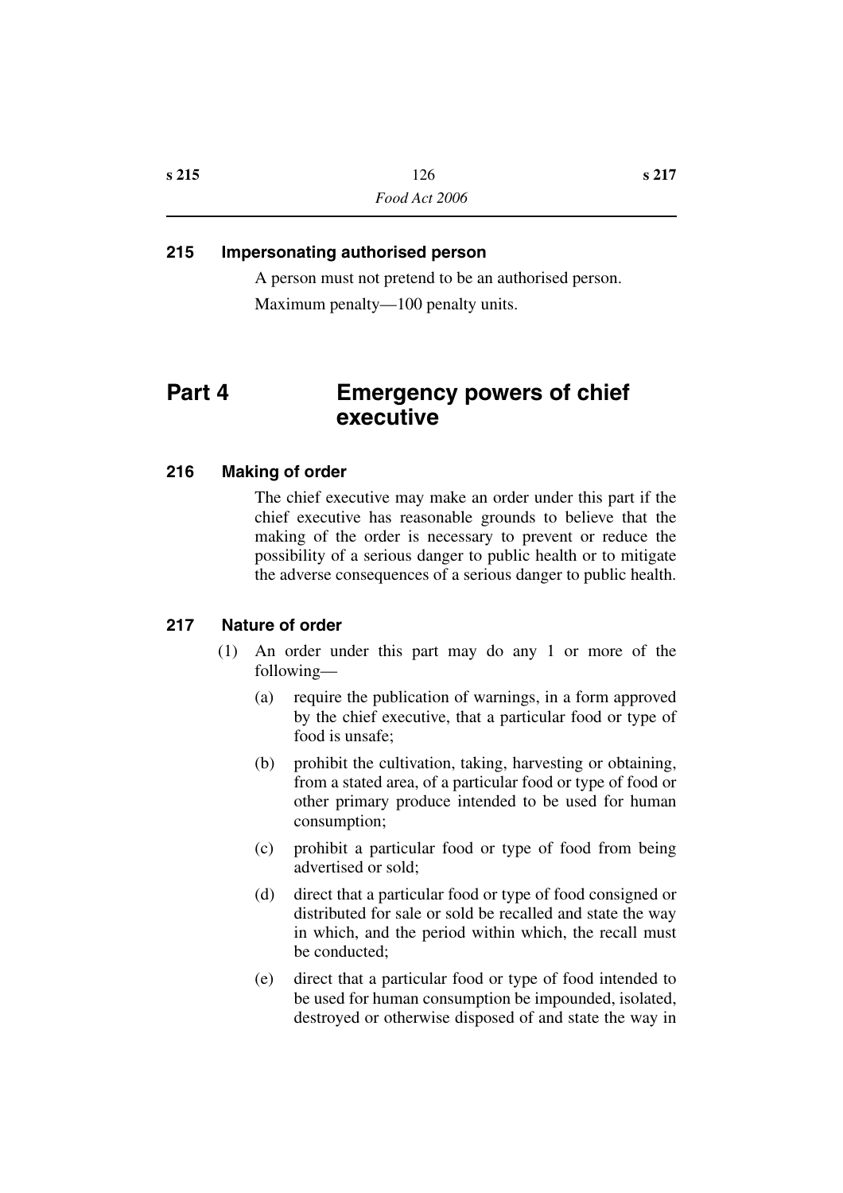### 215 Impersonating authorised person

A person must not pretend to be an authorised person.

Maximum penalty—100 penalty units.

## Part 4 Emergency powers of chief executive

### 216 Making of order

The chief executive may make an order under this part if the chief executive has reasonable grounds to believe that the making of the order is necessary to prevent or reduce the possibility of a serious danger to public health or to mitigate the adverse consequences of a serious danger to public health.

### 217 Nature of order

(1) An order under this part may do any 1 or more of the following—

(a) require the publication of warnings, in a form approved by the chief executive, that a particular food or type of food is unsafe;

(b) prohibit the cultivation, taking, harvesting or obtaining, from a stated area, of a particular food or type of food or other primary produce intended to be used for human consumption;

(c) prohibit a particular food or type of food from being advertised or sold;

(d) direct that a particular food or type of food consigned or distributed for sale or sold be recalled and state the way in which, and the period within which, the recall must be conducted;

(e) direct that a particular food or type of food intended to be used for human consumption be impounded, isolated, destroyed or otherwise disposed of and state the way in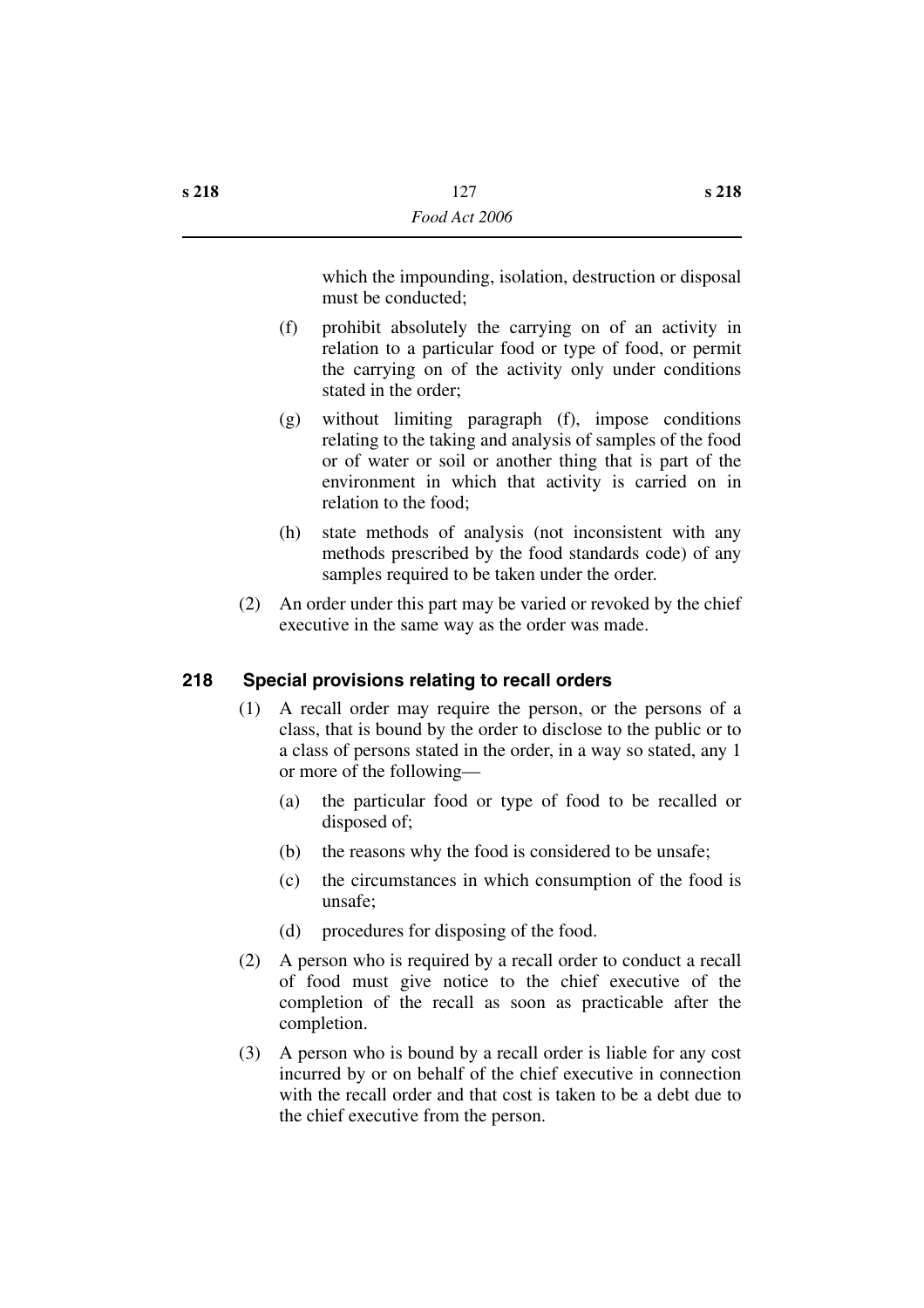which the impounding, isolation, destruction or disposal must be conducted;

(f) prohibit absolutely the carrying on of an activity in relation to a particular food or type of food, or permit the carrying on of the activity only under conditions stated in the order;

(g) without limiting paragraph (f), impose conditions relating to the taking and analysis of samples of the food or of water or soil or another thing that is part of the environment in which that activity is carried on in relation to the food;

(h) state methods of analysis (not inconsistent with any methods prescribed by the food standards code) of any samples required to be taken under the order.

(2) An order under this part may be varied or revoked by the chief executive in the same way as the order was made.

## 218 Special provisions relating to recall orders

(1) A recall order may require the person, or the persons of a class, that is bound by the order to disclose to the public or to a class of persons stated in the order, in a way so stated, any 1 or more of the following—

(a) the particular food or type of food to be recalled or disposed of;

(b) the reasons why the food is considered to be unsafe;

(c) the circumstances in which consumption of the food is unsafe;

(d) procedures for disposing of the food.

(2) A person who is required by a recall order to conduct a recall of food must give notice to the chief executive of the completion of the recall as soon as practicable after the completion.

(3) A person who is bound by a recall order is liable for any cost incurred by or on behalf of the chief executive in connection with the recall order and that cost is taken to be a debt due to the chief executive from the person.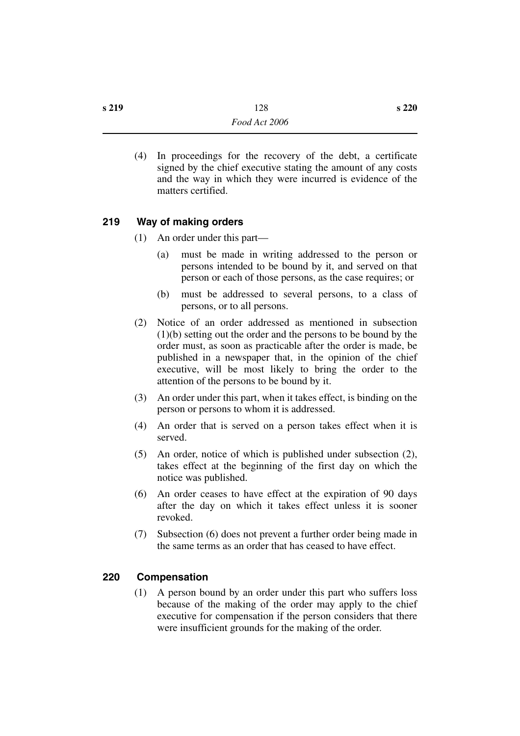(4) In proceedings for the recovery of the debt, a certificate signed by the chief executive stating the amount of any costs and the way in which they were incurred is evidence of the matters certified.

### 219 Way of making orders

(1) An order under this part—

(a) must be made in writing addressed to the person or persons intended to be bound by it, and served on that person or each of those persons, as the case requires; or

(b) must be addressed to several persons, to a class of persons, or to all persons.

(2) Notice of an order addressed as mentioned in subsection (1)(b) setting out the order and the persons to be bound by the order must, as soon as practicable after the order is made, be published in a newspaper that, in the opinion of the chief executive, will be most likely to bring the order to the attention of the persons to be bound by it.

(3) An order under this part, when it takes effect, is binding on the person or persons to whom it is addressed.

(4) An order that is served on a person takes effect when it is served.

(5) An order, notice of which is published under subsection (2), takes effect at the beginning of the first day on which the notice was published.

(6) An order ceases to have effect at the expiration of 90 days after the day on which it takes effect unless it is sooner revoked.

(7) Subsection (6) does not prevent a further order being made in the same terms as an order that has ceased to have effect.

### 220 Compensation

(1) A person bound by an order under this part who suffers loss because of the making of the order may apply to the chief executive for compensation if the person considers that there were insufficient grounds for the making of the order.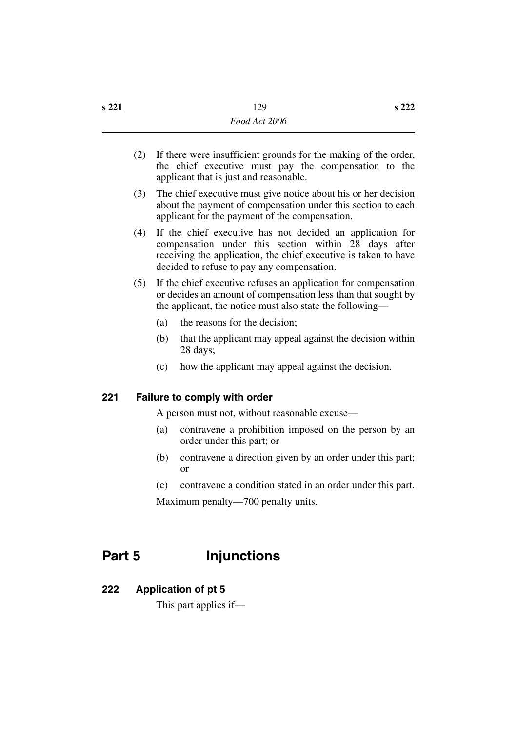(2) If there were insufficient grounds for the making of the order, the chief executive must pay the compensation to the applicant that is just and reasonable.

(3) The chief executive must give notice about his or her decision about the payment of compensation under this section to each applicant for the payment of the compensation.

(4) If the chief executive has not decided an application for compensation under this section within 28 days after receiving the application, the chief executive is taken to have decided to refuse to pay any compensation.

(5) If the chief executive refuses an application for compensation or decides an amount of compensation less than that sought by the applicant, the notice must also state the following—

(a) the reasons for the decision;

(b) that the applicant may appeal against the decision within 28 days;

(c) how the applicant may appeal against the decision.

### 221 Failure to comply with order

A person must not, without reasonable excuse—

(a) contravene a prohibition imposed on the person by an order under this part; or

(b) contravene a direction given by an order under this part; or

(c) contravene a condition stated in an order under this part.

Maximum penalty—700 penalty units.

## Part 5 Injunctions

### 222 Application of pt 5

This part applies if—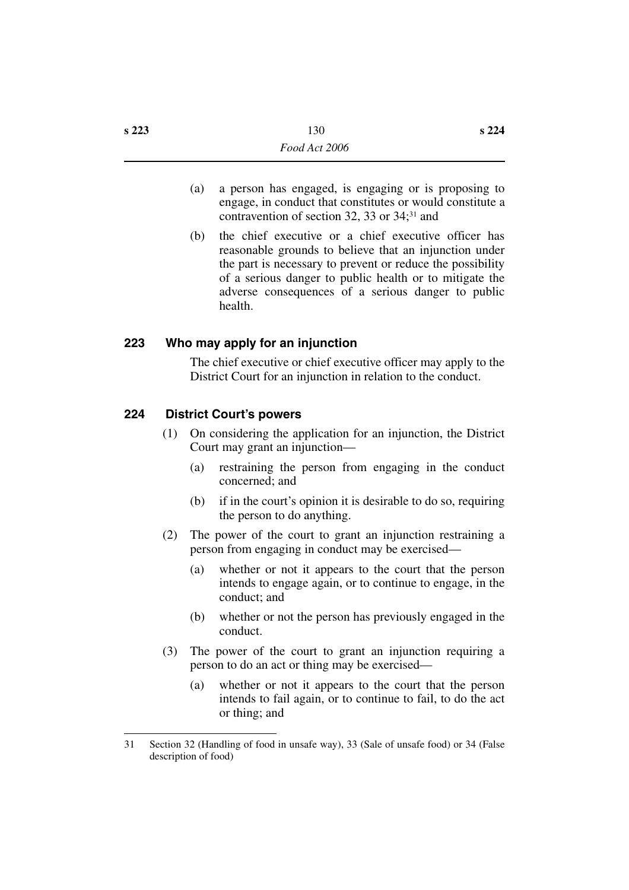(a) a person has engaged, is engaging or is proposing to engage, in conduct that constitutes or would constitute a contravention of section 32, 33 or 34;[31] and

(b) the chief executive or a chief executive officer has reasonable grounds to believe that an injunction under the part is necessary to prevent or reduce the possibility of a serious danger to public health or to mitigate the adverse consequences of a serious danger to public health.

### 223 Who may apply for an injunction

The chief executive or chief executive officer may apply to the District Court for an injunction in relation to the conduct.

### 224 District Court's powers

(1) On considering the application for an injunction, the District Court may grant an injunction—

(a) restraining the person from engaging in the conduct concerned; and

(b) if in the court's opinion it is desirable to do so, requiring the person to do anything.

(2) The power of the court to grant an injunction restraining a person from engaging in conduct may be exercised—

(a) whether or not it appears to the court that the person intends to engage again, or to continue to engage, in the conduct; and

(b) whether or not the person has previously engaged in the conduct.

(3) The power of the court to grant an injunction requiring a person to do an act or thing may be exercised—

(a) whether or not it appears to the court that the person intends to fail again, or to continue to fail, to do the act or thing; and

---

31 Section 32 (Handling of food in unsafe way), 33 (Sale of unsafe food) or 34 (False description of food)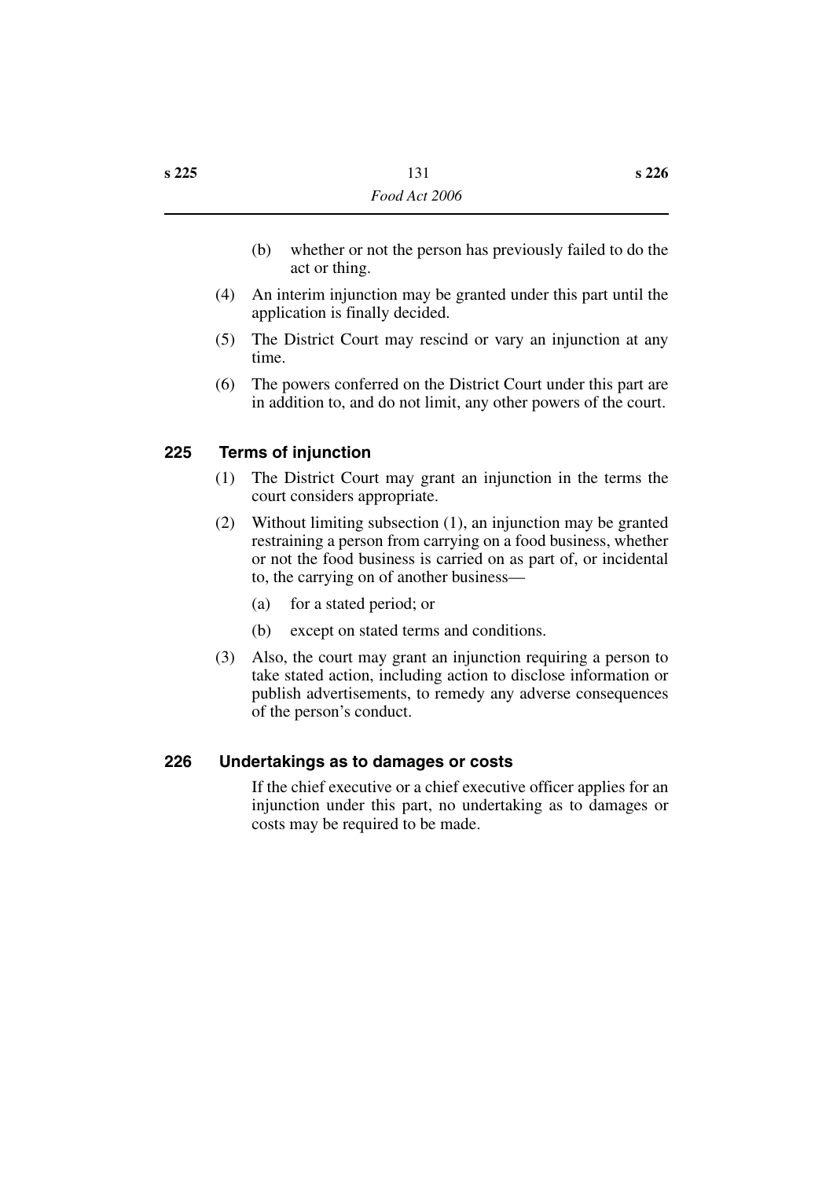(b) whether or not the person has previously failed to do the act or thing.

(4) An interim injunction may be granted under this part until the application is finally decided.

(5) The District Court may rescind or vary an injunction at any time.

(6) The powers conferred on the District Court under this part are in addition to, and do not limit, any other powers of the court.

### 225 Terms of injunction

(1) The District Court may grant an injunction in the terms the court considers appropriate.

(2) Without limiting subsection (1), an injunction may be granted restraining a person from carrying on a food business, whether or not the food business is carried on as part of, or incidental to, the carrying on of another business—

(a) for a stated period; or

(b) except on stated terms and conditions.

(3) Also, the court may grant an injunction requiring a person to take stated action, including action to disclose information or publish advertisements, to remedy any adverse consequences of the person's conduct.

### 226 Undertakings as to damages or costs

If the chief executive or a chief executive officer applies for an injunction under this part, no undertaking as to damages or costs may be required to be made.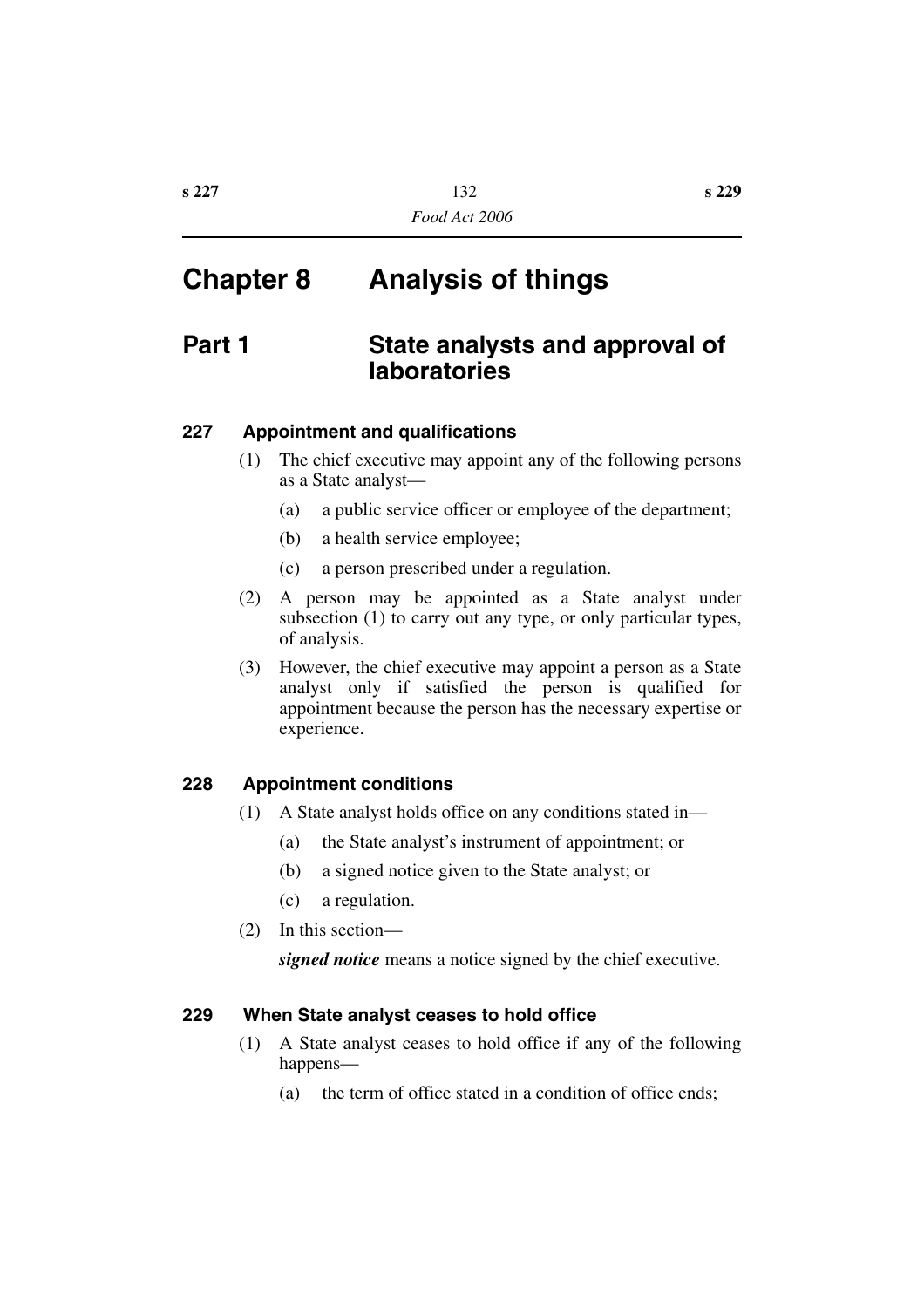# Chapter 8 Analysis of things

## Part 1 State analysts and approval of laboratories

### 227 Appointment and qualifications

(1) The chief executive may appoint any of the following persons as a State analyst—

(a) a public service officer or employee of the department;

(b) a health service employee;

(c) a person prescribed under a regulation.

(2) A person may be appointed as a State analyst under subsection (1) to carry out any type, or only particular types, of analysis.

(3) However, the chief executive may appoint a person as a State analyst only if satisfied the person is qualified for appointment because the person has the necessary expertise or experience.

### 228 Appointment conditions

(1) A State analyst holds office on any conditions stated in—

(a) the State analyst's instrument of appointment; or

(b) a signed notice given to the State analyst; or

(c) a regulation.

(2) In this section—

***signed notice*** means a notice signed by the chief executive.

### 229 When State analyst ceases to hold office

(1) A State analyst ceases to hold office if any of the following happens—

(a) the term of office stated in a condition of office ends;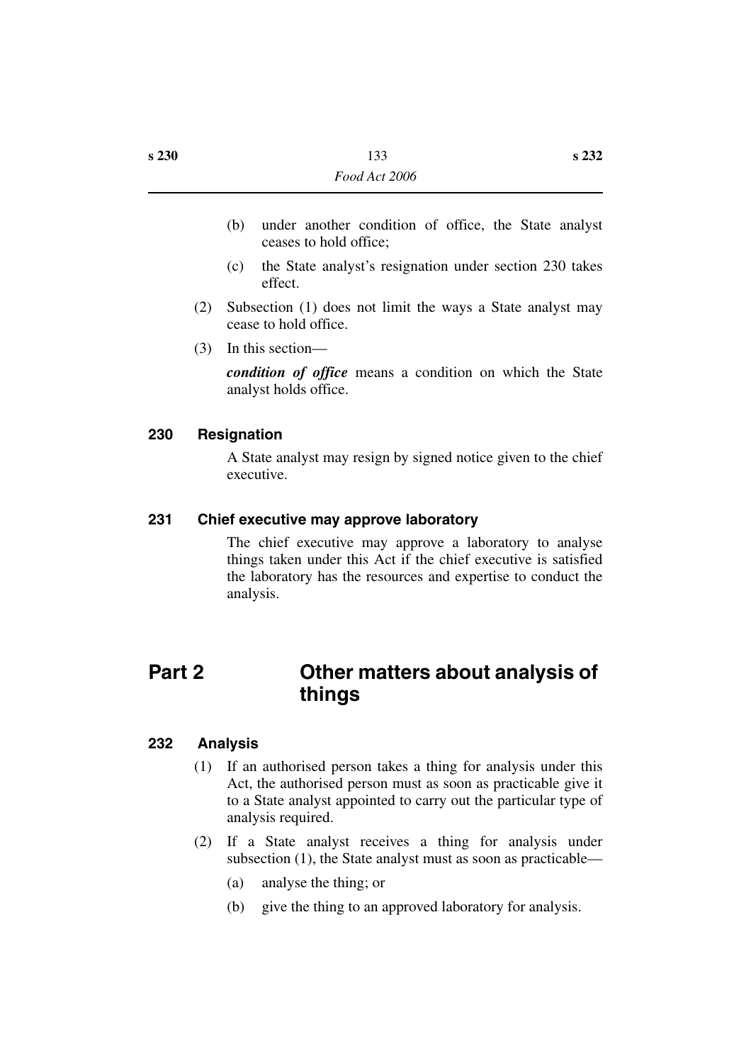(b) under another condition of office, the State analyst ceases to hold office;

(c) the State analyst's resignation under section 230 takes effect.

(2) Subsection (1) does not limit the ways a State analyst may cease to hold office.

(3) In this section—

***condition of office*** means a condition on which the State analyst holds office.

### 230 Resignation

A State analyst may resign by signed notice given to the chief executive.

### 231 Chief executive may approve laboratory

The chief executive may approve a laboratory to analyse things taken under this Act if the chief executive is satisfied the laboratory has the resources and expertise to conduct the analysis.

## Part 2 Other matters about analysis of things

### 232 Analysis

(1) If an authorised person takes a thing for analysis under this Act, the authorised person must as soon as practicable give it to a State analyst appointed to carry out the particular type of analysis required.

(2) If a State analyst receives a thing for analysis under subsection (1), the State analyst must as soon as practicable—

(a) analyse the thing; or

(b) give the thing to an approved laboratory for analysis.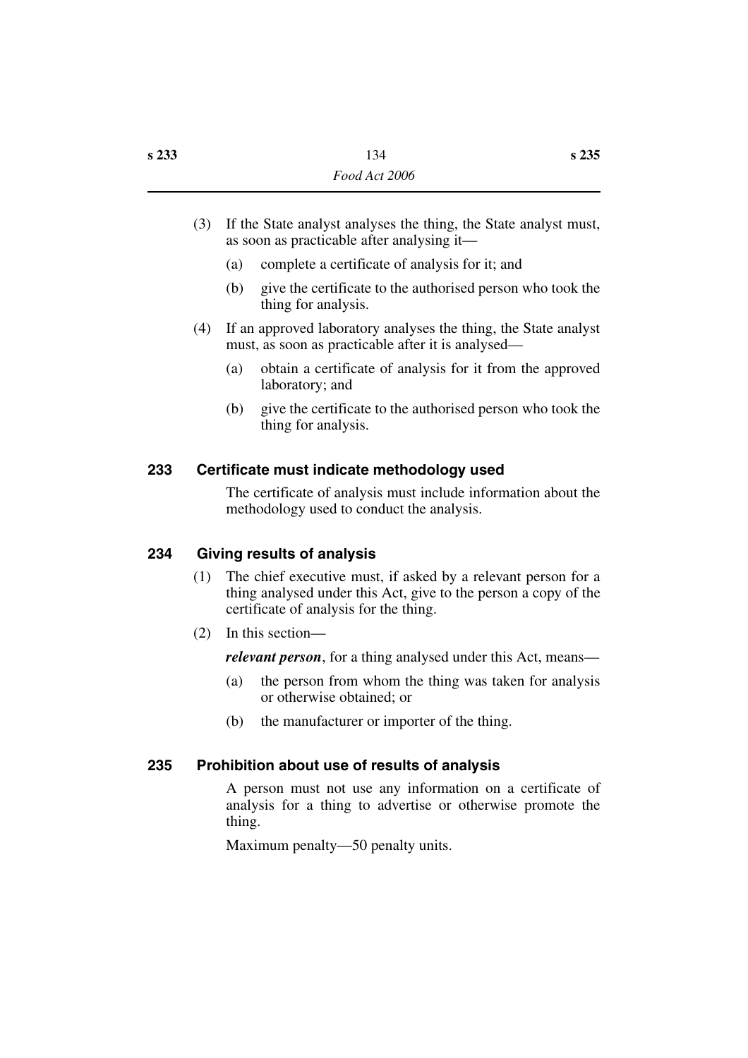(3) If the State analyst analyses the thing, the State analyst must, as soon as practicable after analysing it—

(a) complete a certificate of analysis for it; and

(b) give the certificate to the authorised person who took the thing for analysis.

(4) If an approved laboratory analyses the thing, the State analyst must, as soon as practicable after it is analysed—

(a) obtain a certificate of analysis for it from the approved laboratory; and

(b) give the certificate to the authorised person who took the thing for analysis.

### 233 Certificate must indicate methodology used

The certificate of analysis must include information about the methodology used to conduct the analysis.

### 234 Giving results of analysis

(1) The chief executive must, if asked by a relevant person for a thing analysed under this Act, give to the person a copy of the certificate of analysis for the thing.

(2) In this section—

***relevant person***, for a thing analysed under this Act, means—

(a) the person from whom the thing was taken for analysis or otherwise obtained; or

(b) the manufacturer or importer of the thing.

### 235 Prohibition about use of results of analysis

A person must not use any information on a certificate of analysis for a thing to advertise or otherwise promote the thing.

Maximum penalty—50 penalty units.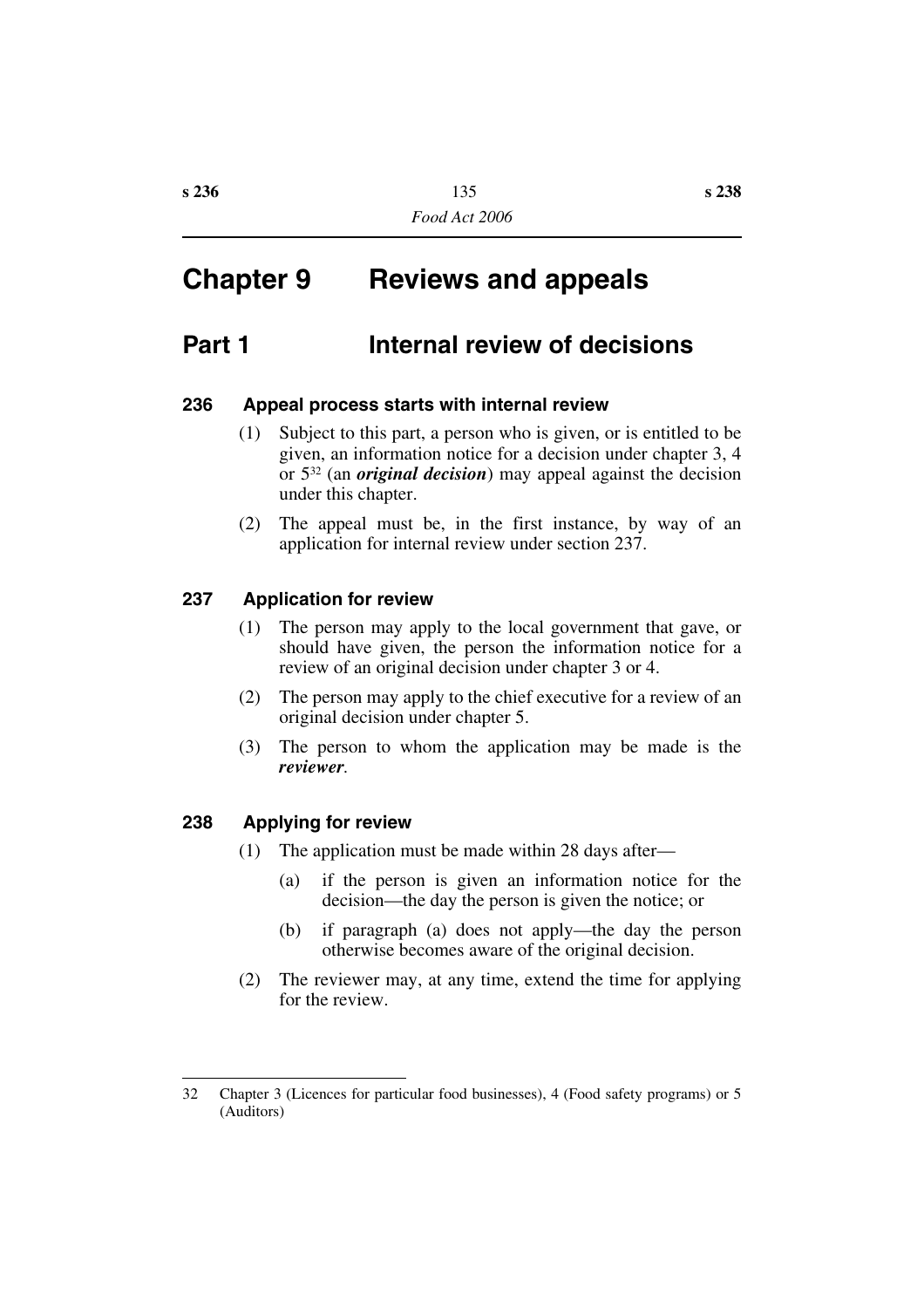# Chapter 9 Reviews and appeals

## Part 1 Internal review of decisions

### 236 Appeal process starts with internal review

(1) Subject to this part, a person who is given, or is entitled to be given, an information notice for a decision under chapter 3, 4 or 5[32] (an ***original decision***) may appeal against the decision under this chapter.

(2) The appeal must be, in the first instance, by way of an application for internal review under section 237.

### 237 Application for review

(1) The person may apply to the local government that gave, or should have given, the person the information notice for a review of an original decision under chapter 3 or 4.

(2) The person may apply to the chief executive for a review of an original decision under chapter 5.

(3) The person to whom the application may be made is the ***reviewer***.

### 238 Applying for review

(1) The application must be made within 28 days after—

(a) if the person is given an information notice for the decision—the day the person is given the notice; or

(b) if paragraph (a) does not apply—the day the person otherwise becomes aware of the original decision.

(2) The reviewer may, at any time, extend the time for applying for the review.

---

32 Chapter 3 (Licences for particular food businesses), 4 (Food safety programs) or 5 (Auditors)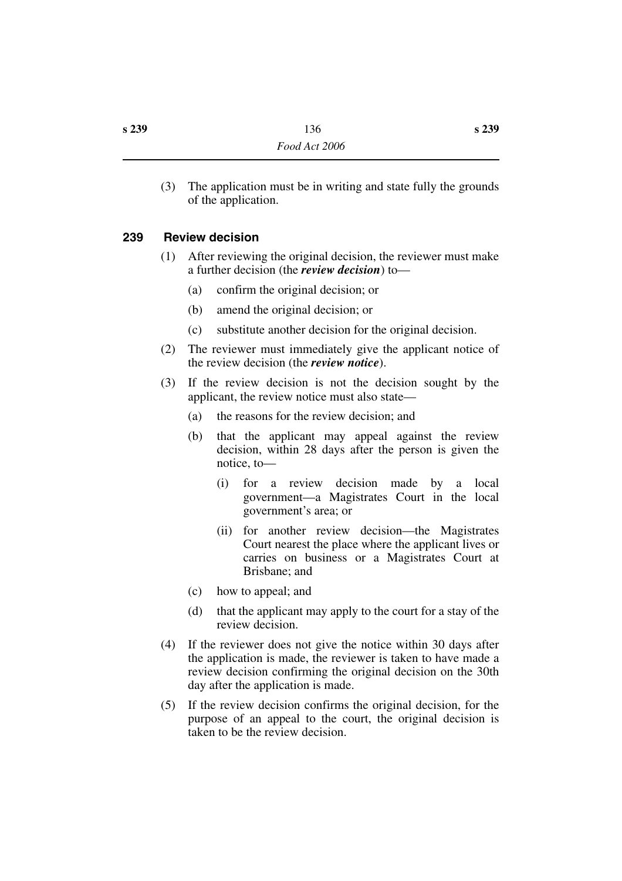(3) The application must be in writing and state fully the grounds of the application.

### 239 Review decision

(1) After reviewing the original decision, the reviewer must make a further decision (the ***review decision***) to—

(a) confirm the original decision; or

(b) amend the original decision; or

(c) substitute another decision for the original decision.

(2) The reviewer must immediately give the applicant notice of the review decision (the ***review notice***).

(3) If the review decision is not the decision sought by the applicant, the review notice must also state—

(a) the reasons for the review decision; and

(b) that the applicant may appeal against the review decision, within 28 days after the person is given the notice, to—

(i) for a review decision made by a local government—a Magistrates Court in the local government's area; or

(ii) for another review decision—the Magistrates Court nearest the place where the applicant lives or carries on business or a Magistrates Court at Brisbane; and

(c) how to appeal; and

(d) that the applicant may apply to the court for a stay of the review decision.

(4) If the reviewer does not give the notice within 30 days after the application is made, the reviewer is taken to have made a review decision confirming the original decision on the 30th day after the application is made.

(5) If the review decision confirms the original decision, for the purpose of an appeal to the court, the original decision is taken to be the review decision.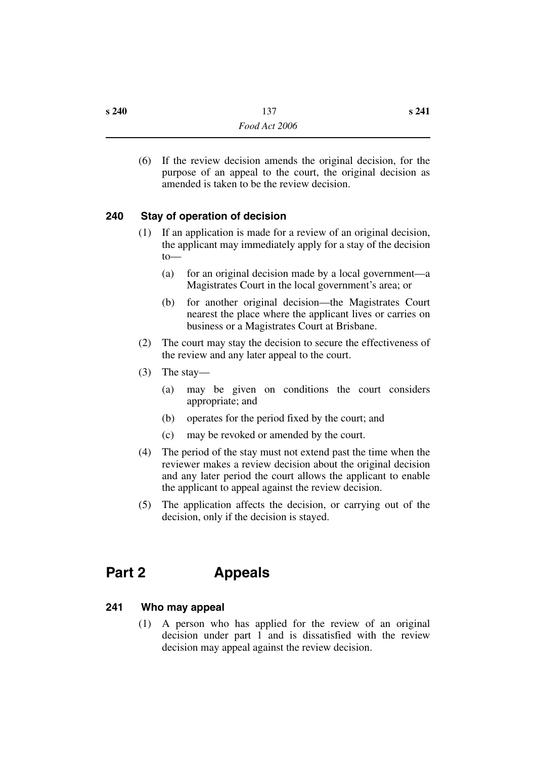(6) If the review decision amends the original decision, for the purpose of an appeal to the court, the original decision as amended is taken to be the review decision.

### 240 Stay of operation of decision

(1) If an application is made for a review of an original decision, the applicant may immediately apply for a stay of the decision to—

(a) for an original decision made by a local government—a Magistrates Court in the local government's area; or

(b) for another original decision—the Magistrates Court nearest the place where the applicant lives or carries on business or a Magistrates Court at Brisbane.

(2) The court may stay the decision to secure the effectiveness of the review and any later appeal to the court.

(3) The stay—

(a) may be given on conditions the court considers appropriate; and

(b) operates for the period fixed by the court; and

(c) may be revoked or amended by the court.

(4) The period of the stay must not extend past the time when the reviewer makes a review decision about the original decision and any later period the court allows the applicant to enable the applicant to appeal against the review decision.

(5) The application affects the decision, or carrying out of the decision, only if the decision is stayed.

## Part 2 Appeals

### 241 Who may appeal

(1) A person who has applied for the review of an original decision under part 1 and is dissatisfied with the review decision may appeal against the review decision.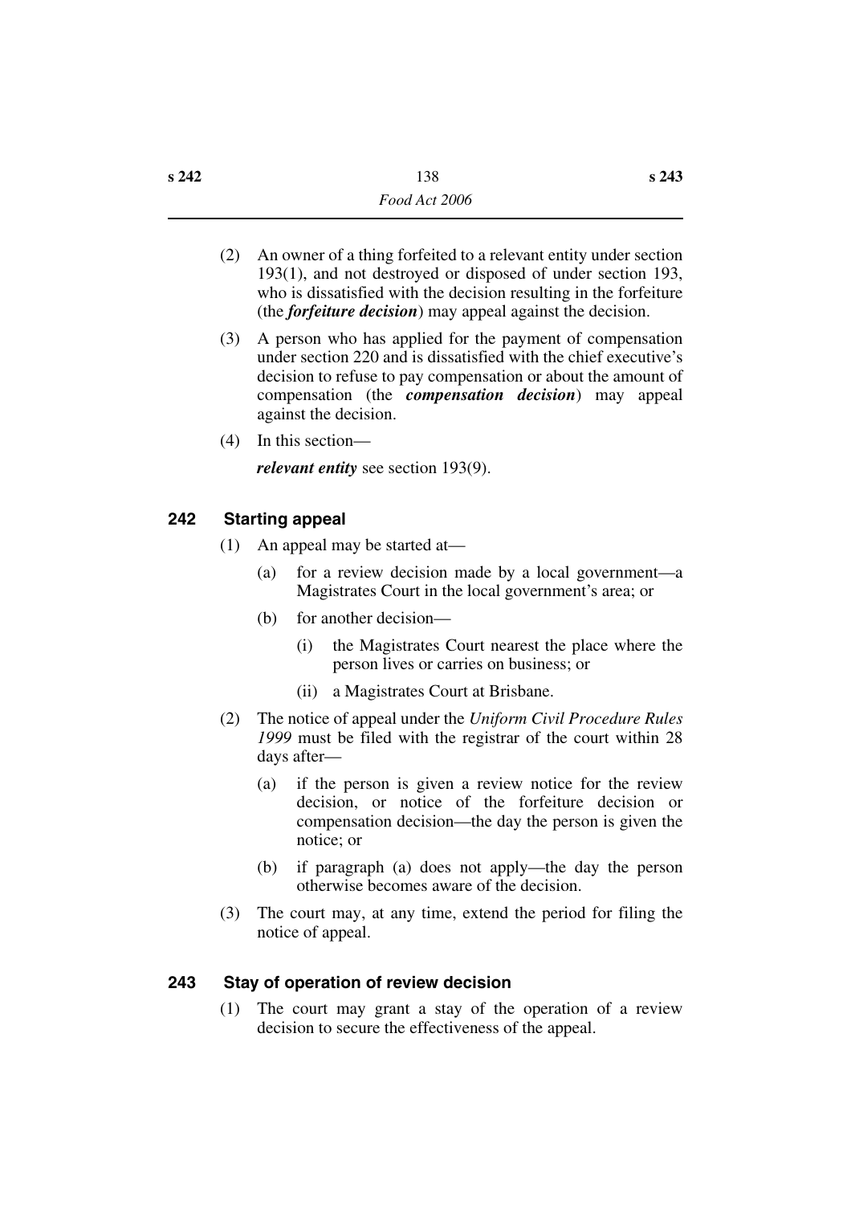(2) An owner of a thing forfeited to a relevant entity under section 193(1), and not destroyed or disposed of under section 193, who is dissatisfied with the decision resulting in the forfeiture (the ***forfeiture decision***) may appeal against the decision.

(3) A person who has applied for the payment of compensation under section 220 and is dissatisfied with the chief executive's decision to refuse to pay compensation or about the amount of compensation (the ***compensation decision***) may appeal against the decision.

(4) In this section—

***relevant entity*** see section 193(9).

### 242 Starting appeal

(1) An appeal may be started at—

(a) for a review decision made by a local government—a Magistrates Court in the local government's area; or

(b) for another decision—

(i) the Magistrates Court nearest the place where the person lives or carries on business; or

(ii) a Magistrates Court at Brisbane.

(2) The notice of appeal under the *Uniform Civil Procedure Rules 1999* must be filed with the registrar of the court within 28 days after—

(a) if the person is given a review notice for the review decision, or notice of the forfeiture decision or compensation decision—the day the person is given the notice; or

(b) if paragraph (a) does not apply—the day the person otherwise becomes aware of the decision.

(3) The court may, at any time, extend the period for filing the notice of appeal.

### 243 Stay of operation of review decision

(1) The court may grant a stay of the operation of a review decision to secure the effectiveness of the appeal.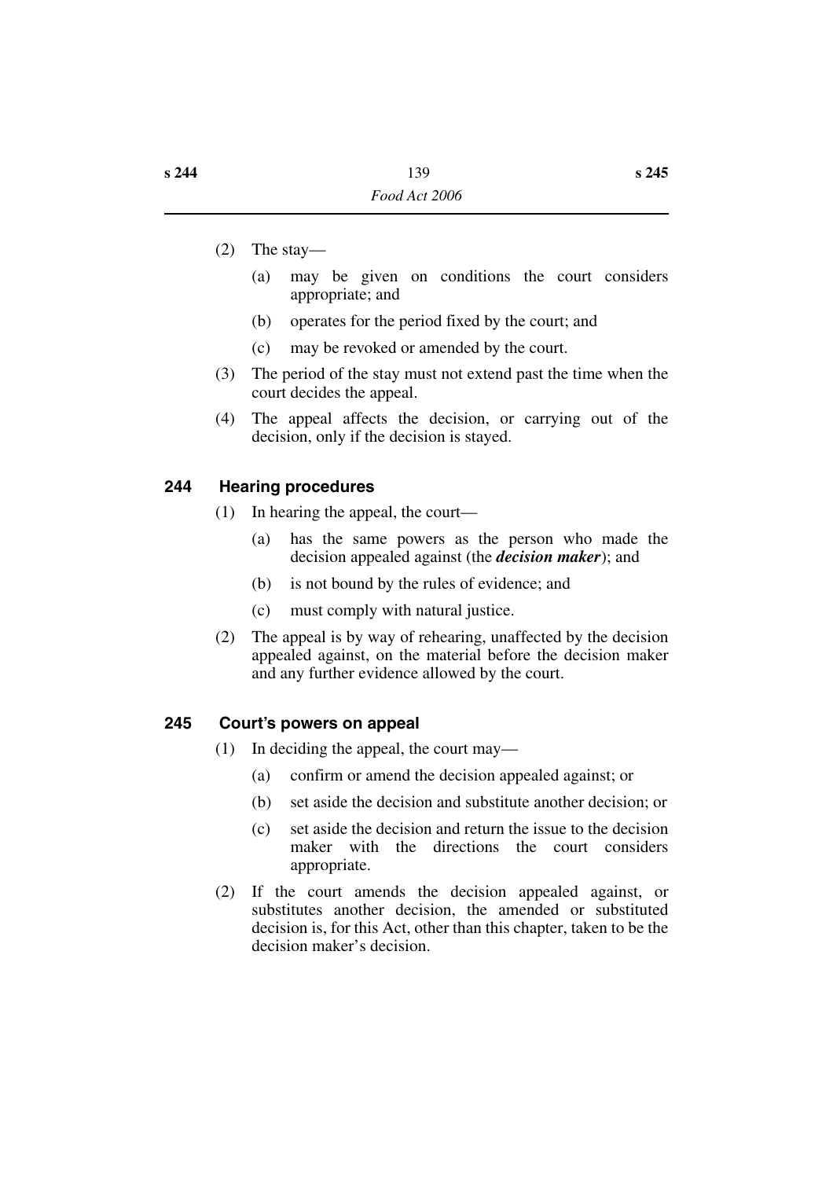(2) The stay—

(a) may be given on conditions the court considers appropriate; and

(b) operates for the period fixed by the court; and

(c) may be revoked or amended by the court.

(3) The period of the stay must not extend past the time when the court decides the appeal.

(4) The appeal affects the decision, or carrying out of the decision, only if the decision is stayed.

## 244 Hearing procedures

(1) In hearing the appeal, the court—

(a) has the same powers as the person who made the decision appealed against (the ***decision maker***); and

(b) is not bound by the rules of evidence; and

(c) must comply with natural justice.

(2) The appeal is by way of rehearing, unaffected by the decision appealed against, on the material before the decision maker and any further evidence allowed by the court.

## 245 Court's powers on appeal

(1) In deciding the appeal, the court may—

(a) confirm or amend the decision appealed against; or

(b) set aside the decision and substitute another decision; or

(c) set aside the decision and return the issue to the decision maker with the directions the court considers appropriate.

(2) If the court amends the decision appealed against, or substitutes another decision, the amended or substituted decision is, for this Act, other than this chapter, taken to be the decision maker's decision.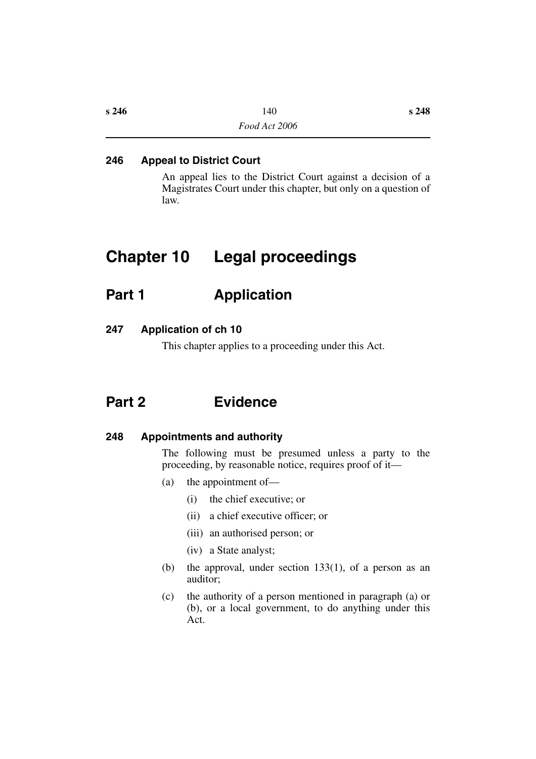### 246 Appeal to District Court

An appeal lies to the District Court against a decision of a Magistrates Court under this chapter, but only on a question of law.

# Chapter 10 Legal proceedings

## Part 1 Application

### 247 Application of ch 10

This chapter applies to a proceeding under this Act.

## Part 2 Evidence

### 248 Appointments and authority

The following must be presumed unless a party to the proceeding, by reasonable notice, requires proof of it—

(a) the appointment of—

(i) the chief executive; or

(ii) a chief executive officer; or

(iii) an authorised person; or

(iv) a State analyst;

(b) the approval, under section 133(1), of a person as an auditor;

(c) the authority of a person mentioned in paragraph (a) or (b), or a local government, to do anything under this Act.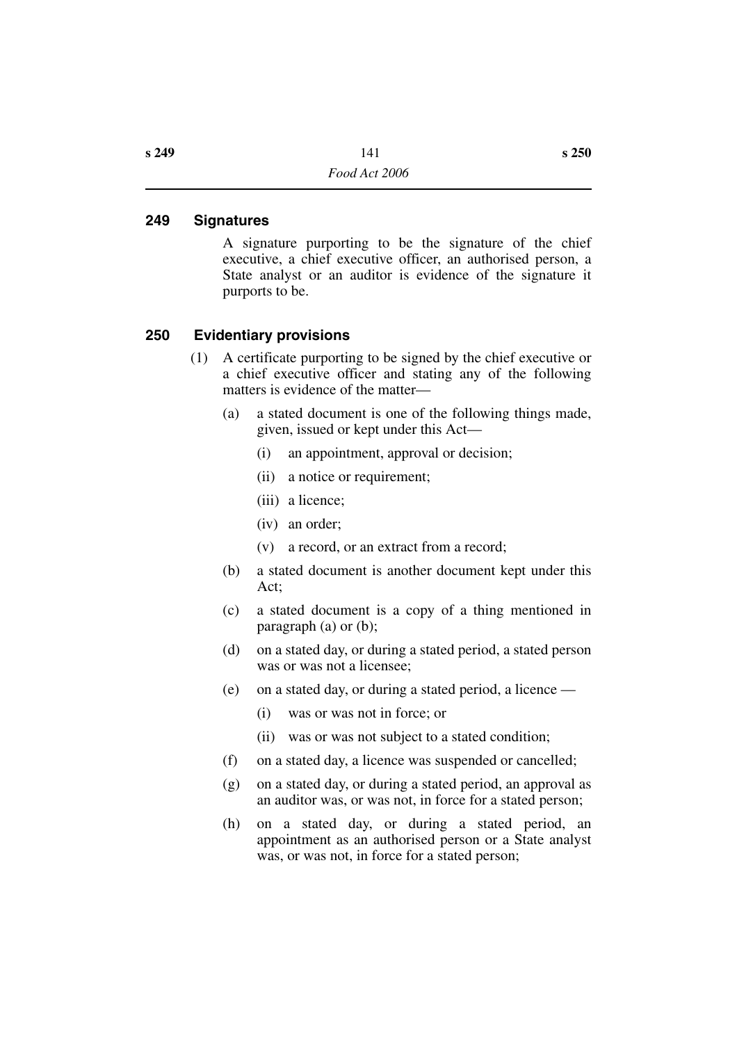## 249 Signatures

A signature purporting to be the signature of the chief executive, a chief executive officer, an authorised person, a State analyst or an auditor is evidence of the signature it purports to be.

## 250 Evidentiary provisions

(1) A certificate purporting to be signed by the chief executive or a chief executive officer and stating any of the following matters is evidence of the matter—

(a) a stated document is one of the following things made, given, issued or kept under this Act—

(i) an appointment, approval or decision;

(ii) a notice or requirement;

(iii) a licence;

(iv) an order;

(v) a record, or an extract from a record;

(b) a stated document is another document kept under this Act;

(c) a stated document is a copy of a thing mentioned in paragraph (a) or (b);

(d) on a stated day, or during a stated period, a stated person was or was not a licensee;

(e) on a stated day, or during a stated period, a licence —

(i) was or was not in force; or

(ii) was or was not subject to a stated condition;

(f) on a stated day, a licence was suspended or cancelled;

(g) on a stated day, or during a stated period, an approval as an auditor was, or was not, in force for a stated person;

(h) on a stated day, or during a stated period, an appointment as an authorised person or a State analyst was, or was not, in force for a stated person;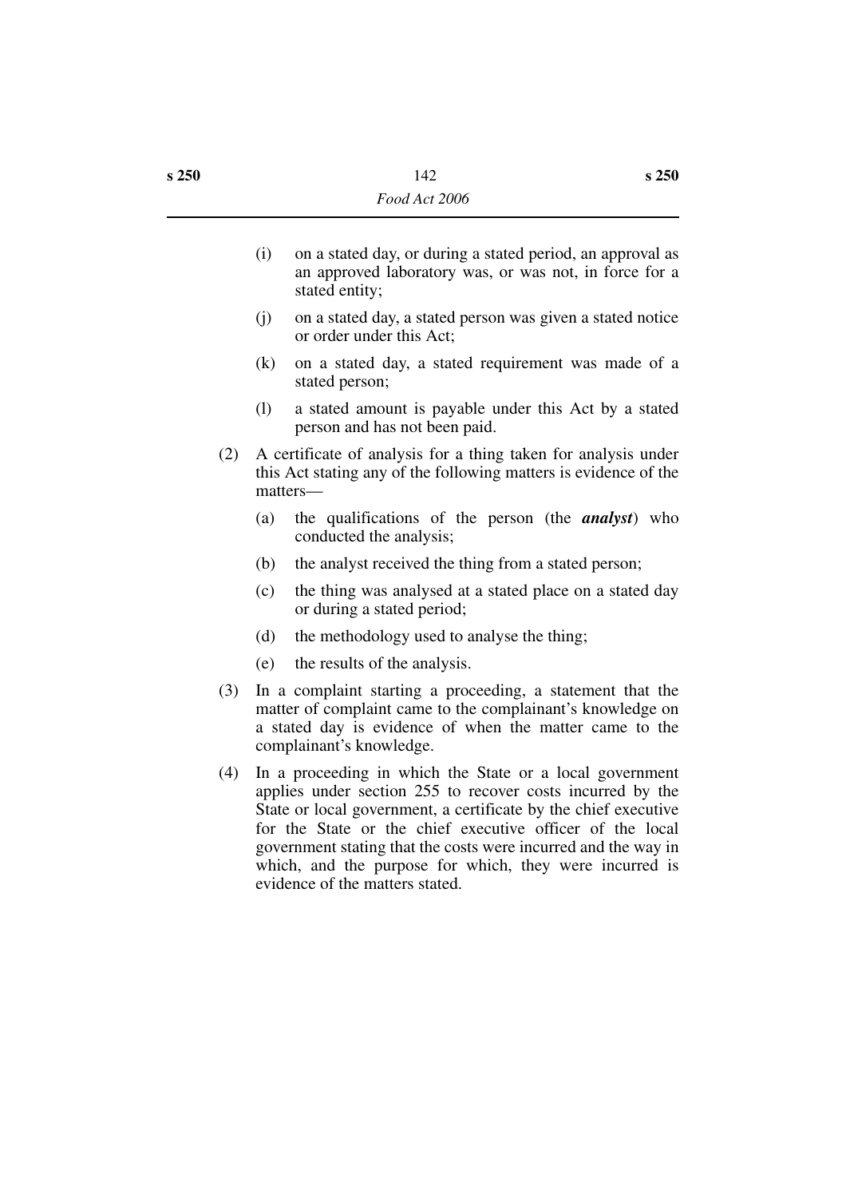(i) on a stated day, or during a stated period, an approval as an approved laboratory was, or was not, in force for a stated entity;

(j) on a stated day, a stated person was given a stated notice or order under this Act;

(k) on a stated day, a stated requirement was made of a stated person;

(l) a stated amount is payable under this Act by a stated person and has not been paid.

(2) A certificate of analysis for a thing taken for analysis under this Act stating any of the following matters is evidence of the matters—

(a) the qualifications of the person (the ***analyst***) who conducted the analysis;

(b) the analyst received the thing from a stated person;

(c) the thing was analysed at a stated place on a stated day or during a stated period;

(d) the methodology used to analyse the thing;

(e) the results of the analysis.

(3) In a complaint starting a proceeding, a statement that the matter of complaint came to the complainant's knowledge on a stated day is evidence of when the matter came to the complainant's knowledge.

(4) In a proceeding in which the State or a local government applies under section 255 to recover costs incurred by the State or local government, a certificate by the chief executive for the State or the chief executive officer of the local government stating that the costs were incurred and the way in which, and the purpose for which, they were incurred is evidence of the matters stated.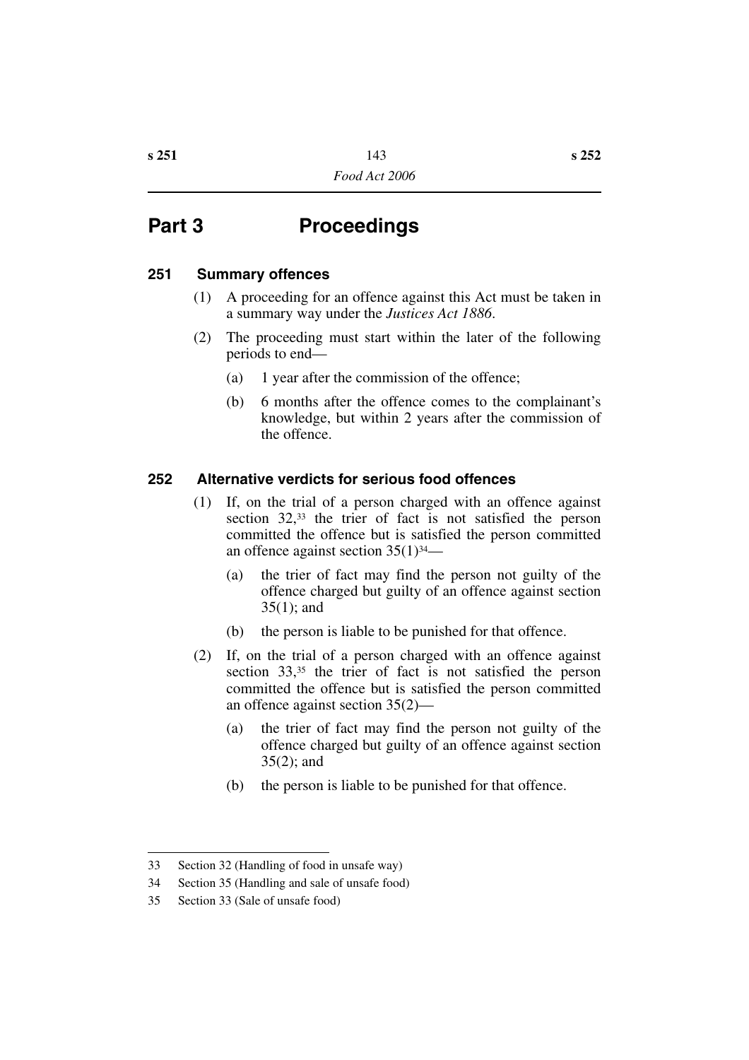# Part 3 Proceedings

## 251 Summary offences

(1) A proceeding for an offence against this Act must be taken in a summary way under the *Justices Act 1886*.

(2) The proceeding must start within the later of the following periods to end—

(a) 1 year after the commission of the offence;

(b) 6 months after the offence comes to the complainant's knowledge, but within 2 years after the commission of the offence.

## 252 Alternative verdicts for serious food offences

(1) If, on the trial of a person charged with an offence against section 32,[33] the trier of fact is not satisfied the person committed the offence but is satisfied the person committed an offence against section 35(1)[34]—

(a) the trier of fact may find the person not guilty of the offence charged but guilty of an offence against section 35(1); and

(b) the person is liable to be punished for that offence.

(2) If, on the trial of a person charged with an offence against section 33,[35] the trier of fact is not satisfied the person committed the offence but is satisfied the person committed an offence against section 35(2)—

(a) the trier of fact may find the person not guilty of the offence charged but guilty of an offence against section 35(2); and

(b) the person is liable to be punished for that offence.

---

33 Section 32 (Handling of food in unsafe way)

34 Section 35 (Handling and sale of unsafe food)

35 Section 33 (Sale of unsafe food)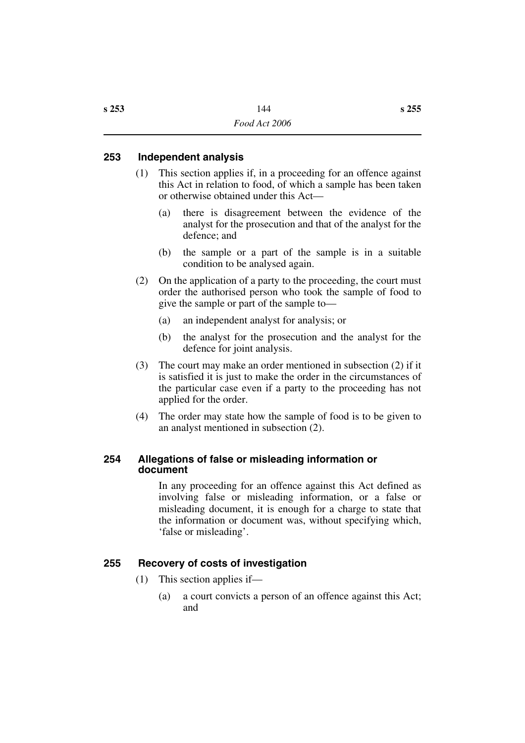### 253 Independent analysis

(1) This section applies if, in a proceeding for an offence against this Act in relation to food, of which a sample has been taken or otherwise obtained under this Act—

(a) there is disagreement between the evidence of the analyst for the prosecution and that of the analyst for the defence; and

(b) the sample or a part of the sample is in a suitable condition to be analysed again.

(2) On the application of a party to the proceeding, the court must order the authorised person who took the sample of food to give the sample or part of the sample to—

(a) an independent analyst for analysis; or

(b) the analyst for the prosecution and the analyst for the defence for joint analysis.

(3) The court may make an order mentioned in subsection (2) if it is satisfied it is just to make the order in the circumstances of the particular case even if a party to the proceeding has not applied for the order.

(4) The order may state how the sample of food is to be given to an analyst mentioned in subsection (2).

### 254 Allegations of false or misleading information or document

In any proceeding for an offence against this Act defined as involving false or misleading information, or a false or misleading document, it is enough for a charge to state that the information or document was, without specifying which, 'false or misleading'.

### 255 Recovery of costs of investigation

(1) This section applies if—

(a) a court convicts a person of an offence against this Act; and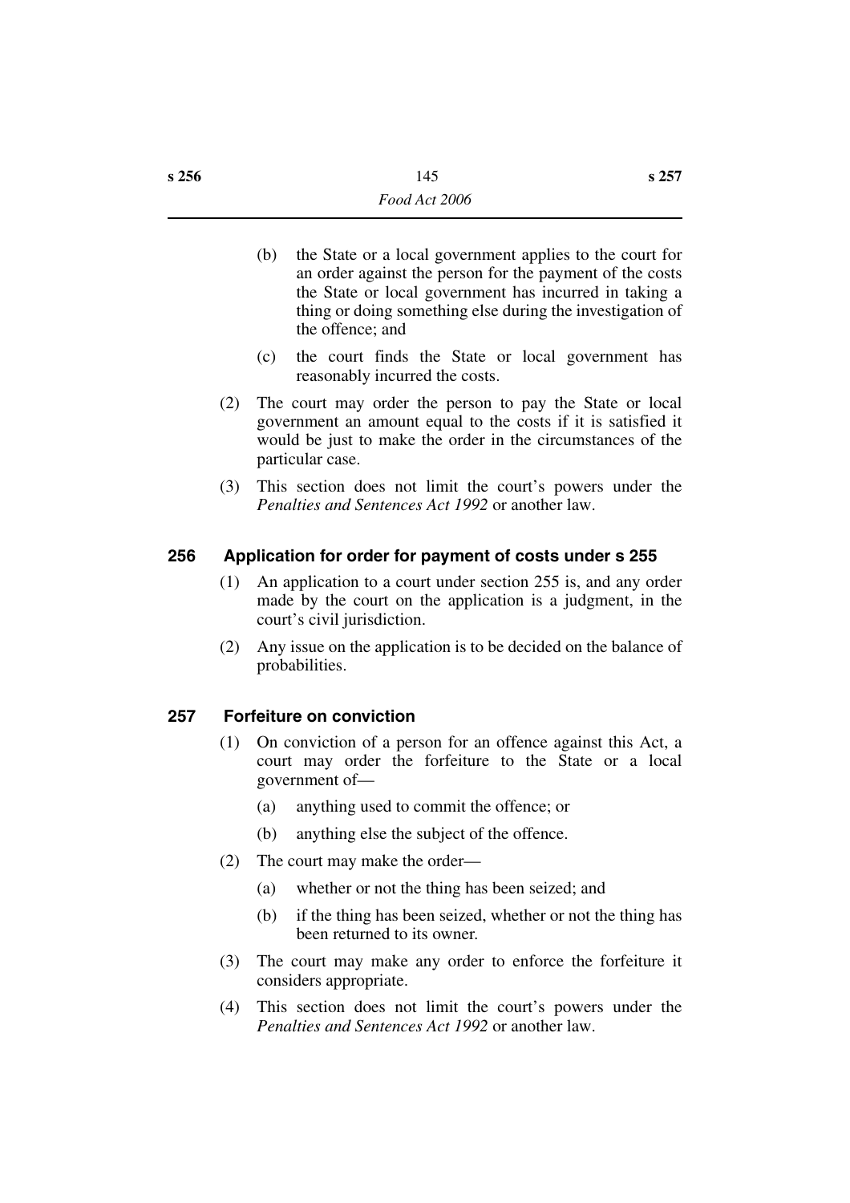(b) the State or a local government applies to the court for an order against the person for the payment of the costs the State or local government has incurred in taking a thing or doing something else during the investigation of the offence; and

(c) the court finds the State or local government has reasonably incurred the costs.

(2) The court may order the person to pay the State or local government an amount equal to the costs if it is satisfied it would be just to make the order in the circumstances of the particular case.

(3) This section does not limit the court's powers under the *Penalties and Sentences Act 1992* or another law.

## 256 Application for order for payment of costs under s 255

(1) An application to a court under section 255 is, and any order made by the court on the application is a judgment, in the court's civil jurisdiction.

(2) Any issue on the application is to be decided on the balance of probabilities.

## 257 Forfeiture on conviction

(1) On conviction of a person for an offence against this Act, a court may order the forfeiture to the State or a local government of—

(a) anything used to commit the offence; or

(b) anything else the subject of the offence.

(2) The court may make the order—

(a) whether or not the thing has been seized; and

(b) if the thing has been seized, whether or not the thing has been returned to its owner.

(3) The court may make any order to enforce the forfeiture it considers appropriate.

(4) This section does not limit the court's powers under the *Penalties and Sentences Act 1992* or another law.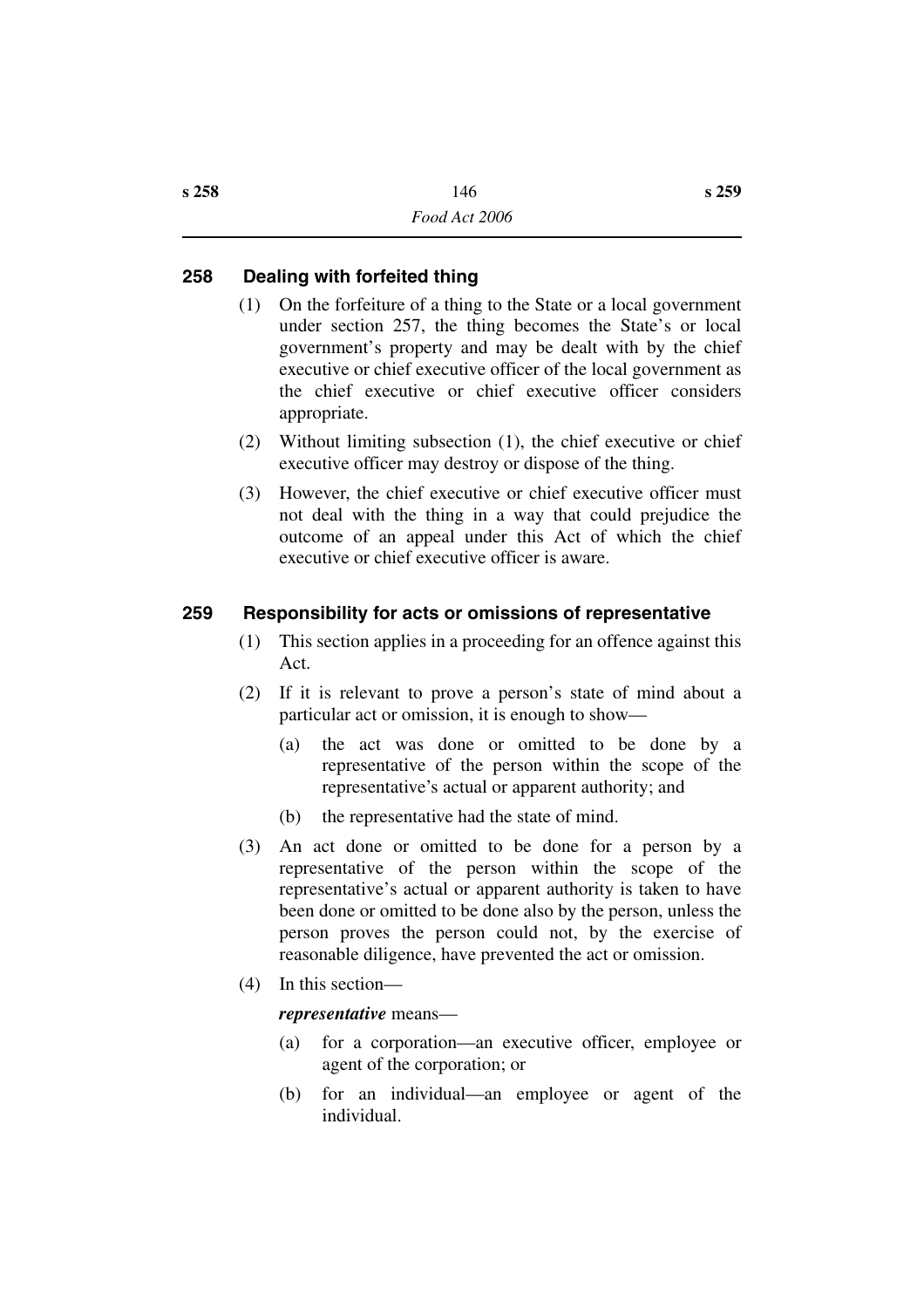## 258 Dealing with forfeited thing

(1) On the forfeiture of a thing to the State or a local government under section 257, the thing becomes the State's or local government's property and may be dealt with by the chief executive or chief executive officer of the local government as the chief executive or chief executive officer considers appropriate.

(2) Without limiting subsection (1), the chief executive or chief executive officer may destroy or dispose of the thing.

(3) However, the chief executive or chief executive officer must not deal with the thing in a way that could prejudice the outcome of an appeal under this Act of which the chief executive or chief executive officer is aware.

## 259 Responsibility for acts or omissions of representative

(1) This section applies in a proceeding for an offence against this Act.

(2) If it is relevant to prove a person's state of mind about a particular act or omission, it is enough to show—

- (a) the act was done or omitted to be done by a representative of the person within the scope of the representative's actual or apparent authority; and
- (b) the representative had the state of mind.

(3) An act done or omitted to be done for a person by a representative of the person within the scope of the representative's actual or apparent authority is taken to have been done or omitted to be done also by the person, unless the person proves the person could not, by the exercise of reasonable diligence, have prevented the act or omission.

(4) In this section—

***representative*** means—

- (a) for a corporation—an executive officer, employee or agent of the corporation; or
- (b) for an individual—an employee or agent of the individual.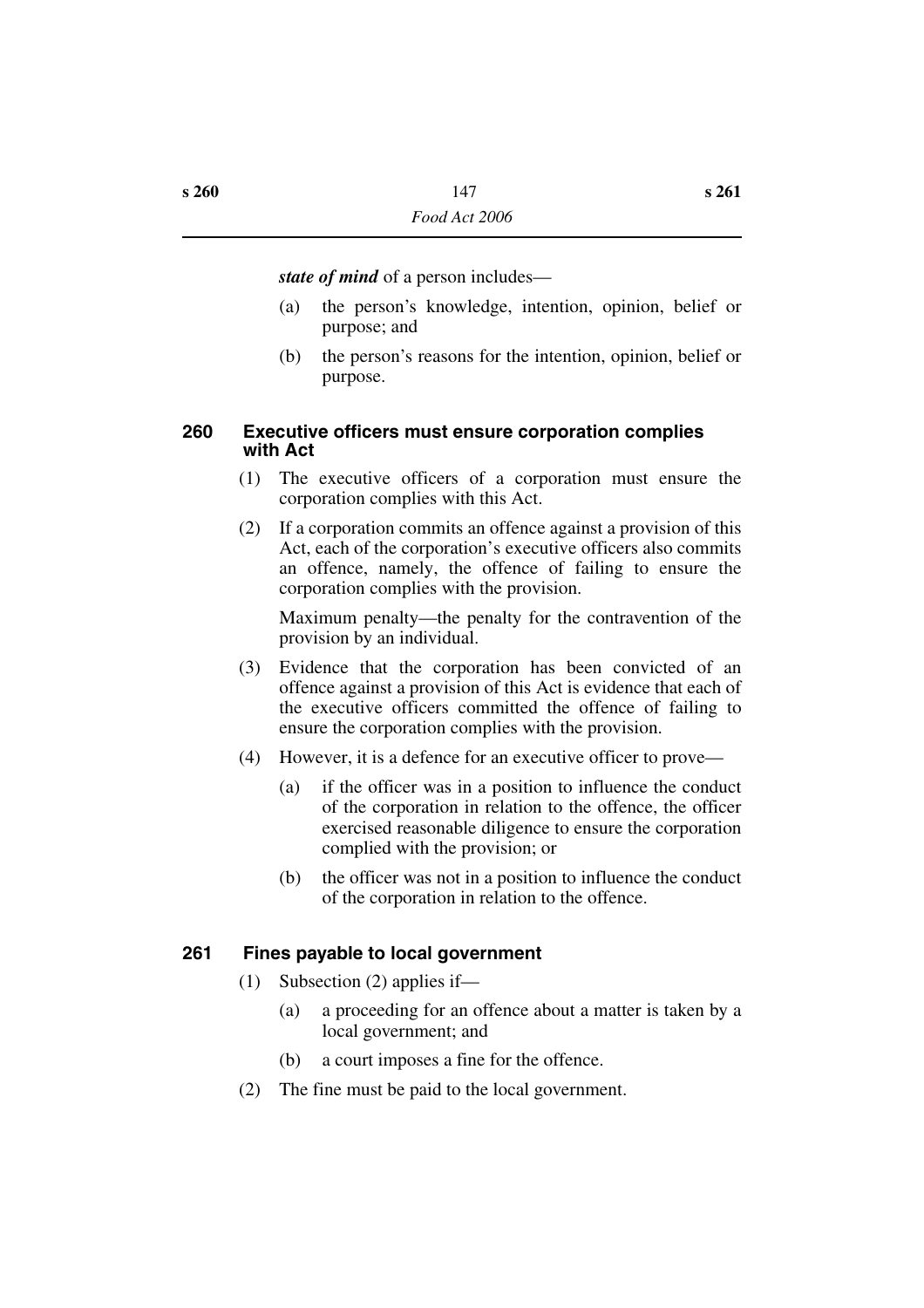***state of mind*** of a person includes—

(a) the person's knowledge, intention, opinion, belief or purpose; and

(b) the person's reasons for the intention, opinion, belief or purpose.

### 260 Executive officers must ensure corporation complies with Act

(1) The executive officers of a corporation must ensure the corporation complies with this Act.

(2) If a corporation commits an offence against a provision of this Act, each of the corporation's executive officers also commits an offence, namely, the offence of failing to ensure the corporation complies with the provision.

Maximum penalty—the penalty for the contravention of the provision by an individual.

(3) Evidence that the corporation has been convicted of an offence against a provision of this Act is evidence that each of the executive officers committed the offence of failing to ensure the corporation complies with the provision.

(4) However, it is a defence for an executive officer to prove—

(a) if the officer was in a position to influence the conduct of the corporation in relation to the offence, the officer exercised reasonable diligence to ensure the corporation complied with the provision; or

(b) the officer was not in a position to influence the conduct of the corporation in relation to the offence.

### 261 Fines payable to local government

(1) Subsection (2) applies if—

(a) a proceeding for an offence about a matter is taken by a local government; and

(b) a court imposes a fine for the offence.

(2) The fine must be paid to the local government.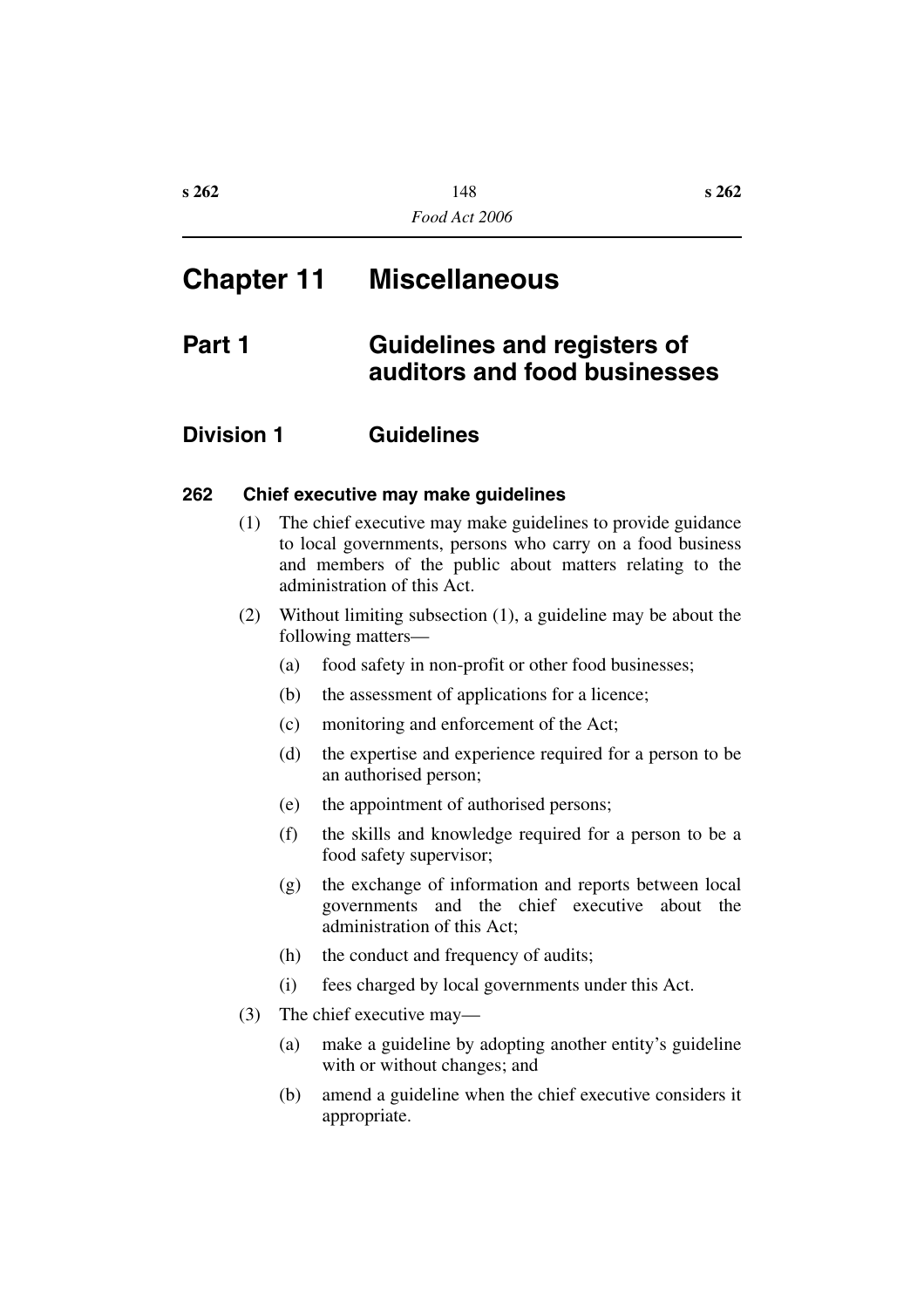# Chapter 11 Miscellaneous

## Part 1 Guidelines and registers of auditors and food businesses

### Division 1 Guidelines

#### 262 Chief executive may make guidelines

(1) The chief executive may make guidelines to provide guidance to local governments, persons who carry on a food business and members of the public about matters relating to the administration of this Act.

(2) Without limiting subsection (1), a guideline may be about the following matters—

(a) food safety in non-profit or other food businesses;

(b) the assessment of applications for a licence;

(c) monitoring and enforcement of the Act;

(d) the expertise and experience required for a person to be an authorised person;

(e) the appointment of authorised persons;

(f) the skills and knowledge required for a person to be a food safety supervisor;

(g) the exchange of information and reports between local governments and the chief executive about the administration of this Act;

(h) the conduct and frequency of audits;

(i) fees charged by local governments under this Act.

(3) The chief executive may—

(a) make a guideline by adopting another entity's guideline with or without changes; and

(b) amend a guideline when the chief executive considers it appropriate.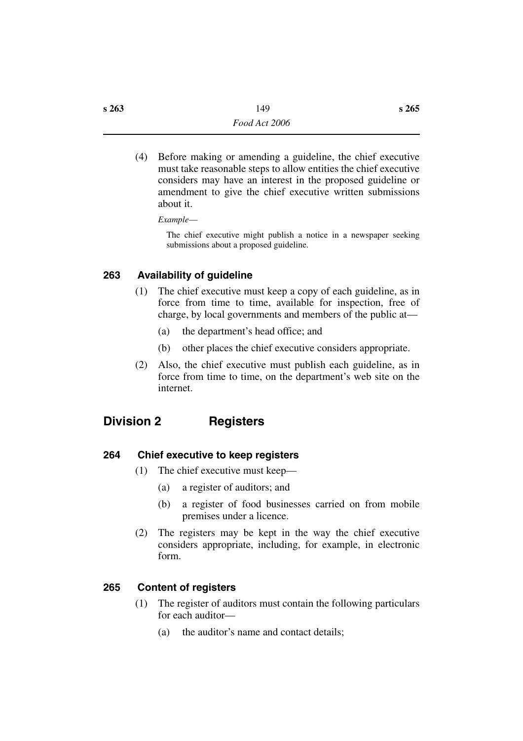(4) Before making or amending a guideline, the chief executive must take reasonable steps to allow entities the chief executive considers may have an interest in the proposed guideline or amendment to give the chief executive written submissions about it.

*Example*—

The chief executive might publish a notice in a newspaper seeking submissions about a proposed guideline.

### 263 Availability of guideline

(1) The chief executive must keep a copy of each guideline, as in force from time to time, available for inspection, free of charge, by local governments and members of the public at—

(a) the department's head office; and

(b) other places the chief executive considers appropriate.

(2) Also, the chief executive must publish each guideline, as in force from time to time, on the department's web site on the internet.

## Division 2 Registers

### 264 Chief executive to keep registers

(1) The chief executive must keep—

(a) a register of auditors; and

(b) a register of food businesses carried on from mobile premises under a licence.

(2) The registers may be kept in the way the chief executive considers appropriate, including, for example, in electronic form.

### 265 Content of registers

(1) The register of auditors must contain the following particulars for each auditor—

(a) the auditor's name and contact details;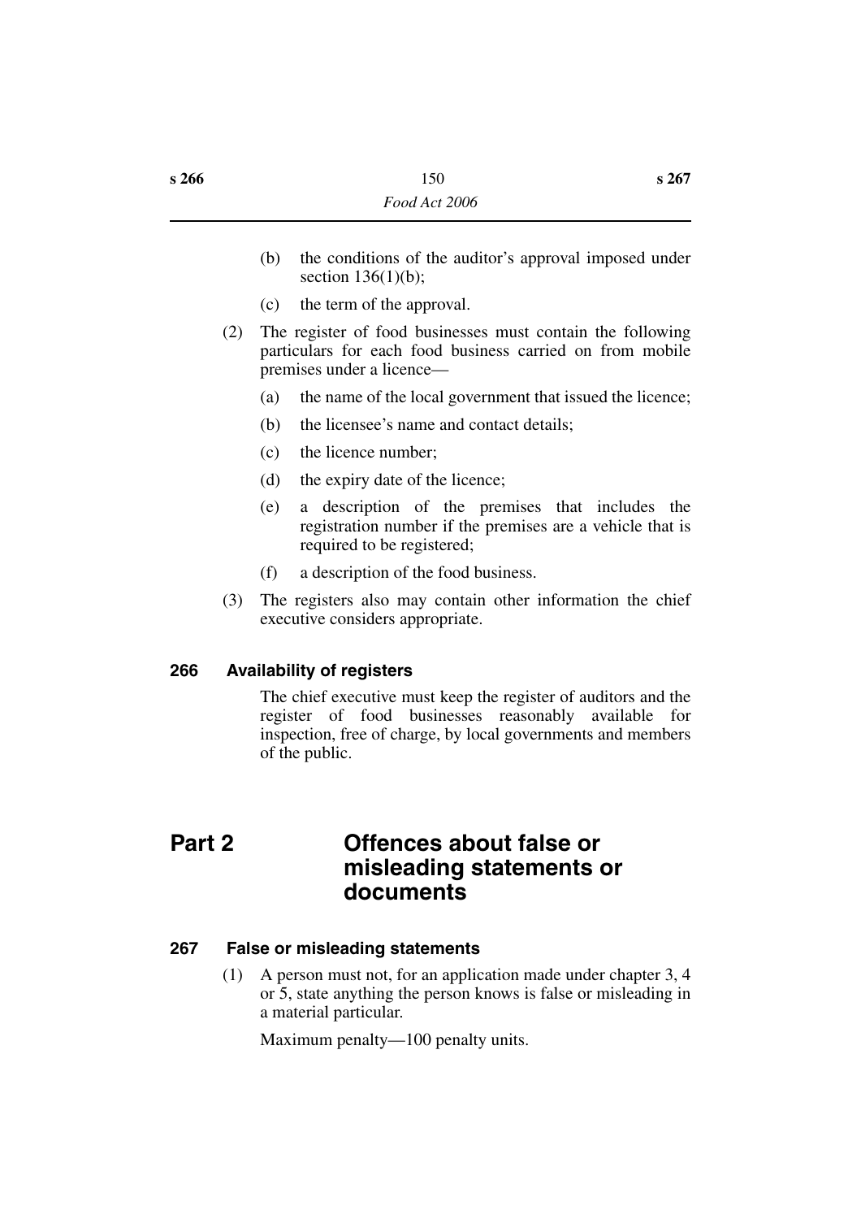(b) the conditions of the auditor's approval imposed under section 136(1)(b);

(c) the term of the approval.

(2) The register of food businesses must contain the following particulars for each food business carried on from mobile premises under a licence—

(a) the name of the local government that issued the licence;

(b) the licensee's name and contact details;

(c) the licence number;

(d) the expiry date of the licence;

(e) a description of the premises that includes the registration number if the premises are a vehicle that is required to be registered;

(f) a description of the food business.

(3) The registers also may contain other information the chief executive considers appropriate.

### 266 Availability of registers

The chief executive must keep the register of auditors and the register of food businesses reasonably available for inspection, free of charge, by local governments and members of the public.

## Part 2 Offences about false or misleading statements or documents

### 267 False or misleading statements

(1) A person must not, for an application made under chapter 3, 4 or 5, state anything the person knows is false or misleading in a material particular.

Maximum penalty—100 penalty units.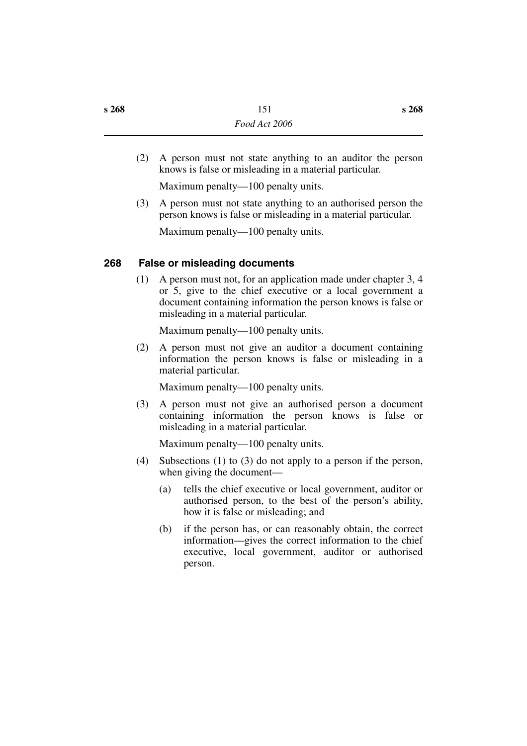(2) A person must not state anything to an auditor the person knows is false or misleading in a material particular.

Maximum penalty—100 penalty units.

(3) A person must not state anything to an authorised person the person knows is false or misleading in a material particular.

Maximum penalty—100 penalty units.

## 268 False or misleading documents

(1) A person must not, for an application made under chapter 3, 4 or 5, give to the chief executive or a local government a document containing information the person knows is false or misleading in a material particular.

Maximum penalty—100 penalty units.

(2) A person must not give an auditor a document containing information the person knows is false or misleading in a material particular.

Maximum penalty—100 penalty units.

(3) A person must not give an authorised person a document containing information the person knows is false or misleading in a material particular.

Maximum penalty—100 penalty units.

(4) Subsections (1) to (3) do not apply to a person if the person, when giving the document—

(a) tells the chief executive or local government, auditor or authorised person, to the best of the person's ability, how it is false or misleading; and

(b) if the person has, or can reasonably obtain, the correct information—gives the correct information to the chief executive, local government, auditor or authorised person.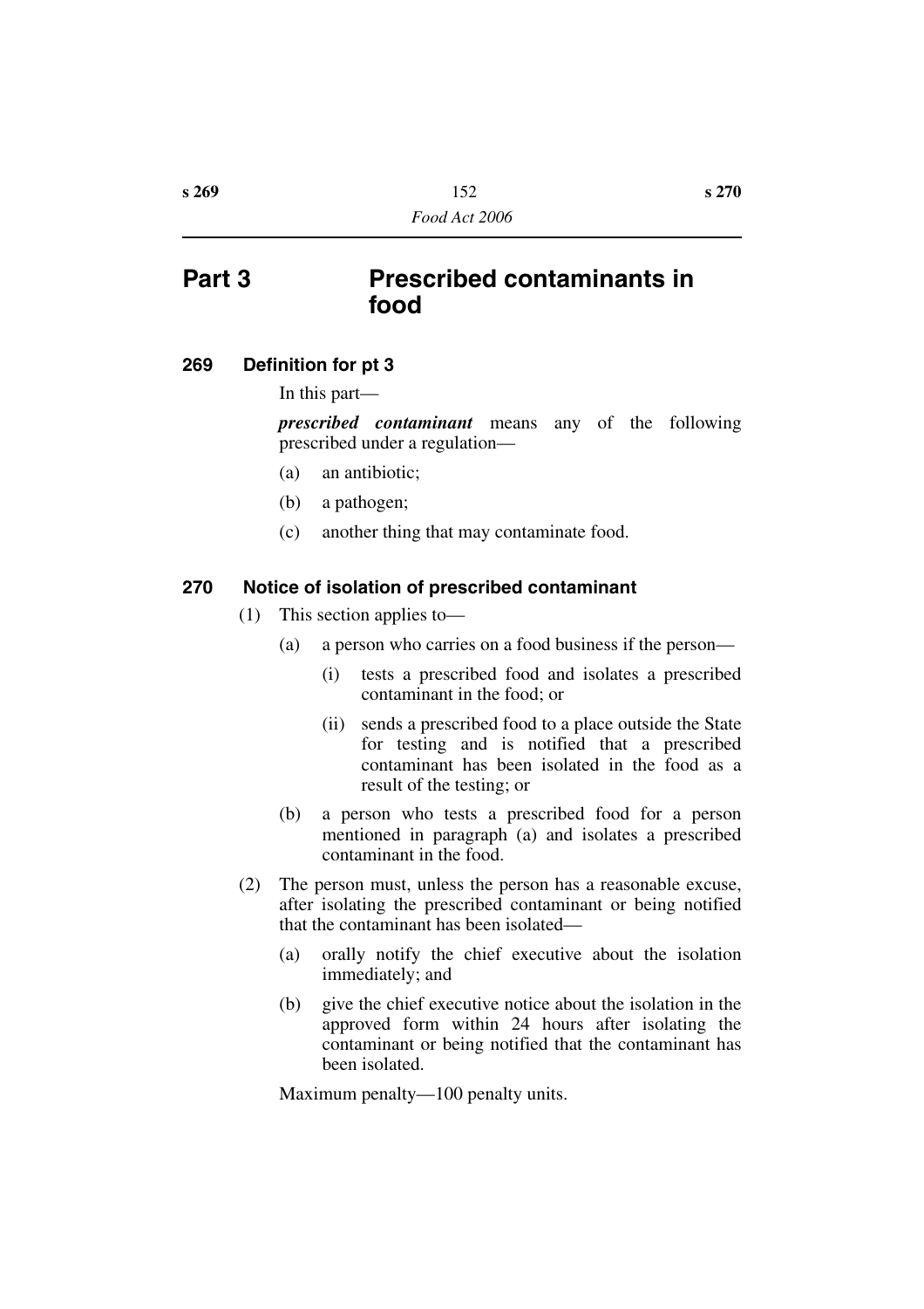# Part 3 Prescribed contaminants in food

## 269 Definition for pt 3

In this part—

***prescribed contaminant*** means any of the following prescribed under a regulation—

(a) an antibiotic;

(b) a pathogen;

(c) another thing that may contaminate food.

## 270 Notice of isolation of prescribed contaminant

(1) This section applies to—

(a) a person who carries on a food business if the person—

(i) tests a prescribed food and isolates a prescribed contaminant in the food; or

(ii) sends a prescribed food to a place outside the State for testing and is notified that a prescribed contaminant has been isolated in the food as a result of the testing; or

(b) a person who tests a prescribed food for a person mentioned in paragraph (a) and isolates a prescribed contaminant in the food.

(2) The person must, unless the person has a reasonable excuse, after isolating the prescribed contaminant or being notified that the contaminant has been isolated—

(a) orally notify the chief executive about the isolation immediately; and

(b) give the chief executive notice about the isolation in the approved form within 24 hours after isolating the contaminant or being notified that the contaminant has been isolated.

Maximum penalty—100 penalty units.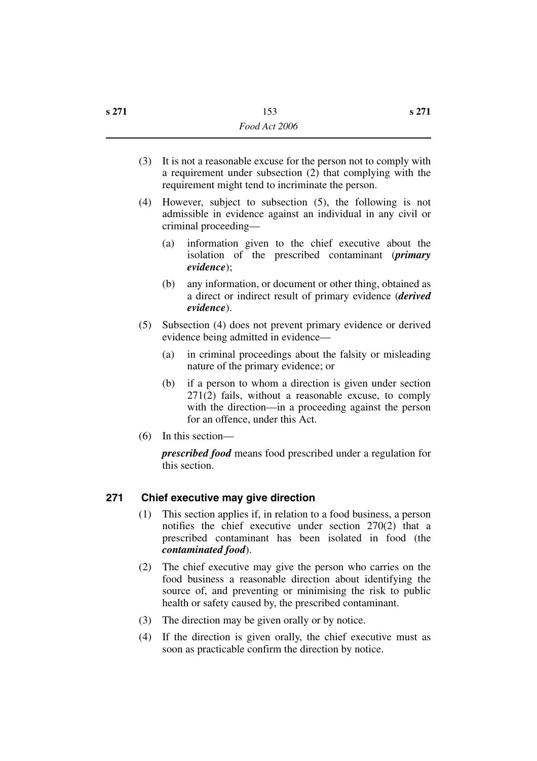(3) It is not a reasonable excuse for the person not to comply with a requirement under subsection (2) that complying with the requirement might tend to incriminate the person.

(4) However, subject to subsection (5), the following is not admissible in evidence against an individual in any civil or criminal proceeding—

(a) information given to the chief executive about the isolation of the prescribed contaminant (***primary evidence***);

(b) any information, or document or other thing, obtained as a direct or indirect result of primary evidence (***derived evidence***).

(5) Subsection (4) does not prevent primary evidence or derived evidence being admitted in evidence—

(a) in criminal proceedings about the falsity or misleading nature of the primary evidence; or

(b) if a person to whom a direction is given under section 271(2) fails, without a reasonable excuse, to comply with the direction—in a proceeding against the person for an offence, under this Act.

(6) In this section—

***prescribed food*** means food prescribed under a regulation for this section.

### 271 Chief executive may give direction

(1) This section applies if, in relation to a food business, a person notifies the chief executive under section 270(2) that a prescribed contaminant has been isolated in food (the ***contaminated food***).

(2) The chief executive may give the person who carries on the food business a reasonable direction about identifying the source of, and preventing or minimising the risk to public health or safety caused by, the prescribed contaminant.

(3) The direction may be given orally or by notice.

(4) If the direction is given orally, the chief executive must as soon as practicable confirm the direction by notice.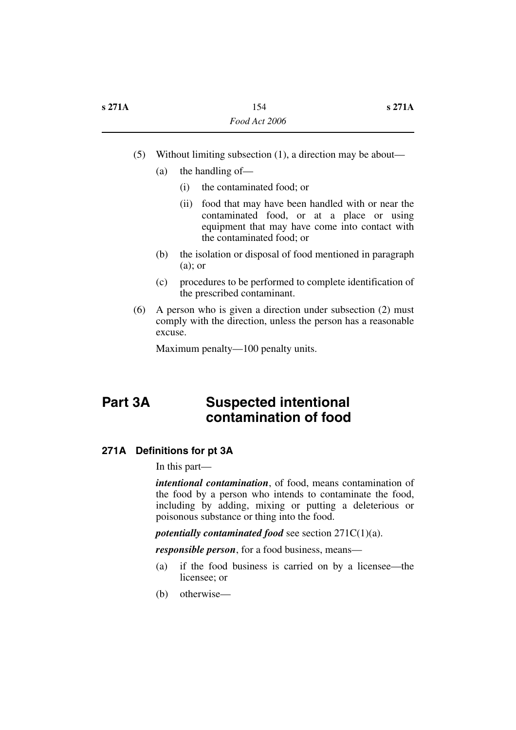(5) Without limiting subsection (1), a direction may be about—

(a) the handling of—

(i) the contaminated food; or

(ii) food that may have been handled with or near the contaminated food, or at a place or using equipment that may have come into contact with the contaminated food; or

(b) the isolation or disposal of food mentioned in paragraph (a); or

(c) procedures to be performed to complete identification of the prescribed contaminant.

(6) A person who is given a direction under subsection (2) must comply with the direction, unless the person has a reasonable excuse.

Maximum penalty—100 penalty units.

# Part 3A Suspected intentional contamination of food

### 271A Definitions for pt 3A

In this part—

***intentional contamination***, of food, means contamination of the food by a person who intends to contaminate the food, including by adding, mixing or putting a deleterious or poisonous substance or thing into the food.

***potentially contaminated food*** see section 271C(1)(a).

***responsible person***, for a food business, means—

(a) if the food business is carried on by a licensee—the licensee; or

(b) otherwise—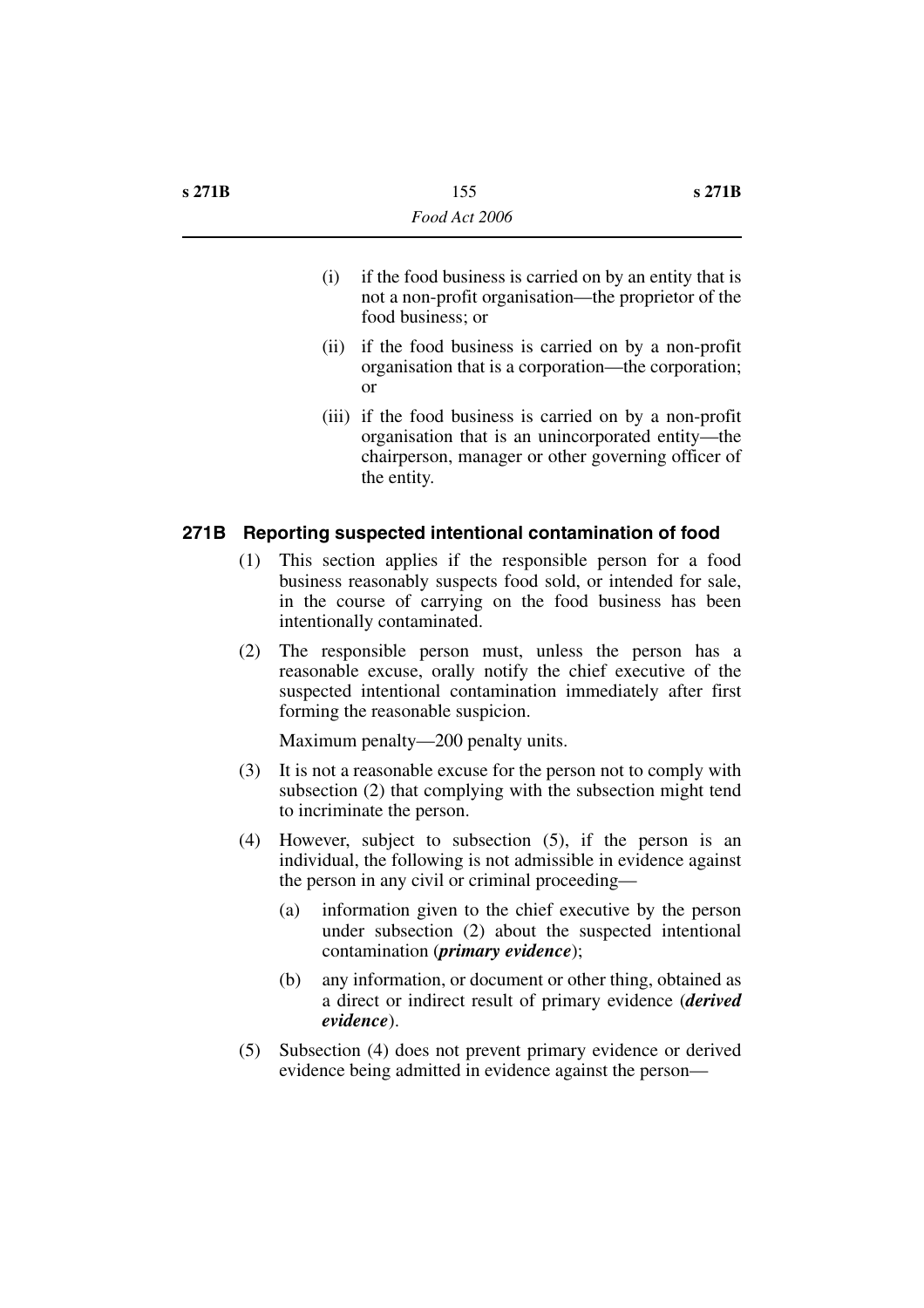(i) if the food business is carried on by an entity that is not a non-profit organisation—the proprietor of the food business; or

(ii) if the food business is carried on by a non-profit organisation that is a corporation—the corporation; or

(iii) if the food business is carried on by a non-profit organisation that is an unincorporated entity—the chairperson, manager or other governing officer of the entity.

## 271B Reporting suspected intentional contamination of food

(1) This section applies if the responsible person for a food business reasonably suspects food sold, or intended for sale, in the course of carrying on the food business has been intentionally contaminated.

(2) The responsible person must, unless the person has a reasonable excuse, orally notify the chief executive of the suspected intentional contamination immediately after first forming the reasonable suspicion.

Maximum penalty—200 penalty units.

(3) It is not a reasonable excuse for the person not to comply with subsection (2) that complying with the subsection might tend to incriminate the person.

(4) However, subject to subsection (5), if the person is an individual, the following is not admissible in evidence against the person in any civil or criminal proceeding—

(a) information given to the chief executive by the person under subsection (2) about the suspected intentional contamination (***primary evidence***);

(b) any information, or document or other thing, obtained as a direct or indirect result of primary evidence (***derived evidence***).

(5) Subsection (4) does not prevent primary evidence or derived evidence being admitted in evidence against the person—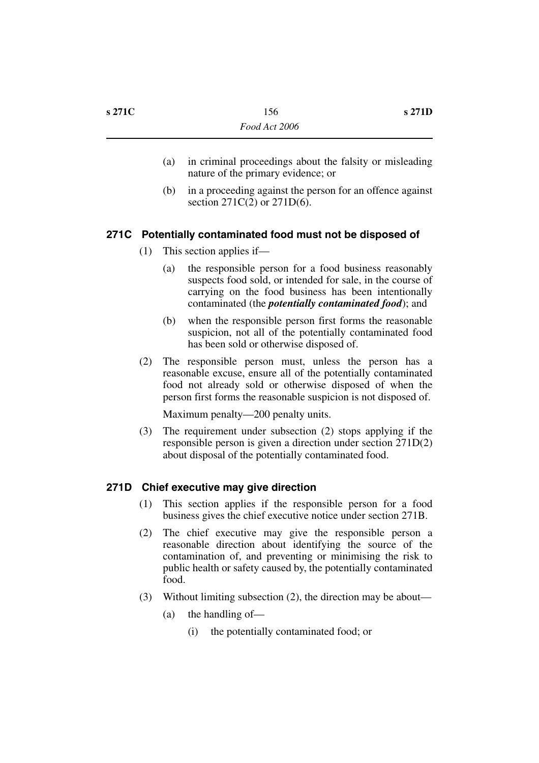(a) in criminal proceedings about the falsity or misleading nature of the primary evidence; or

(b) in a proceeding against the person for an offence against section 271C(2) or 271D(6).

### 271C Potentially contaminated food must not be disposed of

(1) This section applies if—

(a) the responsible person for a food business reasonably suspects food sold, or intended for sale, in the course of carrying on the food business has been intentionally contaminated (the ***potentially contaminated food***); and

(b) when the responsible person first forms the reasonable suspicion, not all of the potentially contaminated food has been sold or otherwise disposed of.

(2) The responsible person must, unless the person has a reasonable excuse, ensure all of the potentially contaminated food not already sold or otherwise disposed of when the person first forms the reasonable suspicion is not disposed of.

Maximum penalty—200 penalty units.

(3) The requirement under subsection (2) stops applying if the responsible person is given a direction under section 271D(2) about disposal of the potentially contaminated food.

### 271D Chief executive may give direction

(1) This section applies if the responsible person for a food business gives the chief executive notice under section 271B.

(2) The chief executive may give the responsible person a reasonable direction about identifying the source of the contamination of, and preventing or minimising the risk to public health or safety caused by, the potentially contaminated food.

(3) Without limiting subsection (2), the direction may be about—

(a) the handling of—

(i) the potentially contaminated food; or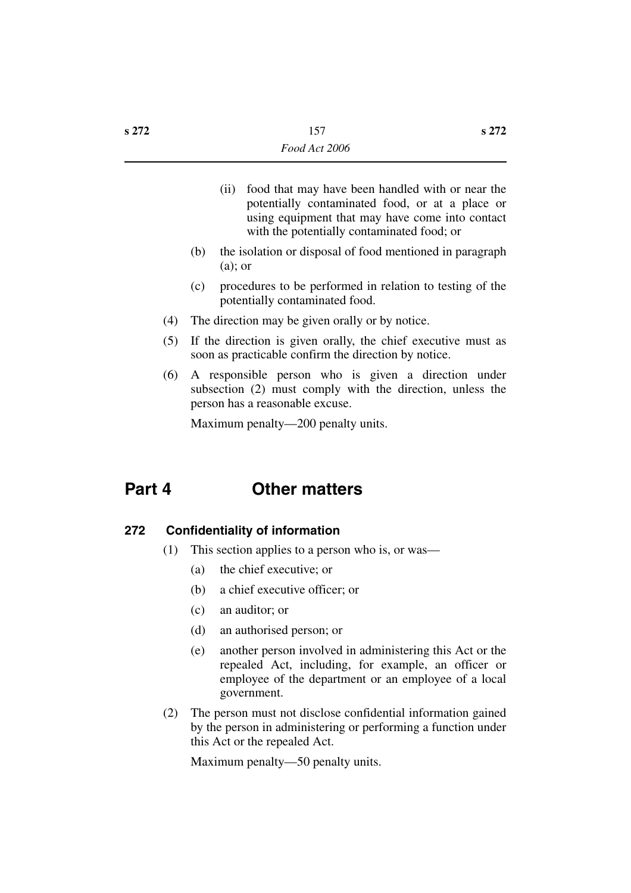(ii) food that may have been handled with or near the potentially contaminated food, or at a place or using equipment that may have come into contact with the potentially contaminated food; or

(b) the isolation or disposal of food mentioned in paragraph (a); or

(c) procedures to be performed in relation to testing of the potentially contaminated food.

(4) The direction may be given orally or by notice.

(5) If the direction is given orally, the chief executive must as soon as practicable confirm the direction by notice.

(6) A responsible person who is given a direction under subsection (2) must comply with the direction, unless the person has a reasonable excuse.

Maximum penalty—200 penalty units.

# Part 4 Other matters

### 272 Confidentiality of information

(1) This section applies to a person who is, or was—

(a) the chief executive; or

(b) a chief executive officer; or

(c) an auditor; or

(d) an authorised person; or

(e) another person involved in administering this Act or the repealed Act, including, for example, an officer or employee of the department or an employee of a local government.

(2) The person must not disclose confidential information gained by the person in administering or performing a function under this Act or the repealed Act.

Maximum penalty—50 penalty units.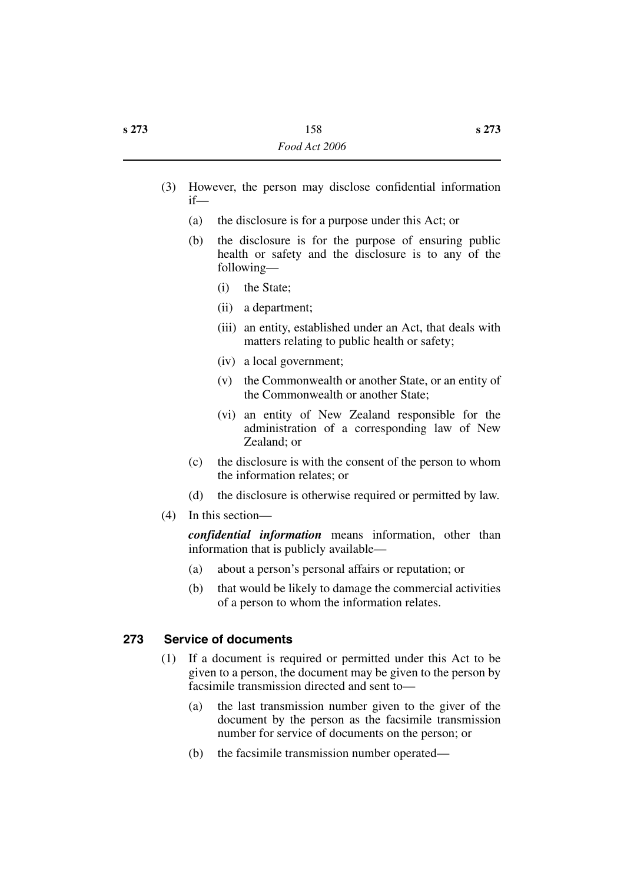(3) However, the person may disclose confidential information if—

(a) the disclosure is for a purpose under this Act; or

(b) the disclosure is for the purpose of ensuring public health or safety and the disclosure is to any of the following—

(i) the State;

(ii) a department;

(iii) an entity, established under an Act, that deals with matters relating to public health or safety;

(iv) a local government;

(v) the Commonwealth or another State, or an entity of the Commonwealth or another State;

(vi) an entity of New Zealand responsible for the administration of a corresponding law of New Zealand; or

(c) the disclosure is with the consent of the person to whom the information relates; or

(d) the disclosure is otherwise required or permitted by law.

(4) In this section—

***confidential information*** means information, other than information that is publicly available—

(a) about a person's personal affairs or reputation; or

(b) that would be likely to damage the commercial activities of a person to whom the information relates.

### 273 Service of documents

(1) If a document is required or permitted under this Act to be given to a person, the document may be given to the person by facsimile transmission directed and sent to—

(a) the last transmission number given to the giver of the document by the person as the facsimile transmission number for service of documents on the person; or

(b) the facsimile transmission number operated—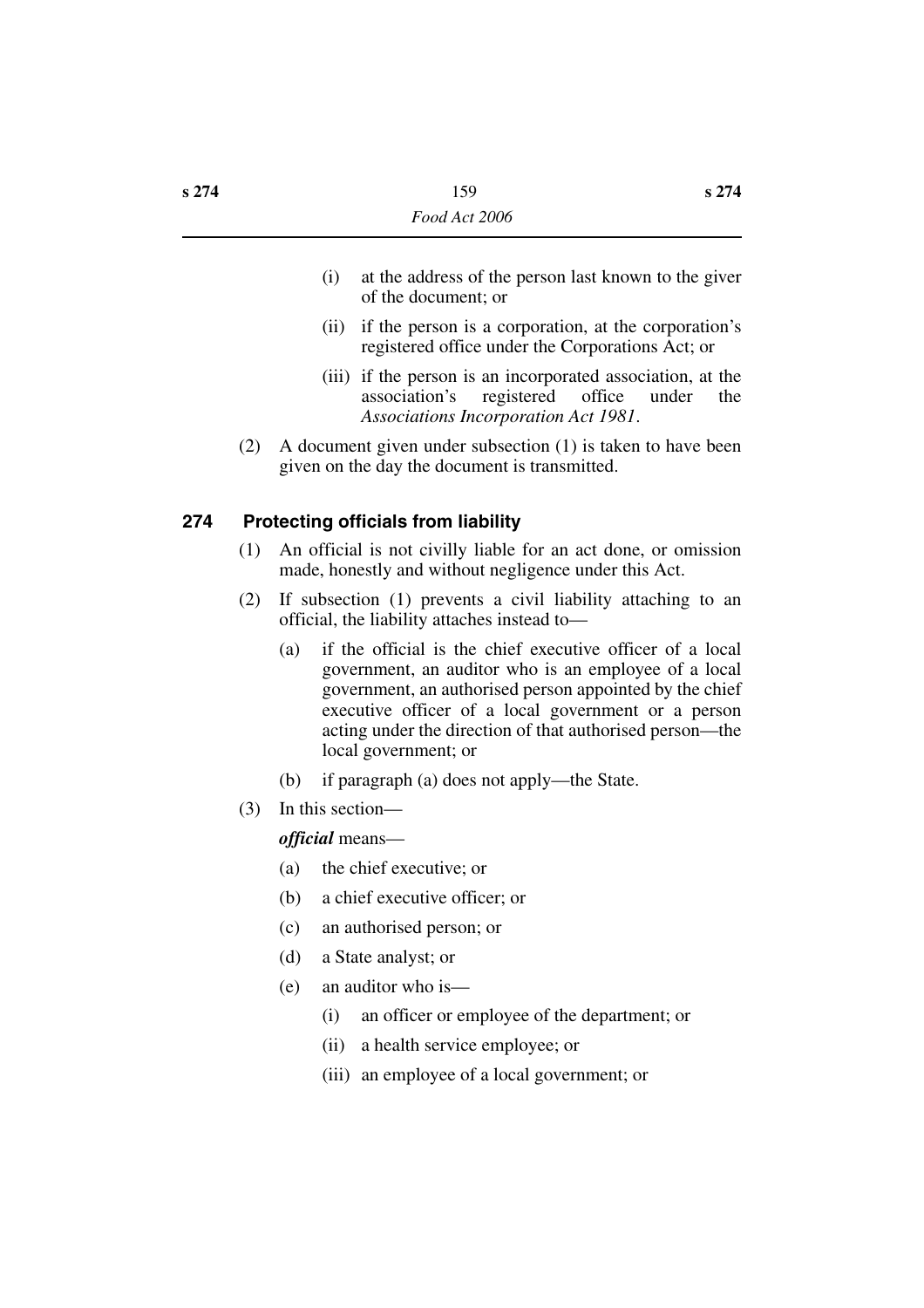(i) at the address of the person last known to the giver of the document; or

(ii) if the person is a corporation, at the corporation's registered office under the Corporations Act; or

(iii) if the person is an incorporated association, at the association's registered office under the *Associations Incorporation Act 1981*.

(2) A document given under subsection (1) is taken to have been given on the day the document is transmitted.

## 274 Protecting officials from liability

(1) An official is not civilly liable for an act done, or omission made, honestly and without negligence under this Act.

(2) If subsection (1) prevents a civil liability attaching to an official, the liability attaches instead to—

(a) if the official is the chief executive officer of a local government, an auditor who is an employee of a local government, an authorised person appointed by the chief executive officer of a local government or a person acting under the direction of that authorised person—the local government; or

(b) if paragraph (a) does not apply—the State.

(3) In this section—

***official*** means—

(a) the chief executive; or

(b) a chief executive officer; or

(c) an authorised person; or

(d) a State analyst; or

(e) an auditor who is—

(i) an officer or employee of the department; or

(ii) a health service employee; or

(iii) an employee of a local government; or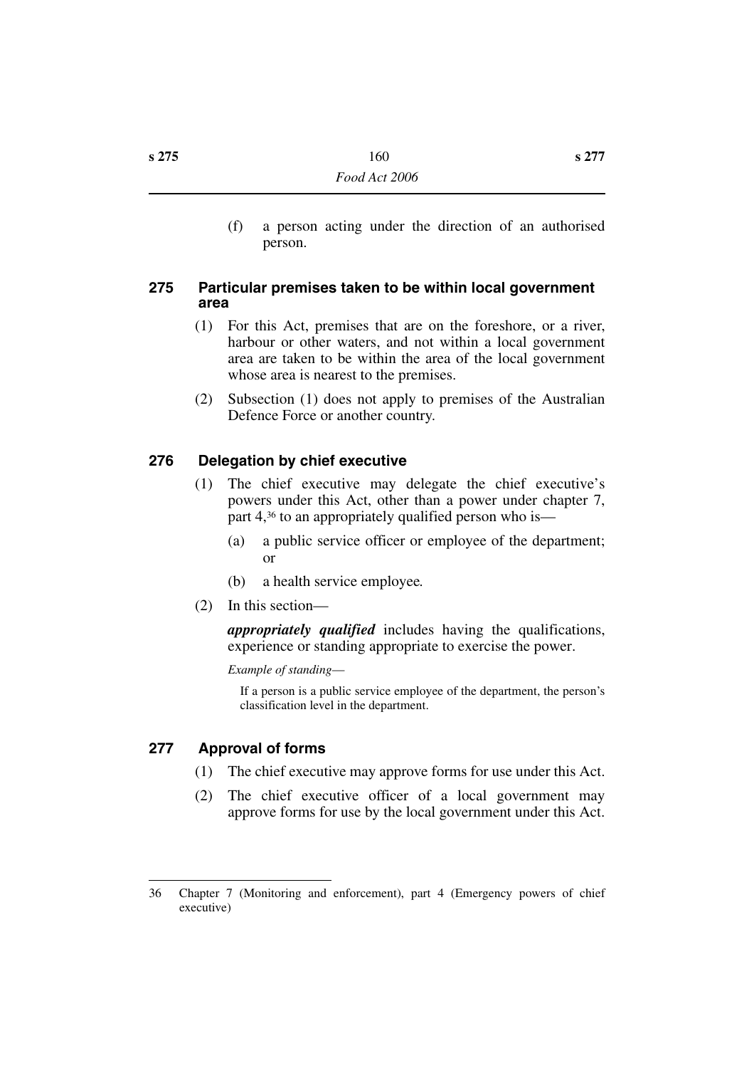(f) a person acting under the direction of an authorised person.

### 275 Particular premises taken to be within local government area

(1) For this Act, premises that are on the foreshore, or a river, harbour or other waters, and not within a local government area are taken to be within the area of the local government whose area is nearest to the premises.

(2) Subsection (1) does not apply to premises of the Australian Defence Force or another country.

### 276 Delegation by chief executive

(1) The chief executive may delegate the chief executive's powers under this Act, other than a power under chapter 7, part 4,[36] to an appropriately qualified person who is—

(a) a public service officer or employee of the department; or

(b) a health service employee.

(2) In this section—

***appropriately qualified*** includes having the qualifications, experience or standing appropriate to exercise the power.

*Example of standing*—

If a person is a public service employee of the department, the person's classification level in the department.

### 277 Approval of forms

(1) The chief executive may approve forms for use under this Act.

(2) The chief executive officer of a local government may approve forms for use by the local government under this Act.

---

36 Chapter 7 (Monitoring and enforcement), part 4 (Emergency powers of chief executive)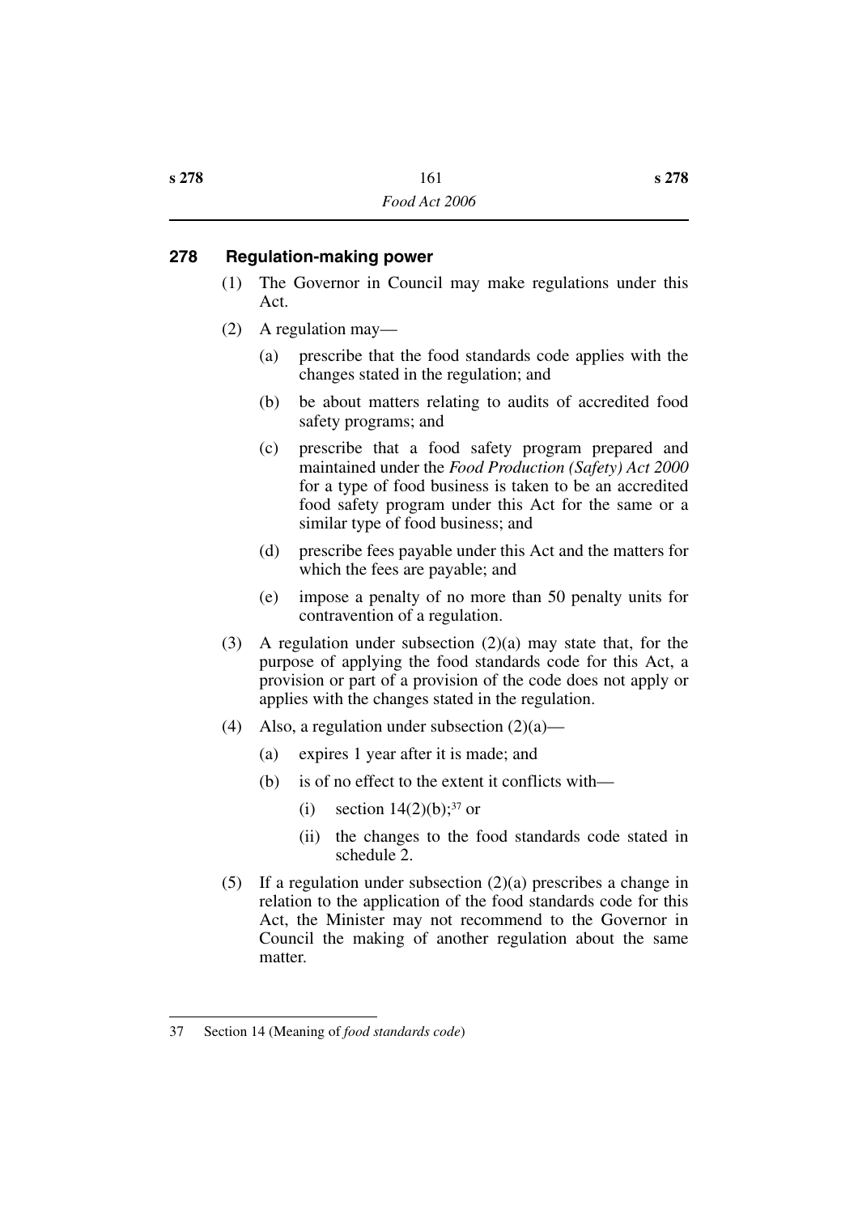## 278 Regulation-making power

(1) The Governor in Council may make regulations under this Act.

(2) A regulation may—

   (a) prescribe that the food standards code applies with the changes stated in the regulation; and

   (b) be about matters relating to audits of accredited food safety programs; and

   (c) prescribe that a food safety program prepared and maintained under the *Food Production (Safety) Act 2000* for a type of food business is taken to be an accredited food safety program under this Act for the same or a similar type of food business; and

   (d) prescribe fees payable under this Act and the matters for which the fees are payable; and

   (e) impose a penalty of no more than 50 penalty units for contravention of a regulation.

(3) A regulation under subsection (2)(a) may state that, for the purpose of applying the food standards code for this Act, a provision or part of a provision of the code does not apply or applies with the changes stated in the regulation.

(4) Also, a regulation under subsection (2)(a)—

   (a) expires 1 year after it is made; and

   (b) is of no effect to the extent it conflicts with—

      (i) section 14(2)(b);[37] or

      (ii) the changes to the food standards code stated in schedule 2.

(5) If a regulation under subsection (2)(a) prescribes a change in relation to the application of the food standards code for this Act, the Minister may not recommend to the Governor in Council the making of another regulation about the same matter.

---

37 Section 14 (Meaning of *food standards code*)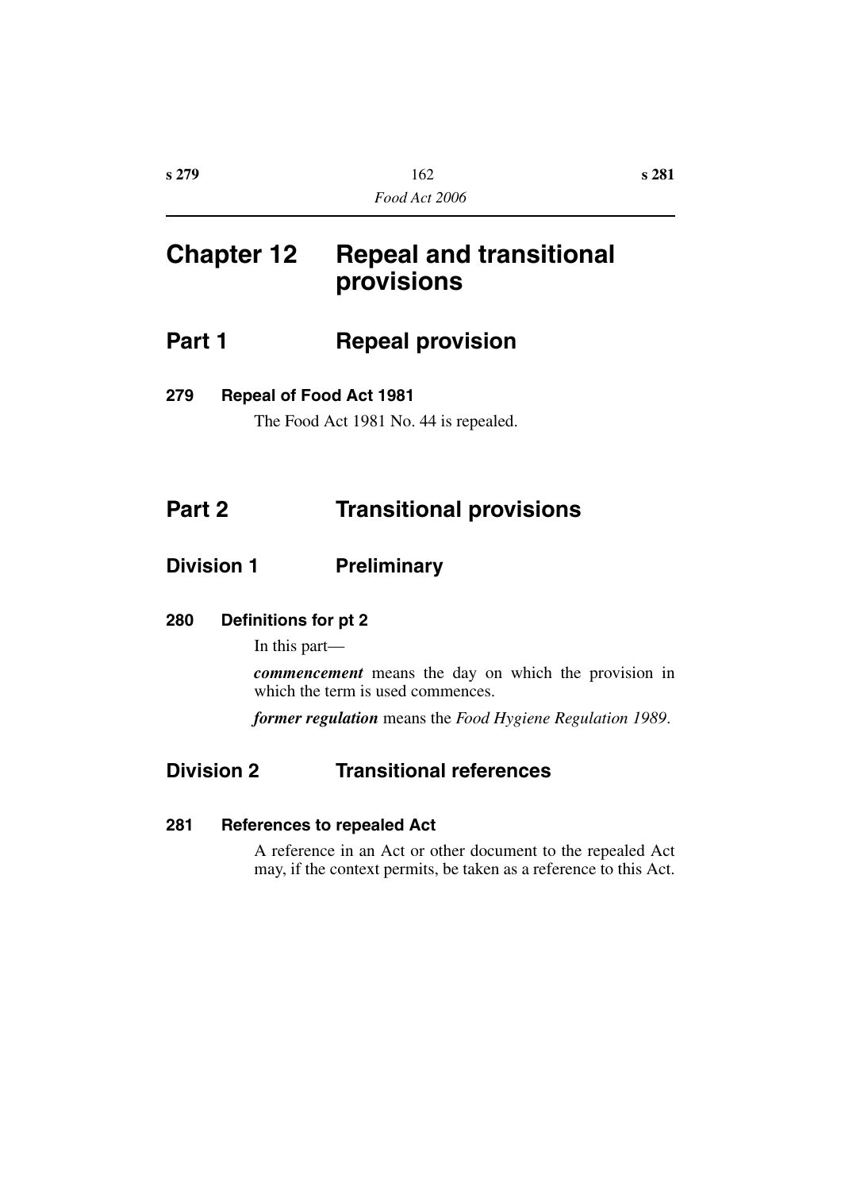# Chapter 12 Repeal and transitional provisions

## Part 1 Repeal provision

### 279 Repeal of Food Act 1981

The Food Act 1981 No. 44 is repealed.

## Part 2 Transitional provisions

### Division 1 Preliminary

#### 280 Definitions for pt 2

In this part—

***commencement*** means the day on which the provision in which the term is used commences.

***former regulation*** means the *Food Hygiene Regulation 1989*.

### Division 2 Transitional references

#### 281 References to repealed Act

A reference in an Act or other document to the repealed Act may, if the context permits, be taken as a reference to this Act.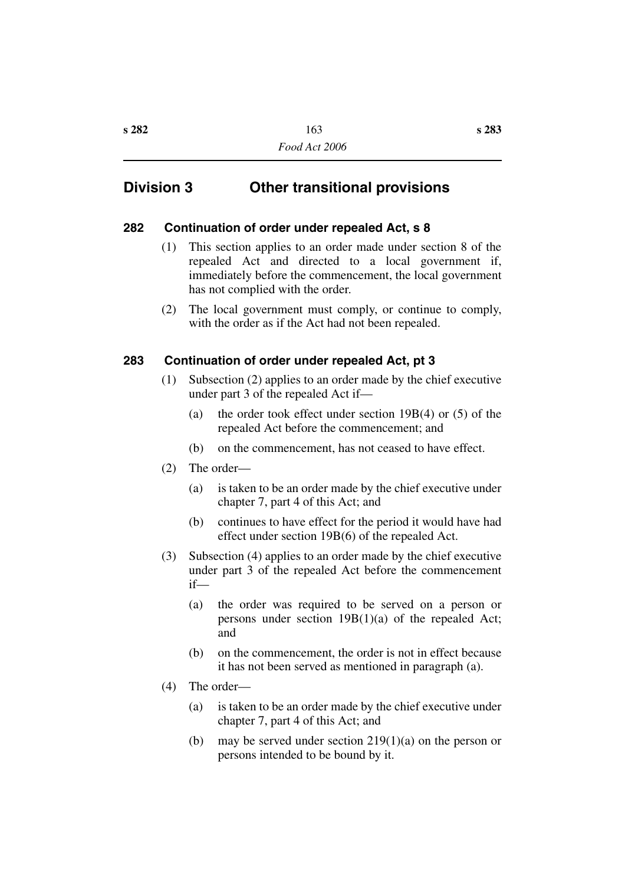## Division 3 Other transitional provisions

### 282 Continuation of order under repealed Act, s 8

(1) This section applies to an order made under section 8 of the repealed Act and directed to a local government if, immediately before the commencement, the local government has not complied with the order.

(2) The local government must comply, or continue to comply, with the order as if the Act had not been repealed.

### 283 Continuation of order under repealed Act, pt 3

(1) Subsection (2) applies to an order made by the chief executive under part 3 of the repealed Act if—

- (a) the order took effect under section 19B(4) or (5) of the repealed Act before the commencement; and
- (b) on the commencement, has not ceased to have effect.

(2) The order—

- (a) is taken to be an order made by the chief executive under chapter 7, part 4 of this Act; and
- (b) continues to have effect for the period it would have had effect under section 19B(6) of the repealed Act.

(3) Subsection (4) applies to an order made by the chief executive under part 3 of the repealed Act before the commencement if—

- (a) the order was required to be served on a person or persons under section 19B(1)(a) of the repealed Act; and
- (b) on the commencement, the order is not in effect because it has not been served as mentioned in paragraph (a).

(4) The order—

- (a) is taken to be an order made by the chief executive under chapter 7, part 4 of this Act; and
- (b) may be served under section 219(1)(a) on the person or persons intended to be bound by it.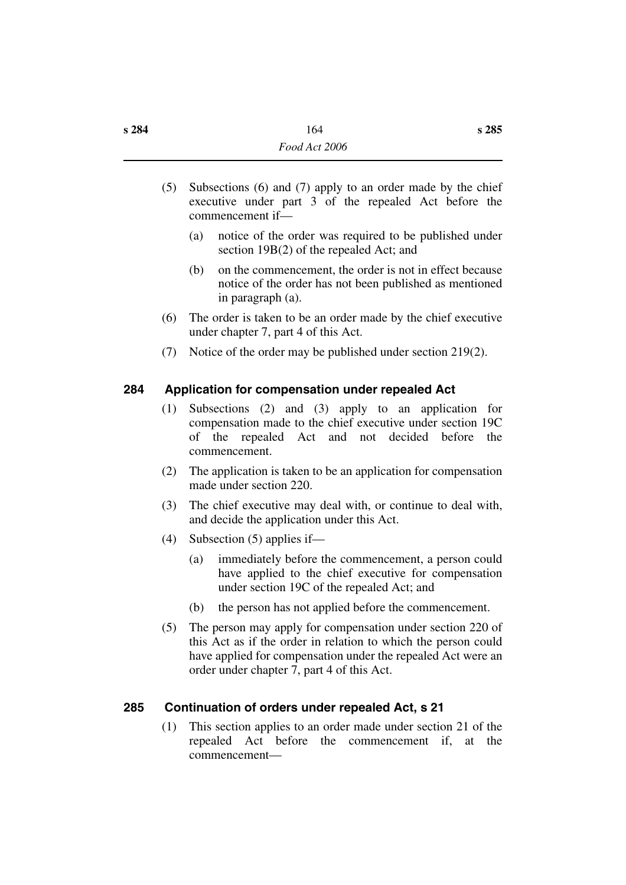(5) Subsections (6) and (7) apply to an order made by the chief executive under part 3 of the repealed Act before the commencement if—

(a) notice of the order was required to be published under section 19B(2) of the repealed Act; and

(b) on the commencement, the order is not in effect because notice of the order has not been published as mentioned in paragraph (a).

(6) The order is taken to be an order made by the chief executive under chapter 7, part 4 of this Act.

(7) Notice of the order may be published under section 219(2).

### 284 Application for compensation under repealed Act

(1) Subsections (2) and (3) apply to an application for compensation made to the chief executive under section 19C of the repealed Act and not decided before the commencement.

(2) The application is taken to be an application for compensation made under section 220.

(3) The chief executive may deal with, or continue to deal with, and decide the application under this Act.

(4) Subsection (5) applies if—

(a) immediately before the commencement, a person could have applied to the chief executive for compensation under section 19C of the repealed Act; and

(b) the person has not applied before the commencement.

(5) The person may apply for compensation under section 220 of this Act as if the order in relation to which the person could have applied for compensation under the repealed Act were an order under chapter 7, part 4 of this Act.

### 285 Continuation of orders under repealed Act, s 21

(1) This section applies to an order made under section 21 of the repealed Act before the commencement if, at the commencement—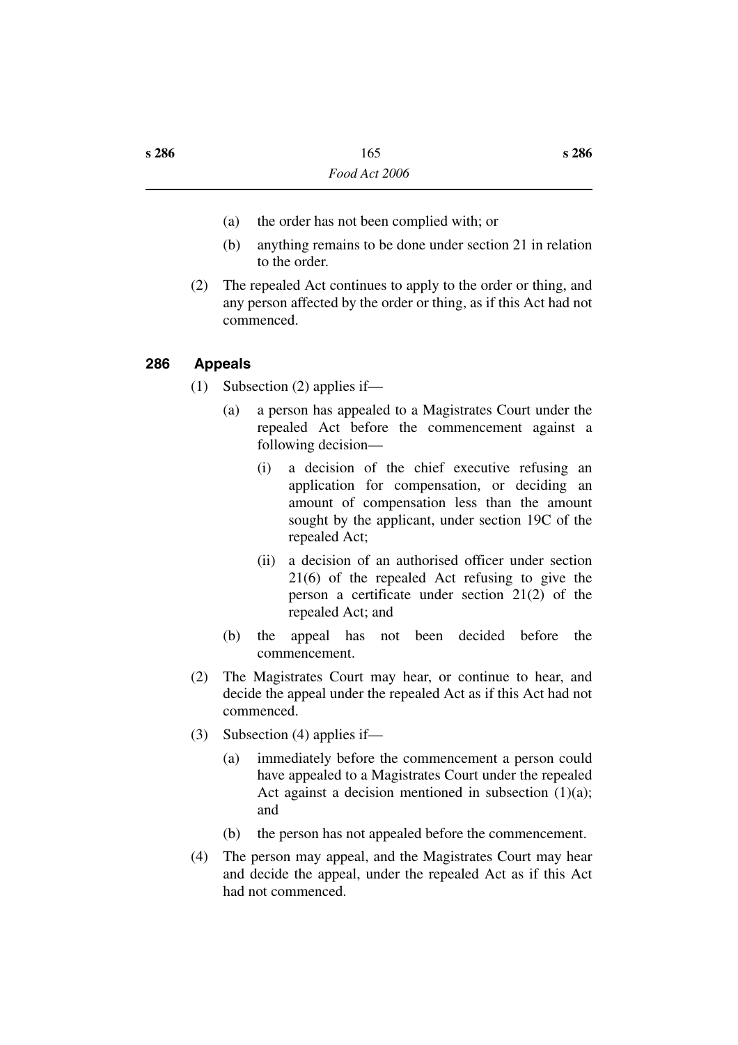(a) the order has not been complied with; or

(b) anything remains to be done under section 21 in relation to the order.

(2) The repealed Act continues to apply to the order or thing, and any person affected by the order or thing, as if this Act had not commenced.

### 286 Appeals

(1) Subsection (2) applies if—

(a) a person has appealed to a Magistrates Court under the repealed Act before the commencement against a following decision—

(i) a decision of the chief executive refusing an application for compensation, or deciding an amount of compensation less than the amount sought by the applicant, under section 19C of the repealed Act;

(ii) a decision of an authorised officer under section 21(6) of the repealed Act refusing to give the person a certificate under section 21(2) of the repealed Act; and

(b) the appeal has not been decided before the commencement.

(2) The Magistrates Court may hear, or continue to hear, and decide the appeal under the repealed Act as if this Act had not commenced.

(3) Subsection (4) applies if—

(a) immediately before the commencement a person could have appealed to a Magistrates Court under the repealed Act against a decision mentioned in subsection (1)(a); and

(b) the person has not appealed before the commencement.

(4) The person may appeal, and the Magistrates Court may hear and decide the appeal, under the repealed Act as if this Act had not commenced.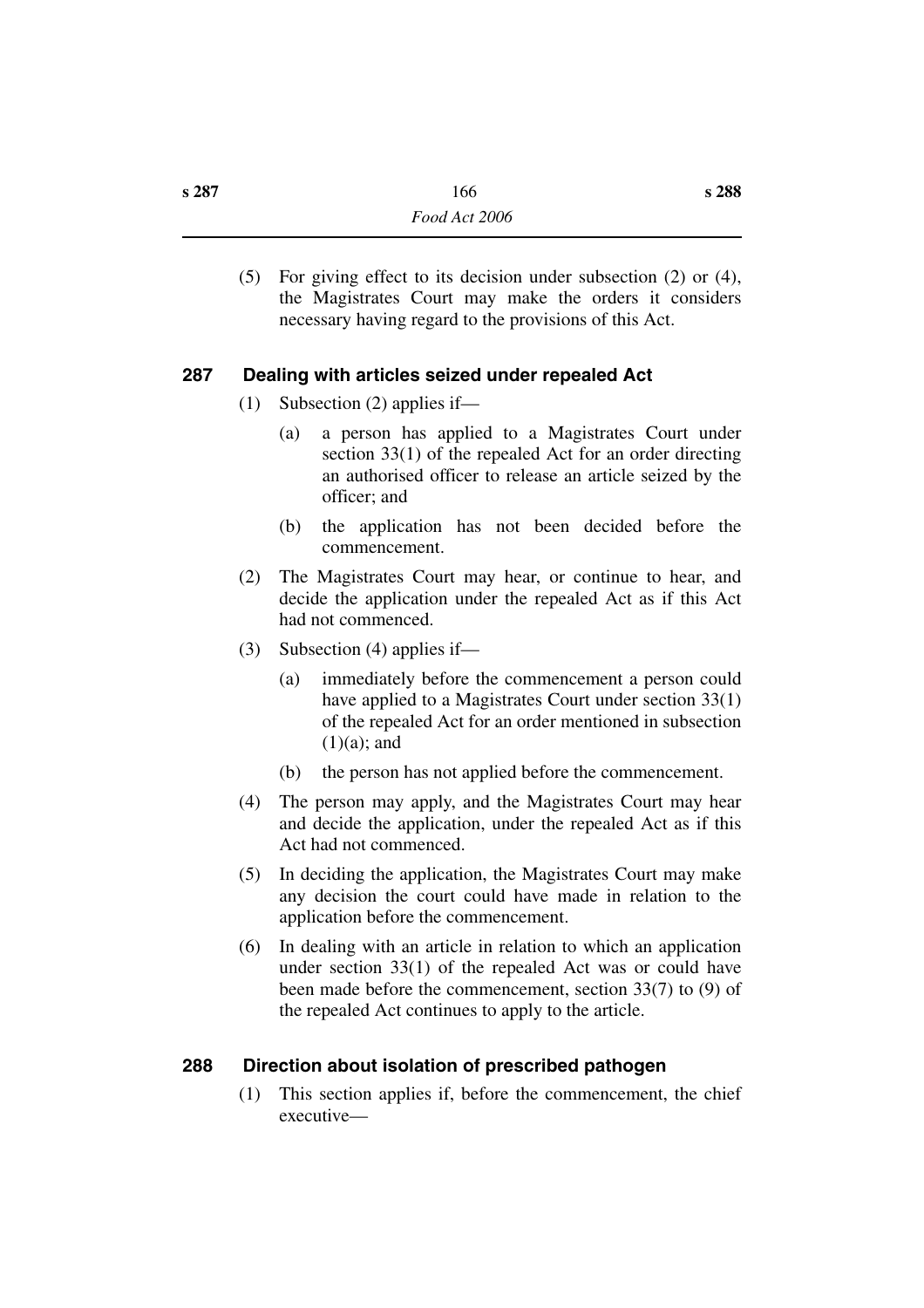(5) For giving effect to its decision under subsection (2) or (4), the Magistrates Court may make the orders it considers necessary having regard to the provisions of this Act.

### 287 Dealing with articles seized under repealed Act

(1) Subsection (2) applies if—

(a) a person has applied to a Magistrates Court under section 33(1) of the repealed Act for an order directing an authorised officer to release an article seized by the officer; and

(b) the application has not been decided before the commencement.

(2) The Magistrates Court may hear, or continue to hear, and decide the application under the repealed Act as if this Act had not commenced.

(3) Subsection (4) applies if—

(a) immediately before the commencement a person could have applied to a Magistrates Court under section 33(1) of the repealed Act for an order mentioned in subsection (1)(a); and

(b) the person has not applied before the commencement.

(4) The person may apply, and the Magistrates Court may hear and decide the application, under the repealed Act as if this Act had not commenced.

(5) In deciding the application, the Magistrates Court may make any decision the court could have made in relation to the application before the commencement.

(6) In dealing with an article in relation to which an application under section 33(1) of the repealed Act was or could have been made before the commencement, section 33(7) to (9) of the repealed Act continues to apply to the article.

### 288 Direction about isolation of prescribed pathogen

(1) This section applies if, before the commencement, the chief executive—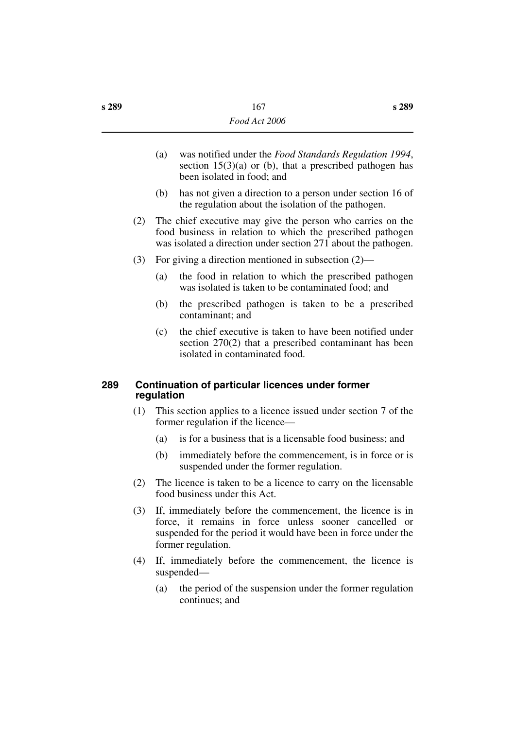(a) was notified under the *Food Standards Regulation 1994*, section 15(3)(a) or (b), that a prescribed pathogen has been isolated in food; and

(b) has not given a direction to a person under section 16 of the regulation about the isolation of the pathogen.

(2) The chief executive may give the person who carries on the food business in relation to which the prescribed pathogen was isolated a direction under section 271 about the pathogen.

(3) For giving a direction mentioned in subsection (2)—

(a) the food in relation to which the prescribed pathogen was isolated is taken to be contaminated food; and

(b) the prescribed pathogen is taken to be a prescribed contaminant; and

(c) the chief executive is taken to have been notified under section 270(2) that a prescribed contaminant has been isolated in contaminated food.

### 289 Continuation of particular licences under former regulation

(1) This section applies to a licence issued under section 7 of the former regulation if the licence—

(a) is for a business that is a licensable food business; and

(b) immediately before the commencement, is in force or is suspended under the former regulation.

(2) The licence is taken to be a licence to carry on the licensable food business under this Act.

(3) If, immediately before the commencement, the licence is in force, it remains in force unless sooner cancelled or suspended for the period it would have been in force under the former regulation.

(4) If, immediately before the commencement, the licence is suspended—

(a) the period of the suspension under the former regulation continues; and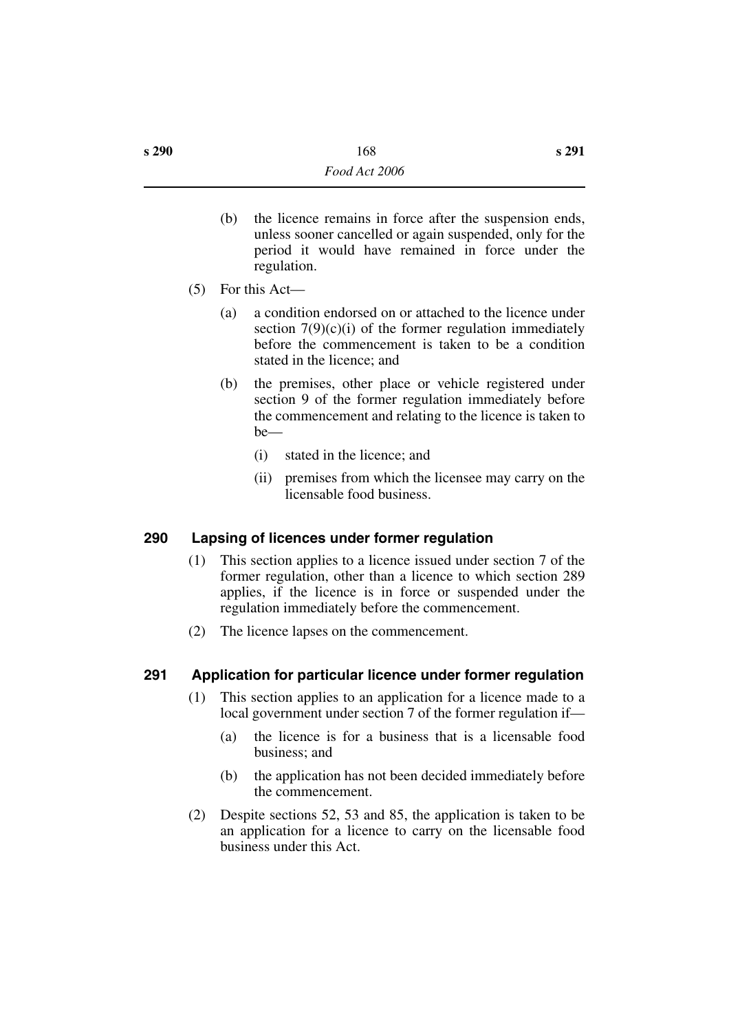(b) the licence remains in force after the suspension ends, unless sooner cancelled or again suspended, only for the period it would have remained in force under the regulation.

(5) For this Act—

(a) a condition endorsed on or attached to the licence under section 7(9)(c)(i) of the former regulation immediately before the commencement is taken to be a condition stated in the licence; and

(b) the premises, other place or vehicle registered under section 9 of the former regulation immediately before the commencement and relating to the licence is taken to be—

(i) stated in the licence; and

(ii) premises from which the licensee may carry on the licensable food business.

## 290 Lapsing of licences under former regulation

(1) This section applies to a licence issued under section 7 of the former regulation, other than a licence to which section 289 applies, if the licence is in force or suspended under the regulation immediately before the commencement.

(2) The licence lapses on the commencement.

## 291 Application for particular licence under former regulation

(1) This section applies to an application for a licence made to a local government under section 7 of the former regulation if—

(a) the licence is for a business that is a licensable food business; and

(b) the application has not been decided immediately before the commencement.

(2) Despite sections 52, 53 and 85, the application is taken to be an application for a licence to carry on the licensable food business under this Act.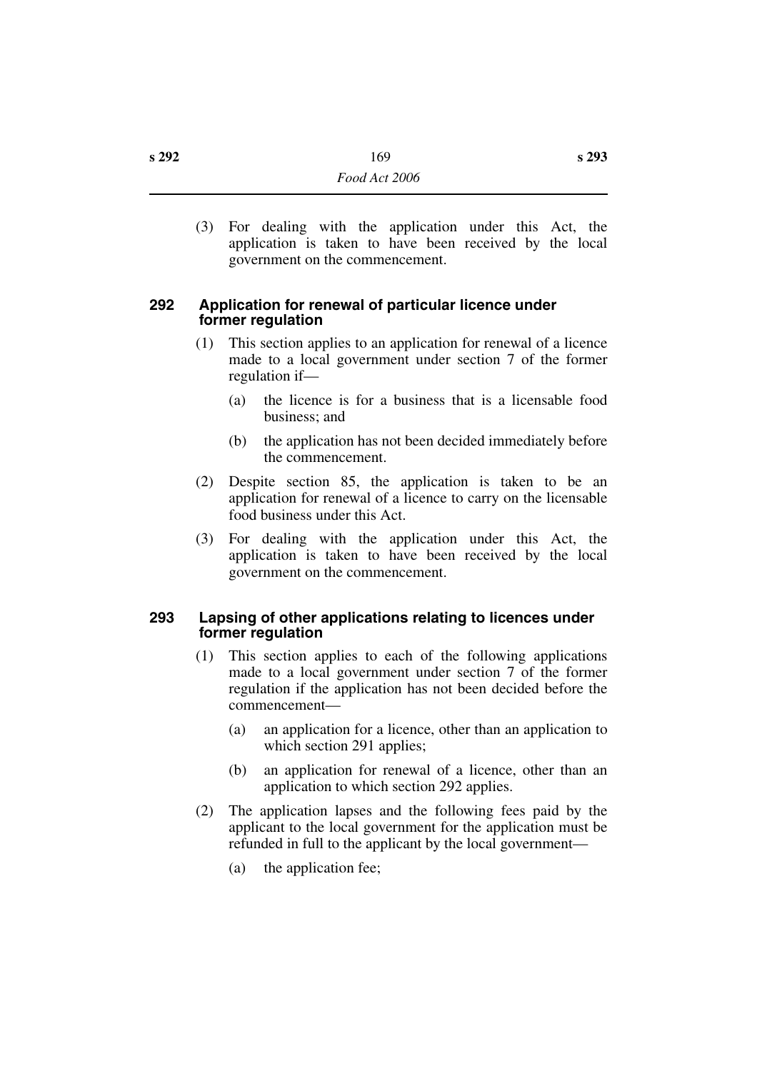(3) For dealing with the application under this Act, the application is taken to have been received by the local government on the commencement.

### 292 Application for renewal of particular licence under former regulation

(1) This section applies to an application for renewal of a licence made to a local government under section 7 of the former regulation if—

(a) the licence is for a business that is a licensable food business; and

(b) the application has not been decided immediately before the commencement.

(2) Despite section 85, the application is taken to be an application for renewal of a licence to carry on the licensable food business under this Act.

(3) For dealing with the application under this Act, the application is taken to have been received by the local government on the commencement.

### 293 Lapsing of other applications relating to licences under former regulation

(1) This section applies to each of the following applications made to a local government under section 7 of the former regulation if the application has not been decided before the commencement—

(a) an application for a licence, other than an application to which section 291 applies;

(b) an application for renewal of a licence, other than an application to which section 292 applies.

(2) The application lapses and the following fees paid by the applicant to the local government for the application must be refunded in full to the applicant by the local government—

(a) the application fee;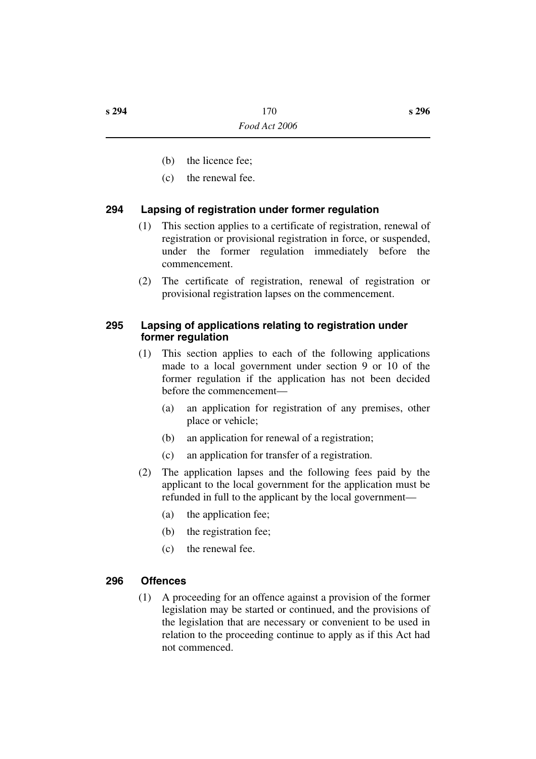(b) the licence fee;

(c) the renewal fee.

### 294 Lapsing of registration under former regulation

(1) This section applies to a certificate of registration, renewal of registration or provisional registration in force, or suspended, under the former regulation immediately before the commencement.

(2) The certificate of registration, renewal of registration or provisional registration lapses on the commencement.

### 295 Lapsing of applications relating to registration under former regulation

(1) This section applies to each of the following applications made to a local government under section 9 or 10 of the former regulation if the application has not been decided before the commencement—

(a) an application for registration of any premises, other place or vehicle;

(b) an application for renewal of a registration;

(c) an application for transfer of a registration.

(2) The application lapses and the following fees paid by the applicant to the local government for the application must be refunded in full to the applicant by the local government—

(a) the application fee;

(b) the registration fee;

(c) the renewal fee.

### 296 Offences

(1) A proceeding for an offence against a provision of the former legislation may be started or continued, and the provisions of the legislation that are necessary or convenient to be used in relation to the proceeding continue to apply as if this Act had not commenced.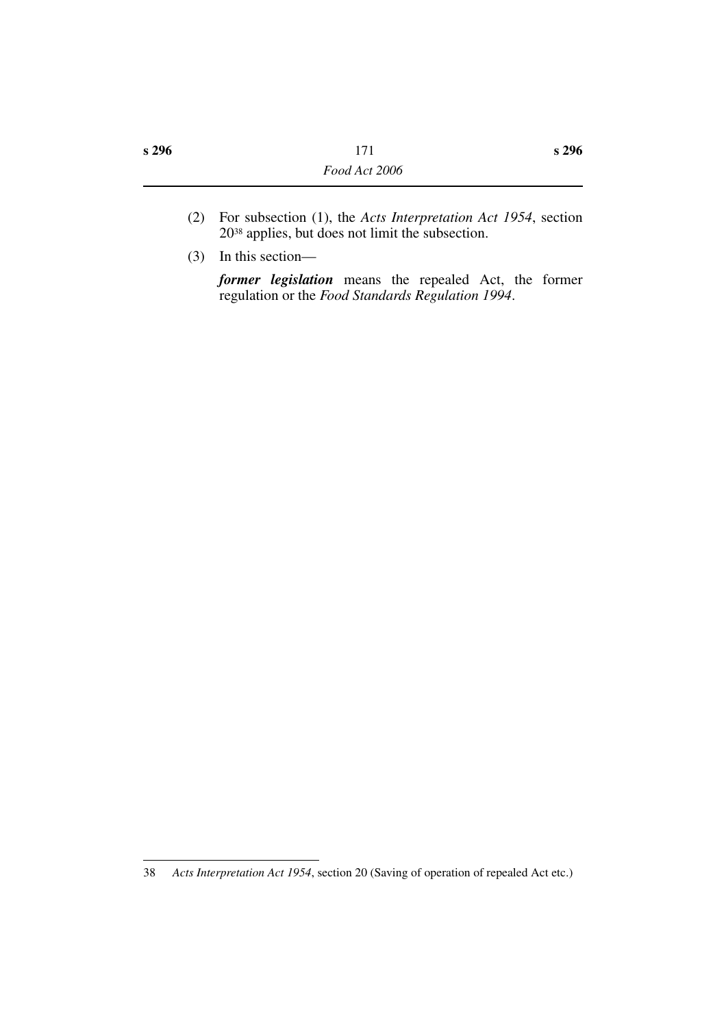(2) For subsection (1), the *Acts Interpretation Act 1954*, section 20[38] applies, but does not limit the subsection.

(3) In this section—

***former legislation*** means the repealed Act, the former regulation or the *Food Standards Regulation 1994*.

---

38 *Acts Interpretation Act 1954*, section 20 (Saving of operation of repealed Act etc.)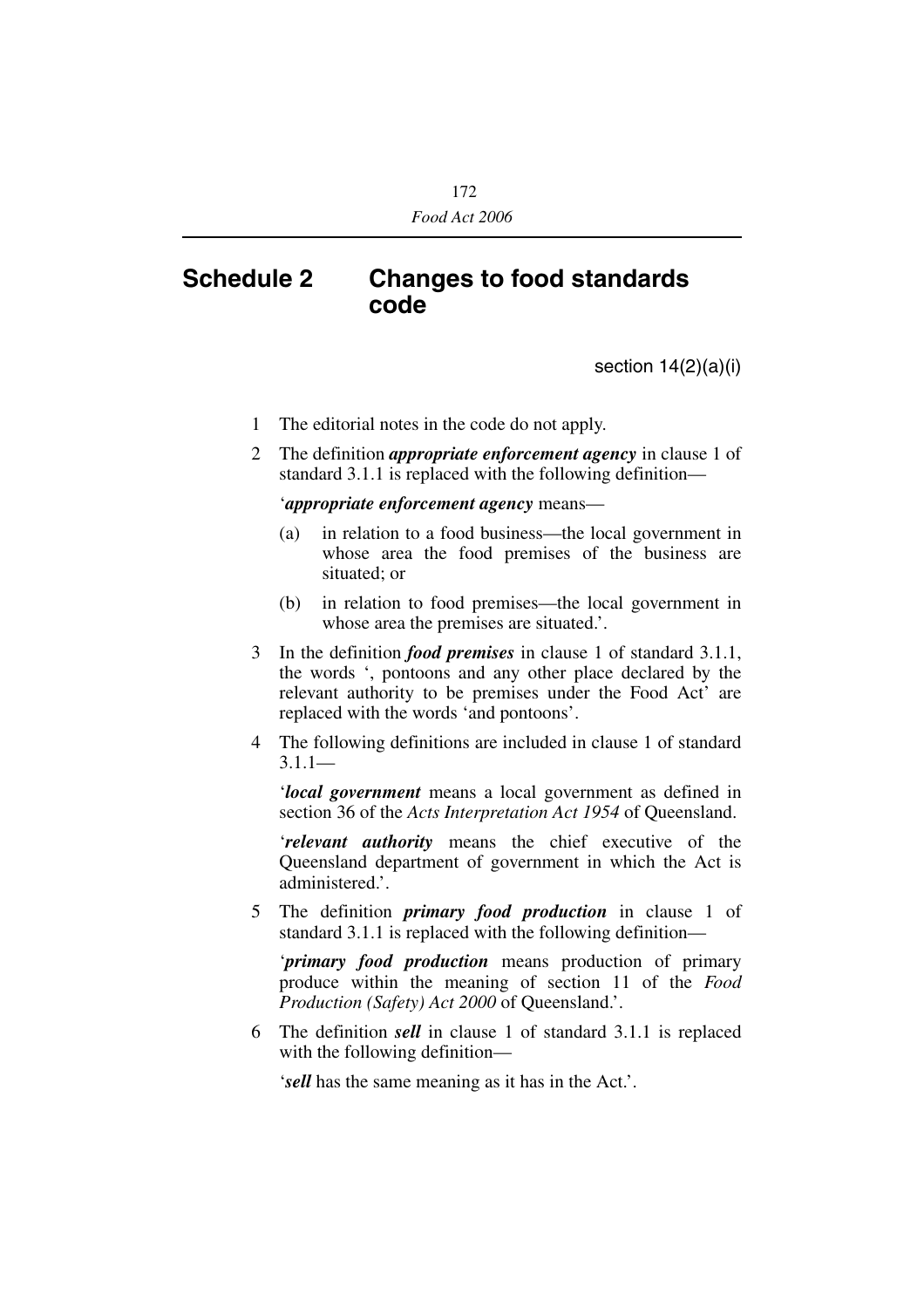# Schedule 2 Changes to food standards code

section 14(2)(a)(i)

1 The editorial notes in the code do not apply.

2 The definition ***appropriate enforcement agency*** in clause 1 of standard 3.1.1 is replaced with the following definition—

'***appropriate enforcement agency*** means—

(a) in relation to a food business—the local government in whose area the food premises of the business are situated; or

(b) in relation to food premises—the local government in whose area the premises are situated.'.

3 In the definition ***food premises*** in clause 1 of standard 3.1.1, the words ', pontoons and any other place declared by the relevant authority to be premises under the Food Act' are replaced with the words 'and pontoons'.

4 The following definitions are included in clause 1 of standard 3.1.1—

'***local government*** means a local government as defined in section 36 of the *Acts Interpretation Act 1954* of Queensland.

'***relevant authority*** means the chief executive of the Queensland department of government in which the Act is administered.'.

5 The definition ***primary food production*** in clause 1 of standard 3.1.1 is replaced with the following definition—

'***primary food production*** means production of primary produce within the meaning of section 11 of the *Food Production (Safety) Act 2000* of Queensland.'.

6 The definition ***sell*** in clause 1 of standard 3.1.1 is replaced with the following definition—

'***sell*** has the same meaning as it has in the Act.'.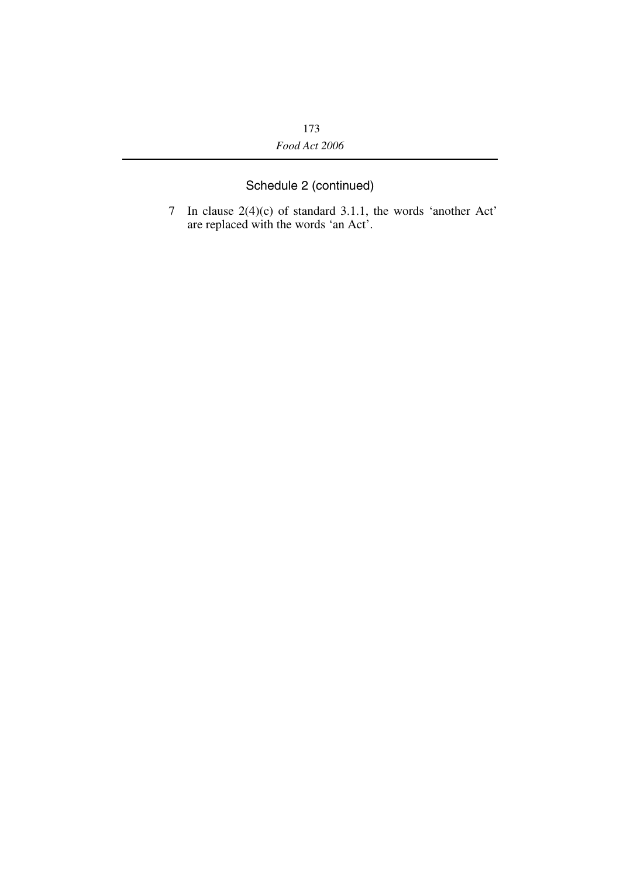## Schedule 2 (continued)

7 In clause 2(4)(c) of standard 3.1.1, the words 'another Act' are replaced with the words 'an Act'.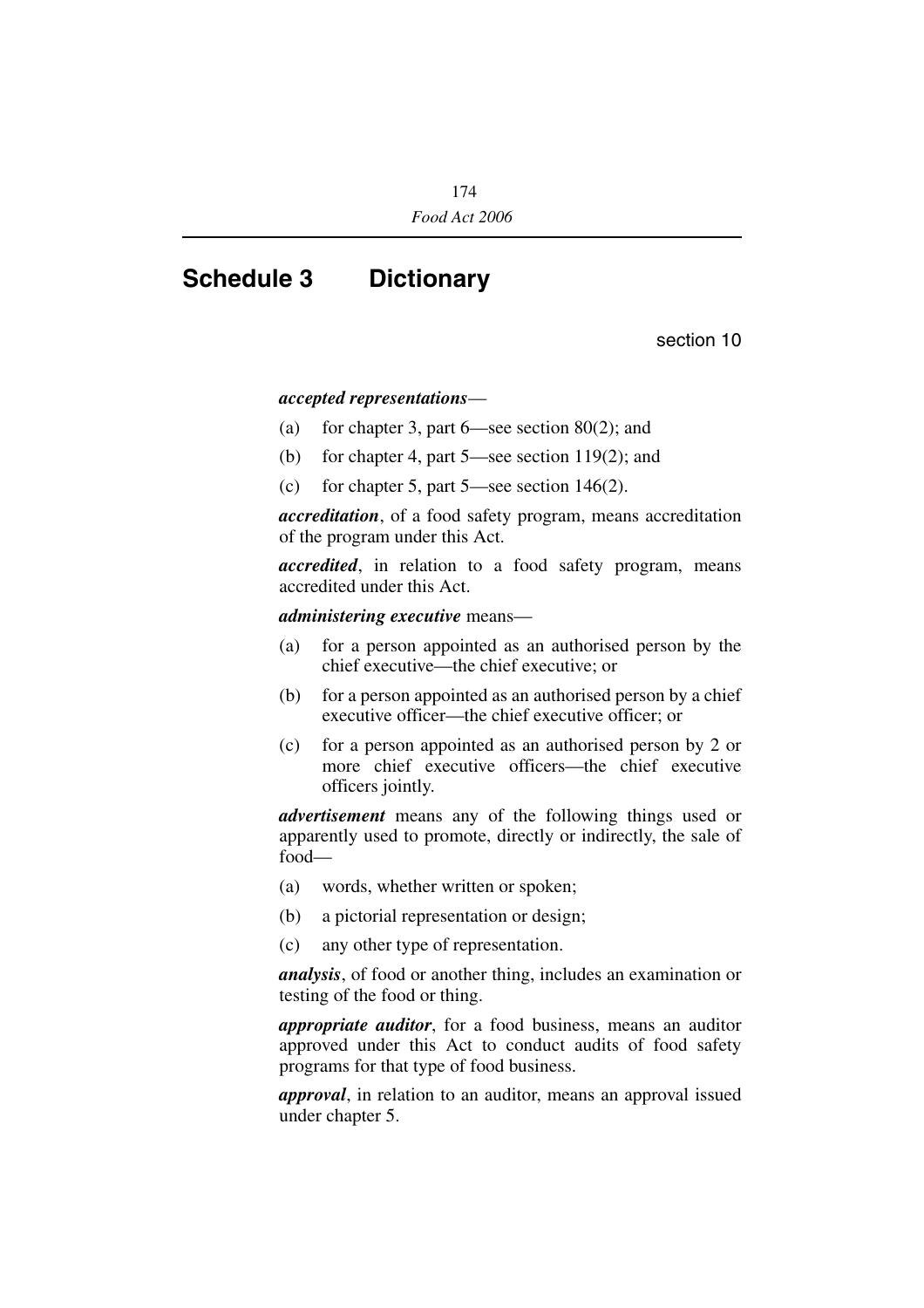# Schedule 3 Dictionary

section 10

***accepted representations***—

(a) for chapter 3, part 6—see section 80(2); and

(b) for chapter 4, part 5—see section 119(2); and

(c) for chapter 5, part 5—see section 146(2).

***accreditation***, of a food safety program, means accreditation of the program under this Act.

***accredited***, in relation to a food safety program, means accredited under this Act.

***administering executive*** means—

(a) for a person appointed as an authorised person by the chief executive—the chief executive; or

(b) for a person appointed as an authorised person by a chief executive officer—the chief executive officer; or

(c) for a person appointed as an authorised person by 2 or more chief executive officers—the chief executive officers jointly.

***advertisement*** means any of the following things used or apparently used to promote, directly or indirectly, the sale of food—

(a) words, whether written or spoken;

(b) a pictorial representation or design;

(c) any other type of representation.

***analysis***, of food or another thing, includes an examination or testing of the food or thing.

***appropriate auditor***, for a food business, means an auditor approved under this Act to conduct audits of food safety programs for that type of food business.

***approval***, in relation to an auditor, means an approval issued under chapter 5.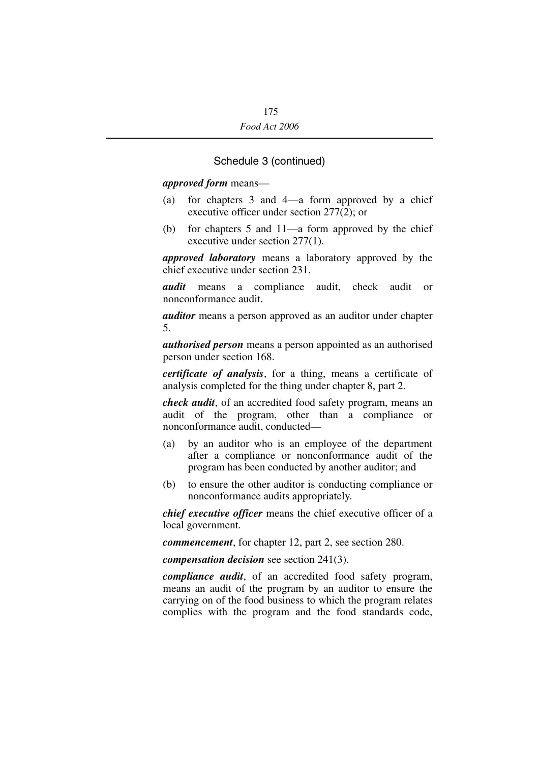Schedule 3 (continued)

***approved form*** means—

(a) for chapters 3 and 4—a form approved by a chief executive officer under section 277(2); or

(b) for chapters 5 and 11—a form approved by the chief executive under section 277(1).

***approved laboratory*** means a laboratory approved by the chief executive under section 231.

***audit*** means a compliance audit, check audit or nonconformance audit.

***auditor*** means a person approved as an auditor under chapter 5.

***authorised person*** means a person appointed as an authorised person under section 168.

***certificate of analysis***, for a thing, means a certificate of analysis completed for the thing under chapter 8, part 2.

***check audit***, of an accredited food safety program, means an audit of the program, other than a compliance or nonconformance audit, conducted—

(a) by an auditor who is an employee of the department after a compliance or nonconformance audit of the program has been conducted by another auditor; and

(b) to ensure the other auditor is conducting compliance or nonconformance audits appropriately.

***chief executive officer*** means the chief executive officer of a local government.

***commencement***, for chapter 12, part 2, see section 280.

***compensation decision*** see section 241(3).

***compliance audit***, of an accredited food safety program, means an audit of the program by an auditor to ensure the carrying on of the food business to which the program relates complies with the program and the food standards code,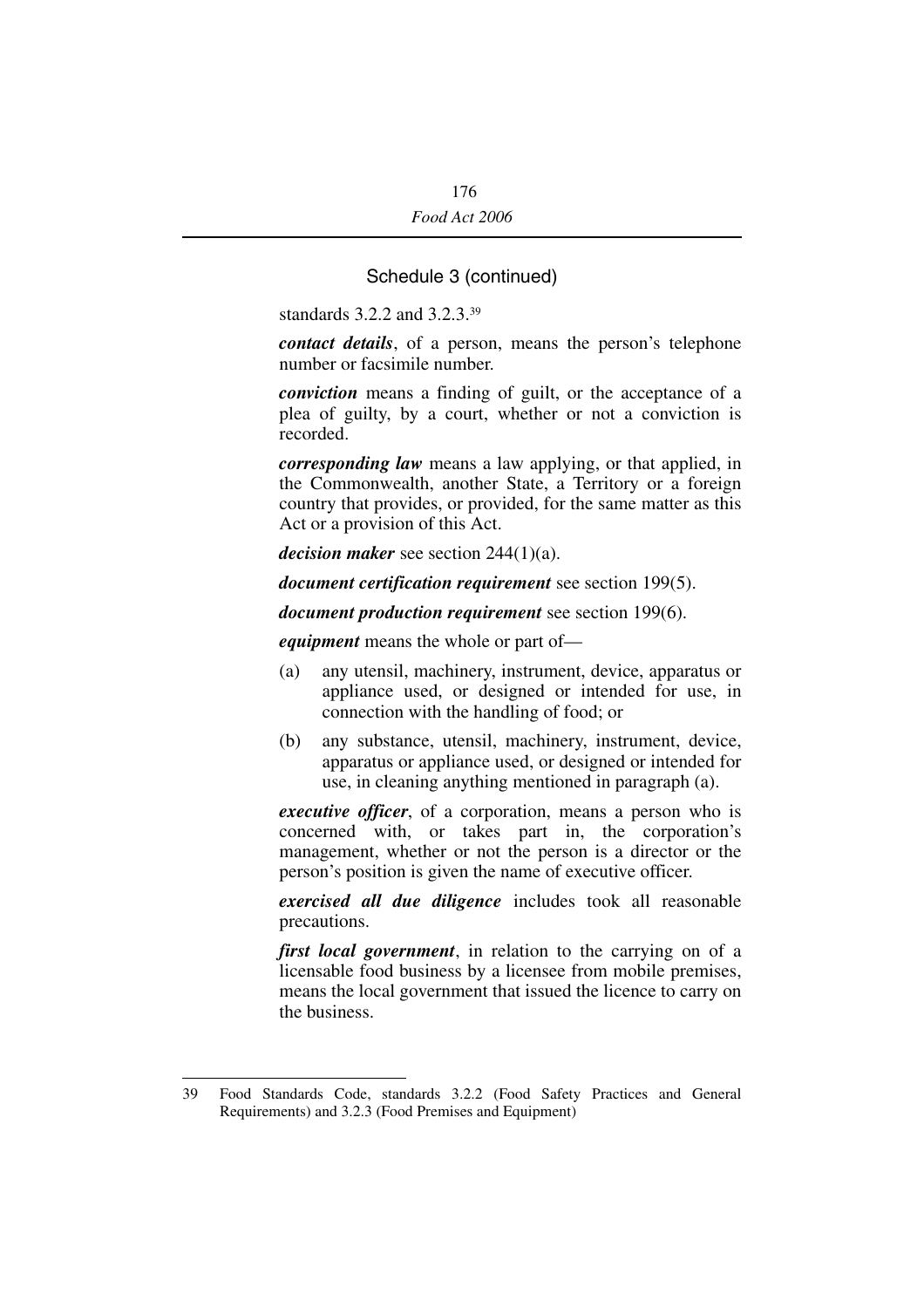Schedule 3 (continued)

standards 3.2.2 and 3.2.3.[39]

***contact details***, of a person, means the person's telephone number or facsimile number.

***conviction*** means a finding of guilt, or the acceptance of a plea of guilty, by a court, whether or not a conviction is recorded.

***corresponding law*** means a law applying, or that applied, in the Commonwealth, another State, a Territory or a foreign country that provides, or provided, for the same matter as this Act or a provision of this Act.

***decision maker*** see section 244(1)(a).

***document certification requirement*** see section 199(5).

***document production requirement*** see section 199(6).

***equipment*** means the whole or part of—

(a) any utensil, machinery, instrument, device, apparatus or appliance used, or designed or intended for use, in connection with the handling of food; or

(b) any substance, utensil, machinery, instrument, device, apparatus or appliance used, or designed or intended for use, in cleaning anything mentioned in paragraph (a).

***executive officer***, of a corporation, means a person who is concerned with, or takes part in, the corporation's management, whether or not the person is a director or the person's position is given the name of executive officer.

***exercised all due diligence*** includes took all reasonable precautions.

***first local government***, in relation to the carrying on of a licensable food business by a licensee from mobile premises, means the local government that issued the licence to carry on the business.

---

39 Food Standards Code, standards 3.2.2 (Food Safety Practices and General Requirements) and 3.2.3 (Food Premises and Equipment)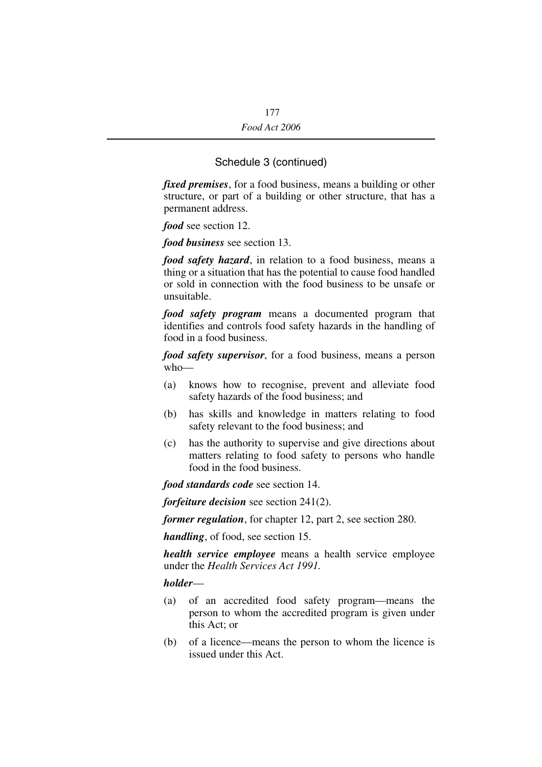Schedule 3 (continued)

***fixed premises***, for a food business, means a building or other structure, or part of a building or other structure, that has a permanent address.

***food*** see section 12.

***food business*** see section 13.

***food safety hazard***, in relation to a food business, means a thing or a situation that has the potential to cause food handled or sold in connection with the food business to be unsafe or unsuitable.

***food safety program*** means a documented program that identifies and controls food safety hazards in the handling of food in a food business.

***food safety supervisor***, for a food business, means a person who—

(a) knows how to recognise, prevent and alleviate food safety hazards of the food business; and

(b) has skills and knowledge in matters relating to food safety relevant to the food business; and

(c) has the authority to supervise and give directions about matters relating to food safety to persons who handle food in the food business.

***food standards code*** see section 14.

***forfeiture decision*** see section 241(2).

***former regulation***, for chapter 12, part 2, see section 280.

***handling***, of food, see section 15.

***health service employee*** means a health service employee under the *Health Services Act 1991*.

***holder***—

(a) of an accredited food safety program—means the person to whom the accredited program is given under this Act; or

(b) of a licence—means the person to whom the licence is issued under this Act.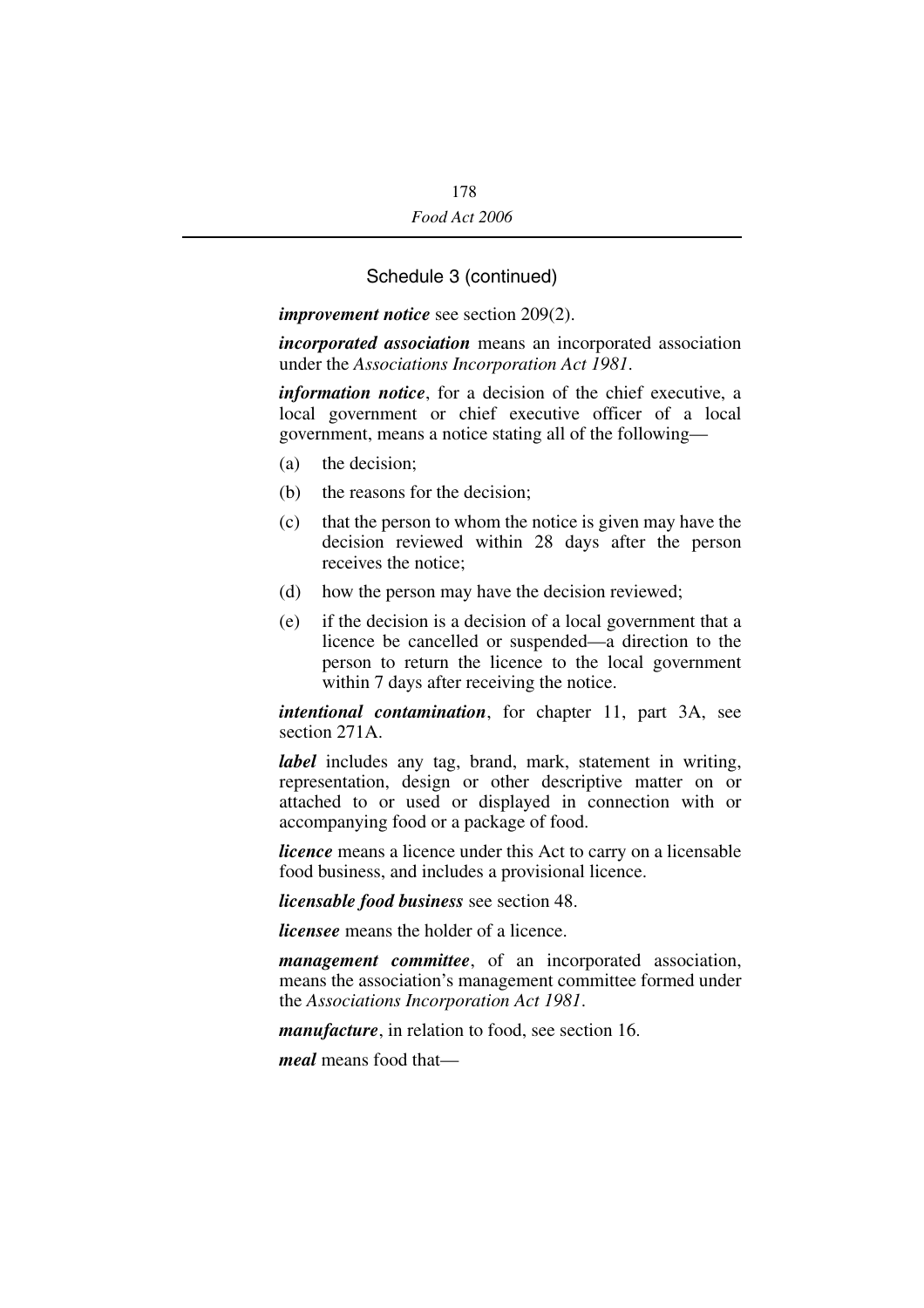Schedule 3 (continued)

***improvement notice*** see section 209(2).

***incorporated association*** means an incorporated association under the *Associations Incorporation Act 1981*.

***information notice***, for a decision of the chief executive, a local government or chief executive officer of a local government, means a notice stating all of the following—

(a) the decision;

(b) the reasons for the decision;

(c) that the person to whom the notice is given may have the decision reviewed within 28 days after the person receives the notice;

(d) how the person may have the decision reviewed;

(e) if the decision is a decision of a local government that a licence be cancelled or suspended—a direction to the person to return the licence to the local government within 7 days after receiving the notice.

***intentional contamination***, for chapter 11, part 3A, see section 271A.

***label*** includes any tag, brand, mark, statement in writing, representation, design or other descriptive matter on or attached to or used or displayed in connection with or accompanying food or a package of food.

***licence*** means a licence under this Act to carry on a licensable food business, and includes a provisional licence.

***licensable food business*** see section 48.

***licensee*** means the holder of a licence.

***management committee***, of an incorporated association, means the association's management committee formed under the *Associations Incorporation Act 1981*.

***manufacture***, in relation to food, see section 16.

***meal*** means food that—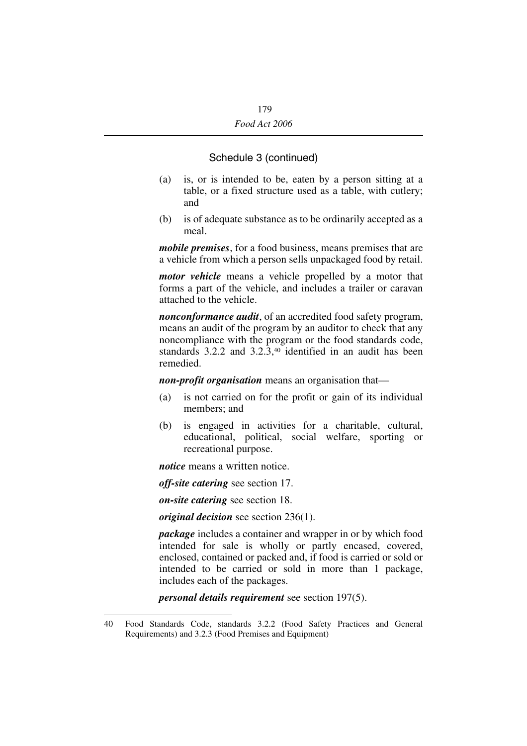Schedule 3 (continued)

(a) is, or is intended to be, eaten by a person sitting at a table, or a fixed structure used as a table, with cutlery; and

(b) is of adequate substance as to be ordinarily accepted as a meal.

***mobile premises***, for a food business, means premises that are a vehicle from which a person sells unpackaged food by retail.

***motor vehicle*** means a vehicle propelled by a motor that forms a part of the vehicle, and includes a trailer or caravan attached to the vehicle.

***nonconformance audit***, of an accredited food safety program, means an audit of the program by an auditor to check that any noncompliance with the program or the food standards code, standards 3.2.2 and 3.2.3,[40] identified in an audit has been remedied.

***non-profit organisation*** means an organisation that—

(a) is not carried on for the profit or gain of its individual members; and

(b) is engaged in activities for a charitable, cultural, educational, political, social welfare, sporting or recreational purpose.

***notice*** means a written notice.

***off-site catering*** see section 17.

***on-site catering*** see section 18.

***original decision*** see section 236(1).

***package*** includes a container and wrapper in or by which food intended for sale is wholly or partly encased, covered, enclosed, contained or packed and, if food is carried or sold or intended to be carried or sold in more than 1 package, includes each of the packages.

***personal details requirement*** see section 197(5).

---

40 Food Standards Code, standards 3.2.2 (Food Safety Practices and General Requirements) and 3.2.3 (Food Premises and Equipment)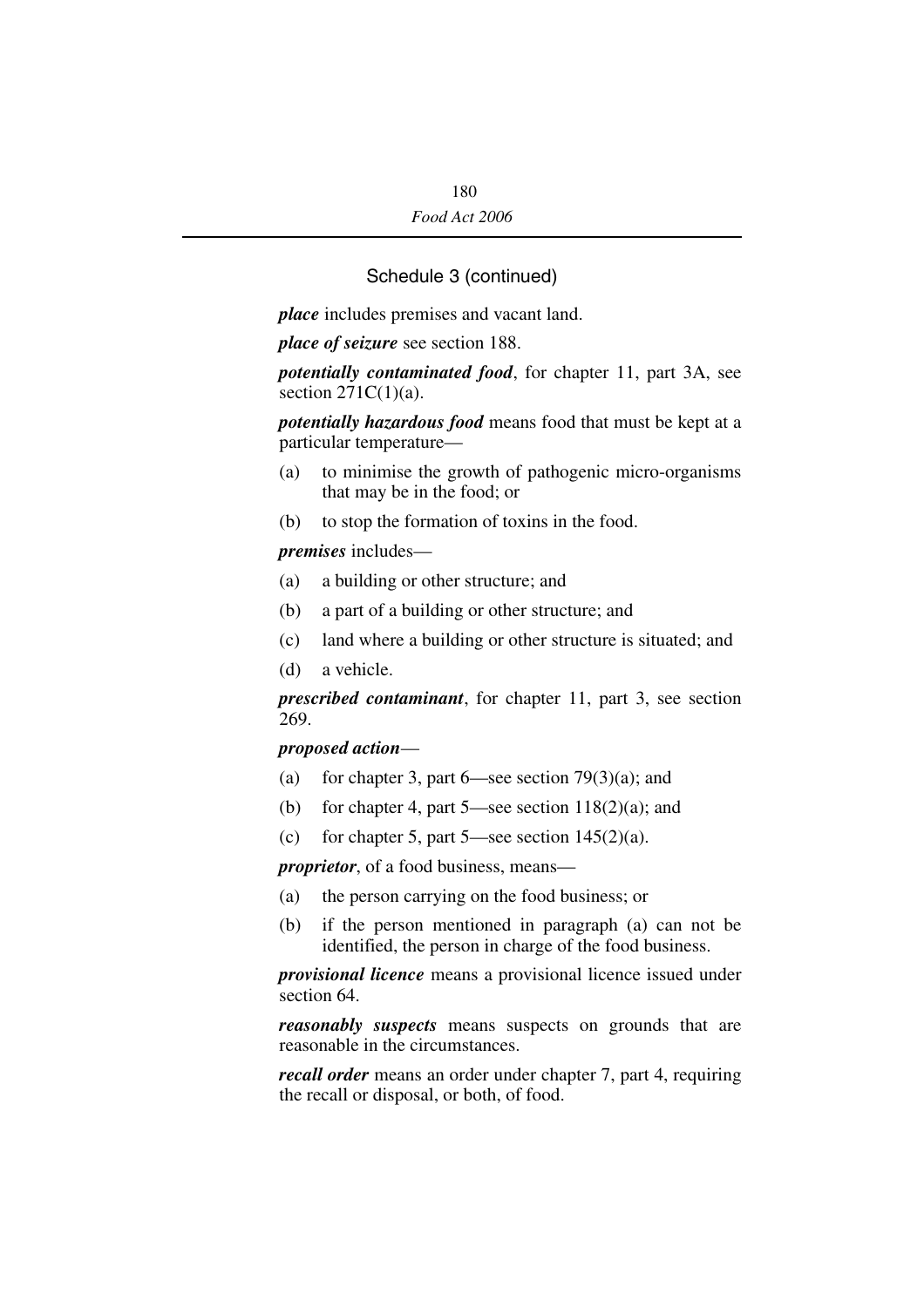Schedule 3 (continued)

***place*** includes premises and vacant land.

***place of seizure*** see section 188.

***potentially contaminated food***, for chapter 11, part 3A, see section 271C(1)(a).

***potentially hazardous food*** means food that must be kept at a particular temperature—

(a) to minimise the growth of pathogenic micro-organisms that may be in the food; or

(b) to stop the formation of toxins in the food.

***premises*** includes—

(a) a building or other structure; and

(b) a part of a building or other structure; and

(c) land where a building or other structure is situated; and

(d) a vehicle.

***prescribed contaminant***, for chapter 11, part 3, see section 269.

***proposed action***—

(a) for chapter 3, part 6—see section 79(3)(a); and

(b) for chapter 4, part 5—see section 118(2)(a); and

(c) for chapter 5, part 5—see section 145(2)(a).

***proprietor***, of a food business, means—

(a) the person carrying on the food business; or

(b) if the person mentioned in paragraph (a) can not be identified, the person in charge of the food business.

***provisional licence*** means a provisional licence issued under section 64.

***reasonably suspects*** means suspects on grounds that are reasonable in the circumstances.

***recall order*** means an order under chapter 7, part 4, requiring the recall or disposal, or both, of food.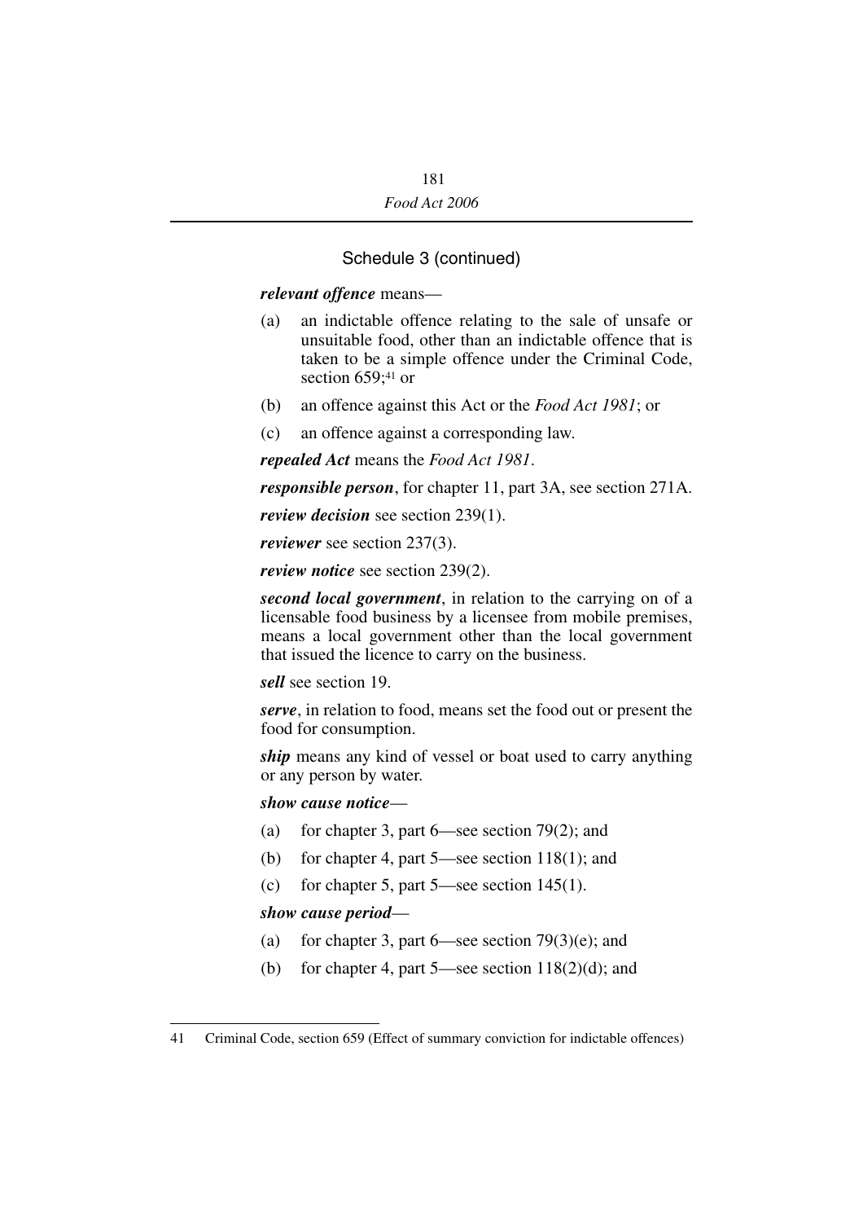Schedule 3 (continued)

***relevant offence*** means—

(a) an indictable offence relating to the sale of unsafe or unsuitable food, other than an indictable offence that is taken to be a simple offence under the Criminal Code, section 659;[41] or

(b) an offence against this Act or the *Food Act 1981*; or

(c) an offence against a corresponding law.

***repealed Act*** means the *Food Act 1981*.

***responsible person***, for chapter 11, part 3A, see section 271A.

***review decision*** see section 239(1).

***reviewer*** see section 237(3).

***review notice*** see section 239(2).

***second local government***, in relation to the carrying on of a licensable food business by a licensee from mobile premises, means a local government other than the local government that issued the licence to carry on the business.

***sell*** see section 19.

***serve***, in relation to food, means set the food out or present the food for consumption.

***ship*** means any kind of vessel or boat used to carry anything or any person by water.

***show cause notice***—

(a) for chapter 3, part 6—see section 79(2); and

(b) for chapter 4, part 5—see section 118(1); and

(c) for chapter 5, part 5—see section 145(1).

***show cause period***—

(a) for chapter 3, part 6—see section 79(3)(e); and

(b) for chapter 4, part 5—see section 118(2)(d); and

---

41 Criminal Code, section 659 (Effect of summary conviction for indictable offences)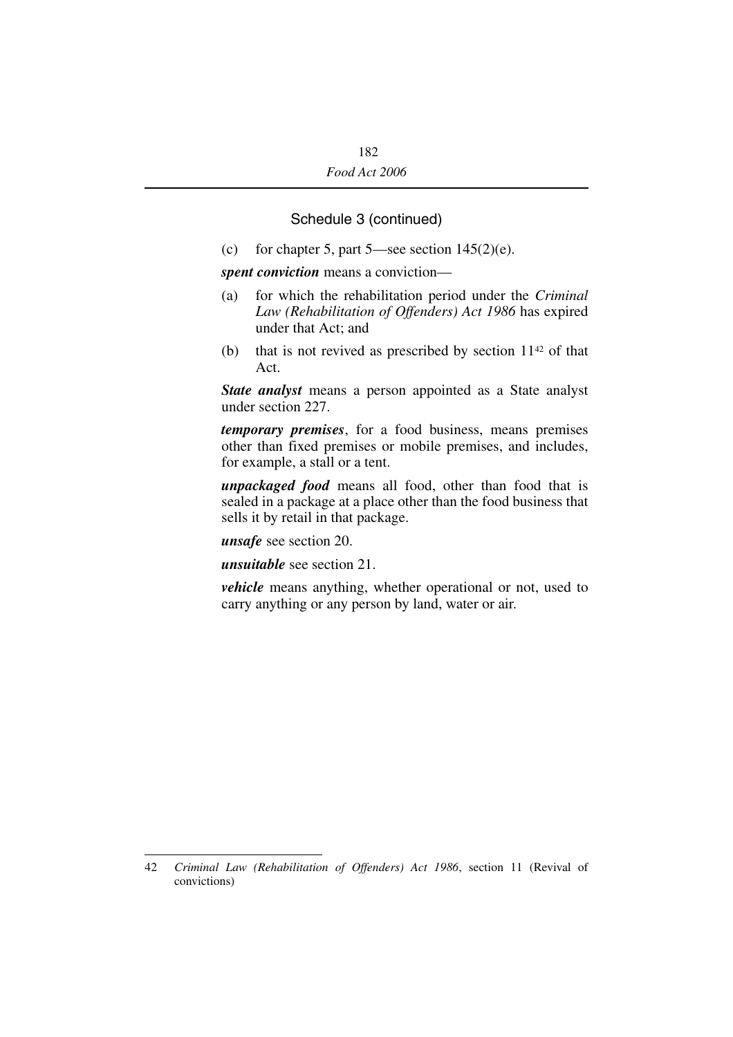Schedule 3 (continued)

(c) for chapter 5, part 5—see section 145(2)(e).

***spent conviction*** means a conviction—

(a) for which the rehabilitation period under the *Criminal Law (Rehabilitation of Offenders) Act 1986* has expired under that Act; and

(b) that is not revived as prescribed by section 11[42] of that Act.

***State analyst*** means a person appointed as a State analyst under section 227.

***temporary premises***, for a food business, means premises other than fixed premises or mobile premises, and includes, for example, a stall or a tent.

***unpackaged food*** means all food, other than food that is sealed in a package at a place other than the food business that sells it by retail in that package.

***unsafe*** see section 20.

***unsuitable*** see section 21.

***vehicle*** means anything, whether operational or not, used to carry anything or any person by land, water or air.

---

42 *Criminal Law (Rehabilitation of Offenders) Act 1986*, section 11 (Revival of convictions)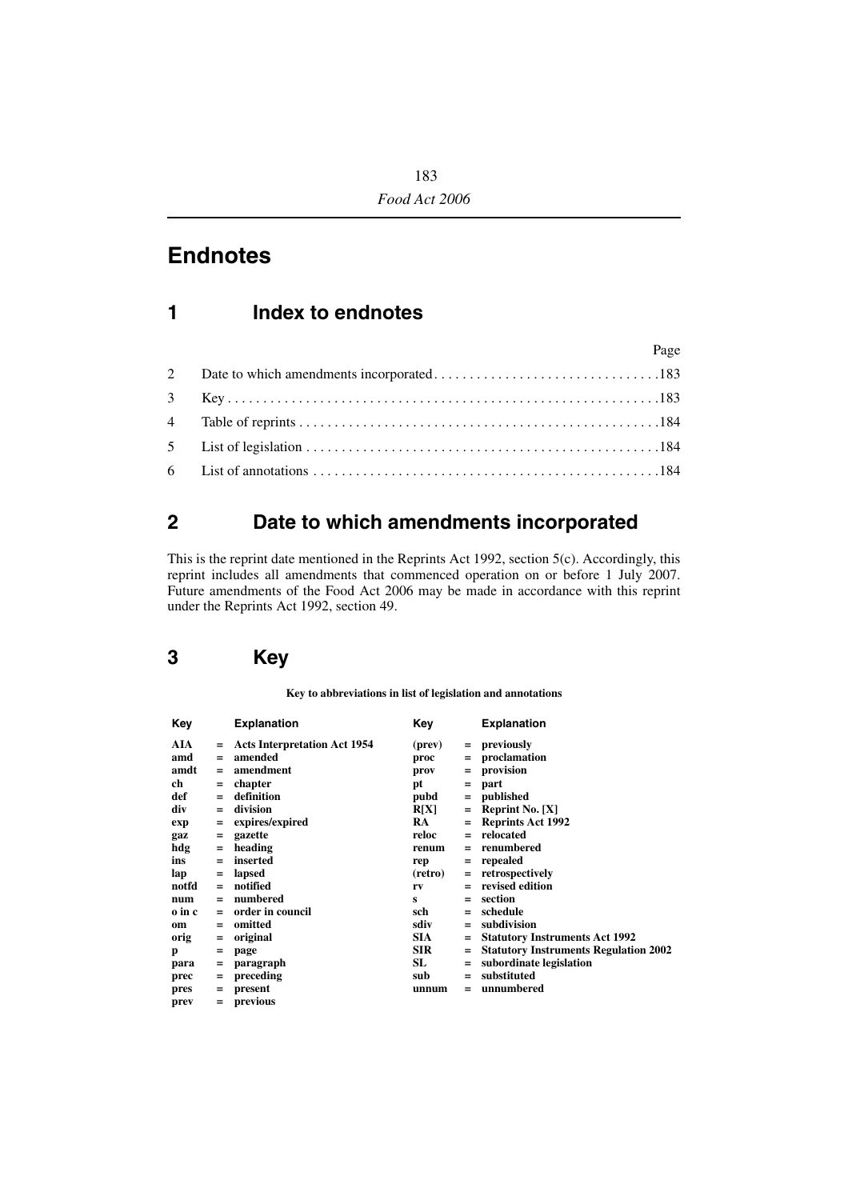# Endnotes

## 1 Index to endnotes

| | | Page |
|---|---|---|
| 2 | Date to which amendments incorporated | 183 |
| 3 | Key | 183 |
| 4 | Table of reprints | 184 |
| 5 | List of legislation | 184 |
| 6 | List of annotations | 184 |

## 2 Date to which amendments incorporated

This is the reprint date mentioned in the Reprints Act 1992, section 5(c). Accordingly, this reprint includes all amendments that commenced operation on or before 1 July 2007. Future amendments of the Food Act 2006 may be made in accordance with this reprint under the Reprints Act 1992, section 49.

## 3 Key

**Key to abbreviations in list of legislation and annotations**

| Key | | Explanation | Key | | Explanation |
|---|---|---|---|---|---|
| **AIA** | = | **Acts Interpretation Act 1954** | **(prev)** | = | **previously** |
| **amd** | = | **amended** | **proc** | = | **proclamation** |
| **amdt** | = | **amendment** | **prov** | = | **provision** |
| **ch** | = | **chapter** | **pt** | = | **part** |
| **def** | = | **definition** | **pubd** | = | **published** |
| **div** | = | **division** | **R[X]** | = | **Reprint No. [X]** |
| **exp** | = | **expires/expired** | **RA** | = | **Reprints Act 1992** |
| **gaz** | = | **gazette** | **reloc** | = | **relocated** |
| **hdg** | = | **heading** | **renum** | = | **renumbered** |
| **ins** | = | **inserted** | **rep** | = | **repealed** |
| **lap** | = | **lapsed** | **(retro)** | = | **retrospectively** |
| **notfd** | = | **notified** | **rv** | = | **revised edition** |
| **num** | = | **numbered** | **s** | = | **section** |
| **o in c** | = | **order in council** | **sch** | = | **schedule** |
| **om** | = | **omitted** | **sdiv** | = | **subdivision** |
| **orig** | = | **original** | **SIA** | = | **Statutory Instruments Act 1992** |
| **p** | = | **page** | **SIR** | = | **Statutory Instruments Regulation 2002** |
| **para** | = | **paragraph** | **SL** | = | **subordinate legislation** |
| **prec** | = | **preceding** | **sub** | = | **substituted** |
| **pres** | = | **present** | **unnum** | = | **unnumbered** |
| **prev** | = | **previous** | | | |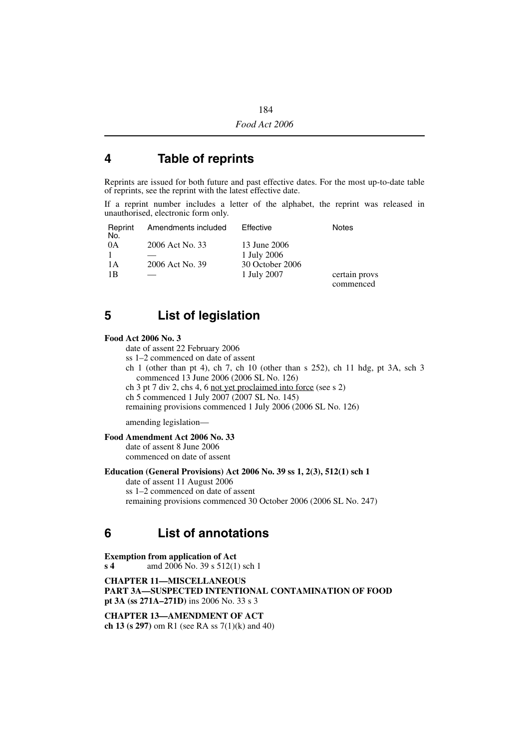## 4 Table of reprints

Reprints are issued for both future and past effective dates. For the most up-to-date table of reprints, see the reprint with the latest effective date.

If a reprint number includes a letter of the alphabet, the reprint was released in unauthorised, electronic form only.

| Reprint No. | Amendments included | Effective | Notes |
|---|---|---|---|
| 0A | 2006 Act No. 33 | 13 June 2006 | |
| 1 | — | 1 July 2006 | |
| 1A | 2006 Act No. 39 | 30 October 2006 | |
| 1B | — | 1 July 2007 | certain provs commenced |

## 5 List of legislation

**Food Act 2006 No. 3**

date of assent 22 February 2006
ss 1–2 commenced on date of assent
ch 1 (other than pt 4), ch 7, ch 10 (other than s 252), ch 11 hdg, pt 3A, sch 3 commenced 13 June 2006 (2006 SL No. 126)
ch 3 pt 7 div 2, chs 4, 6 not yet proclaimed into force (see s 2)
ch 5 commenced 1 July 2007 (2007 SL No. 145)
remaining provisions commenced 1 July 2006 (2006 SL No. 126)

amending legislation—

**Food Amendment Act 2006 No. 33**

date of assent 8 June 2006
commenced on date of assent

**Education (General Provisions) Act 2006 No. 39 ss 1, 2(3), 512(1) sch 1**

date of assent 11 August 2006
ss 1–2 commenced on date of assent
remaining provisions commenced 30 October 2006 (2006 SL No. 247)

## 6 List of annotations

**Exemption from application of Act**
**s 4** amd 2006 No. 39 s 512(1) sch 1

**CHAPTER 11—MISCELLANEOUS**
**PART 3A—SUSPECTED INTENTIONAL CONTAMINATION OF FOOD**
**pt 3A (ss 271A–271D)** ins 2006 No. 33 s 3

**CHAPTER 13—AMENDMENT OF ACT**
**ch 13 (s 297)** om R1 (see RA ss 7(1)(k) and 40)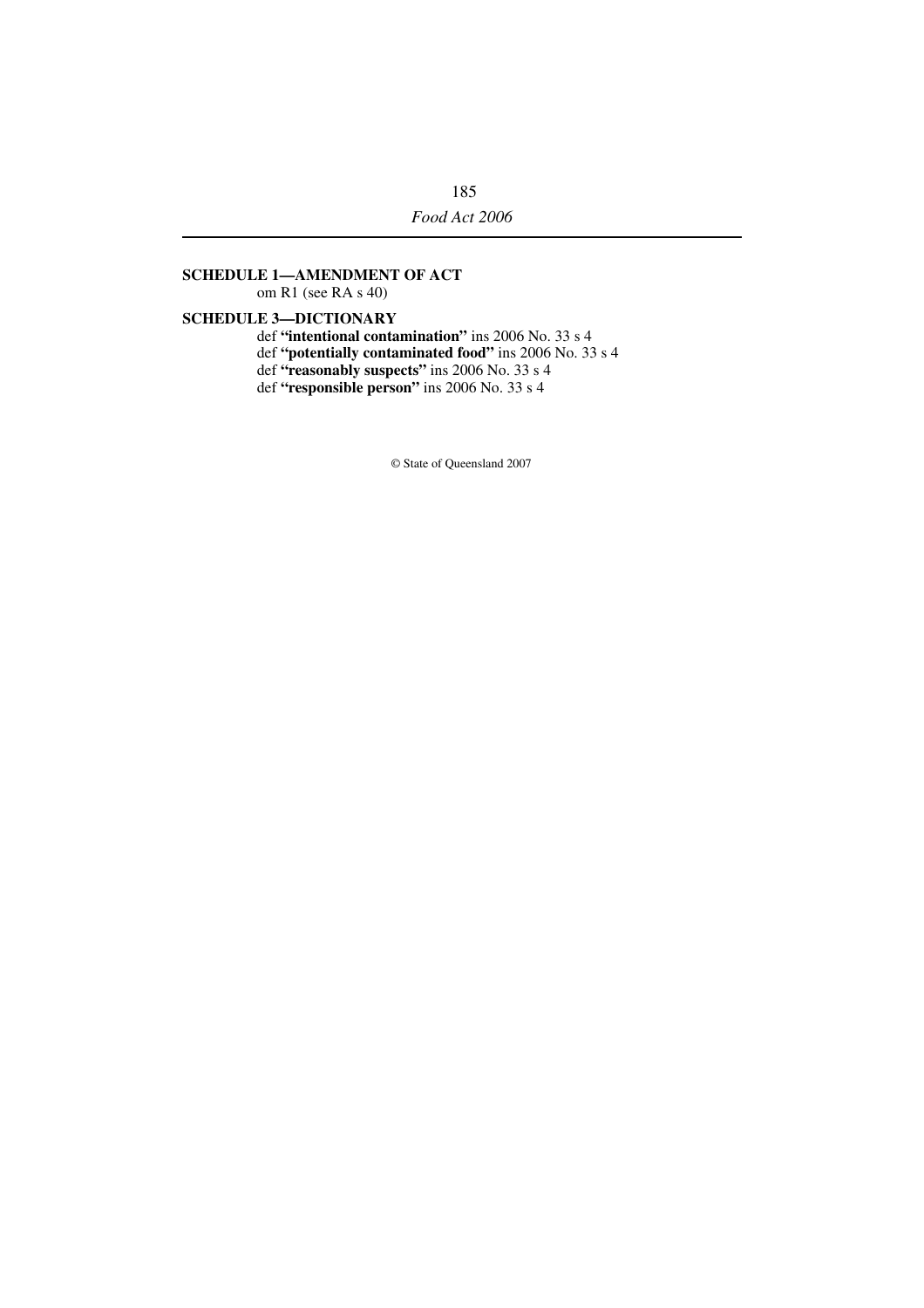**SCHEDULE 1—AMENDMENT OF ACT**
om R1 (see RA s 40)

**SCHEDULE 3—DICTIONARY**
def **"intentional contamination"** ins 2006 No. 33 s 4
def **"potentially contaminated food"** ins 2006 No. 33 s 4
def **"reasonably suspects"** ins 2006 No. 33 s 4
def **"responsible person"** ins 2006 No. 33 s 4

© State of Queensland 2007